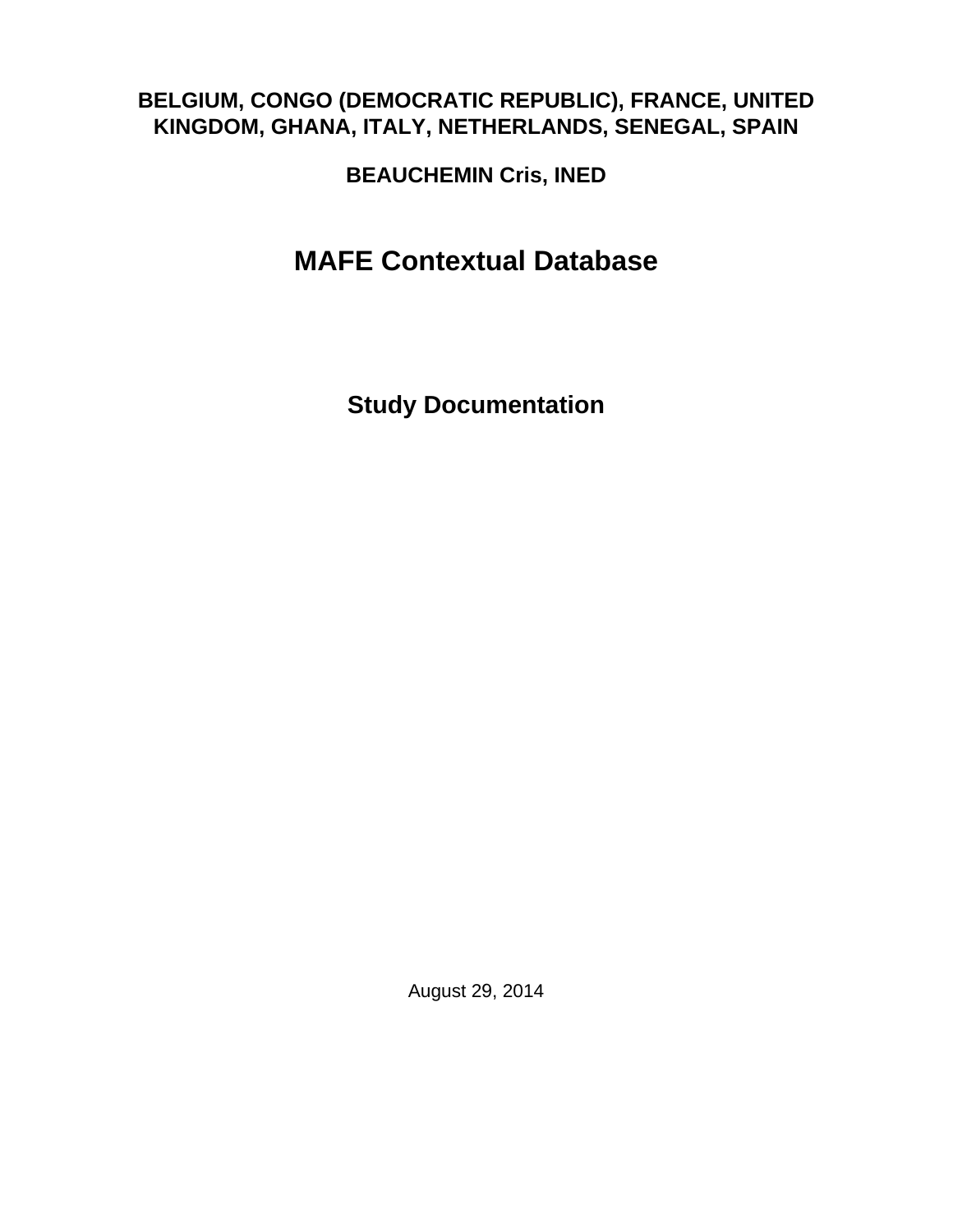**BELGIUM, CONGO (DEMOCRATIC REPUBLIC), FRANCE, UNITED KINGDOM, GHANA, ITALY, NETHERLANDS, SENEGAL, SPAIN**

**BEAUCHEMIN Cris, INED**

# MAFE Contextual Database

## Study Documentation

August 29, 2014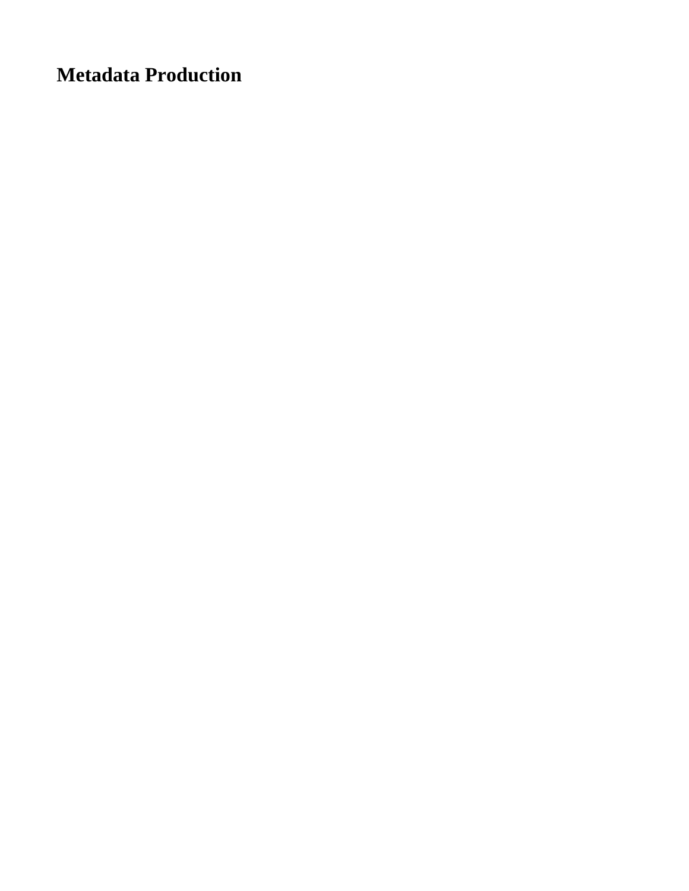# Metadata Production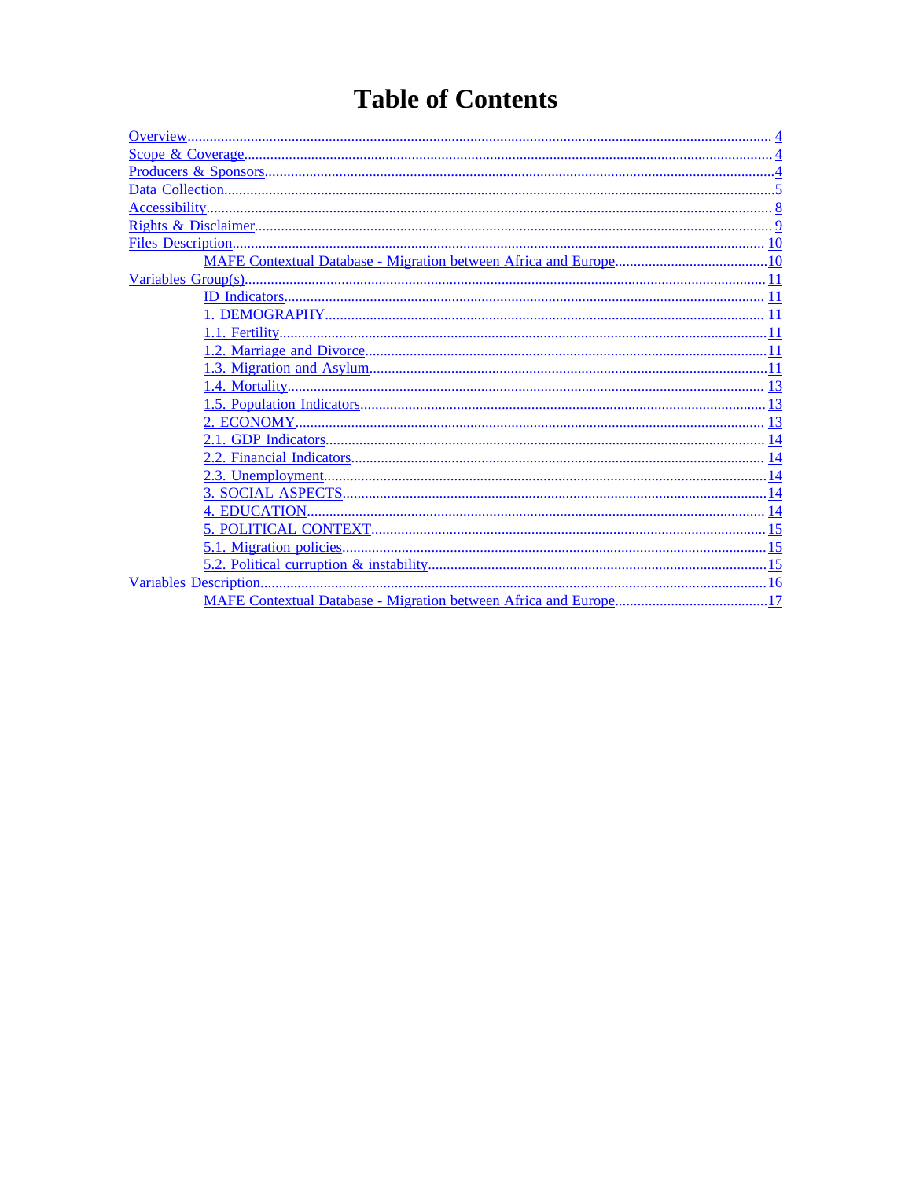# Table of Contents

- Overview ........ 4
- Scope & Coverage ........ 4
- Producers & Sponsors ........ 4
- Data Collection ........ 5
- Accessibility ........ 8
- Rights & Disclaimer ........ 9
- Files Description ........ 10
  - MAFE Contextual Database - Migration between Africa and Europe ........ 10
- Variables Group(s) ........ 11
  - ID Indicators ........ 11
  - 1. DEMOGRAPHY ........ 11
  - 1.1. Fertility ........ 11
  - 1.2. Marriage and Divorce ........ 11
  - 1.3. Migration and Asylum ........ 11
  - 1.4. Mortality ........ 13
  - 1.5. Population Indicators ........ 13
  - 2. ECONOMY ........ 13
  - 2.1. GDP Indicators ........ 14
  - 2.2. Financial Indicators ........ 14
  - 2.3. Unemployment ........ 14
  - 3. SOCIAL ASPECTS ........ 14
  - 4. EDUCATION ........ 14
  - 5. POLITICAL CONTEXT ........ 15
  - 5.1. Migration policies ........ 15
  - 5.2. Political curruption & instability ........ 15
- Variables Description ........ 16
  - MAFE Contextual Database - Migration between Africa and Europe ........ 17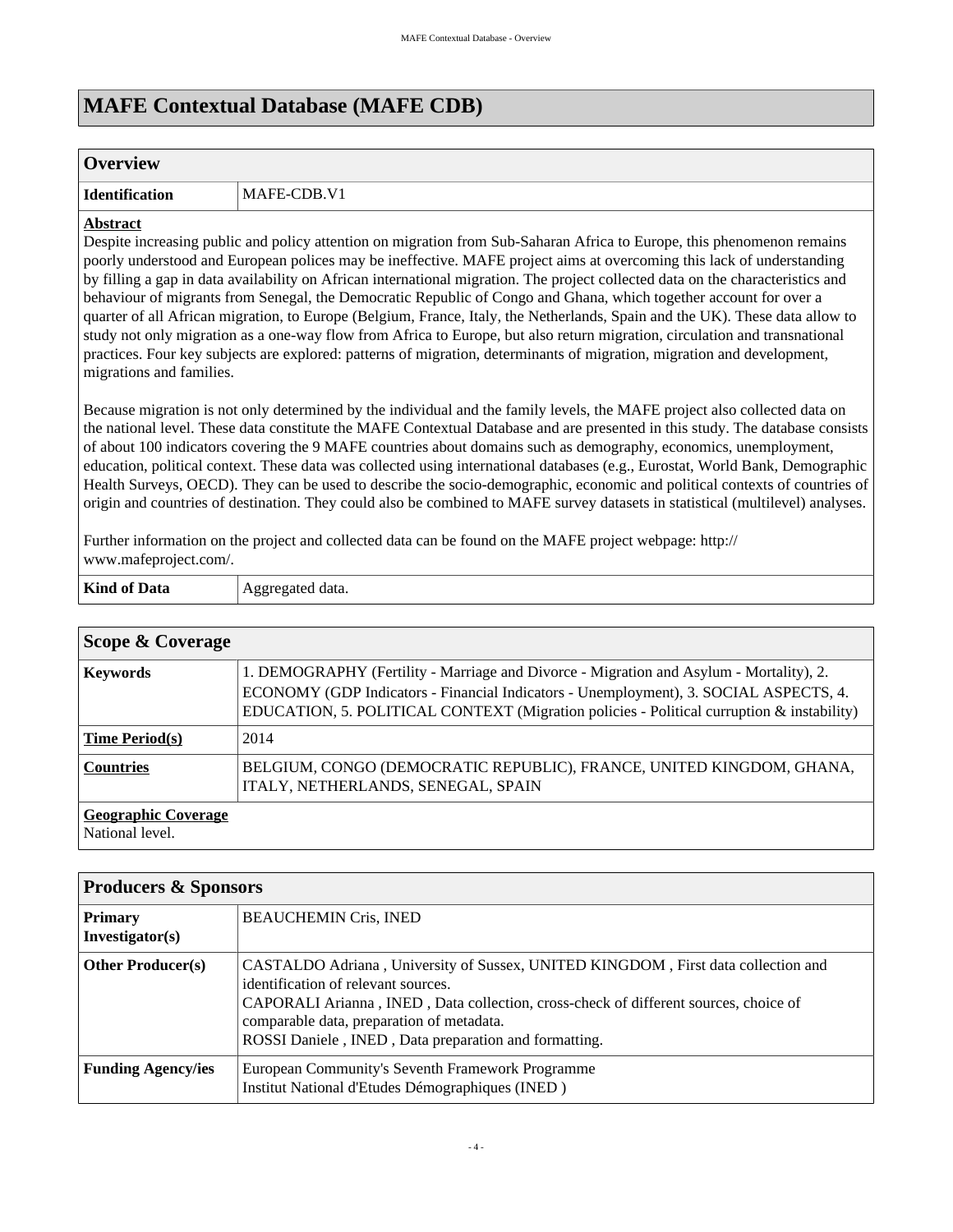# MAFE Contextual Database (MAFE CDB)

## Overview

| **Identification** | MAFE-CDB.V1 |
|---|---|

**Abstract**

Despite increasing public and policy attention on migration from Sub-Saharan Africa to Europe, this phenomenon remains poorly understood and European polices may be ineffective. MAFE project aims at overcoming this lack of understanding by filling a gap in data availability on African international migration. The project collected data on the characteristics and behaviour of migrants from Senegal, the Democratic Republic of Congo and Ghana, which together account for over a quarter of all African migration, to Europe (Belgium, France, Italy, the Netherlands, Spain and the UK). These data allow to study not only migration as a one-way flow from Africa to Europe, but also return migration, circulation and transnational practices. Four key subjects are explored: patterns of migration, determinants of migration, migration and development, migrations and families.

Because migration is not only determined by the individual and the family levels, the MAFE project also collected data on the national level. These data constitute the MAFE Contextual Database and are presented in this study. The database consists of about 100 indicators covering the 9 MAFE countries about domains such as demography, economics, unemployment, education, political context. These data was collected using international databases (e.g., Eurostat, World Bank, Demographic Health Surveys, OECD). They can be used to describe the socio-demographic, economic and political contexts of countries of origin and countries of destination. They could also be combined to MAFE survey datasets in statistical (multilevel) analyses.

Further information on the project and collected data can be found on the MAFE project webpage: http://www.mafeproject.com/.

| **Kind of Data** | Aggregated data. |
|---|---|

## Scope & Coverage

| **Keywords** | 1. DEMOGRAPHY (Fertility - Marriage and Divorce - Migration and Asylum - Mortality), 2. ECONOMY (GDP Indicators - Financial Indicators - Unemployment), 3. SOCIAL ASPECTS, 4. EDUCATION, 5. POLITICAL CONTEXT (Migration policies - Political curruption & instability) |
|---|---|
| **Time Period(s)** | 2014 |
| **Countries** | BELGIUM, CONGO (DEMOCRATIC REPUBLIC), FRANCE, UNITED KINGDOM, GHANA, ITALY, NETHERLANDS, SENEGAL, SPAIN |

**Geographic Coverage**

National level.

## Producers & Sponsors

| **Primary Investigator(s)** | BEAUCHEMIN Cris, INED |
|---|---|
| **Other Producer(s)** | CASTALDO Adriana , University of Sussex, UNITED KINGDOM , First data collection and identification of relevant sources.<br>CAPORALI Arianna , INED , Data collection, cross-check of different sources, choice of comparable data, preparation of metadata.<br>ROSSI Daniele , INED , Data preparation and formatting. |
| **Funding Agency/ies** | European Community's Seventh Framework Programme<br>Institut National d'Etudes Démographiques (INED ) |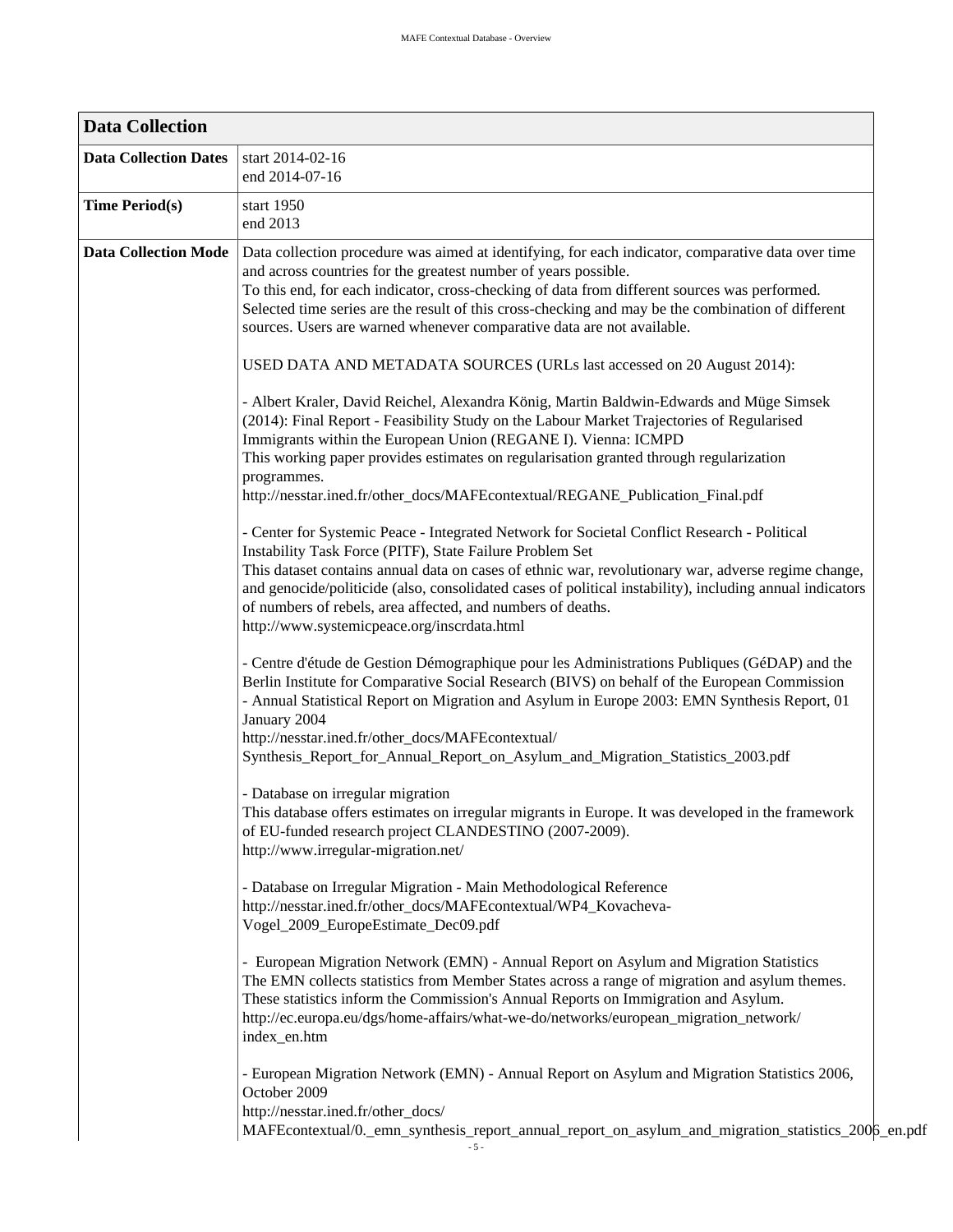| Data Collection | |
|---|---|
| **Data Collection Dates** | start 2014-02-16<br>end 2014-07-16 |
| **Time Period(s)** | start 1950<br>end 2013 |
| **Data Collection Mode** | Data collection procedure was aimed at identifying, for each indicator, comparative data over time and across countries for the greatest number of years possible.<br>To this end, for each indicator, cross-checking of data from different sources was performed. Selected time series are the result of this cross-checking and may be the combination of different sources. Users are warned whenever comparative data are not available.<br><br>USED DATA AND METADATA SOURCES (URLs last accessed on 20 August 2014):<br><br>- Albert Kraler, David Reichel, Alexandra König, Martin Baldwin-Edwards and Müge Simsek (2014): Final Report - Feasibility Study on the Labour Market Trajectories of Regularised Immigrants within the European Union (REGANE I). Vienna: ICMPD<br>This working paper provides estimates on regularisation granted through regularization programmes.<br>http://nesstar.ined.fr/other_docs/MAFEcontextual/REGANE_Publication_Final.pdf<br><br>- Center for Systemic Peace - Integrated Network for Societal Conflict Research - Political Instability Task Force (PITF), State Failure Problem Set<br>This dataset contains annual data on cases of ethnic war, revolutionary war, adverse regime change, and genocide/politicide (also, consolidated cases of political instability), including annual indicators of numbers of rebels, area affected, and numbers of deaths.<br>http://www.systemicpeace.org/inscrdata.html<br><br>- Centre d'étude de Gestion Démographique pour les Administrations Publiques (GéDAP) and the Berlin Institute for Comparative Social Research (BIVS) on behalf of the European Commission - Annual Statistical Report on Migration and Asylum in Europe 2003: EMN Synthesis Report, 01 January 2004<br>http://nesstar.ined.fr/other_docs/MAFEcontextual/Synthesis_Report_for_Annual_Report_on_Asylum_and_Migration_Statistics_2003.pdf<br><br>- Database on irregular migration<br>This database offers estimates on irregular migrants in Europe. It was developed in the framework of EU-funded research project CLANDESTINO (2007-2009).<br>http://www.irregular-migration.net/<br><br>- Database on Irregular Migration - Main Methodological Reference<br>http://nesstar.ined.fr/other_docs/MAFEcontextual/WP4_Kovacheva-Vogel_2009_EuropeEstimate_Dec09.pdf<br><br>- European Migration Network (EMN) - Annual Report on Asylum and Migration Statistics<br>The EMN collects statistics from Member States across a range of migration and asylum themes. These statistics inform the Commission's Annual Reports on Immigration and Asylum.<br>http://ec.europa.eu/dgs/home-affairs/what-we-do/networks/european_migration_network/index_en.htm<br><br>- European Migration Network (EMN) - Annual Report on Asylum and Migration Statistics 2006, October 2009<br>http://nesstar.ined.fr/other_docs/MAFEcontextual/0._emn_synthesis_report_annual_report_on_asylum_and_migration_statistics_2006_en.pdf |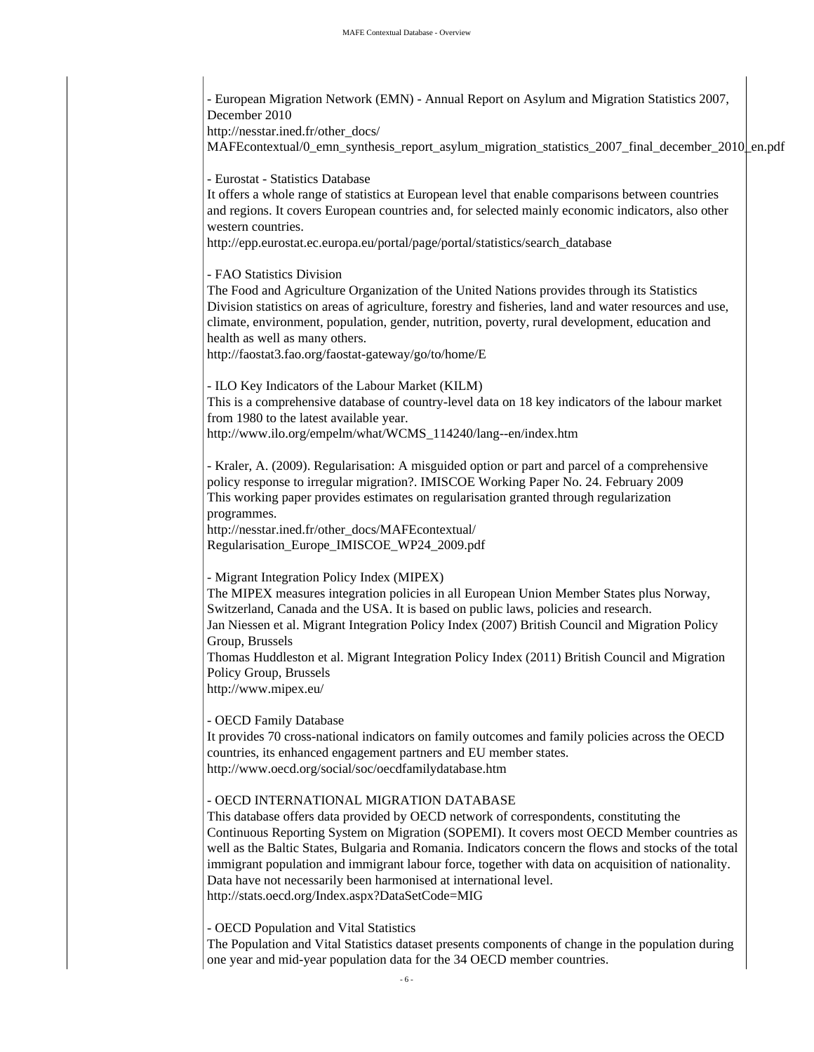- European Migration Network (EMN) - Annual Report on Asylum and Migration Statistics 2007, December 2010
http://nesstar.ined.fr/other_docs/MAFEcontextual/0_emn_synthesis_report_asylum_migration_statistics_2007_final_december_2010_en.pdf

- Eurostat - Statistics Database
It offers a whole range of statistics at European level that enable comparisons between countries and regions. It covers European countries and, for selected mainly economic indicators, also other western countries.
http://epp.eurostat.ec.europa.eu/portal/page/portal/statistics/search_database

- FAO Statistics Division
The Food and Agriculture Organization of the United Nations provides through its Statistics Division statistics on areas of agriculture, forestry and fisheries, land and water resources and use, climate, environment, population, gender, nutrition, poverty, rural development, education and health as well as many others.
http://faostat3.fao.org/faostat-gateway/go/to/home/E

- ILO Key Indicators of the Labour Market (KILM)
This is a comprehensive database of country-level data on 18 key indicators of the labour market from 1980 to the latest available year.
http://www.ilo.org/empelm/what/WCMS_114240/lang--en/index.htm

- Kraler, A. (2009). Regularisation: A misguided option or part and parcel of a comprehensive policy response to irregular migration?. IMISCOE Working Paper No. 24. February 2009
This working paper provides estimates on regularisation granted through regularization programmes.
http://nesstar.ined.fr/other_docs/MAFEcontextual/Regularisation_Europe_IMISCOE_WP24_2009.pdf

- Migrant Integration Policy Index (MIPEX)
The MIPEX measures integration policies in all European Union Member States plus Norway, Switzerland, Canada and the USA. It is based on public laws, policies and research.
Jan Niessen et al. Migrant Integration Policy Index (2007) British Council and Migration Policy Group, Brussels
Thomas Huddleston et al. Migrant Integration Policy Index (2011) British Council and Migration Policy Group, Brussels
http://www.mipex.eu/

- OECD Family Database
It provides 70 cross-national indicators on family outcomes and family policies across the OECD countries, its enhanced engagement partners and EU member states.
http://www.oecd.org/social/soc/oecdfamilydatabase.htm

- OECD INTERNATIONAL MIGRATION DATABASE
This database offers data provided by OECD network of correspondents, constituting the Continuous Reporting System on Migration (SOPEMI). It covers most OECD Member countries as well as the Baltic States, Bulgaria and Romania. Indicators concern the flows and stocks of the total immigrant population and immigrant labour force, together with data on acquisition of nationality. Data have not necessarily been harmonised at international level.
http://stats.oecd.org/Index.aspx?DataSetCode=MIG

- OECD Population and Vital Statistics
The Population and Vital Statistics dataset presents components of change in the population during one year and mid-year population data for the 34 OECD member countries.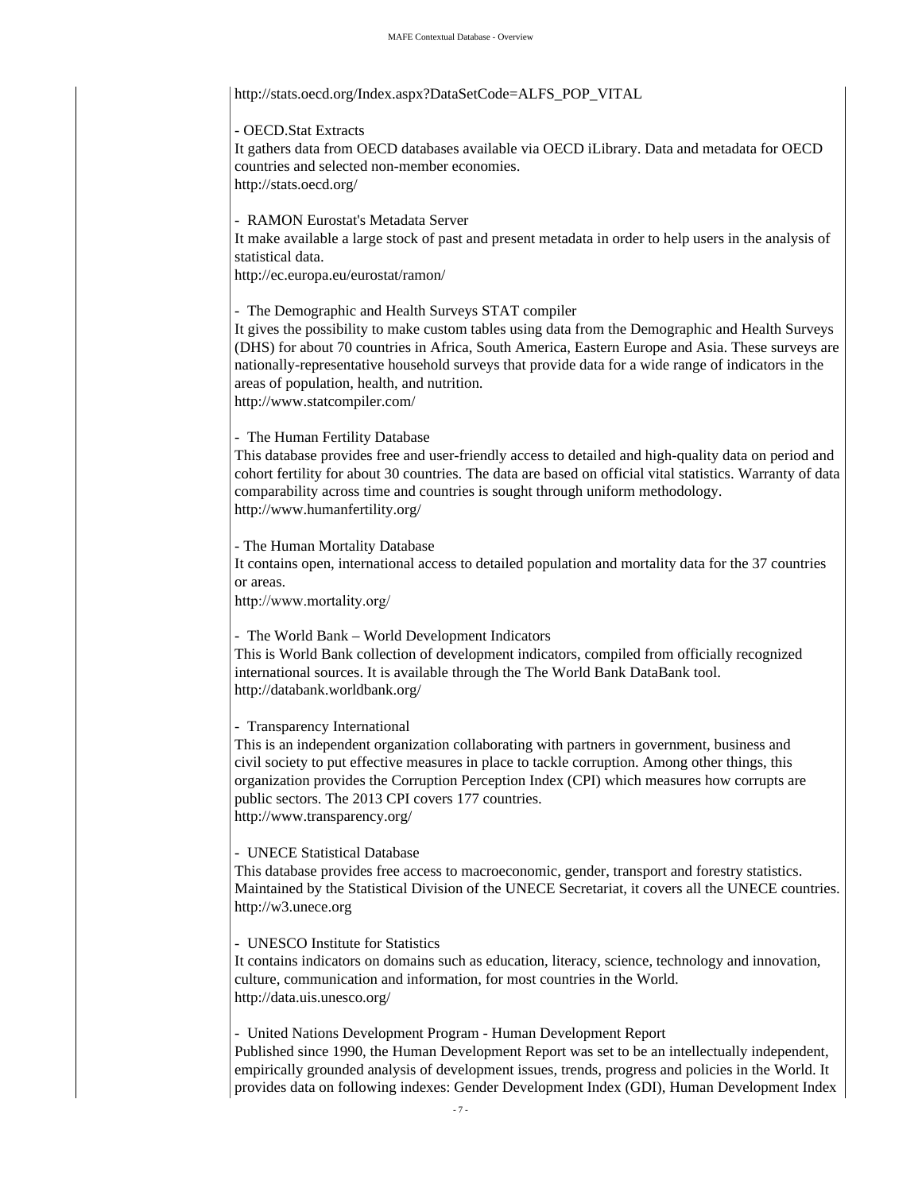http://stats.oecd.org/Index.aspx?DataSetCode=ALFS_POP_VITAL

- OECD.Stat Extracts
It gathers data from OECD databases available via OECD iLibrary. Data and metadata for OECD countries and selected non-member economies.
http://stats.oecd.org/

- RAMON Eurostat's Metadata Server
It make available a large stock of past and present metadata in order to help users in the analysis of statistical data.
http://ec.europa.eu/eurostat/ramon/

- The Demographic and Health Surveys STAT compiler
It gives the possibility to make custom tables using data from the Demographic and Health Surveys (DHS) for about 70 countries in Africa, South America, Eastern Europe and Asia. These surveys are nationally-representative household surveys that provide data for a wide range of indicators in the areas of population, health, and nutrition.
http://www.statcompiler.com/

- The Human Fertility Database
This database provides free and user-friendly access to detailed and high-quality data on period and cohort fertility for about 30 countries. The data are based on official vital statistics. Warranty of data comparability across time and countries is sought through uniform methodology.
http://www.humanfertility.org/

- The Human Mortality Database
It contains open, international access to detailed population and mortality data for the 37 countries or areas.
http://www.mortality.org/

- The World Bank – World Development Indicators
This is World Bank collection of development indicators, compiled from officially recognized international sources. It is available through the The World Bank DataBank tool.
http://databank.worldbank.org/

- Transparency International
This is an independent organization collaborating with partners in government, business and civil society to put effective measures in place to tackle corruption. Among other things, this organization provides the Corruption Perception Index (CPI) which measures how corrupts are public sectors. The 2013 CPI covers 177 countries.
http://www.transparency.org/

- UNECE Statistical Database
This database provides free access to macroeconomic, gender, transport and forestry statistics. Maintained by the Statistical Division of the UNECE Secretariat, it covers all the UNECE countries.
http://w3.unece.org

- UNESCO Institute for Statistics
It contains indicators on domains such as education, literacy, science, technology and innovation, culture, communication and information, for most countries in the World.
http://data.uis.unesco.org/

- United Nations Development Program - Human Development Report
Published since 1990, the Human Development Report was set to be an intellectually independent, empirically grounded analysis of development issues, trends, progress and policies in the World. It provides data on following indexes: Gender Development Index (GDI), Human Development Index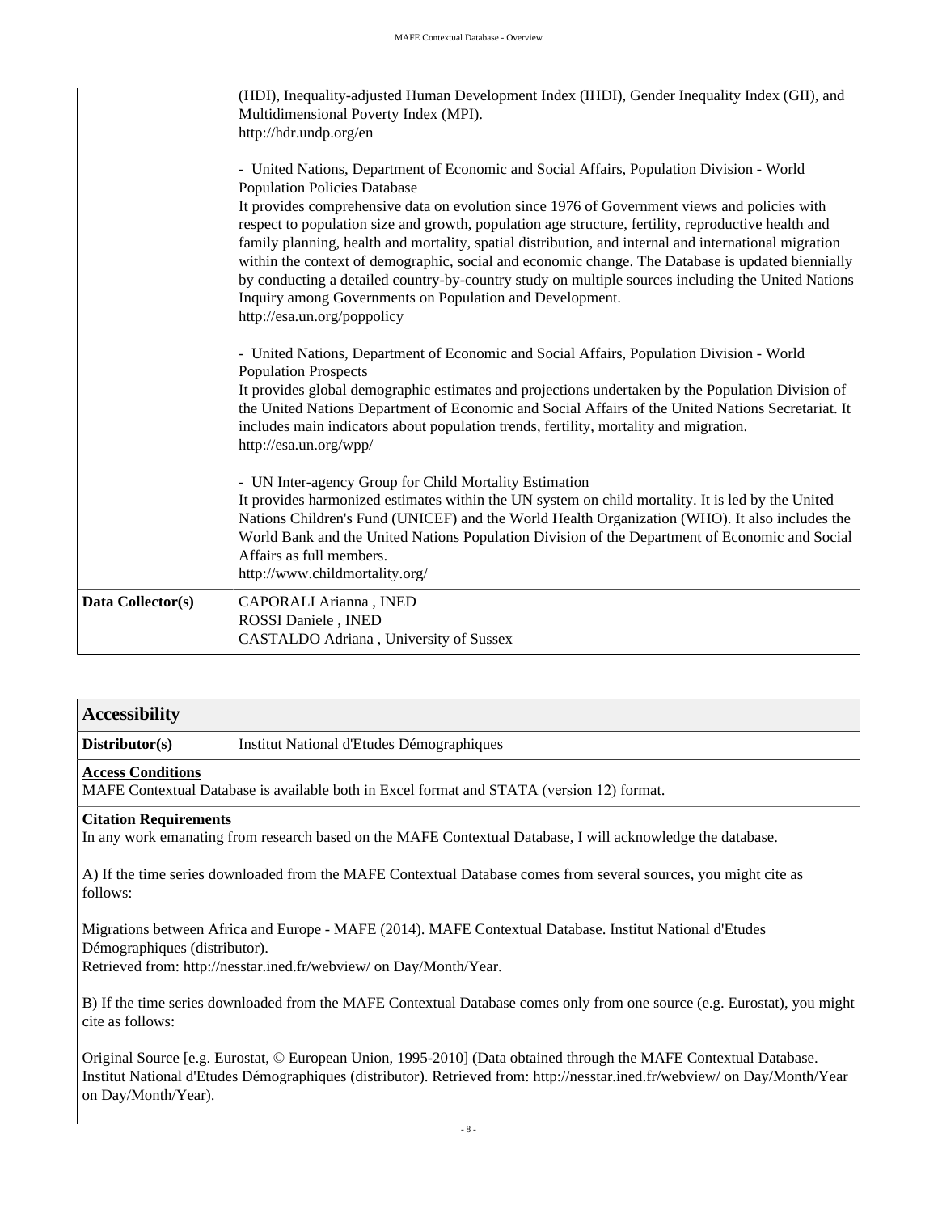| | |
|---|---|
| | (HDI), Inequality-adjusted Human Development Index (IHDI), Gender Inequality Index (GII), and Multidimensional Poverty Index (MPI).<br>http://hdr.undp.org/en<br><br>- United Nations, Department of Economic and Social Affairs, Population Division - World Population Policies Database<br>It provides comprehensive data on evolution since 1976 of Government views and policies with respect to population size and growth, population age structure, fertility, reproductive health and family planning, health and mortality, spatial distribution, and internal and international migration within the context of demographic, social and economic change. The Database is updated biennially by conducting a detailed country-by-country study on multiple sources including the United Nations Inquiry among Governments on Population and Development.<br>http://esa.un.org/poppolicy<br><br>- United Nations, Department of Economic and Social Affairs, Population Division - World Population Prospects<br>It provides global demographic estimates and projections undertaken by the Population Division of the United Nations Department of Economic and Social Affairs of the United Nations Secretariat. It includes main indicators about population trends, fertility, mortality and migration.<br>http://esa.un.org/wpp/<br><br>- UN Inter-agency Group for Child Mortality Estimation<br>It provides harmonized estimates within the UN system on child mortality. It is led by the United Nations Children's Fund (UNICEF) and the World Health Organization (WHO). It also includes the World Bank and the United Nations Population Division of the Department of Economic and Social Affairs as full members.<br>http://www.childmortality.org/ |
| **Data Collector(s)** | CAPORALI Arianna , INED<br>ROSSI Daniele , INED<br>CASTALDO Adriana , University of Sussex |

## Accessibility

| | |
|---|---|
| **Distributor(s)** | Institut National d'Etudes Démographiques |

**Access Conditions**

MAFE Contextual Database is available both in Excel format and STATA (version 12) format.

**Citation Requirements**

In any work emanating from research based on the MAFE Contextual Database, I will acknowledge the database.

A) If the time series downloaded from the MAFE Contextual Database comes from several sources, you might cite as follows:

Migrations between Africa and Europe - MAFE (2014). MAFE Contextual Database. Institut National d'Etudes Démographiques (distributor).
Retrieved from: http://nesstar.ined.fr/webview/ on Day/Month/Year.

B) If the time series downloaded from the MAFE Contextual Database comes only from one source (e.g. Eurostat), you might cite as follows:

Original Source [e.g. Eurostat, © European Union, 1995-2010] (Data obtained through the MAFE Contextual Database. Institut National d'Etudes Démographiques (distributor). Retrieved from: http://nesstar.ined.fr/webview/ on Day/Month/Year on Day/Month/Year).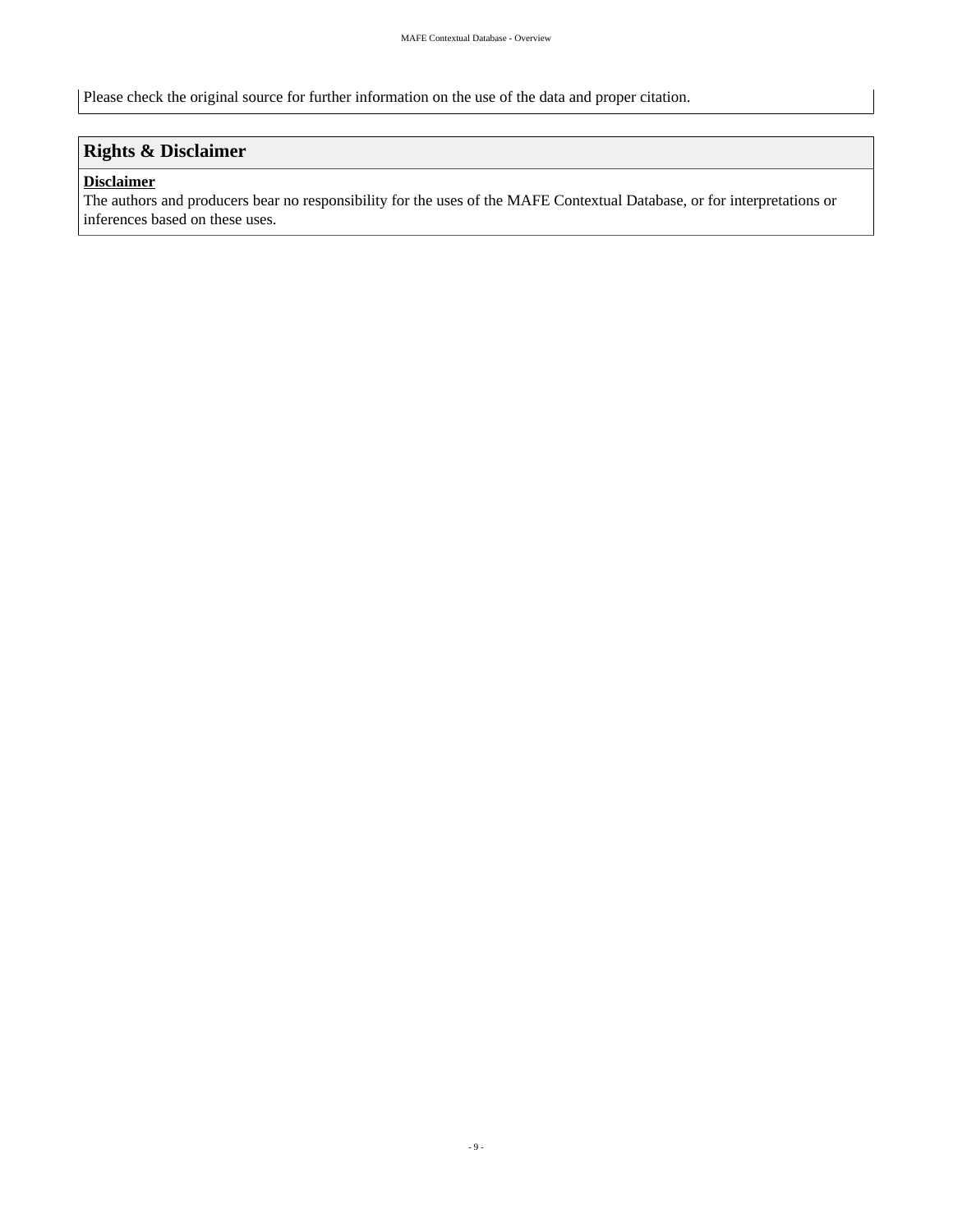Please check the original source for further information on the use of the data and proper citation.

## Rights & Disclaimer

**Disclaimer**

The authors and producers bear no responsibility for the uses of the MAFE Contextual Database, or for interpretations or inferences based on these uses.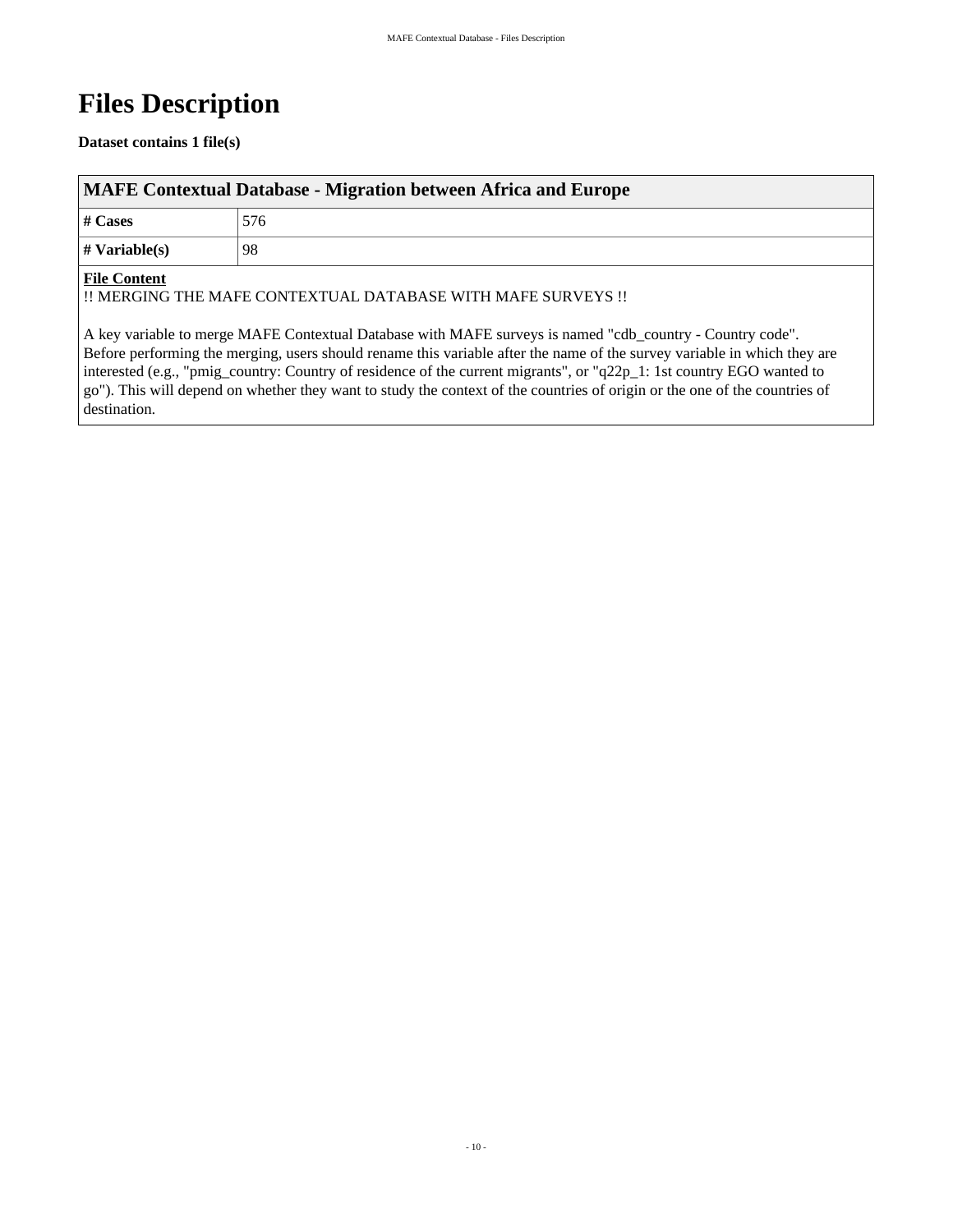# Files Description

**Dataset contains 1 file(s)**

| MAFE Contextual Database - Migration between Africa and Europe | |
|---|---|
| **# Cases** | 576 |
| **# Variable(s)** | 98 |

**File Content**

!! MERGING THE MAFE CONTEXTUAL DATABASE WITH MAFE SURVEYS !!

A key variable to merge MAFE Contextual Database with MAFE surveys is named "cdb_country - Country code". Before performing the merging, users should rename this variable after the name of the survey variable in which they are interested (e.g., "pmig_country: Country of residence of the current migrants", or "q22p_1: 1st country EGO wanted to go"). This will depend on whether they want to study the context of the countries of origin or the one of the countries of destination.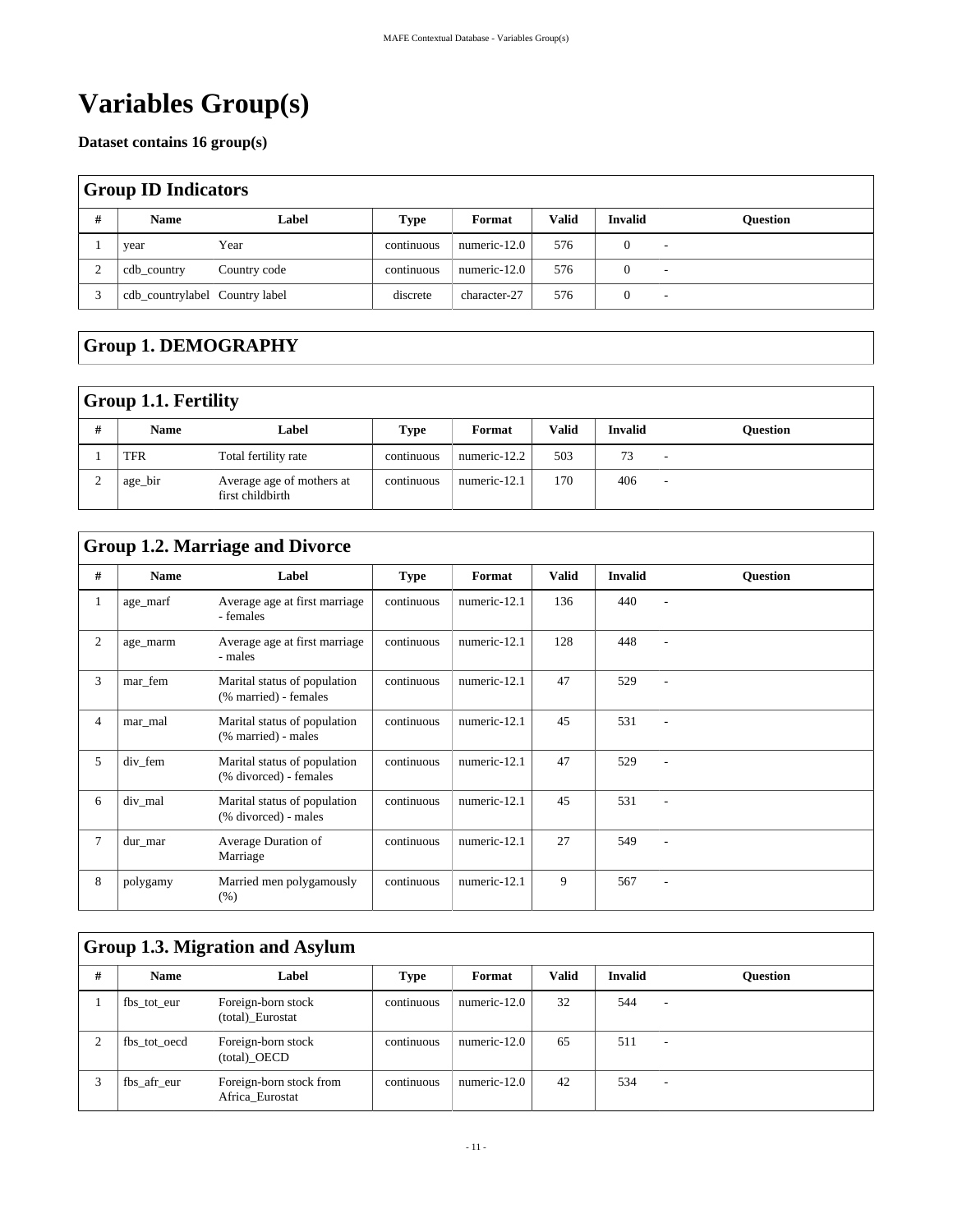# Variables Group(s)

**Dataset contains 16 group(s)**

## Group ID Indicators

| # | Name | Label | Type | Format | Valid | Invalid | Question |
|---|---|---|---|---|---|---|---|
| 1 | year | Year | continuous | numeric-12.0 | 576 | 0 | - |
| 2 | cdb_country | Country code | continuous | numeric-12.0 | 576 | 0 | - |
| 3 | cdb_countrylabel | Country label | discrete | character-27 | 576 | 0 | - |

## Group 1. DEMOGRAPHY

### Group 1.1. Fertility

| # | Name | Label | Type | Format | Valid | Invalid | Question |
|---|---|---|---|---|---|---|---|
| 1 | TFR | Total fertility rate | continuous | numeric-12.2 | 503 | 73 | - |
| 2 | age_bir | Average age of mothers at first childbirth | continuous | numeric-12.1 | 170 | 406 | - |

### Group 1.2. Marriage and Divorce

| # | Name | Label | Type | Format | Valid | Invalid | Question |
|---|---|---|---|---|---|---|---|
| 1 | age_marf | Average age at first marriage - females | continuous | numeric-12.1 | 136 | 440 | - |
| 2 | age_marm | Average age at first marriage - males | continuous | numeric-12.1 | 128 | 448 | - |
| 3 | mar_fem | Marital status of population (% married) - females | continuous | numeric-12.1 | 47 | 529 | - |
| 4 | mar_mal | Marital status of population (% married) - males | continuous | numeric-12.1 | 45 | 531 | - |
| 5 | div_fem | Marital status of population (% divorced) - females | continuous | numeric-12.1 | 47 | 529 | - |
| 6 | div_mal | Marital status of population (% divorced) - males | continuous | numeric-12.1 | 45 | 531 | - |
| 7 | dur_mar | Average Duration of Marriage | continuous | numeric-12.1 | 27 | 549 | - |
| 8 | polygamy | Married men polygamously (%) | continuous | numeric-12.1 | 9 | 567 | - |

### Group 1.3. Migration and Asylum

| # | Name | Label | Type | Format | Valid | Invalid | Question |
|---|---|---|---|---|---|---|---|
| 1 | fbs_tot_eur | Foreign-born stock (total)_Eurostat | continuous | numeric-12.0 | 32 | 544 | - |
| 2 | fbs_tot_oecd | Foreign-born stock (total)_OECD | continuous | numeric-12.0 | 65 | 511 | - |
| 3 | fbs_afr_eur | Foreign-born stock from Africa_Eurostat | continuous | numeric-12.0 | 42 | 534 | - |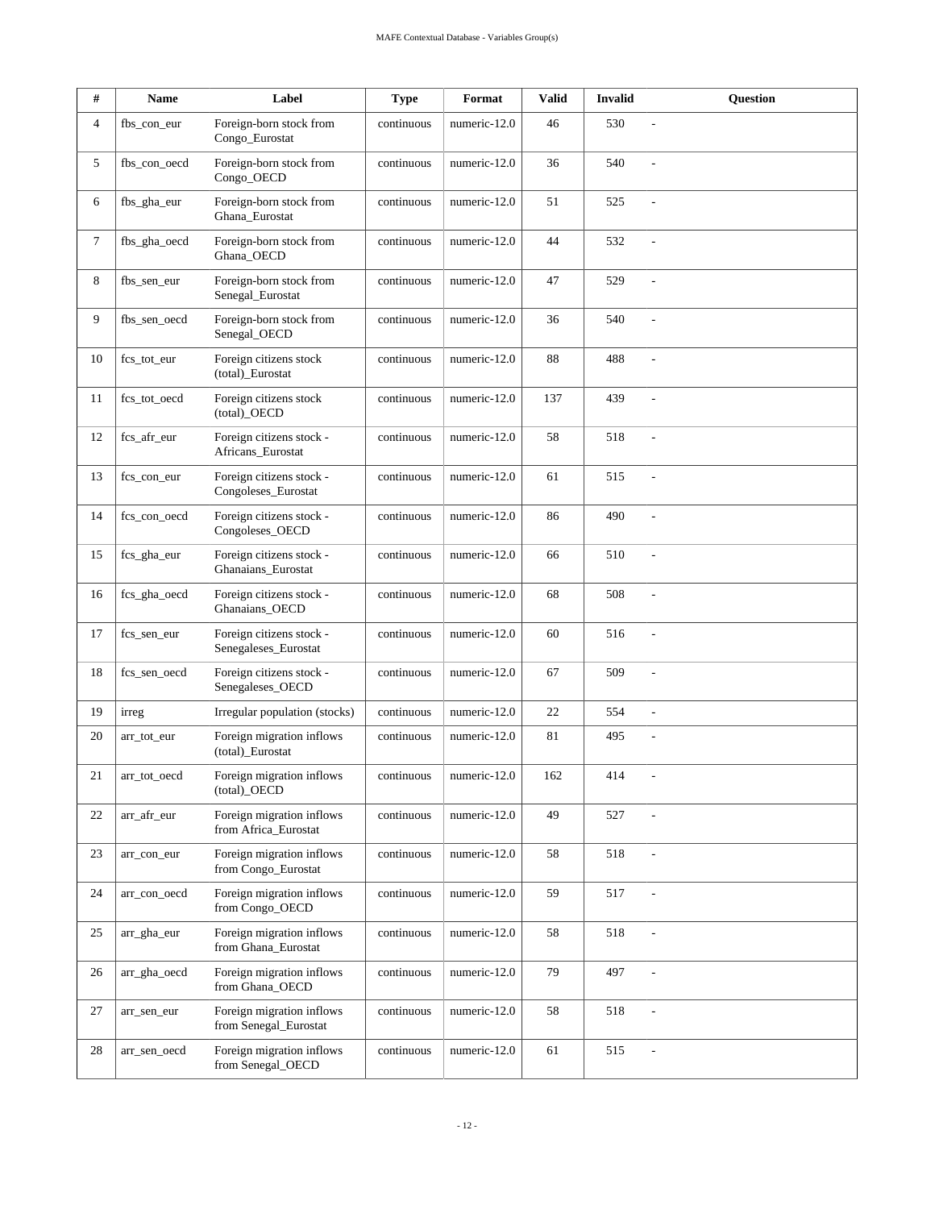| # | Name | Label | Type | Format | Valid | Invalid | Question |
|---|---|---|---|---|---|---|---|
| 4 | fbs_con_eur | Foreign-born stock from Congo_Eurostat | continuous | numeric-12.0 | 46 | 530 | - |
| 5 | fbs_con_oecd | Foreign-born stock from Congo_OECD | continuous | numeric-12.0 | 36 | 540 | - |
| 6 | fbs_gha_eur | Foreign-born stock from Ghana_Eurostat | continuous | numeric-12.0 | 51 | 525 | - |
| 7 | fbs_gha_oecd | Foreign-born stock from Ghana_OECD | continuous | numeric-12.0 | 44 | 532 | - |
| 8 | fbs_sen_eur | Foreign-born stock from Senegal_Eurostat | continuous | numeric-12.0 | 47 | 529 | - |
| 9 | fbs_sen_oecd | Foreign-born stock from Senegal_OECD | continuous | numeric-12.0 | 36 | 540 | - |
| 10 | fcs_tot_eur | Foreign citizens stock (total)_Eurostat | continuous | numeric-12.0 | 88 | 488 | - |
| 11 | fcs_tot_oecd | Foreign citizens stock (total)_OECD | continuous | numeric-12.0 | 137 | 439 | - |
| 12 | fcs_afr_eur | Foreign citizens stock - Africans_Eurostat | continuous | numeric-12.0 | 58 | 518 | - |
| 13 | fcs_con_eur | Foreign citizens stock - Congoleses_Eurostat | continuous | numeric-12.0 | 61 | 515 | - |
| 14 | fcs_con_oecd | Foreign citizens stock - Congoleses_OECD | continuous | numeric-12.0 | 86 | 490 | - |
| 15 | fcs_gha_eur | Foreign citizens stock - Ghanaians_Eurostat | continuous | numeric-12.0 | 66 | 510 | - |
| 16 | fcs_gha_oecd | Foreign citizens stock - Ghanaians_OECD | continuous | numeric-12.0 | 68 | 508 | - |
| 17 | fcs_sen_eur | Foreign citizens stock - Senegaleses_Eurostat | continuous | numeric-12.0 | 60 | 516 | - |
| 18 | fcs_sen_oecd | Foreign citizens stock - Senegaleses_OECD | continuous | numeric-12.0 | 67 | 509 | - |
| 19 | irreg | Irregular population (stocks) | continuous | numeric-12.0 | 22 | 554 | - |
| 20 | arr_tot_eur | Foreign migration inflows (total)_Eurostat | continuous | numeric-12.0 | 81 | 495 | - |
| 21 | arr_tot_oecd | Foreign migration inflows (total)_OECD | continuous | numeric-12.0 | 162 | 414 | - |
| 22 | arr_afr_eur | Foreign migration inflows from Africa_Eurostat | continuous | numeric-12.0 | 49 | 527 | - |
| 23 | arr_con_eur | Foreign migration inflows from Congo_Eurostat | continuous | numeric-12.0 | 58 | 518 | - |
| 24 | arr_con_oecd | Foreign migration inflows from Congo_OECD | continuous | numeric-12.0 | 59 | 517 | - |
| 25 | arr_gha_eur | Foreign migration inflows from Ghana_Eurostat | continuous | numeric-12.0 | 58 | 518 | - |
| 26 | arr_gha_oecd | Foreign migration inflows from Ghana_OECD | continuous | numeric-12.0 | 79 | 497 | - |
| 27 | arr_sen_eur | Foreign migration inflows from Senegal_Eurostat | continuous | numeric-12.0 | 58 | 518 | - |
| 28 | arr_sen_oecd | Foreign migration inflows from Senegal_OECD | continuous | numeric-12.0 | 61 | 515 | - |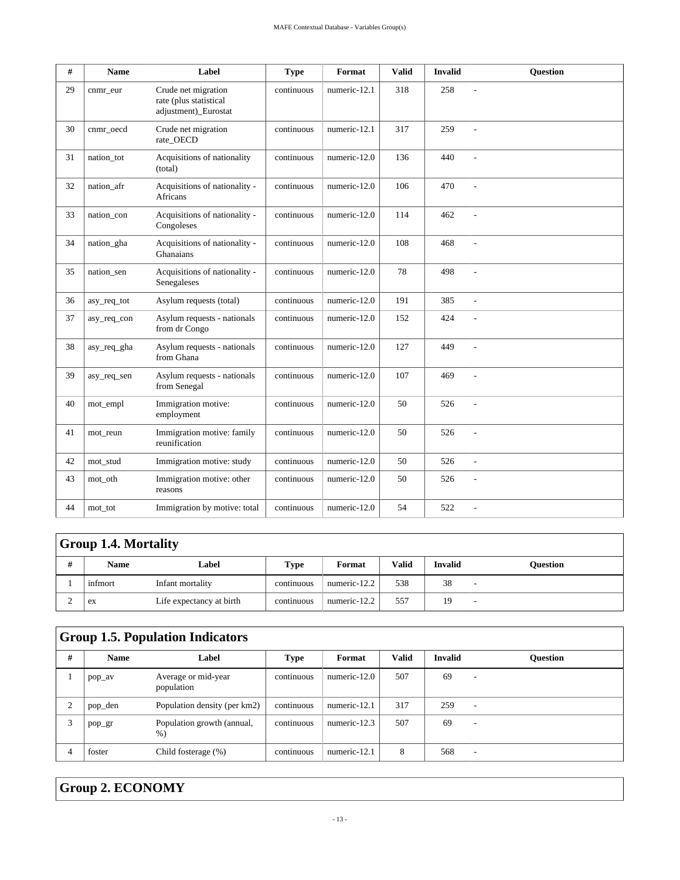| # | Name | Label | Type | Format | Valid | Invalid | Question |
|---|---|---|---|---|---|---|---|
| 29 | cnmr_eur | Crude net migration rate (plus statistical adjustment)_Eurostat | continuous | numeric-12.1 | 318 | 258 | - |
| 30 | cnmr_oecd | Crude net migration rate_OECD | continuous | numeric-12.1 | 317 | 259 | - |
| 31 | nation_tot | Acquisitions of nationality (total) | continuous | numeric-12.0 | 136 | 440 | - |
| 32 | nation_afr | Acquisitions of nationality - Africans | continuous | numeric-12.0 | 106 | 470 | - |
| 33 | nation_con | Acquisitions of nationality - Congoleses | continuous | numeric-12.0 | 114 | 462 | - |
| 34 | nation_gha | Acquisitions of nationality - Ghanaians | continuous | numeric-12.0 | 108 | 468 | - |
| 35 | nation_sen | Acquisitions of nationality - Senegaleses | continuous | numeric-12.0 | 78 | 498 | - |
| 36 | asy_req_tot | Asylum requests (total) | continuous | numeric-12.0 | 191 | 385 | - |
| 37 | asy_req_con | Asylum requests - nationals from dr Congo | continuous | numeric-12.0 | 152 | 424 | - |
| 38 | asy_req_gha | Asylum requests - nationals from Ghana | continuous | numeric-12.0 | 127 | 449 | - |
| 39 | asy_req_sen | Asylum requests - nationals from Senegal | continuous | numeric-12.0 | 107 | 469 | - |
| 40 | mot_empl | Immigration motive: employment | continuous | numeric-12.0 | 50 | 526 | - |
| 41 | mot_reun | Immigration motive: family reunification | continuous | numeric-12.0 | 50 | 526 | - |
| 42 | mot_stud | Immigration motive: study | continuous | numeric-12.0 | 50 | 526 | - |
| 43 | mot_oth | Immigration motive: other reasons | continuous | numeric-12.0 | 50 | 526 | - |
| 44 | mot_tot | Immigration by motive: total | continuous | numeric-12.0 | 54 | 522 | - |

## Group 1.4. Mortality

| # | Name | Label | Type | Format | Valid | Invalid | Question |
|---|---|---|---|---|---|---|---|
| 1 | infmort | Infant mortality | continuous | numeric-12.2 | 538 | 38 | - |
| 2 | ex | Life expectancy at birth | continuous | numeric-12.2 | 557 | 19 | - |

## Group 1.5. Population Indicators

| # | Name | Label | Type | Format | Valid | Invalid | Question |
|---|---|---|---|---|---|---|---|
| 1 | pop_av | Average or mid-year population | continuous | numeric-12.0 | 507 | 69 | - |
| 2 | pop_den | Population density (per km2) | continuous | numeric-12.1 | 317 | 259 | - |
| 3 | pop_gr | Population growth (annual, %) | continuous | numeric-12.3 | 507 | 69 | - |
| 4 | foster | Child fosterage (%) | continuous | numeric-12.1 | 8 | 568 | - |

## Group 2. ECONOMY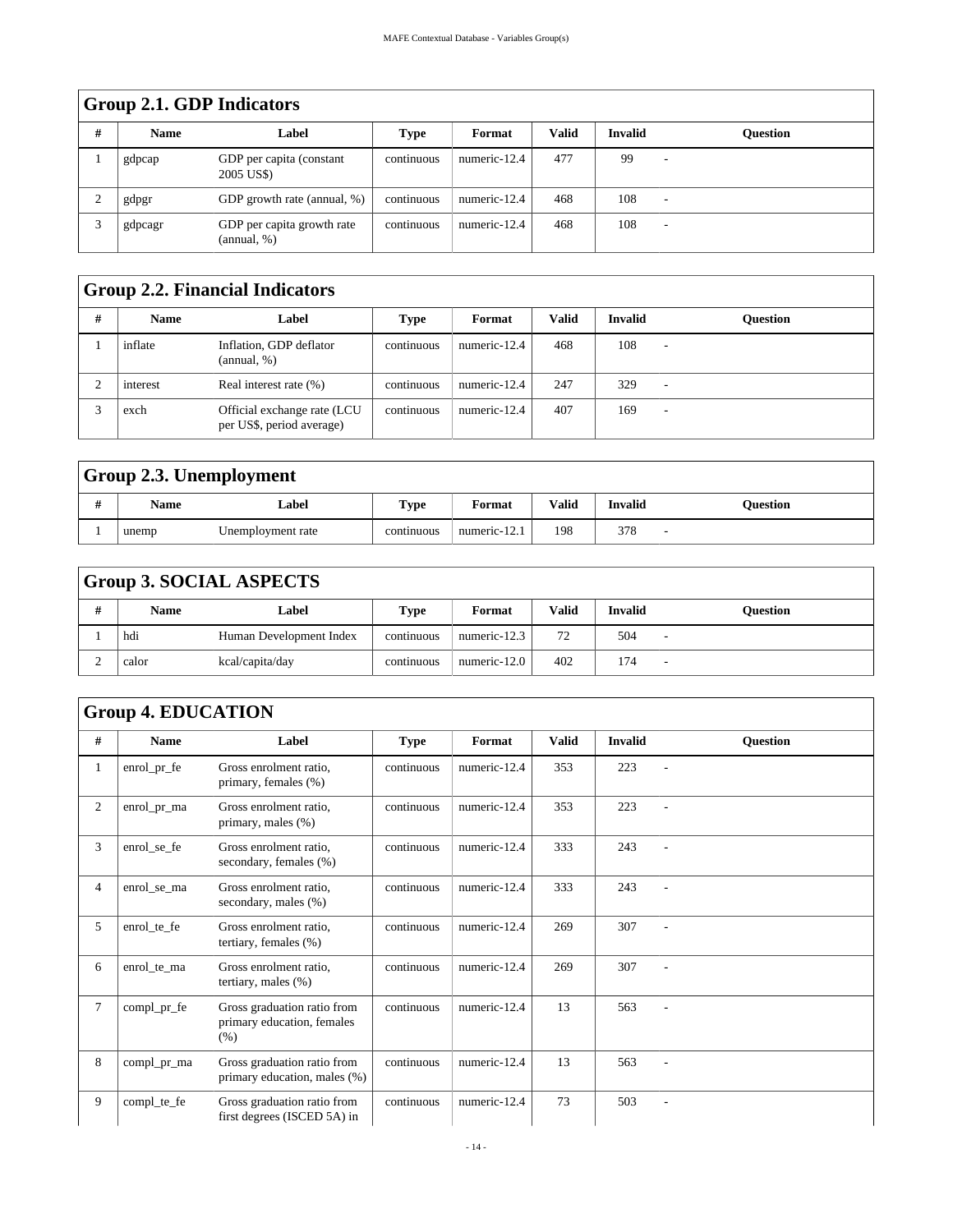## Group 2.1. GDP Indicators

| # | Name | Label | Type | Format | Valid | Invalid | Question |
|---|---|---|---|---|---|---|---|
| 1 | gdpcap | GDP per capita (constant 2005 US$) | continuous | numeric-12.4 | 477 | 99 | - |
| 2 | gdpgr | GDP growth rate (annual, %) | continuous | numeric-12.4 | 468 | 108 | - |
| 3 | gdpcagr | GDP per capita growth rate (annual, %) | continuous | numeric-12.4 | 468 | 108 | - |

## Group 2.2. Financial Indicators

| # | Name | Label | Type | Format | Valid | Invalid | Question |
|---|---|---|---|---|---|---|---|
| 1 | inflate | Inflation, GDP deflator (annual, %) | continuous | numeric-12.4 | 468 | 108 | - |
| 2 | interest | Real interest rate (%) | continuous | numeric-12.4 | 247 | 329 | - |
| 3 | exch | Official exchange rate (LCU per US$, period average) | continuous | numeric-12.4 | 407 | 169 | - |

## Group 2.3. Unemployment

| # | Name | Label | Type | Format | Valid | Invalid | Question |
|---|---|---|---|---|---|---|---|
| 1 | unemp | Unemployment rate | continuous | numeric-12.1 | 198 | 378 | - |

## Group 3. SOCIAL ASPECTS

| # | Name | Label | Type | Format | Valid | Invalid | Question |
|---|---|---|---|---|---|---|---|
| 1 | hdi | Human Development Index | continuous | numeric-12.3 | 72 | 504 | - |
| 2 | calor | kcal/capita/day | continuous | numeric-12.0 | 402 | 174 | - |

## Group 4. EDUCATION

| # | Name | Label | Type | Format | Valid | Invalid | Question |
|---|---|---|---|---|---|---|---|
| 1 | enrol_pr_fe | Gross enrolment ratio, primary, females (%) | continuous | numeric-12.4 | 353 | 223 | - |
| 2 | enrol_pr_ma | Gross enrolment ratio, primary, males (%) | continuous | numeric-12.4 | 353 | 223 | - |
| 3 | enrol_se_fe | Gross enrolment ratio, secondary, females (%) | continuous | numeric-12.4 | 333 | 243 | - |
| 4 | enrol_se_ma | Gross enrolment ratio, secondary, males (%) | continuous | numeric-12.4 | 333 | 243 | - |
| 5 | enrol_te_fe | Gross enrolment ratio, tertiary, females (%) | continuous | numeric-12.4 | 269 | 307 | - |
| 6 | enrol_te_ma | Gross enrolment ratio, tertiary, males (%) | continuous | numeric-12.4 | 269 | 307 | - |
| 7 | compl_pr_fe | Gross graduation ratio from primary education, females (%) | continuous | numeric-12.4 | 13 | 563 | - |
| 8 | compl_pr_ma | Gross graduation ratio from primary education, males (%) | continuous | numeric-12.4 | 13 | 563 | - |
| 9 | compl_te_fe | Gross graduation ratio from first degrees (ISCED 5A) in | continuous | numeric-12.4 | 73 | 503 | - |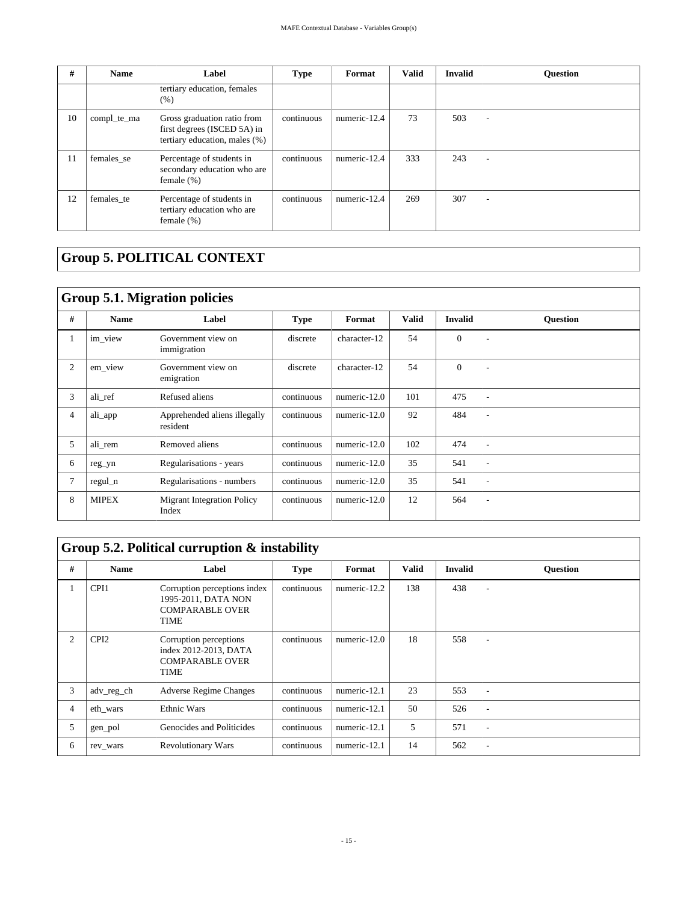| # | Name | Label | Type | Format | Valid | Invalid | Question |
|---|---|---|---|---|---|---|---|
| | | tertiary education, females (%) | | | | | |
| 10 | compl_te_ma | Gross graduation ratio from first degrees (ISCED 5A) in tertiary education, males (%) | continuous | numeric-12.4 | 73 | 503 | - |
| 11 | females_se | Percentage of students in secondary education who are female (%) | continuous | numeric-12.4 | 333 | 243 | - |
| 12 | females_te | Percentage of students in tertiary education who are female (%) | continuous | numeric-12.4 | 269 | 307 | - |

## Group 5. POLITICAL CONTEXT

### Group 5.1. Migration policies

| # | Name | Label | Type | Format | Valid | Invalid | Question |
|---|---|---|---|---|---|---|---|
| 1 | im_view | Government view on immigration | discrete | character-12 | 54 | 0 | - |
| 2 | em_view | Government view on emigration | discrete | character-12 | 54 | 0 | - |
| 3 | ali_ref | Refused aliens | continuous | numeric-12.0 | 101 | 475 | - |
| 4 | ali_app | Apprehended aliens illegally resident | continuous | numeric-12.0 | 92 | 484 | - |
| 5 | ali_rem | Removed aliens | continuous | numeric-12.0 | 102 | 474 | - |
| 6 | reg_yn | Regularisations - years | continuous | numeric-12.0 | 35 | 541 | - |
| 7 | regul_n | Regularisations - numbers | continuous | numeric-12.0 | 35 | 541 | - |
| 8 | MIPEX | Migrant Integration Policy Index | continuous | numeric-12.0 | 12 | 564 | - |

### Group 5.2. Political curruption & instability

| # | Name | Label | Type | Format | Valid | Invalid | Question |
|---|---|---|---|---|---|---|---|
| 1 | CPI1 | Corruption perceptions index 1995-2011, DATA NON COMPARABLE OVER TIME | continuous | numeric-12.2 | 138 | 438 | - |
| 2 | CPI2 | Corruption perceptions index 2012-2013, DATA COMPARABLE OVER TIME | continuous | numeric-12.0 | 18 | 558 | - |
| 3 | adv_reg_ch | Adverse Regime Changes | continuous | numeric-12.1 | 23 | 553 | - |
| 4 | eth_wars | Ethnic Wars | continuous | numeric-12.1 | 50 | 526 | - |
| 5 | gen_pol | Genocides and Politicides | continuous | numeric-12.1 | 5 | 571 | - |
| 6 | rev_wars | Revolutionary Wars | continuous | numeric-12.1 | 14 | 562 | - |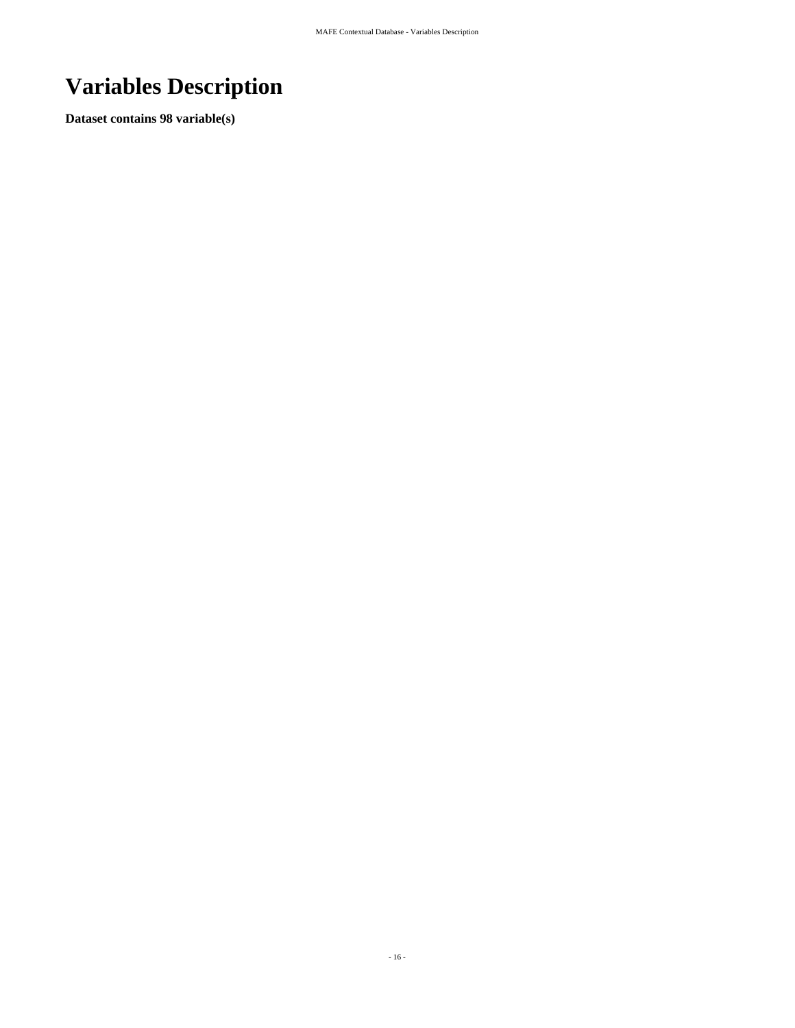# Variables Description

**Dataset contains 98 variable(s)**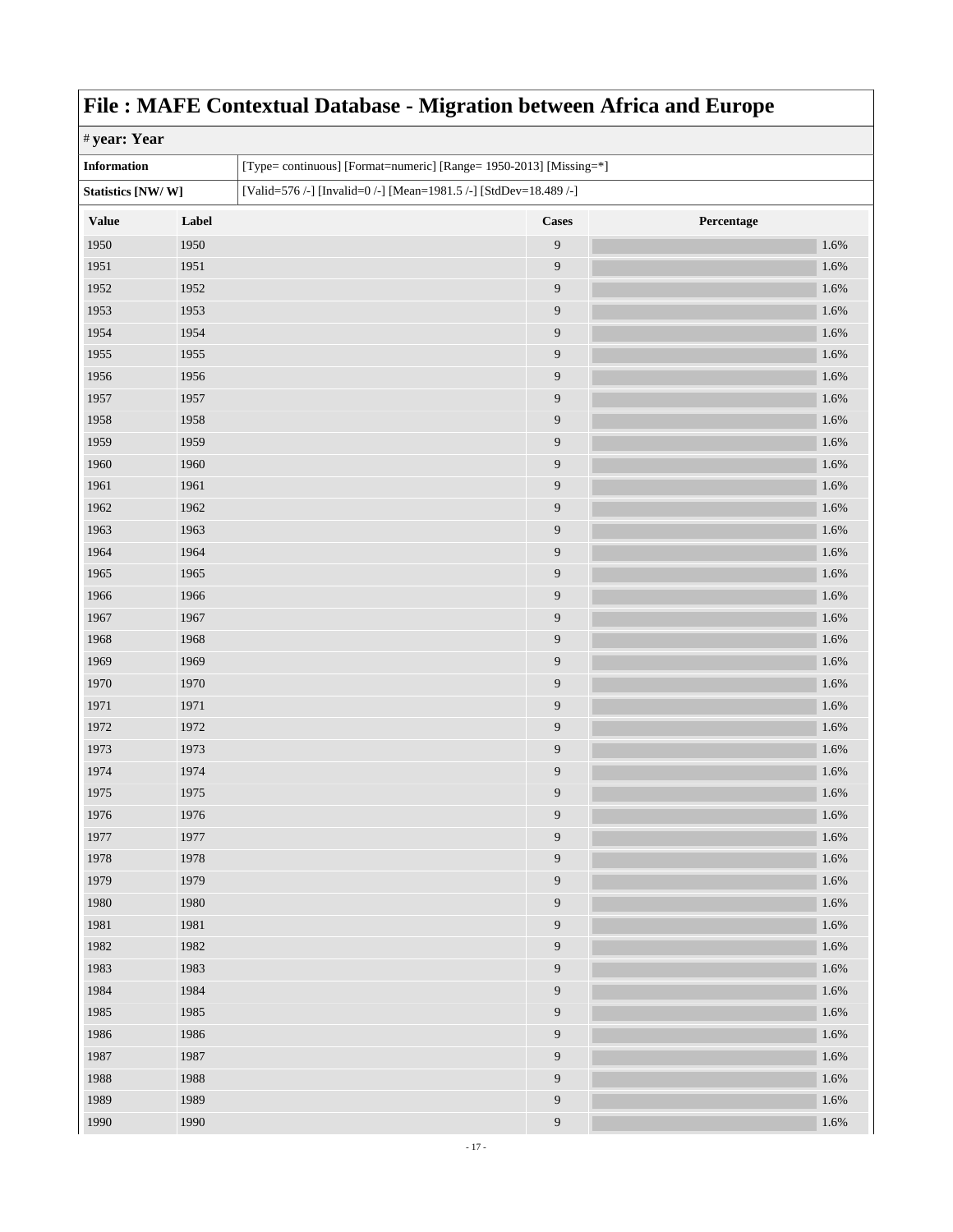# File : MAFE Contextual Database - Migration between Africa and Europe

## # year: Year

| Information | [Type= continuous] [Format=numeric] [Range= 1950-2013] [Missing=*] |
|---|---|
| Statistics [NW/ W] | [Valid=576 /-] [Invalid=0 /-] [Mean=1981.5 /-] [StdDev=18.489 /-] |

| Value | Label | Cases | Percentage |
|---|---|---|---|
| 1950 | 1950 | 9 | 1.6% |
| 1951 | 1951 | 9 | 1.6% |
| 1952 | 1952 | 9 | 1.6% |
| 1953 | 1953 | 9 | 1.6% |
| 1954 | 1954 | 9 | 1.6% |
| 1955 | 1955 | 9 | 1.6% |
| 1956 | 1956 | 9 | 1.6% |
| 1957 | 1957 | 9 | 1.6% |
| 1958 | 1958 | 9 | 1.6% |
| 1959 | 1959 | 9 | 1.6% |
| 1960 | 1960 | 9 | 1.6% |
| 1961 | 1961 | 9 | 1.6% |
| 1962 | 1962 | 9 | 1.6% |
| 1963 | 1963 | 9 | 1.6% |
| 1964 | 1964 | 9 | 1.6% |
| 1965 | 1965 | 9 | 1.6% |
| 1966 | 1966 | 9 | 1.6% |
| 1967 | 1967 | 9 | 1.6% |
| 1968 | 1968 | 9 | 1.6% |
| 1969 | 1969 | 9 | 1.6% |
| 1970 | 1970 | 9 | 1.6% |
| 1971 | 1971 | 9 | 1.6% |
| 1972 | 1972 | 9 | 1.6% |
| 1973 | 1973 | 9 | 1.6% |
| 1974 | 1974 | 9 | 1.6% |
| 1975 | 1975 | 9 | 1.6% |
| 1976 | 1976 | 9 | 1.6% |
| 1977 | 1977 | 9 | 1.6% |
| 1978 | 1978 | 9 | 1.6% |
| 1979 | 1979 | 9 | 1.6% |
| 1980 | 1980 | 9 | 1.6% |
| 1981 | 1981 | 9 | 1.6% |
| 1982 | 1982 | 9 | 1.6% |
| 1983 | 1983 | 9 | 1.6% |
| 1984 | 1984 | 9 | 1.6% |
| 1985 | 1985 | 9 | 1.6% |
| 1986 | 1986 | 9 | 1.6% |
| 1987 | 1987 | 9 | 1.6% |
| 1988 | 1988 | 9 | 1.6% |
| 1989 | 1989 | 9 | 1.6% |
| 1990 | 1990 | 9 | 1.6% |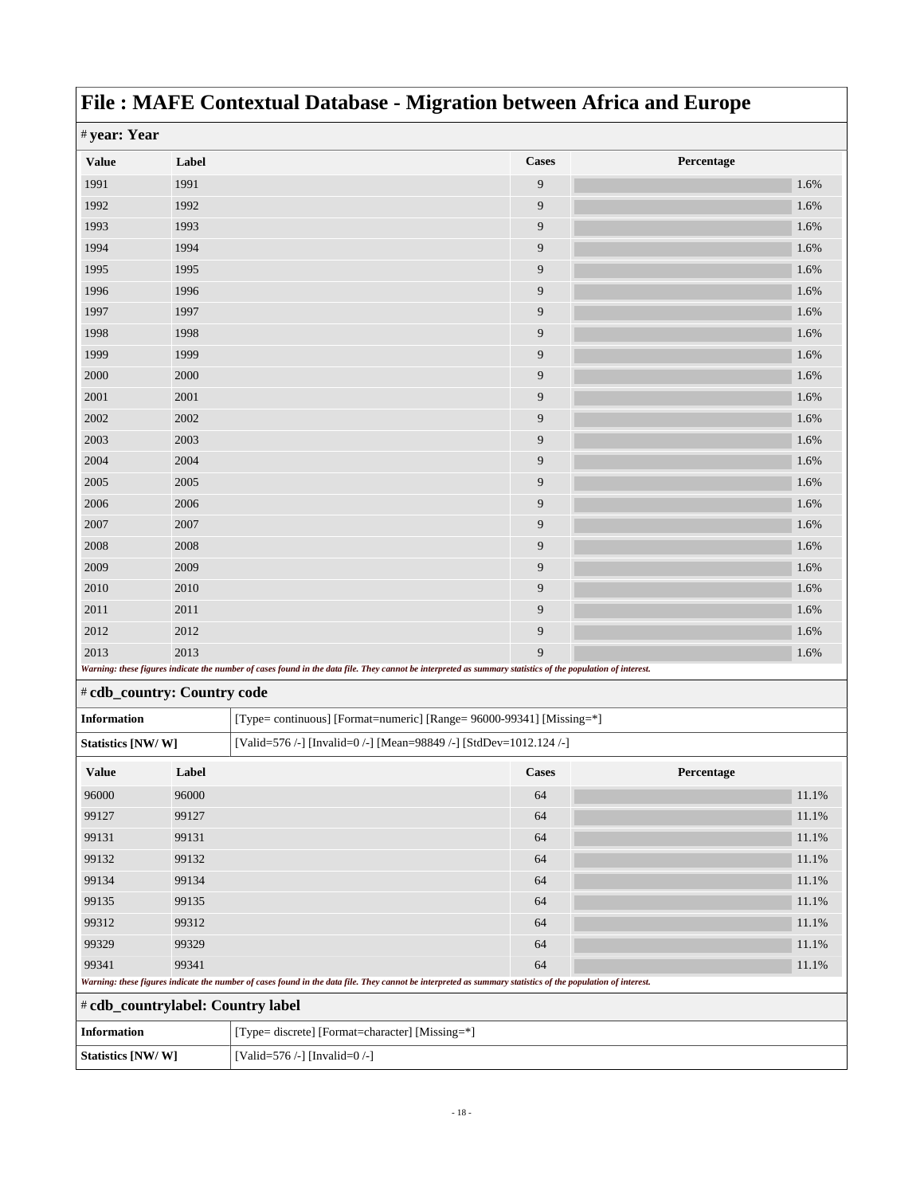# File : MAFE Contextual Database - Migration between Africa and Europe

## # year: Year

| Value | Label | Cases | Percentage |
|---|---|---|---|
| 1991 | 1991 | 9 | 1.6% |
| 1992 | 1992 | 9 | 1.6% |
| 1993 | 1993 | 9 | 1.6% |
| 1994 | 1994 | 9 | 1.6% |
| 1995 | 1995 | 9 | 1.6% |
| 1996 | 1996 | 9 | 1.6% |
| 1997 | 1997 | 9 | 1.6% |
| 1998 | 1998 | 9 | 1.6% |
| 1999 | 1999 | 9 | 1.6% |
| 2000 | 2000 | 9 | 1.6% |
| 2001 | 2001 | 9 | 1.6% |
| 2002 | 2002 | 9 | 1.6% |
| 2003 | 2003 | 9 | 1.6% |
| 2004 | 2004 | 9 | 1.6% |
| 2005 | 2005 | 9 | 1.6% |
| 2006 | 2006 | 9 | 1.6% |
| 2007 | 2007 | 9 | 1.6% |
| 2008 | 2008 | 9 | 1.6% |
| 2009 | 2009 | 9 | 1.6% |
| 2010 | 2010 | 9 | 1.6% |
| 2011 | 2011 | 9 | 1.6% |
| 2012 | 2012 | 9 | 1.6% |
| 2013 | 2013 | 9 | 1.6% |

*Warning: these figures indicate the number of cases found in the data file. They cannot be interpreted as summary statistics of the population of interest.*

## # cdb_country: Country code

| | |
|---|---|
| **Information** | [Type= continuous] [Format=numeric] [Range= 96000-99341] [Missing=*] |
| **Statistics [NW/ W]** | [Valid=576 /-] [Invalid=0 /-] [Mean=98849 /-] [StdDev=1012.124 /-] |

| Value | Label | Cases | Percentage |
|---|---|---|---|
| 96000 | 96000 | 64 | 11.1% |
| 99127 | 99127 | 64 | 11.1% |
| 99131 | 99131 | 64 | 11.1% |
| 99132 | 99132 | 64 | 11.1% |
| 99134 | 99134 | 64 | 11.1% |
| 99135 | 99135 | 64 | 11.1% |
| 99312 | 99312 | 64 | 11.1% |
| 99329 | 99329 | 64 | 11.1% |
| 99341 | 99341 | 64 | 11.1% |

*Warning: these figures indicate the number of cases found in the data file. They cannot be interpreted as summary statistics of the population of interest.*

## # cdb_countrylabel: Country label

| | |
|---|---|
| **Information** | [Type= discrete] [Format=character] [Missing=*] |
| **Statistics [NW/ W]** | [Valid=576 /-] [Invalid=0 /-] |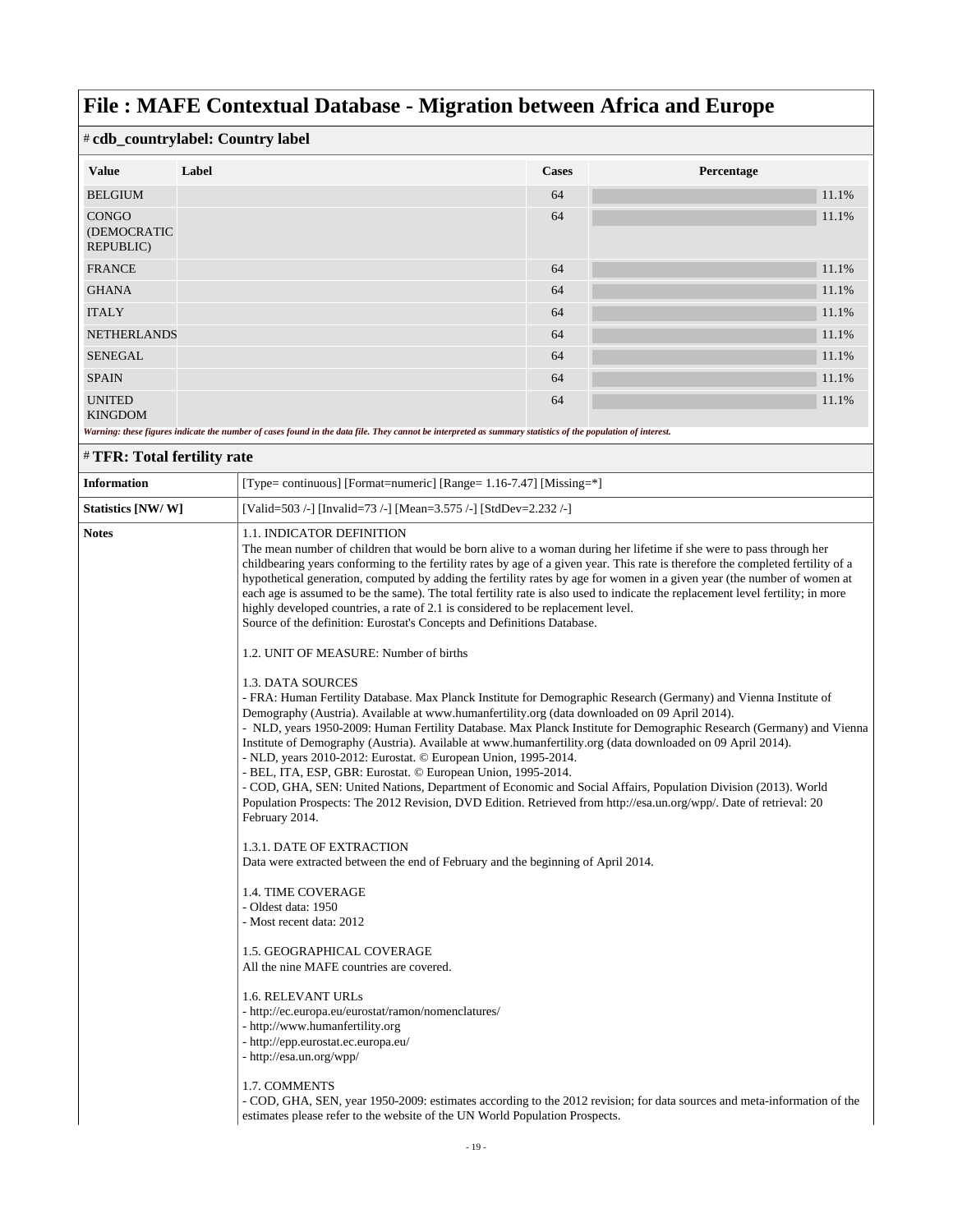# File : MAFE Contextual Database - Migration between Africa and Europe

## # cdb_countrylabel: Country label

| Value | Label | Cases | Percentage |
|---|---|---|---|
| BELGIUM | | 64 | 11.1% |
| CONGO (DEMOCRATIC REPUBLIC) | | 64 | 11.1% |
| FRANCE | | 64 | 11.1% |
| GHANA | | 64 | 11.1% |
| ITALY | | 64 | 11.1% |
| NETHERLANDS | | 64 | 11.1% |
| SENEGAL | | 64 | 11.1% |
| SPAIN | | 64 | 11.1% |
| UNITED KINGDOM | | 64 | 11.1% |

*Warning: these figures indicate the number of cases found in the data file. They cannot be interpreted as summary statistics of the population of interest.*

## # TFR: Total fertility rate

| | |
|---|---|
| **Information** | [Type= continuous] [Format=numeric] [Range= 1.16-7.47] [Missing=*] |
| **Statistics [NW/ W]** | [Valid=503 /-] [Invalid=73 /-] [Mean=3.575 /-] [StdDev=2.232 /-] |

**Notes**

1.1. INDICATOR DEFINITION
The mean number of children that would be born alive to a woman during her lifetime if she were to pass through her childbearing years conforming to the fertility rates by age of a given year. This rate is therefore the completed fertility of a hypothetical generation, computed by adding the fertility rates by age for women in a given year (the number of women at each age is assumed to be the same). The total fertility rate is also used to indicate the replacement level fertility; in more highly developed countries, a rate of 2.1 is considered to be replacement level.
Source of the definition: Eurostat's Concepts and Definitions Database.

1.2. UNIT OF MEASURE: Number of births

1.3. DATA SOURCES
- FRA: Human Fertility Database. Max Planck Institute for Demographic Research (Germany) and Vienna Institute of Demography (Austria). Available at www.humanfertility.org (data downloaded on 09 April 2014).
- NLD, years 1950-2009: Human Fertility Database. Max Planck Institute for Demographic Research (Germany) and Vienna Institute of Demography (Austria). Available at www.humanfertility.org (data downloaded on 09 April 2014).
- NLD, years 2010-2012: Eurostat. © European Union, 1995-2014.
- BEL, ITA, ESP, GBR: Eurostat. © European Union, 1995-2014.
- COD, GHA, SEN: United Nations, Department of Economic and Social Affairs, Population Division (2013). World Population Prospects: The 2012 Revision, DVD Edition. Retrieved from http://esa.un.org/wpp/. Date of retrieval: 20 February 2014.

1.3.1. DATE OF EXTRACTION
Data were extracted between the end of February and the beginning of April 2014.

1.4. TIME COVERAGE
- Oldest data: 1950
- Most recent data: 2012

1.5. GEOGRAPHICAL COVERAGE
All the nine MAFE countries are covered.

1.6. RELEVANT URLs
- http://ec.europa.eu/eurostat/ramon/nomenclatures/
- http://www.humanfertility.org
- http://epp.eurostat.ec.europa.eu/
- http://esa.un.org/wpp/

1.7. COMMENTS
- COD, GHA, SEN, year 1950-2009: estimates according to the 2012 revision; for data sources and meta-information of the estimates please refer to the website of the UN World Population Prospects.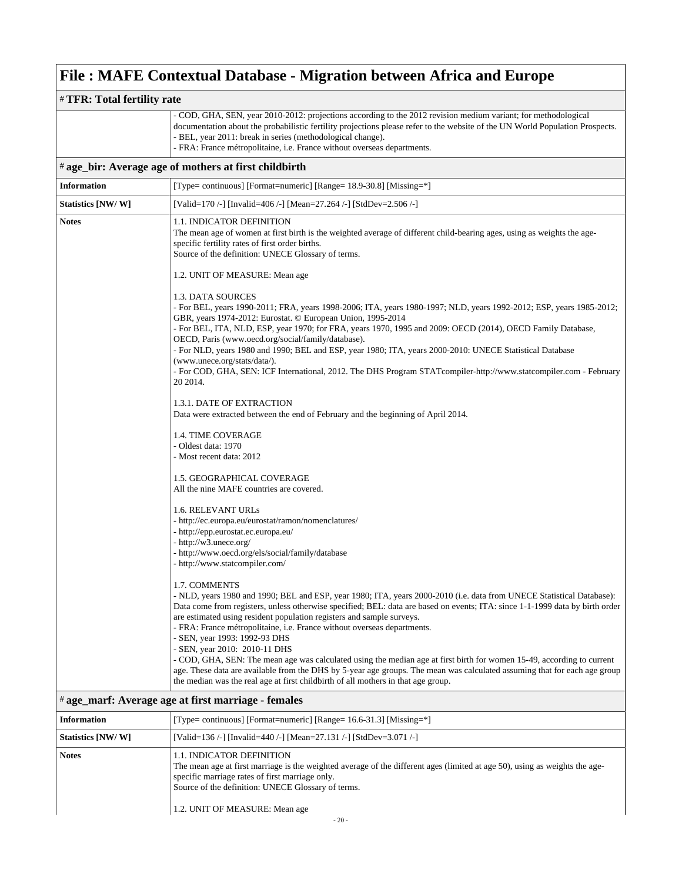# File : MAFE Contextual Database - Migration between Africa and Europe

## # TFR: Total fertility rate

| | |
|---|---|
| | - COD, GHA, SEN, year 2010-2012: projections according to the 2012 revision medium variant; for methodological documentation about the probabilistic fertility projections please refer to the website of the UN World Population Prospects.<br>- BEL, year 2011: break in series (methodological change).<br>- FRA: France métropolitaine, i.e. France without overseas departments. |

## # age_bir: Average age of mothers at first childbirth

| | |
|---|---|
| **Information** | [Type= continuous] [Format=numeric] [Range= 18.9-30.8] [Missing=*] |
| **Statistics [NW/ W]** | [Valid=170 /-] [Invalid=406 /-] [Mean=27.264 /-] [StdDev=2.506 /-] |
| **Notes** | 1.1. INDICATOR DEFINITION<br>The mean age of women at first birth is the weighted average of different child-bearing ages, using as weights the age-specific fertility rates of first order births.<br>Source of the definition: UNECE Glossary of terms.<br><br>1.2. UNIT OF MEASURE: Mean age<br><br>1.3. DATA SOURCES<br>- For BEL, years 1990-2011; FRA, years 1998-2006; ITA, years 1980-1997; NLD, years 1992-2012; ESP, years 1985-2012; GBR, years 1974-2012: Eurostat. © European Union, 1995-2014<br>- For BEL, ITA, NLD, ESP, year 1970; for FRA, years 1970, 1995 and 2009: OECD (2014), OECD Family Database, OECD, Paris (www.oecd.org/social/family/database).<br>- For NLD, years 1980 and 1990; BEL and ESP, year 1980; ITA, years 2000-2010: UNECE Statistical Database (www.unece.org/stats/data/).<br>- For COD, GHA, SEN: ICF International, 2012. The DHS Program STATcompiler-http://www.statcompiler.com - February 20 2014.<br><br>1.3.1. DATE OF EXTRACTION<br>Data were extracted between the end of February and the beginning of April 2014.<br><br>1.4. TIME COVERAGE<br>- Oldest data: 1970<br>- Most recent data: 2012<br><br>1.5. GEOGRAPHICAL COVERAGE<br>All the nine MAFE countries are covered.<br><br>1.6. RELEVANT URLs<br>- http://ec.europa.eu/eurostat/ramon/nomenclatures/<br>- http://epp.eurostat.ec.europa.eu/<br>- http://w3.unece.org/<br>- http://www.oecd.org/els/social/family/database<br>- http://www.statcompiler.com/<br><br>1.7. COMMENTS<br>- NLD, years 1980 and 1990; BEL and ESP, year 1980; ITA, years 2000-2010 (i.e. data from UNECE Statistical Database): Data come from registers, unless otherwise specified; BEL: data are based on events; ITA: since 1-1-1999 data by birth order are estimated using resident population registers and sample surveys.<br>- FRA: France métropolitaine, i.e. France without overseas departments.<br>- SEN, year 1993: 1992-93 DHS<br>- SEN, year 2010: 2010-11 DHS<br>- COD, GHA, SEN: The mean age was calculated using the median age at first birth for women 15-49, according to current age. These data are available from the DHS by 5-year age groups. The mean was calculated assuming that for each age group the median was the real age at first childbirth of all mothers in that age group. |

## # age_marf: Average age at first marriage - females

| | |
|---|---|
| **Information** | [Type= continuous] [Format=numeric] [Range= 16.6-31.3] [Missing=*] |
| **Statistics [NW/ W]** | [Valid=136 /-] [Invalid=440 /-] [Mean=27.131 /-] [StdDev=3.071 /-] |
| **Notes** | 1.1. INDICATOR DEFINITION<br>The mean age at first marriage is the weighted average of the different ages (limited at age 50), using as weights the age-specific marriage rates of first marriage only.<br>Source of the definition: UNECE Glossary of terms.<br><br>1.2. UNIT OF MEASURE: Mean age |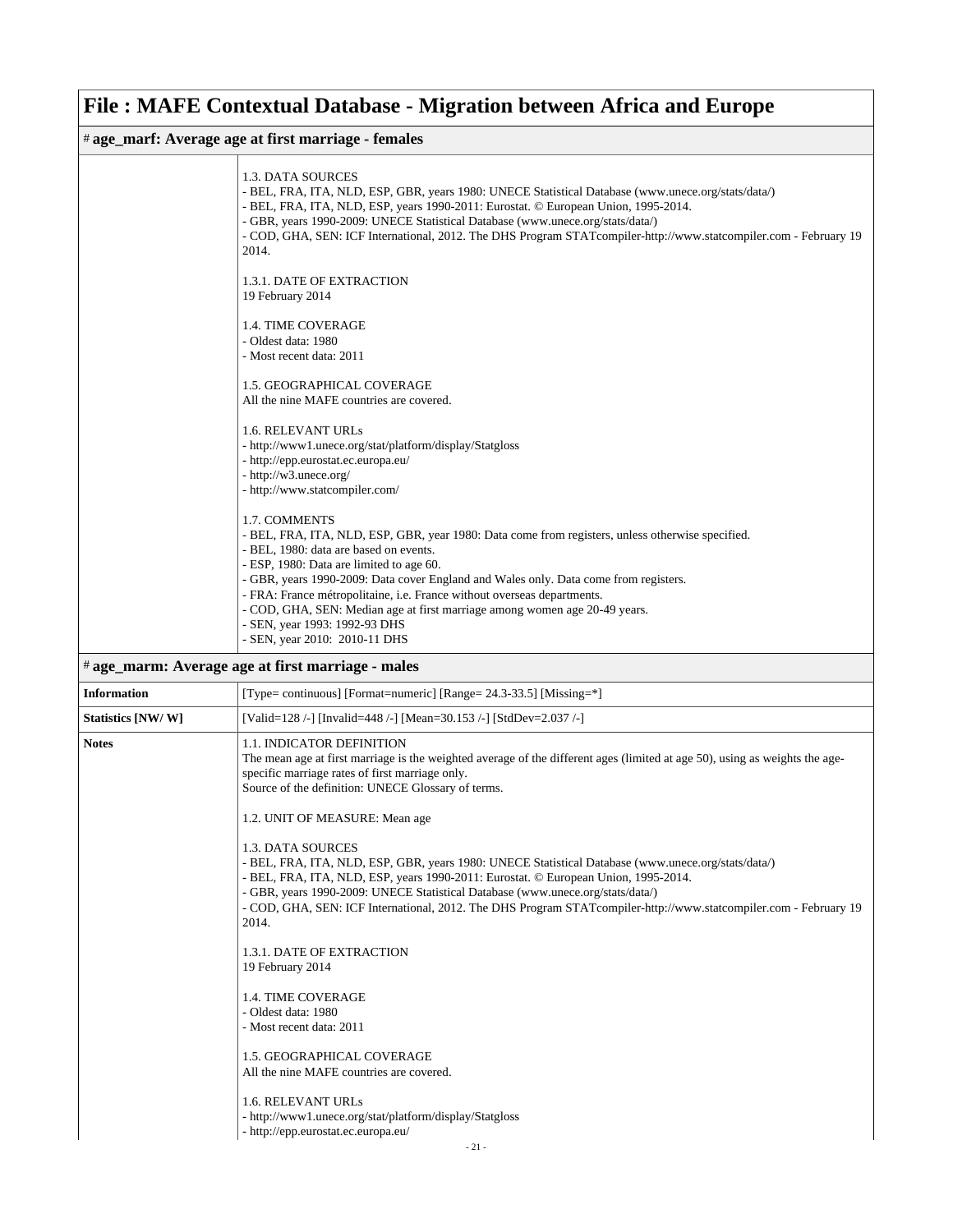# File : MAFE Contextual Database - Migration between Africa and Europe

## # age_marf: Average age at first marriage - females

| | |
|---|---|
| | 1.3. DATA SOURCES<br>- BEL, FRA, ITA, NLD, ESP, GBR, years 1980: UNECE Statistical Database (www.unece.org/stats/data/)<br>- BEL, FRA, ITA, NLD, ESP, years 1990-2011: Eurostat. © European Union, 1995-2014.<br>- GBR, years 1990-2009: UNECE Statistical Database (www.unece.org/stats/data/)<br>- COD, GHA, SEN: ICF International, 2012. The DHS Program STATcompiler-http://www.statcompiler.com - February 19 2014.<br><br>1.3.1. DATE OF EXTRACTION<br>19 February 2014<br><br>1.4. TIME COVERAGE<br>- Oldest data: 1980<br>- Most recent data: 2011<br><br>1.5. GEOGRAPHICAL COVERAGE<br>All the nine MAFE countries are covered.<br><br>1.6. RELEVANT URLs<br>- http://www1.unece.org/stat/platform/display/Statgloss<br>- http://epp.eurostat.ec.europa.eu/<br>- http://w3.unece.org/<br>- http://www.statcompiler.com/<br><br>1.7. COMMENTS<br>- BEL, FRA, ITA, NLD, ESP, GBR, year 1980: Data come from registers, unless otherwise specified.<br>- BEL, 1980: data are based on events.<br>- ESP, 1980: Data are limited to age 60.<br>- GBR, years 1990-2009: Data cover England and Wales only. Data come from registers.<br>- FRA: France métropolitaine, i.e. France without overseas departments.<br>- COD, GHA, SEN: Median age at first marriage among women age 20-49 years.<br>- SEN, year 1993: 1992-93 DHS<br>- SEN, year 2010: 2010-11 DHS |

## # age_marm: Average age at first marriage - males

| | |
|---|---|
| **Information** | [Type= continuous] [Format=numeric] [Range= 24.3-33.5] [Missing=*] |
| **Statistics [NW/ W]** | [Valid=128 /-] [Invalid=448 /-] [Mean=30.153 /-] [StdDev=2.037 /-] |
| **Notes** | 1.1. INDICATOR DEFINITION<br>The mean age at first marriage is the weighted average of the different ages (limited at age 50), using as weights the age-specific marriage rates of first marriage only.<br>Source of the definition: UNECE Glossary of terms.<br><br>1.2. UNIT OF MEASURE: Mean age<br><br>1.3. DATA SOURCES<br>- BEL, FRA, ITA, NLD, ESP, GBR, years 1980: UNECE Statistical Database (www.unece.org/stats/data/)<br>- BEL, FRA, ITA, NLD, ESP, years 1990-2011: Eurostat. © European Union, 1995-2014.<br>- GBR, years 1990-2009: UNECE Statistical Database (www.unece.org/stats/data/)<br>- COD, GHA, SEN: ICF International, 2012. The DHS Program STATcompiler-http://www.statcompiler.com - February 19 2014.<br><br>1.3.1. DATE OF EXTRACTION<br>19 February 2014<br><br>1.4. TIME COVERAGE<br>- Oldest data: 1980<br>- Most recent data: 2011<br><br>1.5. GEOGRAPHICAL COVERAGE<br>All the nine MAFE countries are covered.<br><br>1.6. RELEVANT URLs<br>- http://www1.unece.org/stat/platform/display/Statgloss<br>- http://epp.eurostat.ec.europa.eu/ |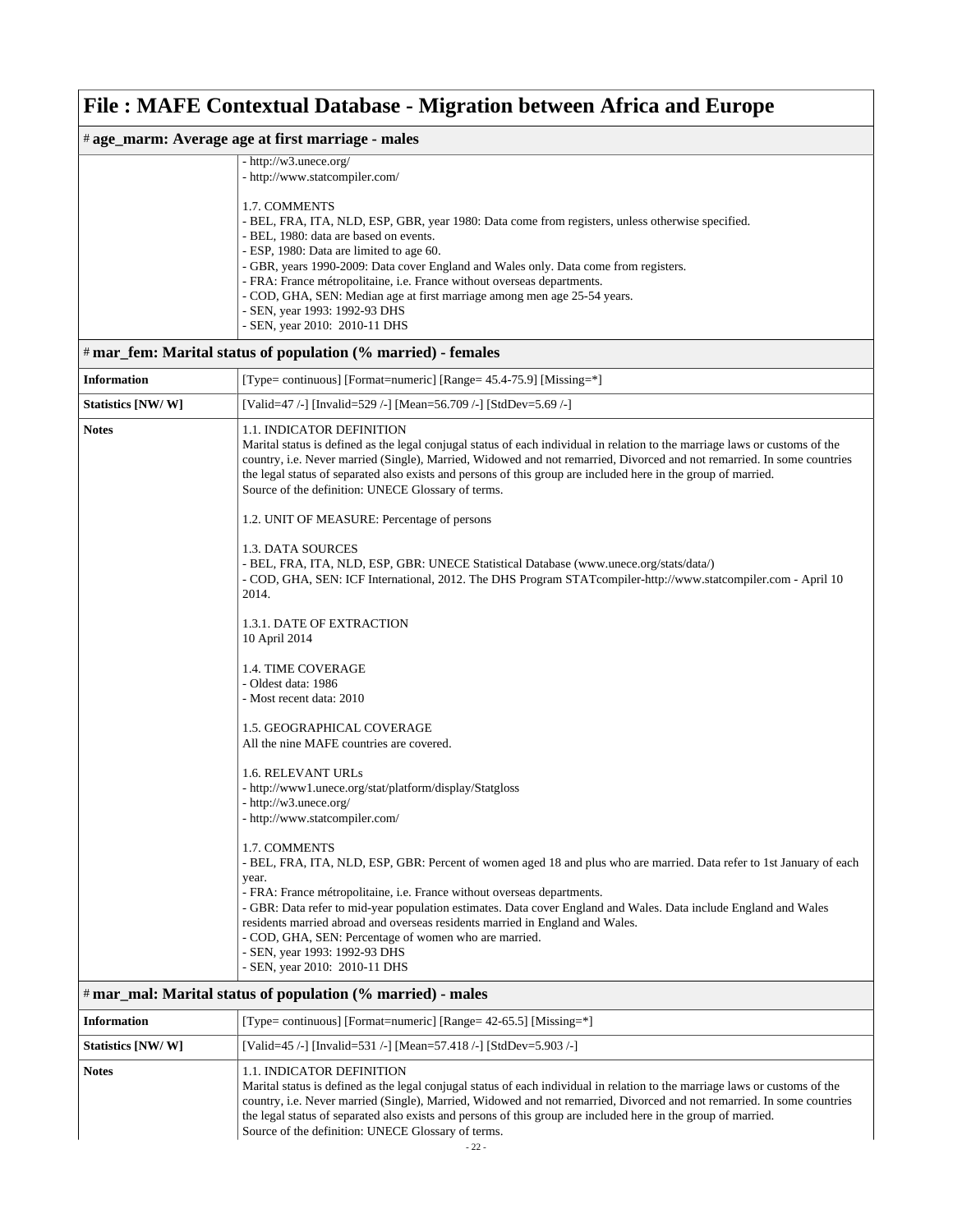# File : MAFE Contextual Database - Migration between Africa and Europe

## # age_marm: Average age at first marriage - males

| | |
|---|---|
| | - http://w3.unece.org/<br>- http://www.statcompiler.com/<br><br>1.7. COMMENTS<br>- BEL, FRA, ITA, NLD, ESP, GBR, year 1980: Data come from registers, unless otherwise specified.<br>- BEL, 1980: data are based on events.<br>- ESP, 1980: Data are limited to age 60.<br>- GBR, years 1990-2009: Data cover England and Wales only. Data come from registers.<br>- FRA: France métropolitaine, i.e. France without overseas departments.<br>- COD, GHA, SEN: Median age at first marriage among men age 25-54 years.<br>- SEN, year 1993: 1992-93 DHS<br>- SEN, year 2010: 2010-11 DHS |

## # mar_fem: Marital status of population (% married) - females

| | |
|---|---|
| **Information** | [Type= continuous] [Format=numeric] [Range= 45.4-75.9] [Missing=*] |
| **Statistics [NW/ W]** | [Valid=47 /-] [Invalid=529 /-] [Mean=56.709 /-] [StdDev=5.69 /-] |
| **Notes** | 1.1. INDICATOR DEFINITION<br>Marital status is defined as the legal conjugal status of each individual in relation to the marriage laws or customs of the country, i.e. Never married (Single), Married, Widowed and not remarried, Divorced and not remarried. In some countries the legal status of separated also exists and persons of this group are included here in the group of married.<br>Source of the definition: UNECE Glossary of terms.<br><br>1.2. UNIT OF MEASURE: Percentage of persons<br><br>1.3. DATA SOURCES<br>- BEL, FRA, ITA, NLD, ESP, GBR: UNECE Statistical Database (www.unece.org/stats/data/)<br>- COD, GHA, SEN: ICF International, 2012. The DHS Program STATcompiler-http://www.statcompiler.com - April 10 2014.<br><br>1.3.1. DATE OF EXTRACTION<br>10 April 2014<br><br>1.4. TIME COVERAGE<br>- Oldest data: 1986<br>- Most recent data: 2010<br><br>1.5. GEOGRAPHICAL COVERAGE<br>All the nine MAFE countries are covered.<br><br>1.6. RELEVANT URLs<br>- http://www1.unece.org/stat/platform/display/Statgloss<br>- http://w3.unece.org/<br>- http://www.statcompiler.com/<br><br>1.7. COMMENTS<br>- BEL, FRA, ITA, NLD, ESP, GBR: Percent of women aged 18 and plus who are married. Data refer to 1st January of each year.<br>- FRA: France métropolitaine, i.e. France without overseas departments.<br>- GBR: Data refer to mid-year population estimates. Data cover England and Wales. Data include England and Wales residents married abroad and overseas residents married in England and Wales.<br>- COD, GHA, SEN: Percentage of women who are married.<br>- SEN, year 1993: 1992-93 DHS<br>- SEN, year 2010: 2010-11 DHS |

## # mar_mal: Marital status of population (% married) - males

| | |
|---|---|
| **Information** | [Type= continuous] [Format=numeric] [Range= 42-65.5] [Missing=*] |
| **Statistics [NW/ W]** | [Valid=45 /-] [Invalid=531 /-] [Mean=57.418 /-] [StdDev=5.903 /-] |
| **Notes** | 1.1. INDICATOR DEFINITION<br>Marital status is defined as the legal conjugal status of each individual in relation to the marriage laws or customs of the country, i.e. Never married (Single), Married, Widowed and not remarried, Divorced and not remarried. In some countries the legal status of separated also exists and persons of this group are included here in the group of married.<br>Source of the definition: UNECE Glossary of terms. |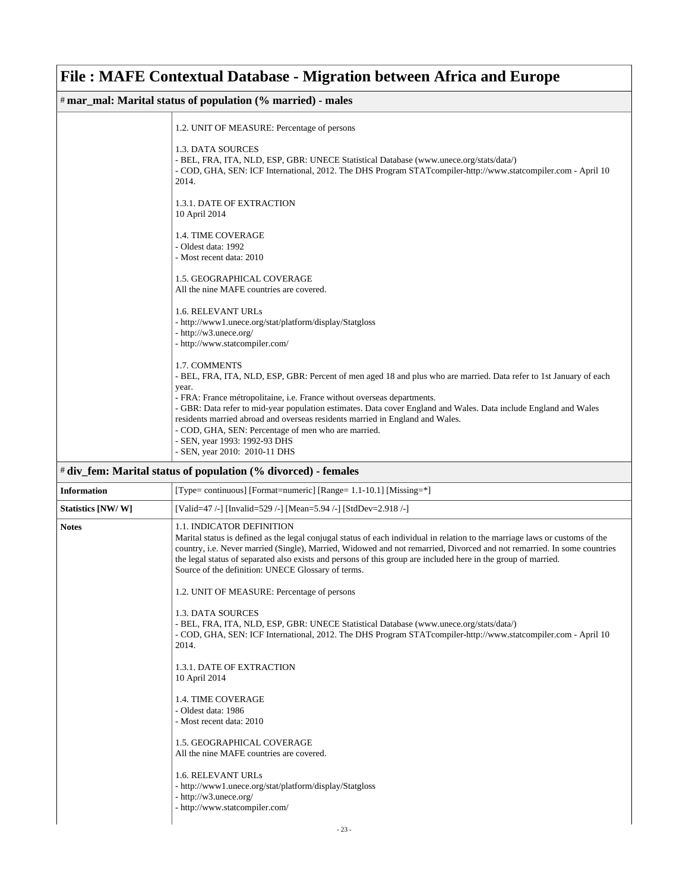# File : MAFE Contextual Database - Migration between Africa and Europe

## # mar_mal: Marital status of population (% married) - males

1.2. UNIT OF MEASURE: Percentage of persons

1.3. DATA SOURCES
- BEL, FRA, ITA, NLD, ESP, GBR: UNECE Statistical Database (www.unece.org/stats/data/)
- COD, GHA, SEN: ICF International, 2012. The DHS Program STATcompiler-http://www.statcompiler.com - April 10 2014.

1.3.1. DATE OF EXTRACTION
10 April 2014

1.4. TIME COVERAGE
- Oldest data: 1992
- Most recent data: 2010

1.5. GEOGRAPHICAL COVERAGE
All the nine MAFE countries are covered.

1.6. RELEVANT URLs
- http://www1.unece.org/stat/platform/display/Statgloss
- http://w3.unece.org/
- http://www.statcompiler.com/

1.7. COMMENTS
- BEL, FRA, ITA, NLD, ESP, GBR: Percent of men aged 18 and plus who are married. Data refer to 1st January of each year.
- FRA: France métropolitaine, i.e. France without overseas departments.
- GBR: Data refer to mid-year population estimates. Data cover England and Wales. Data include England and Wales residents married abroad and overseas residents married in England and Wales.
- COD, GHA, SEN: Percentage of men who are married.
- SEN, year 1993: 1992-93 DHS
- SEN, year 2010: 2010-11 DHS

## # div_fem: Marital status of population (% divorced) - females

| | |
|---|---|
| **Information** | [Type= continuous] [Format=numeric] [Range= 1.1-10.1] [Missing=*] |
| **Statistics [NW/ W]** | [Valid=47 /-] [Invalid=529 /-] [Mean=5.94 /-] [StdDev=2.918 /-] |

**Notes**

1.1. INDICATOR DEFINITION
Marital status is defined as the legal conjugal status of each individual in relation to the marriage laws or customs of the country, i.e. Never married (Single), Married, Widowed and not remarried, Divorced and not remarried. In some countries the legal status of separated also exists and persons of this group are included here in the group of married.
Source of the definition: UNECE Glossary of terms.

1.2. UNIT OF MEASURE: Percentage of persons

1.3. DATA SOURCES
- BEL, FRA, ITA, NLD, ESP, GBR: UNECE Statistical Database (www.unece.org/stats/data/)
- COD, GHA, SEN: ICF International, 2012. The DHS Program STATcompiler-http://www.statcompiler.com - April 10 2014.

1.3.1. DATE OF EXTRACTION
10 April 2014

1.4. TIME COVERAGE
- Oldest data: 1986
- Most recent data: 2010

1.5. GEOGRAPHICAL COVERAGE
All the nine MAFE countries are covered.

1.6. RELEVANT URLs
- http://www1.unece.org/stat/platform/display/Statgloss
- http://w3.unece.org/
- http://www.statcompiler.com/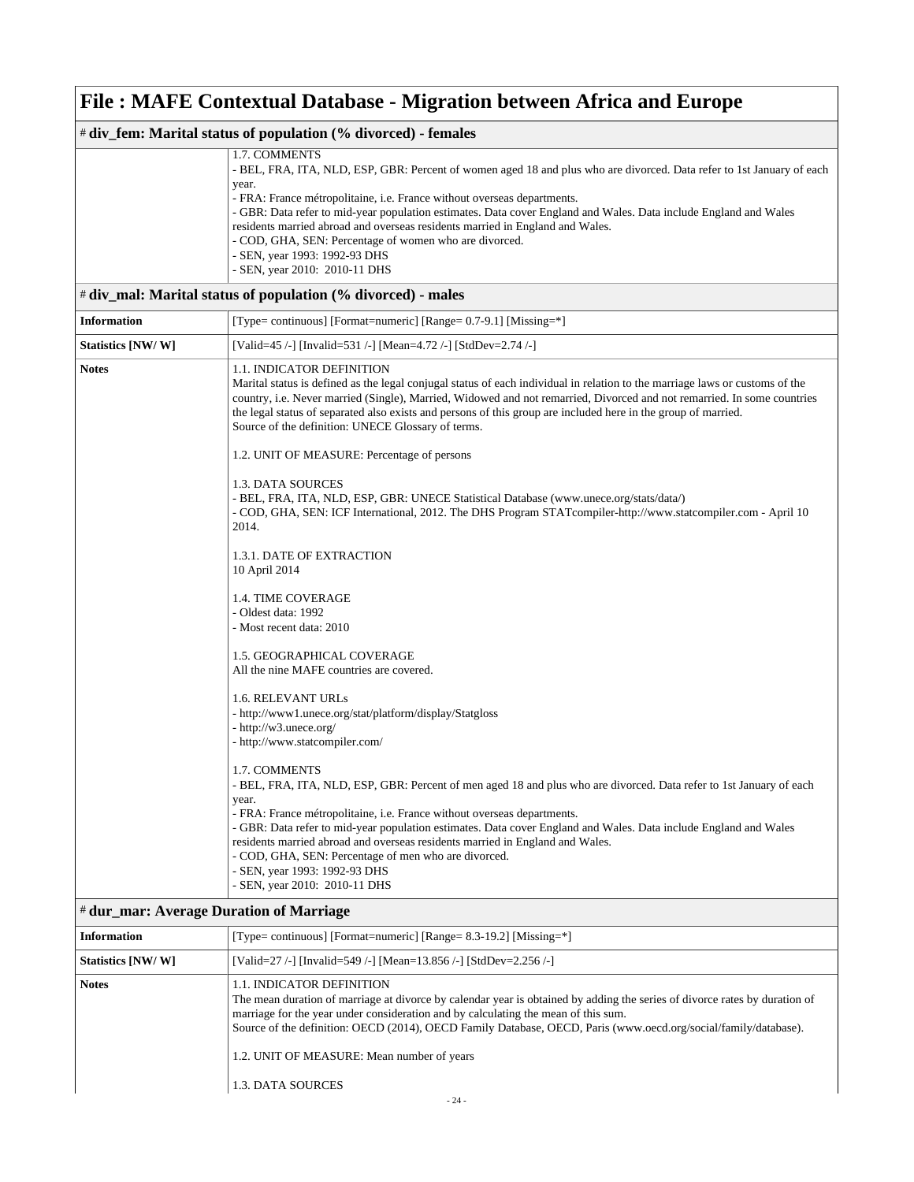# File : MAFE Contextual Database - Migration between Africa and Europe

## # div_fem: Marital status of population (% divorced) - females

| | |
|---|---|
| | 1.7. COMMENTS<br>- BEL, FRA, ITA, NLD, ESP, GBR: Percent of women aged 18 and plus who are divorced. Data refer to 1st January of each year.<br>- FRA: France métropolitaine, i.e. France without overseas departments.<br>- GBR: Data refer to mid-year population estimates. Data cover England and Wales. Data include England and Wales residents married abroad and overseas residents married in England and Wales.<br>- COD, GHA, SEN: Percentage of women who are divorced.<br>- SEN, year 1993: 1992-93 DHS<br>- SEN, year 2010: 2010-11 DHS |

## # div_mal: Marital status of population (% divorced) - males

| | |
|---|---|
| **Information** | [Type= continuous] [Format=numeric] [Range= 0.7-9.1] [Missing=*] |
| **Statistics [NW/ W]** | [Valid=45 /-] [Invalid=531 /-] [Mean=4.72 /-] [StdDev=2.74 /-] |
| **Notes** | 1.1. INDICATOR DEFINITION<br>Marital status is defined as the legal conjugal status of each individual in relation to the marriage laws or customs of the country, i.e. Never married (Single), Married, Widowed and not remarried, Divorced and not remarried. In some countries the legal status of separated also exists and persons of this group are included here in the group of married.<br>Source of the definition: UNECE Glossary of terms.<br><br>1.2. UNIT OF MEASURE: Percentage of persons<br><br>1.3. DATA SOURCES<br>- BEL, FRA, ITA, NLD, ESP, GBR: UNECE Statistical Database (www.unece.org/stats/data/)<br>- COD, GHA, SEN: ICF International, 2012. The DHS Program STATcompiler-http://www.statcompiler.com - April 10 2014.<br><br>1.3.1. DATE OF EXTRACTION<br>10 April 2014<br><br>1.4. TIME COVERAGE<br>- Oldest data: 1992<br>- Most recent data: 2010<br><br>1.5. GEOGRAPHICAL COVERAGE<br>All the nine MAFE countries are covered.<br><br>1.6. RELEVANT URLs<br>- http://www1.unece.org/stat/platform/display/Statgloss<br>- http://w3.unece.org/<br>- http://www.statcompiler.com/<br><br>1.7. COMMENTS<br>- BEL, FRA, ITA, NLD, ESP, GBR: Percent of men aged 18 and plus who are divorced. Data refer to 1st January of each year.<br>- FRA: France métropolitaine, i.e. France without overseas departments.<br>- GBR: Data refer to mid-year population estimates. Data cover England and Wales. Data include England and Wales residents married abroad and overseas residents married in England and Wales.<br>- COD, GHA, SEN: Percentage of men who are divorced.<br>- SEN, year 1993: 1992-93 DHS<br>- SEN, year 2010: 2010-11 DHS |

## # dur_mar: Average Duration of Marriage

| | |
|---|---|
| **Information** | [Type= continuous] [Format=numeric] [Range= 8.3-19.2] [Missing=*] |
| **Statistics [NW/ W]** | [Valid=27 /-] [Invalid=549 /-] [Mean=13.856 /-] [StdDev=2.256 /-] |
| **Notes** | 1.1. INDICATOR DEFINITION<br>The mean duration of marriage at divorce by calendar year is obtained by adding the series of divorce rates by duration of marriage for the year under consideration and by calculating the mean of this sum.<br>Source of the definition: OECD (2014), OECD Family Database, OECD, Paris (www.oecd.org/social/family/database).<br><br>1.2. UNIT OF MEASURE: Mean number of years<br><br>1.3. DATA SOURCES |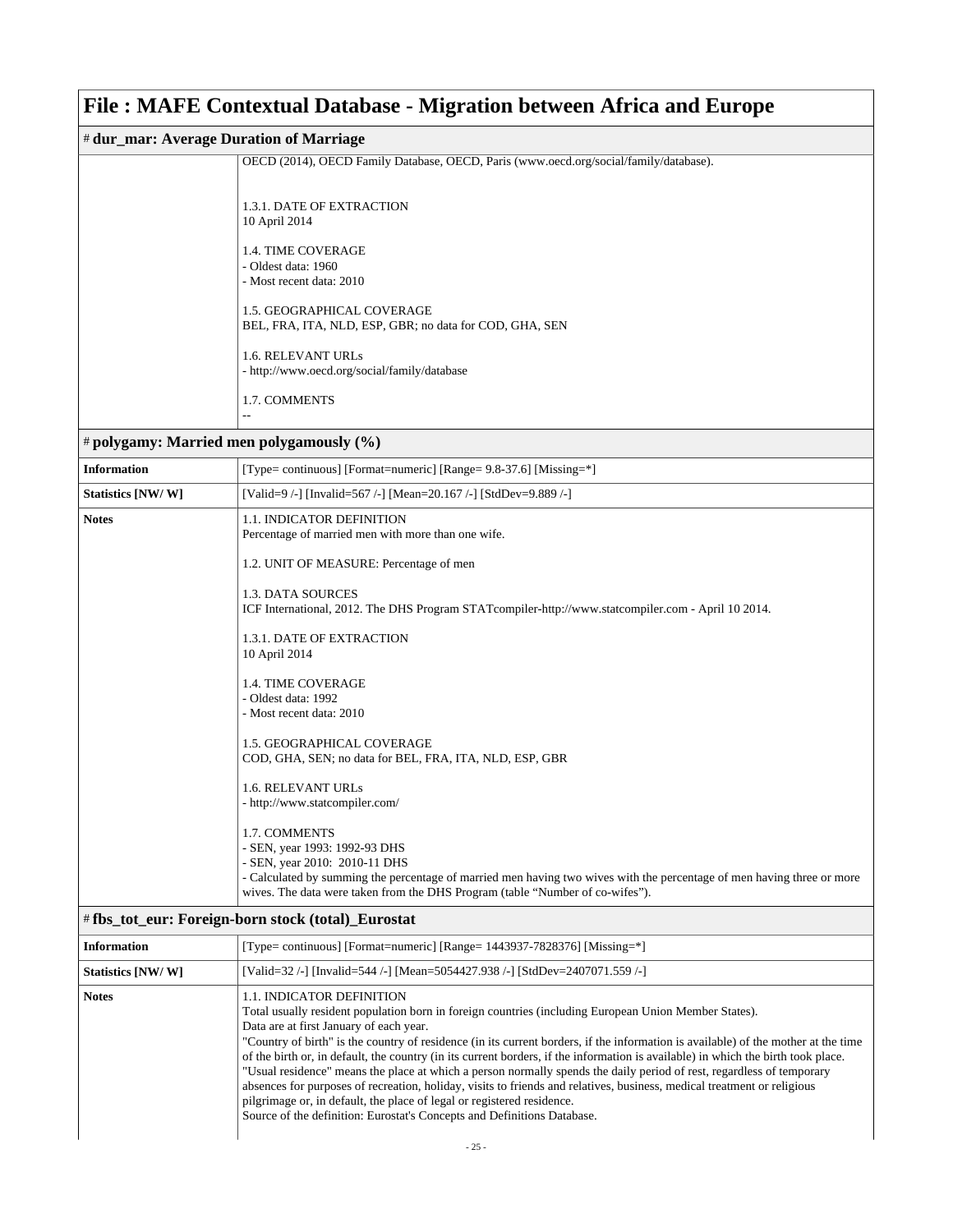# File : MAFE Contextual Database - Migration between Africa and Europe

## # dur_mar: Average Duration of Marriage

| | |
|---|---|
| | OECD (2014), OECD Family Database, OECD, Paris (www.oecd.org/social/family/database).<br><br>1.3.1. DATE OF EXTRACTION<br>10 April 2014<br><br>1.4. TIME COVERAGE<br>- Oldest data: 1960<br>- Most recent data: 2010<br><br>1.5. GEOGRAPHICAL COVERAGE<br>BEL, FRA, ITA, NLD, ESP, GBR; no data for COD, GHA, SEN<br><br>1.6. RELEVANT URLs<br>- http://www.oecd.org/social/family/database<br><br>1.7. COMMENTS<br>-- |

## # polygamy: Married men polygamously (%)

| | |
|---|---|
| **Information** | [Type= continuous] [Format=numeric] [Range= 9.8-37.6] [Missing=*] |
| **Statistics [NW/ W]** | [Valid=9 /-] [Invalid=567 /-] [Mean=20.167 /-] [StdDev=9.889 /-] |
| **Notes** | 1.1. INDICATOR DEFINITION<br>Percentage of married men with more than one wife.<br><br>1.2. UNIT OF MEASURE: Percentage of men<br><br>1.3. DATA SOURCES<br>ICF International, 2012. The DHS Program STATcompiler-http://www.statcompiler.com - April 10 2014.<br><br>1.3.1. DATE OF EXTRACTION<br>10 April 2014<br><br>1.4. TIME COVERAGE<br>- Oldest data: 1992<br>- Most recent data: 2010<br><br>1.5. GEOGRAPHICAL COVERAGE<br>COD, GHA, SEN; no data for BEL, FRA, ITA, NLD, ESP, GBR<br><br>1.6. RELEVANT URLs<br>- http://www.statcompiler.com/<br><br>1.7. COMMENTS<br>- SEN, year 1993: 1992-93 DHS<br>- SEN, year 2010: 2010-11 DHS<br>- Calculated by summing the percentage of married men having two wives with the percentage of men having three or more wives. The data were taken from the DHS Program (table "Number of co-wifes"). |

## # fbs_tot_eur: Foreign-born stock (total)_Eurostat

| | |
|---|---|
| **Information** | [Type= continuous] [Format=numeric] [Range= 1443937-7828376] [Missing=*] |
| **Statistics [NW/ W]** | [Valid=32 /-] [Invalid=544 /-] [Mean=5054427.938 /-] [StdDev=2407071.559 /-] |
| **Notes** | 1.1. INDICATOR DEFINITION<br>Total usually resident population born in foreign countries (including European Union Member States).<br>Data are at first January of each year.<br>"Country of birth" is the country of residence (in its current borders, if the information is available) of the mother at the time of the birth or, in default, the country (in its current borders, if the information is available) in which the birth took place.<br>"Usual residence" means the place at which a person normally spends the daily period of rest, regardless of temporary absences for purposes of recreation, holiday, visits to friends and relatives, business, medical treatment or religious pilgrimage or, in default, the place of legal or registered residence.<br>Source of the definition: Eurostat's Concepts and Definitions Database. |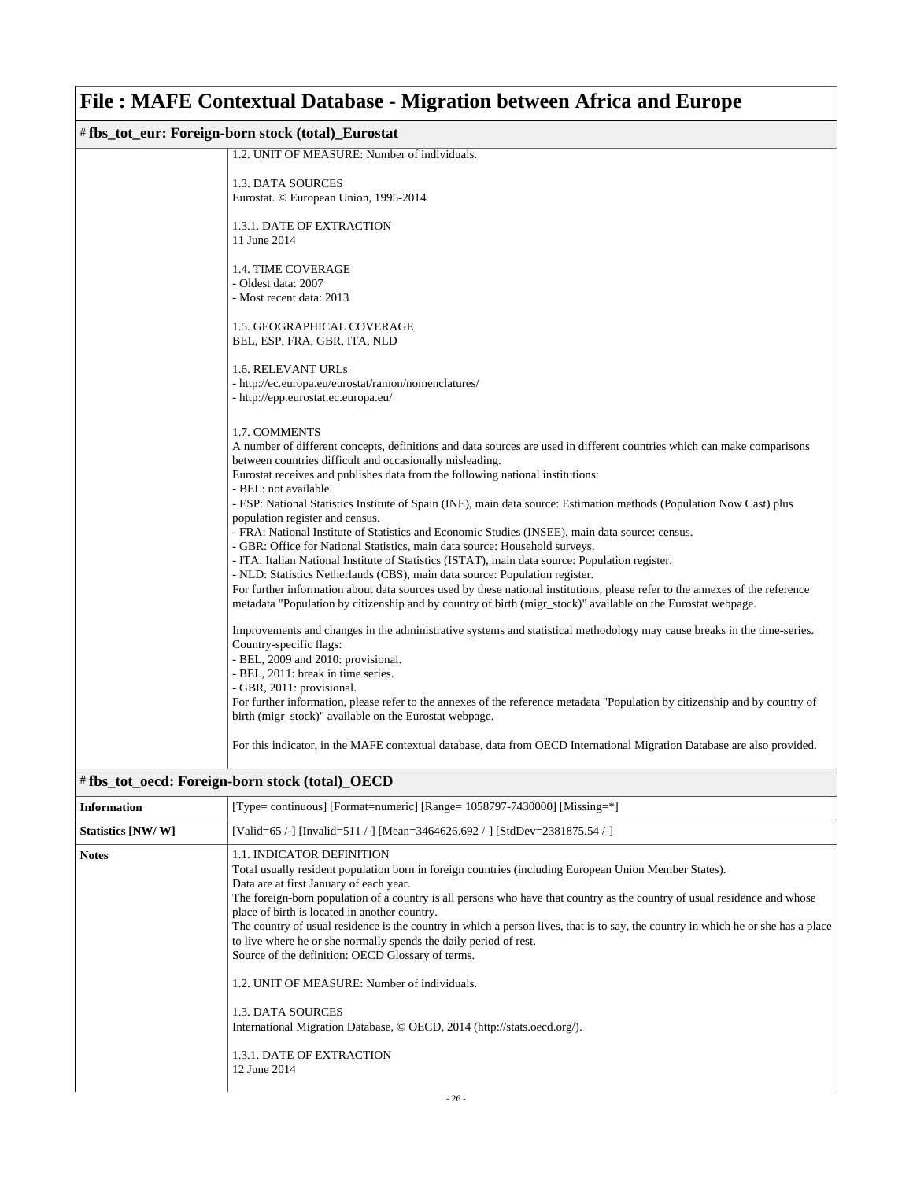# File : MAFE Contextual Database - Migration between Africa and Europe

## # fbs_tot_eur: Foreign-born stock (total)_Eurostat

1.2. UNIT OF MEASURE: Number of individuals.

1.3. DATA SOURCES
Eurostat. © European Union, 1995-2014

1.3.1. DATE OF EXTRACTION
11 June 2014

1.4. TIME COVERAGE
- Oldest data: 2007
- Most recent data: 2013

1.5. GEOGRAPHICAL COVERAGE
BEL, ESP, FRA, GBR, ITA, NLD

1.6. RELEVANT URLs
- http://ec.europa.eu/eurostat/ramon/nomenclatures/
- http://epp.eurostat.ec.europa.eu/

1.7. COMMENTS
A number of different concepts, definitions and data sources are used in different countries which can make comparisons between countries difficult and occasionally misleading.
Eurostat receives and publishes data from the following national institutions:
- BEL: not available.
- ESP: National Statistics Institute of Spain (INE), main data source: Estimation methods (Population Now Cast) plus population register and census.
- FRA: National Institute of Statistics and Economic Studies (INSEE), main data source: census.
- GBR: Office for National Statistics, main data source: Household surveys.
- ITA: Italian National Institute of Statistics (ISTAT), main data source: Population register.
- NLD: Statistics Netherlands (CBS), main data source: Population register.
For further information about data sources used by these national institutions, please refer to the annexes of the reference metadata "Population by citizenship and by country of birth (migr_stock)" available on the Eurostat webpage.

Improvements and changes in the administrative systems and statistical methodology may cause breaks in the time-series.
Country-specific flags:
- BEL, 2009 and 2010: provisional.
- BEL, 2011: break in time series.
- GBR, 2011: provisional.
For further information, please refer to the annexes of the reference metadata "Population by citizenship and by country of birth (migr_stock)" available on the Eurostat webpage.

For this indicator, in the MAFE contextual database, data from OECD International Migration Database are also provided.

## # fbs_tot_oecd: Foreign-born stock (total)_OECD

| | |
|---|---|
| **Information** | [Type= continuous] [Format=numeric] [Range= 1058797-7430000] [Missing=*] |
| **Statistics [NW/ W]** | [Valid=65 /-] [Invalid=511 /-] [Mean=3464626.692 /-] [StdDev=2381875.54 /-] |
| **Notes** | 1.1. INDICATOR DEFINITION<br>Total usually resident population born in foreign countries (including European Union Member States).<br>Data are at first January of each year.<br>The foreign-born population of a country is all persons who have that country as the country of usual residence and whose place of birth is located in another country.<br>The country of usual residence is the country in which a person lives, that is to say, the country in which he or she has a place to live where he or she normally spends the daily period of rest.<br>Source of the definition: OECD Glossary of terms.<br><br>1.2. UNIT OF MEASURE: Number of individuals.<br><br>1.3. DATA SOURCES<br>International Migration Database, © OECD, 2014 (http://stats.oecd.org/).<br><br>1.3.1. DATE OF EXTRACTION<br>12 June 2014 |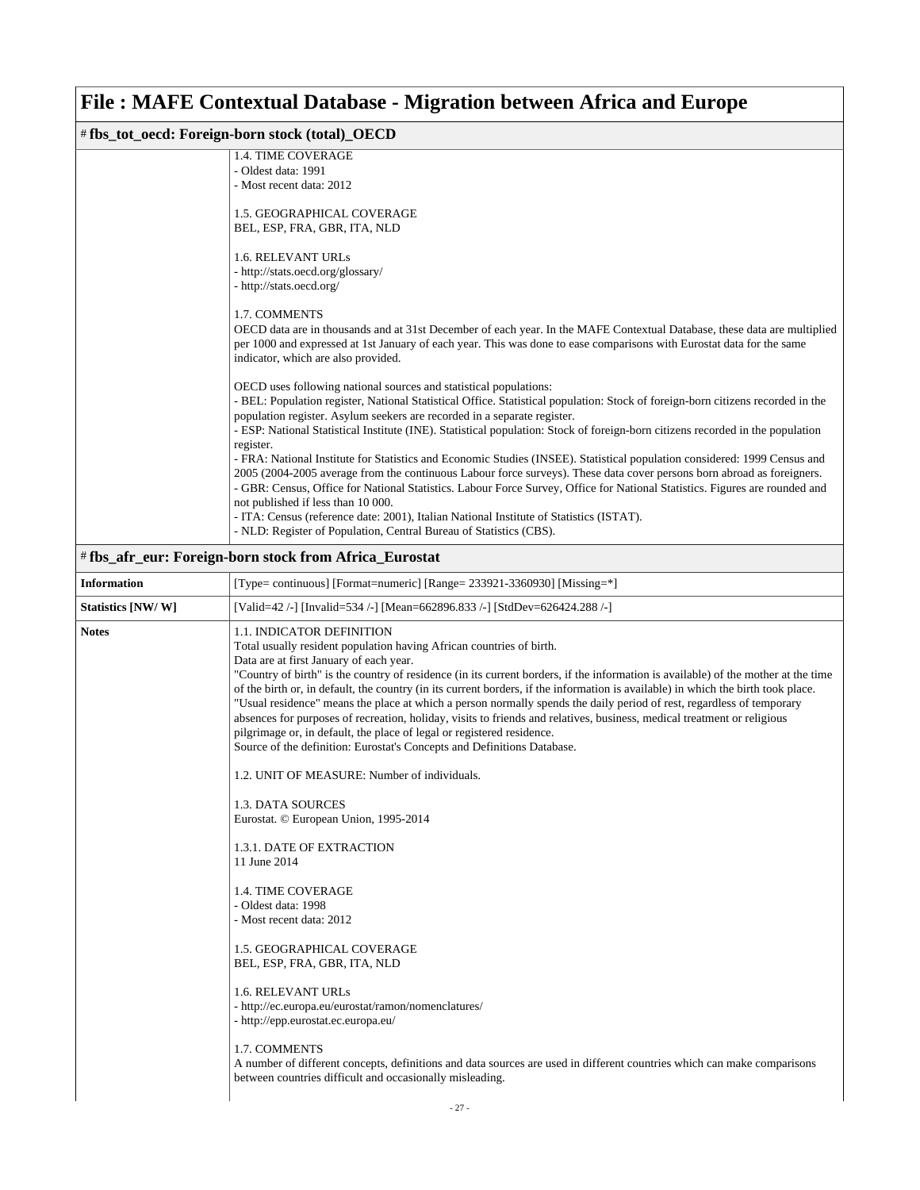# File : MAFE Contextual Database - Migration between Africa and Europe

## # fbs_tot_oecd: Foreign-born stock (total)_OECD

1.4. TIME COVERAGE
- Oldest data: 1991
- Most recent data: 2012

1.5. GEOGRAPHICAL COVERAGE
BEL, ESP, FRA, GBR, ITA, NLD

1.6. RELEVANT URLs
- http://stats.oecd.org/glossary/
- http://stats.oecd.org/

1.7. COMMENTS
OECD data are in thousands and at 31st December of each year. In the MAFE Contextual Database, these data are multiplied per 1000 and expressed at 1st January of each year. This was done to ease comparisons with Eurostat data for the same indicator, which are also provided.

OECD uses following national sources and statistical populations:
- BEL: Population register, National Statistical Office. Statistical population: Stock of foreign-born citizens recorded in the population register. Asylum seekers are recorded in a separate register.
- ESP: National Statistical Institute (INE). Statistical population: Stock of foreign-born citizens recorded in the population register.
- FRA: National Institute for Statistics and Economic Studies (INSEE). Statistical population considered: 1999 Census and 2005 (2004-2005 average from the continuous Labour force surveys). These data cover persons born abroad as foreigners.
- GBR: Census, Office for National Statistics. Labour Force Survey, Office for National Statistics. Figures are rounded and not published if less than 10 000.
- ITA: Census (reference date: 2001), Italian National Institute of Statistics (ISTAT).
- NLD: Register of Population, Central Bureau of Statistics (CBS).

## # fbs_afr_eur: Foreign-born stock from Africa_Eurostat

| | |
|---|---|
| **Information** | [Type= continuous] [Format=numeric] [Range= 233921-3360930] [Missing=*] |
| **Statistics [NW/ W]** | [Valid=42 /-] [Invalid=534 /-] [Mean=662896.833 /-] [StdDev=626424.288 /-] |

**Notes**

1.1. INDICATOR DEFINITION
Total usually resident population having African countries of birth.
Data are at first January of each year.
"Country of birth" is the country of residence (in its current borders, if the information is available) of the mother at the time of the birth or, in default, the country (in its current borders, if the information is available) in which the birth took place.
"Usual residence" means the place at which a person normally spends the daily period of rest, regardless of temporary absences for purposes of recreation, holiday, visits to friends and relatives, business, medical treatment or religious pilgrimage or, in default, the place of legal or registered residence.
Source of the definition: Eurostat's Concepts and Definitions Database.

1.2. UNIT OF MEASURE: Number of individuals.

1.3. DATA SOURCES
Eurostat. © European Union, 1995-2014

1.3.1. DATE OF EXTRACTION
11 June 2014

1.4. TIME COVERAGE
- Oldest data: 1998
- Most recent data: 2012

1.5. GEOGRAPHICAL COVERAGE
BEL, ESP, FRA, GBR, ITA, NLD

1.6. RELEVANT URLs
- http://ec.europa.eu/eurostat/ramon/nomenclatures/
- http://epp.eurostat.ec.europa.eu/

1.7. COMMENTS
A number of different concepts, definitions and data sources are used in different countries which can make comparisons between countries difficult and occasionally misleading.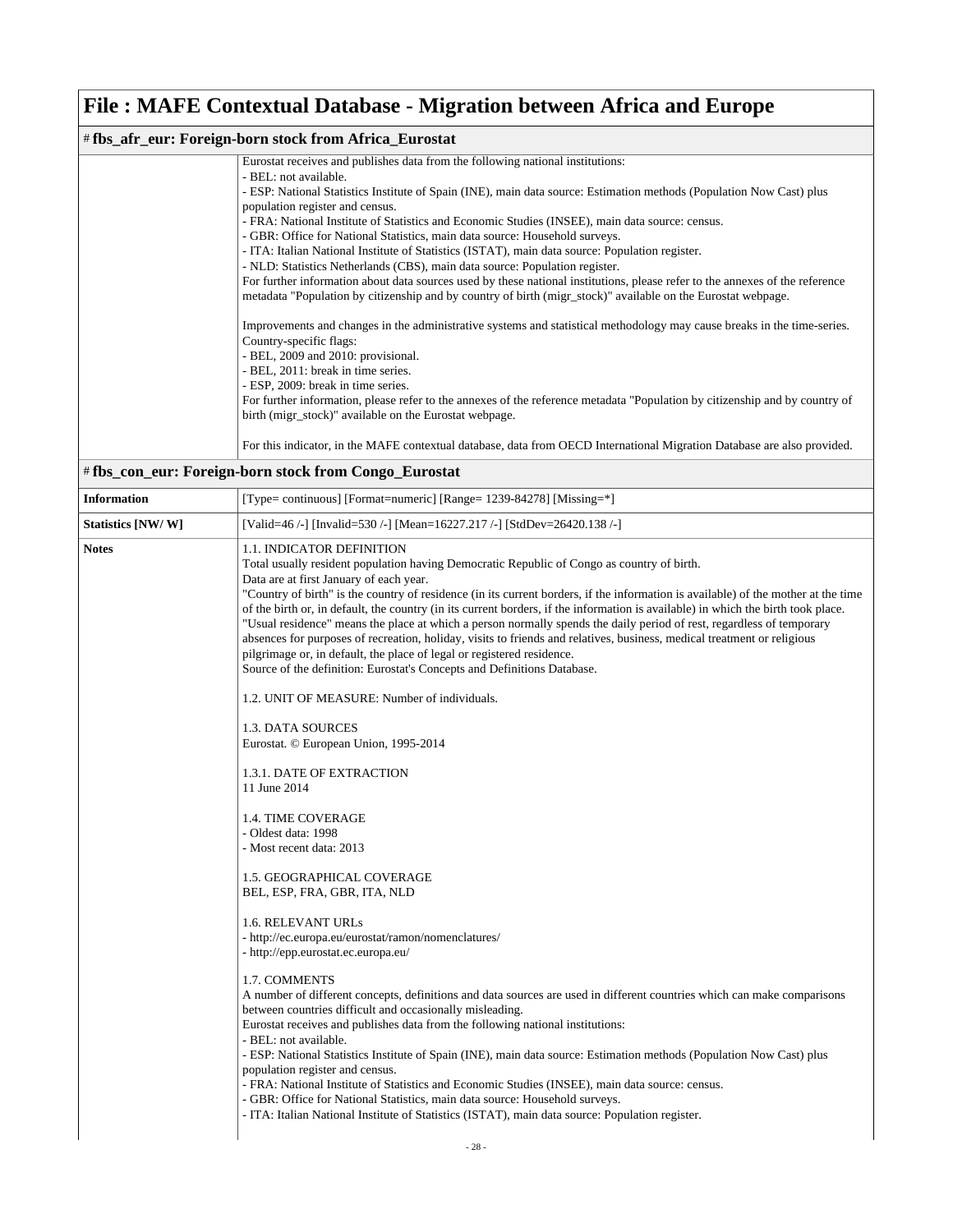# File : MAFE Contextual Database - Migration between Africa and Europe

## # fbs_afr_eur: Foreign-born stock from Africa_Eurostat

| | |
|---|---|
| | Eurostat receives and publishes data from the following national institutions:<br>- BEL: not available.<br>- ESP: National Statistics Institute of Spain (INE), main data source: Estimation methods (Population Now Cast) plus population register and census.<br>- FRA: National Institute of Statistics and Economic Studies (INSEE), main data source: census.<br>- GBR: Office for National Statistics, main data source: Household surveys.<br>- ITA: Italian National Institute of Statistics (ISTAT), main data source: Population register.<br>- NLD: Statistics Netherlands (CBS), main data source: Population register.<br>For further information about data sources used by these national institutions, please refer to the annexes of the reference metadata "Population by citizenship and by country of birth (migr_stock)" available on the Eurostat webpage.<br><br>Improvements and changes in the administrative systems and statistical methodology may cause breaks in the time-series.<br>Country-specific flags:<br>- BEL, 2009 and 2010: provisional.<br>- BEL, 2011: break in time series.<br>- ESP, 2009: break in time series.<br>For further information, please refer to the annexes of the reference metadata "Population by citizenship and by country of birth (migr_stock)" available on the Eurostat webpage.<br><br>For this indicator, in the MAFE contextual database, data from OECD International Migration Database are also provided. |

## # fbs_con_eur: Foreign-born stock from Congo_Eurostat

| | |
|---|---|
| **Information** | [Type= continuous] [Format=numeric] [Range= 1239-84278] [Missing=*] |
| **Statistics [NW/ W]** | [Valid=46 /-] [Invalid=530 /-] [Mean=16227.217 /-] [StdDev=26420.138 /-] |
| **Notes** | 1.1. INDICATOR DEFINITION<br>Total usually resident population having Democratic Republic of Congo as country of birth.<br>Data are at first January of each year.<br>"Country of birth" is the country of residence (in its current borders, if the information is available) of the mother at the time of the birth or, in default, the country (in its current borders, if the information is available) in which the birth took place.<br>"Usual residence" means the place at which a person normally spends the daily period of rest, regardless of temporary absences for purposes of recreation, holiday, visits to friends and relatives, business, medical treatment or religious pilgrimage or, in default, the place of legal or registered residence.<br>Source of the definition: Eurostat's Concepts and Definitions Database.<br><br>1.2. UNIT OF MEASURE: Number of individuals.<br><br>1.3. DATA SOURCES<br>Eurostat. © European Union, 1995-2014<br><br>1.3.1. DATE OF EXTRACTION<br>11 June 2014<br><br>1.4. TIME COVERAGE<br>- Oldest data: 1998<br>- Most recent data: 2013<br><br>1.5. GEOGRAPHICAL COVERAGE<br>BEL, ESP, FRA, GBR, ITA, NLD<br><br>1.6. RELEVANT URLs<br>- http://ec.europa.eu/eurostat/ramon/nomenclatures/<br>- http://epp.eurostat.ec.europa.eu/<br><br>1.7. COMMENTS<br>A number of different concepts, definitions and data sources are used in different countries which can make comparisons between countries difficult and occasionally misleading.<br>Eurostat receives and publishes data from the following national institutions:<br>- BEL: not available.<br>- ESP: National Statistics Institute of Spain (INE), main data source: Estimation methods (Population Now Cast) plus population register and census.<br>- FRA: National Institute of Statistics and Economic Studies (INSEE), main data source: census.<br>- GBR: Office for National Statistics, main data source: Household surveys.<br>- ITA: Italian National Institute of Statistics (ISTAT), main data source: Population register. |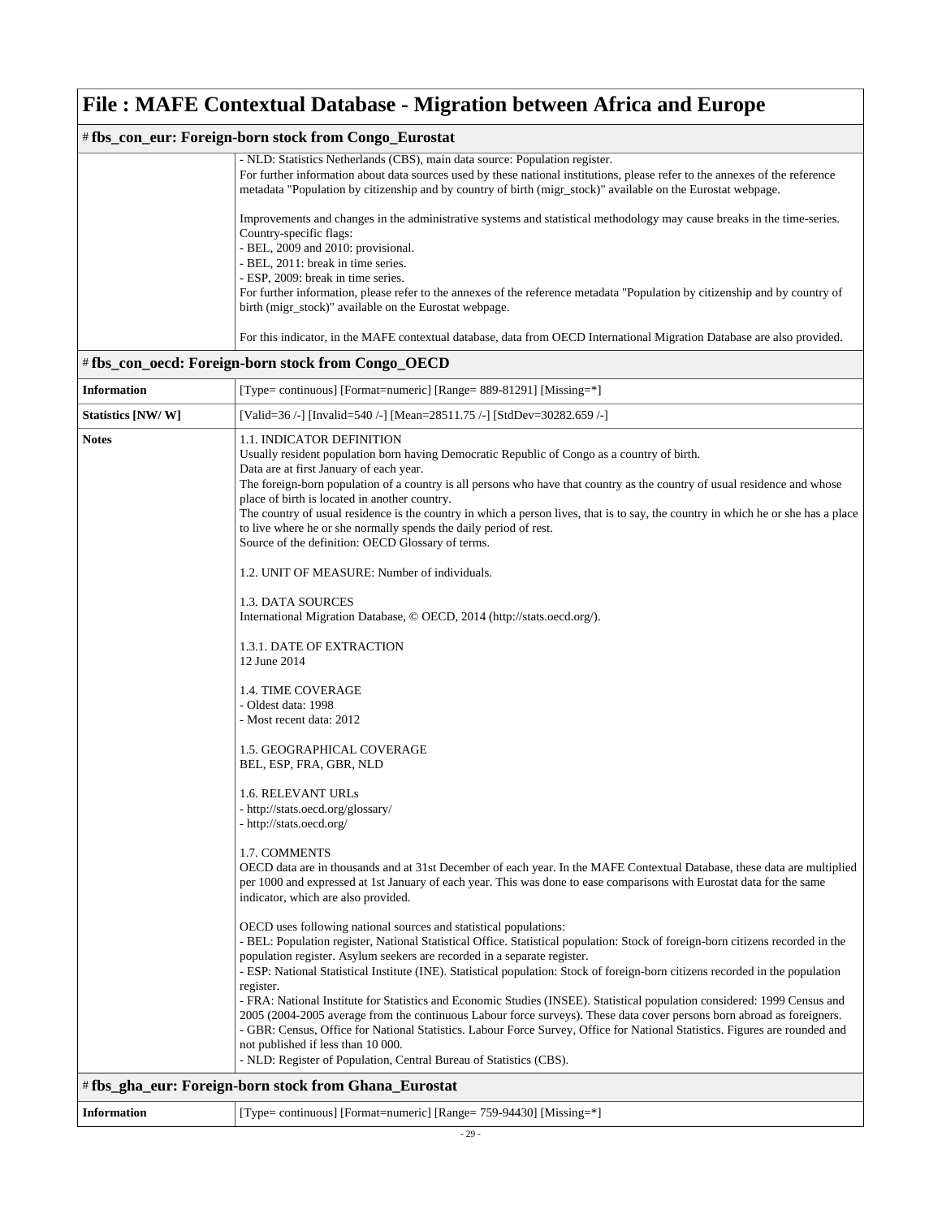# File : MAFE Contextual Database - Migration between Africa and Europe

## # fbs_con_eur: Foreign-born stock from Congo_Eurostat

| | |
|---|---|
| | - NLD: Statistics Netherlands (CBS), main data source: Population register.<br>For further information about data sources used by these national institutions, please refer to the annexes of the reference metadata "Population by citizenship and by country of birth (migr_stock)" available on the Eurostat webpage.<br><br>Improvements and changes in the administrative systems and statistical methodology may cause breaks in the time-series.<br>Country-specific flags:<br>- BEL, 2009 and 2010: provisional.<br>- BEL, 2011: break in time series.<br>- ESP, 2009: break in time series.<br>For further information, please refer to the annexes of the reference metadata "Population by citizenship and by country of birth (migr_stock)" available on the Eurostat webpage.<br><br>For this indicator, in the MAFE contextual database, data from OECD International Migration Database are also provided. |

## # fbs_con_oecd: Foreign-born stock from Congo_OECD

| | |
|---|---|
| **Information** | [Type= continuous] [Format=numeric] [Range= 889-81291] [Missing=*] |
| **Statistics [NW/ W]** | [Valid=36 /-] [Invalid=540 /-] [Mean=28511.75 /-] [StdDev=30282.659 /-] |
| **Notes** | 1.1. INDICATOR DEFINITION<br>Usually resident population born having Democratic Republic of Congo as a country of birth.<br>Data are at first January of each year.<br>The foreign-born population of a country is all persons who have that country as the country of usual residence and whose place of birth is located in another country.<br>The country of usual residence is the country in which a person lives, that is to say, the country in which he or she has a place to live where he or she normally spends the daily period of rest.<br>Source of the definition: OECD Glossary of terms.<br><br>1.2. UNIT OF MEASURE: Number of individuals.<br><br>1.3. DATA SOURCES<br>International Migration Database, © OECD, 2014 (http://stats.oecd.org/).<br><br>1.3.1. DATE OF EXTRACTION<br>12 June 2014<br><br>1.4. TIME COVERAGE<br>- Oldest data: 1998<br>- Most recent data: 2012<br><br>1.5. GEOGRAPHICAL COVERAGE<br>BEL, ESP, FRA, GBR, NLD<br><br>1.6. RELEVANT URLs<br>- http://stats.oecd.org/glossary/<br>- http://stats.oecd.org/<br><br>1.7. COMMENTS<br>OECD data are in thousands and at 31st December of each year. In the MAFE Contextual Database, these data are multiplied per 1000 and expressed at 1st January of each year. This was done to ease comparisons with Eurostat data for the same indicator, which are also provided.<br><br>OECD uses following national sources and statistical populations:<br>- BEL: Population register, National Statistical Office. Statistical population: Stock of foreign-born citizens recorded in the population register. Asylum seekers are recorded in a separate register.<br>- ESP: National Statistical Institute (INE). Statistical population: Stock of foreign-born citizens recorded in the population register.<br>- FRA: National Institute for Statistics and Economic Studies (INSEE). Statistical population considered: 1999 Census and 2005 (2004-2005 average from the continuous Labour force surveys). These data cover persons born abroad as foreigners.<br>- GBR: Census, Office for National Statistics. Labour Force Survey, Office for National Statistics. Figures are rounded and not published if less than 10 000.<br>- NLD: Register of Population, Central Bureau of Statistics (CBS). |

## # fbs_gha_eur: Foreign-born stock from Ghana_Eurostat

| | |
|---|---|
| **Information** | [Type= continuous] [Format=numeric] [Range= 759-94430] [Missing=*] |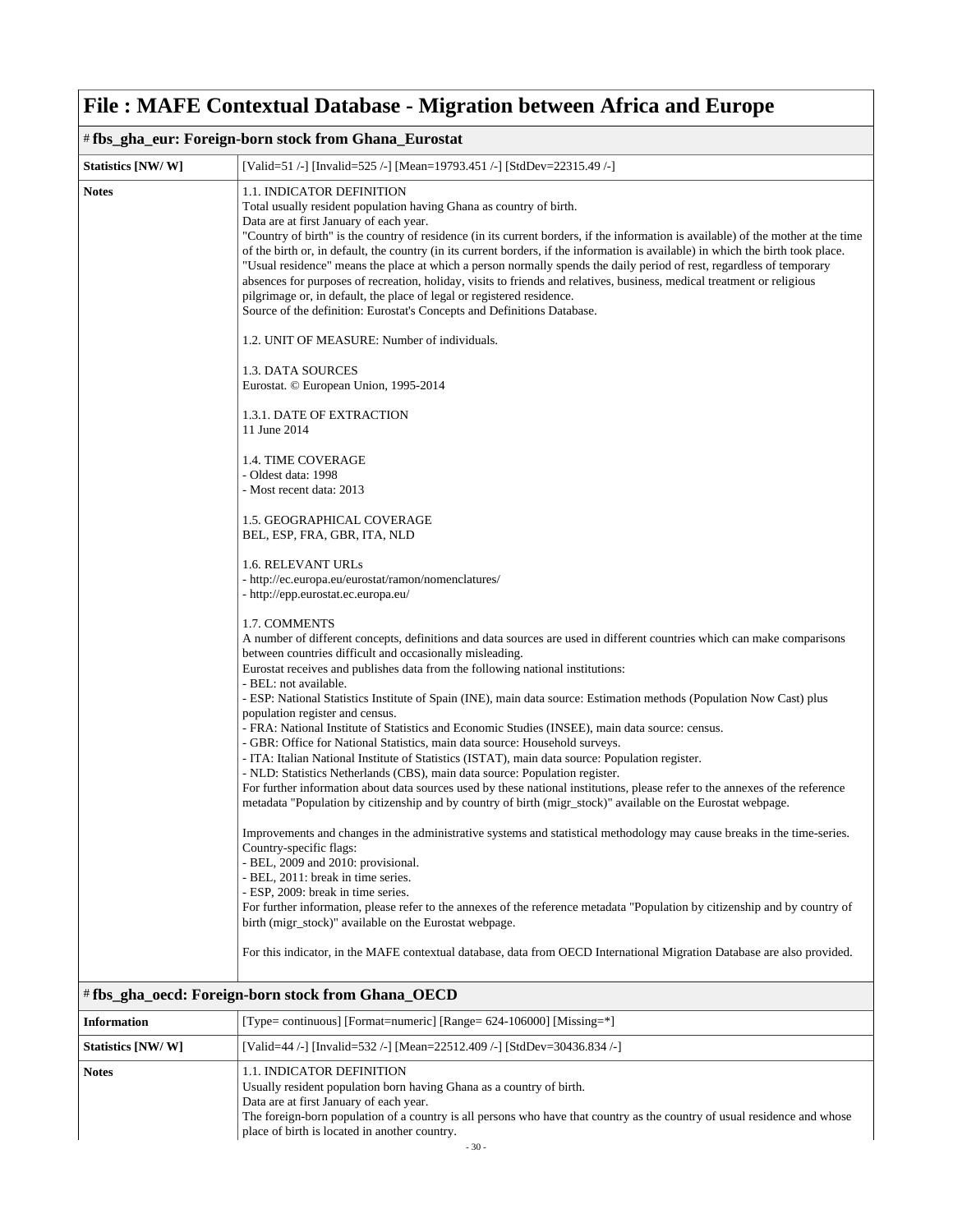# File : MAFE Contextual Database - Migration between Africa and Europe

## # fbs_gha_eur: Foreign-born stock from Ghana_Eurostat

| | |
|---|---|
| **Statistics [NW/ W]** | [Valid=51 /-] [Invalid=525 /-] [Mean=19793.451 /-] [StdDev=22315.49 /-] |
| **Notes** | 1.1. INDICATOR DEFINITION<br>Total usually resident population having Ghana as country of birth.<br>Data are at first January of each year.<br>"Country of birth" is the country of residence (in its current borders, if the information is available) of the mother at the time of the birth or, in default, the country (in its current borders, if the information is available) in which the birth took place.<br>"Usual residence" means the place at which a person normally spends the daily period of rest, regardless of temporary absences for purposes of recreation, holiday, visits to friends and relatives, business, medical treatment or religious pilgrimage or, in default, the place of legal or registered residence.<br>Source of the definition: Eurostat's Concepts and Definitions Database.<br><br>1.2. UNIT OF MEASURE: Number of individuals.<br><br>1.3. DATA SOURCES<br>Eurostat. © European Union, 1995-2014<br><br>1.3.1. DATE OF EXTRACTION<br>11 June 2014<br><br>1.4. TIME COVERAGE<br>- Oldest data: 1998<br>- Most recent data: 2013<br><br>1.5. GEOGRAPHICAL COVERAGE<br>BEL, ESP, FRA, GBR, ITA, NLD<br><br>1.6. RELEVANT URLs<br>- http://ec.europa.eu/eurostat/ramon/nomenclatures/<br>- http://epp.eurostat.ec.europa.eu/<br><br>1.7. COMMENTS<br>A number of different concepts, definitions and data sources are used in different countries which can make comparisons between countries difficult and occasionally misleading.<br>Eurostat receives and publishes data from the following national institutions:<br>- BEL: not available.<br>- ESP: National Statistics Institute of Spain (INE), main data source: Estimation methods (Population Now Cast) plus population register and census.<br>- FRA: National Institute of Statistics and Economic Studies (INSEE), main data source: census.<br>- GBR: Office for National Statistics, main data source: Household surveys.<br>- ITA: Italian National Institute of Statistics (ISTAT), main data source: Population register.<br>- NLD: Statistics Netherlands (CBS), main data source: Population register.<br>For further information about data sources used by these national institutions, please refer to the annexes of the reference metadata "Population by citizenship and by country of birth (migr_stock)" available on the Eurostat webpage.<br><br>Improvements and changes in the administrative systems and statistical methodology may cause breaks in the time-series.<br>Country-specific flags:<br>- BEL, 2009 and 2010: provisional.<br>- BEL, 2011: break in time series.<br>- ESP, 2009: break in time series.<br>For further information, please refer to the annexes of the reference metadata "Population by citizenship and by country of birth (migr_stock)" available on the Eurostat webpage.<br><br>For this indicator, in the MAFE contextual database, data from OECD International Migration Database are also provided. |

## # fbs_gha_oecd: Foreign-born stock from Ghana_OECD

| | |
|---|---|
| **Information** | [Type= continuous] [Format=numeric] [Range= 624-106000] [Missing=*] |
| **Statistics [NW/ W]** | [Valid=44 /-] [Invalid=532 /-] [Mean=22512.409 /-] [StdDev=30436.834 /-] |
| **Notes** | 1.1. INDICATOR DEFINITION<br>Usually resident population born having Ghana as a country of birth.<br>Data are at first January of each year.<br>The foreign-born population of a country is all persons who have that country as the country of usual residence and whose place of birth is located in another country. |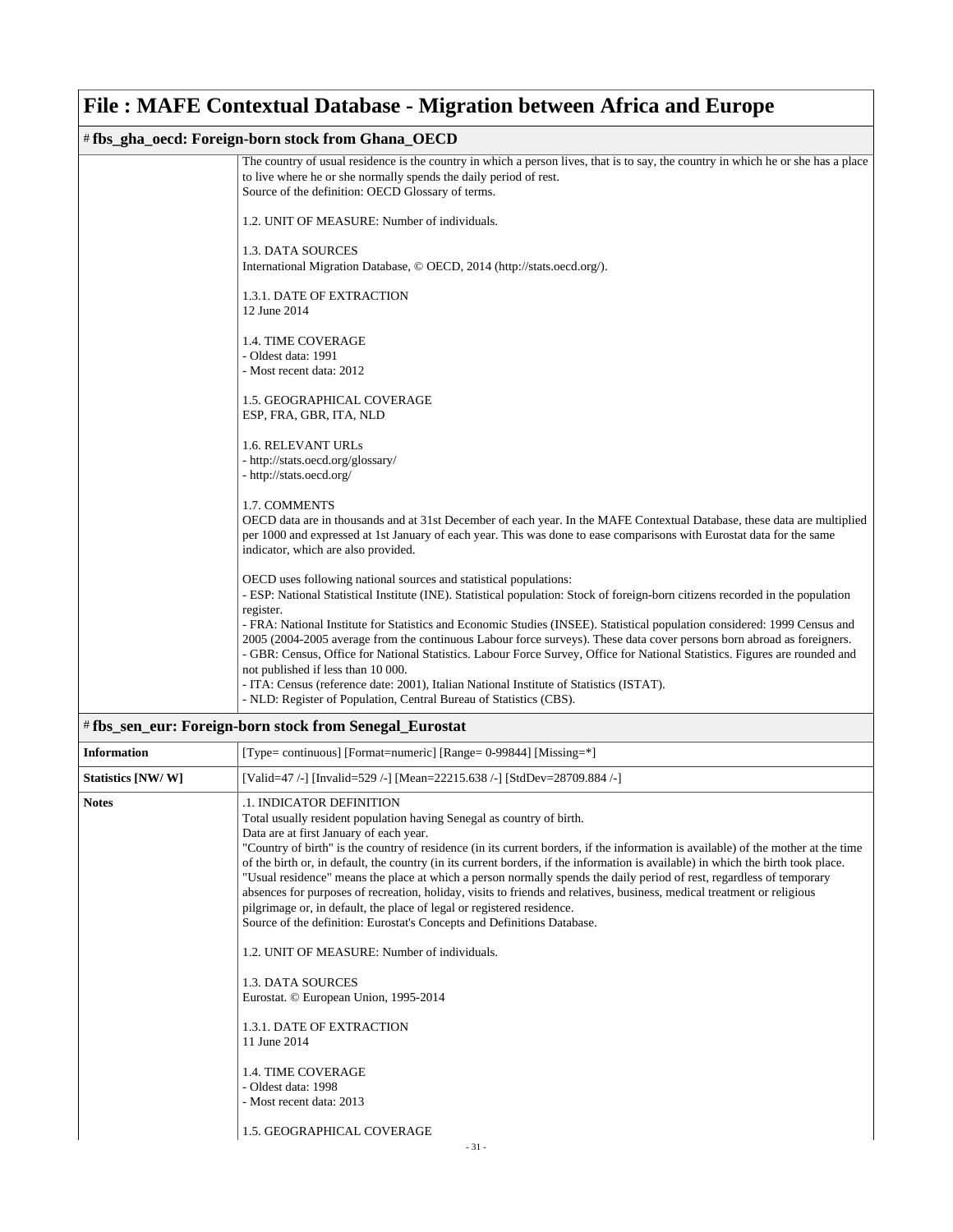# File : MAFE Contextual Database - Migration between Africa and Europe

## # fbs_gha_oecd: Foreign-born stock from Ghana_OECD

| | |
|---|---|
| | The country of usual residence is the country in which a person lives, that is to say, the country in which he or she has a place to live where he or she normally spends the daily period of rest.<br>Source of the definition: OECD Glossary of terms.<br><br>1.2. UNIT OF MEASURE: Number of individuals.<br><br>1.3. DATA SOURCES<br>International Migration Database, © OECD, 2014 (http://stats.oecd.org/).<br><br>1.3.1. DATE OF EXTRACTION<br>12 June 2014<br><br>1.4. TIME COVERAGE<br>- Oldest data: 1991<br>- Most recent data: 2012<br><br>1.5. GEOGRAPHICAL COVERAGE<br>ESP, FRA, GBR, ITA, NLD<br><br>1.6. RELEVANT URLs<br>- http://stats.oecd.org/glossary/<br>- http://stats.oecd.org/<br><br>1.7. COMMENTS<br>OECD data are in thousands and at 31st December of each year. In the MAFE Contextual Database, these data are multiplied per 1000 and expressed at 1st January of each year. This was done to ease comparisons with Eurostat data for the same indicator, which are also provided.<br><br>OECD uses following national sources and statistical populations:<br>- ESP: National Statistical Institute (INE). Statistical population: Stock of foreign-born citizens recorded in the population register.<br>- FRA: National Institute for Statistics and Economic Studies (INSEE). Statistical population considered: 1999 Census and 2005 (2004-2005 average from the continuous Labour force surveys). These data cover persons born abroad as foreigners.<br>- GBR: Census, Office for National Statistics. Labour Force Survey, Office for National Statistics. Figures are rounded and not published if less than 10 000.<br>- ITA: Census (reference date: 2001), Italian National Institute of Statistics (ISTAT).<br>- NLD: Register of Population, Central Bureau of Statistics (CBS). |

## # fbs_sen_eur: Foreign-born stock from Senegal_Eurostat

| | |
|---|---|
| **Information** | [Type= continuous] [Format=numeric] [Range= 0-99844] [Missing=*] |
| **Statistics [NW/ W]** | [Valid=47 /-] [Invalid=529 /-] [Mean=22215.638 /-] [StdDev=28709.884 /-] |
| **Notes** | .1. INDICATOR DEFINITION<br>Total usually resident population having Senegal as country of birth.<br>Data are at first January of each year.<br>"Country of birth" is the country of residence (in its current borders, if the information is available) of the mother at the time of the birth or, in default, the country (in its current borders, if the information is available) in which the birth took place.<br>"Usual residence" means the place at which a person normally spends the daily period of rest, regardless of temporary absences for purposes of recreation, holiday, visits to friends and relatives, business, medical treatment or religious pilgrimage or, in default, the place of legal or registered residence.<br>Source of the definition: Eurostat's Concepts and Definitions Database.<br><br>1.2. UNIT OF MEASURE: Number of individuals.<br><br>1.3. DATA SOURCES<br>Eurostat. © European Union, 1995-2014<br><br>1.3.1. DATE OF EXTRACTION<br>11 June 2014<br><br>1.4. TIME COVERAGE<br>- Oldest data: 1998<br>- Most recent data: 2013<br><br>1.5. GEOGRAPHICAL COVERAGE |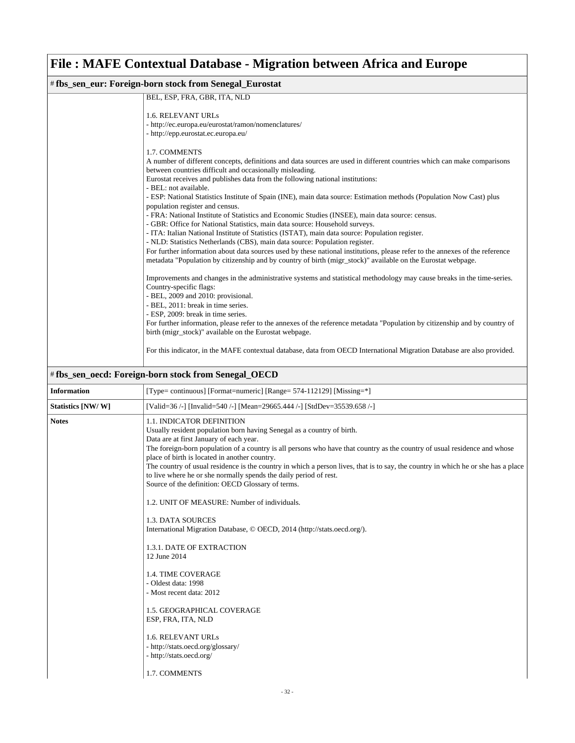# File : MAFE Contextual Database - Migration between Africa and Europe

## # fbs_sen_eur: Foreign-born stock from Senegal_Eurostat

BEL, ESP, FRA, GBR, ITA, NLD

1.6. RELEVANT URLs
- http://ec.europa.eu/eurostat/ramon/nomenclatures/
- http://epp.eurostat.ec.europa.eu/

1.7. COMMENTS
A number of different concepts, definitions and data sources are used in different countries which can make comparisons between countries difficult and occasionally misleading.
Eurostat receives and publishes data from the following national institutions:
- BEL: not available.
- ESP: National Statistics Institute of Spain (INE), main data source: Estimation methods (Population Now Cast) plus population register and census.
- FRA: National Institute of Statistics and Economic Studies (INSEE), main data source: census.
- GBR: Office for National Statistics, main data source: Household surveys.
- ITA: Italian National Institute of Statistics (ISTAT), main data source: Population register.
- NLD: Statistics Netherlands (CBS), main data source: Population register.
For further information about data sources used by these national institutions, please refer to the annexes of the reference metadata "Population by citizenship and by country of birth (migr_stock)" available on the Eurostat webpage.

Improvements and changes in the administrative systems and statistical methodology may cause breaks in the time-series.
Country-specific flags:
- BEL, 2009 and 2010: provisional.
- BEL, 2011: break in time series.
- ESP, 2009: break in time series.
For further information, please refer to the annexes of the reference metadata "Population by citizenship and by country of birth (migr_stock)" available on the Eurostat webpage.

For this indicator, in the MAFE contextual database, data from OECD International Migration Database are also provided.

## # fbs_sen_oecd: Foreign-born stock from Senegal_OECD

| | |
|---|---|
| **Information** | [Type= continuous] [Format=numeric] [Range= 574-112129] [Missing=*] |
| **Statistics [NW/ W]** | [Valid=36 /-] [Invalid=540 /-] [Mean=29665.444 /-] [StdDev=35539.658 /-] |

**Notes**

1.1. INDICATOR DEFINITION
Usually resident population born having Senegal as a country of birth.
Data are at first January of each year.
The foreign-born population of a country is all persons who have that country as the country of usual residence and whose place of birth is located in another country.
The country of usual residence is the country in which a person lives, that is to say, the country in which he or she has a place to live where he or she normally spends the daily period of rest.
Source of the definition: OECD Glossary of terms.

1.2. UNIT OF MEASURE: Number of individuals.

1.3. DATA SOURCES
International Migration Database, © OECD, 2014 (http://stats.oecd.org/).

1.3.1. DATE OF EXTRACTION
12 June 2014

1.4. TIME COVERAGE
- Oldest data: 1998
- Most recent data: 2012

1.5. GEOGRAPHICAL COVERAGE
ESP, FRA, ITA, NLD

1.6. RELEVANT URLs
- http://stats.oecd.org/glossary/
- http://stats.oecd.org/

1.7. COMMENTS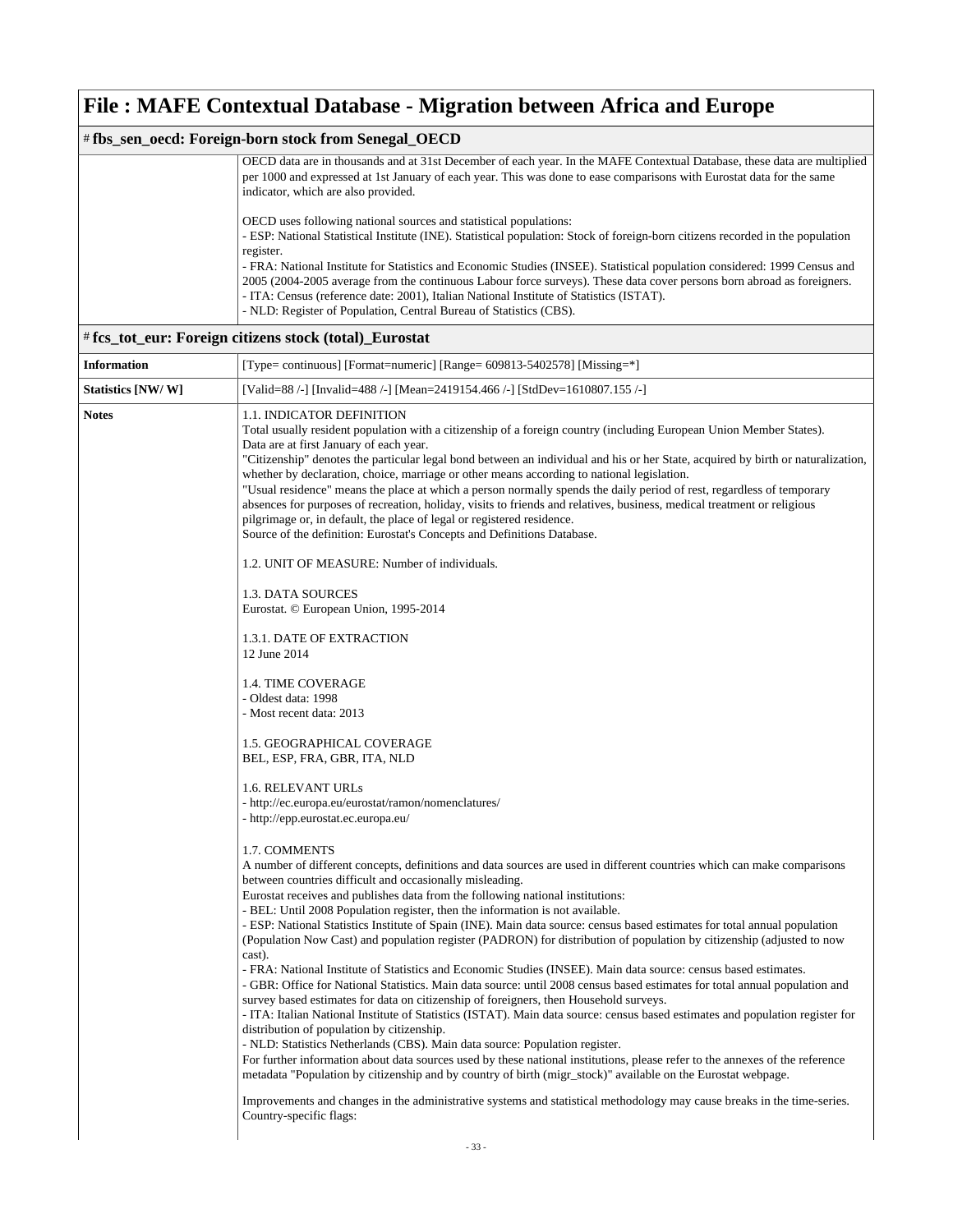# File : MAFE Contextual Database - Migration between Africa and Europe

## # fbs_sen_oecd: Foreign-born stock from Senegal_OECD

| | |
|---|---|
| | OECD data are in thousands and at 31st December of each year. In the MAFE Contextual Database, these data are multiplied per 1000 and expressed at 1st January of each year. This was done to ease comparisons with Eurostat data for the same indicator, which are also provided.<br><br>OECD uses following national sources and statistical populations:<br>- ESP: National Statistical Institute (INE). Statistical population: Stock of foreign-born citizens recorded in the population register.<br>- FRA: National Institute for Statistics and Economic Studies (INSEE). Statistical population considered: 1999 Census and 2005 (2004-2005 average from the continuous Labour force surveys). These data cover persons born abroad as foreigners.<br>- ITA: Census (reference date: 2001), Italian National Institute of Statistics (ISTAT).<br>- NLD: Register of Population, Central Bureau of Statistics (CBS). |

## # fcs_tot_eur: Foreign citizens stock (total)_Eurostat

| | |
|---|---|
| **Information** | [Type= continuous] [Format=numeric] [Range= 609813-5402578] [Missing=*] |
| **Statistics [NW/ W]** | [Valid=88 /-] [Invalid=488 /-] [Mean=2419154.466 /-] [StdDev=1610807.155 /-] |
| **Notes** | 1.1. INDICATOR DEFINITION<br>Total usually resident population with a citizenship of a foreign country (including European Union Member States). Data are at first January of each year.<br>"Citizenship" denotes the particular legal bond between an individual and his or her State, acquired by birth or naturalization, whether by declaration, choice, marriage or other means according to national legislation.<br>"Usual residence" means the place at which a person normally spends the daily period of rest, regardless of temporary absences for purposes of recreation, holiday, visits to friends and relatives, business, medical treatment or religious pilgrimage or, in default, the place of legal or registered residence.<br>Source of the definition: Eurostat's Concepts and Definitions Database.<br><br>1.2. UNIT OF MEASURE: Number of individuals.<br><br>1.3. DATA SOURCES<br>Eurostat. © European Union, 1995-2014<br><br>1.3.1. DATE OF EXTRACTION<br>12 June 2014<br><br>1.4. TIME COVERAGE<br>- Oldest data: 1998<br>- Most recent data: 2013<br><br>1.5. GEOGRAPHICAL COVERAGE<br>BEL, ESP, FRA, GBR, ITA, NLD<br><br>1.6. RELEVANT URLs<br>- http://ec.europa.eu/eurostat/ramon/nomenclatures/<br>- http://epp.eurostat.ec.europa.eu/<br><br>1.7. COMMENTS<br>A number of different concepts, definitions and data sources are used in different countries which can make comparisons between countries difficult and occasionally misleading.<br>Eurostat receives and publishes data from the following national institutions:<br>- BEL: Until 2008 Population register, then the information is not available.<br>- ESP: National Statistics Institute of Spain (INE). Main data source: census based estimates for total annual population (Population Now Cast) and population register (PADRON) for distribution of population by citizenship (adjusted to now cast).<br>- FRA: National Institute of Statistics and Economic Studies (INSEE). Main data source: census based estimates.<br>- GBR: Office for National Statistics. Main data source: until 2008 census based estimates for total annual population and survey based estimates for data on citizenship of foreigners, then Household surveys.<br>- ITA: Italian National Institute of Statistics (ISTAT). Main data source: census based estimates and population register for distribution of population by citizenship.<br>- NLD: Statistics Netherlands (CBS). Main data source: Population register.<br>For further information about data sources used by these national institutions, please refer to the annexes of the reference metadata "Population by citizenship and by country of birth (migr_stock)" available on the Eurostat webpage.<br><br>Improvements and changes in the administrative systems and statistical methodology may cause breaks in the time-series. Country-specific flags: |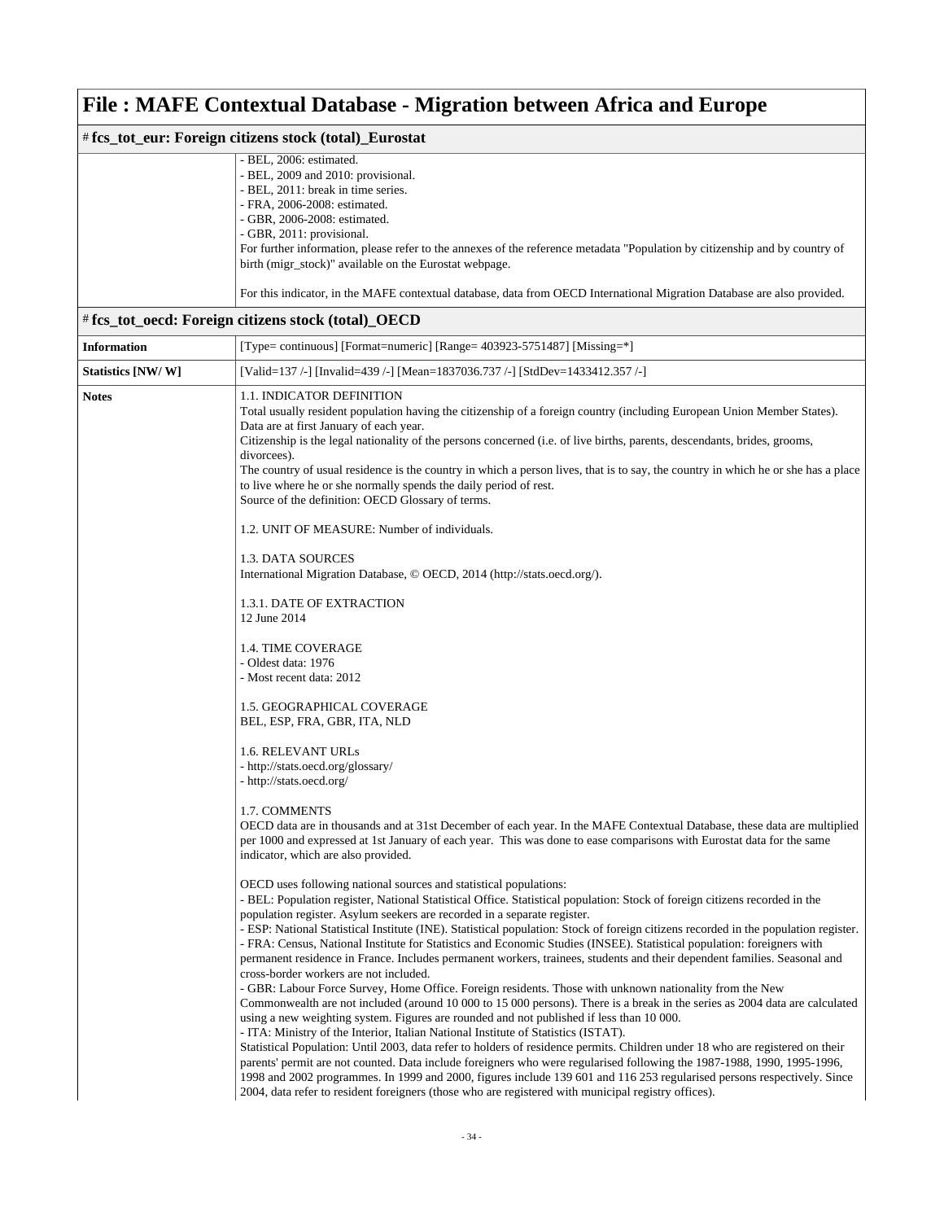# File : MAFE Contextual Database - Migration between Africa and Europe

## # fcs_tot_eur: Foreign citizens stock (total)_Eurostat

| | |
|---|---|
| | - BEL, 2006: estimated.<br>- BEL, 2009 and 2010: provisional.<br>- BEL, 2011: break in time series.<br>- FRA, 2006-2008: estimated.<br>- GBR, 2006-2008: estimated.<br>- GBR, 2011: provisional.<br>For further information, please refer to the annexes of the reference metadata "Population by citizenship and by country of birth (migr_stock)" available on the Eurostat webpage.<br><br>For this indicator, in the MAFE contextual database, data from OECD International Migration Database are also provided. |

## # fcs_tot_oecd: Foreign citizens stock (total)_OECD

| | |
|---|---|
| **Information** | [Type= continuous] [Format=numeric] [Range= 403923-5751487] [Missing=*] |
| **Statistics [NW/ W]** | [Valid=137 /-] [Invalid=439 /-] [Mean=1837036.737 /-] [StdDev=1433412.357 /-] |
| **Notes** | 1.1. INDICATOR DEFINITION<br>Total usually resident population having the citizenship of a foreign country (including European Union Member States). Data are at first January of each year.<br>Citizenship is the legal nationality of the persons concerned (i.e. of live births, parents, descendants, brides, grooms, divorcees).<br>The country of usual residence is the country in which a person lives, that is to say, the country in which he or she has a place to live where he or she normally spends the daily period of rest.<br>Source of the definition: OECD Glossary of terms.<br><br>1.2. UNIT OF MEASURE: Number of individuals.<br><br>1.3. DATA SOURCES<br>International Migration Database, © OECD, 2014 (http://stats.oecd.org/).<br><br>1.3.1. DATE OF EXTRACTION<br>12 June 2014<br><br>1.4. TIME COVERAGE<br>- Oldest data: 1976<br>- Most recent data: 2012<br><br>1.5. GEOGRAPHICAL COVERAGE<br>BEL, ESP, FRA, GBR, ITA, NLD<br><br>1.6. RELEVANT URLs<br>- http://stats.oecd.org/glossary/<br>- http://stats.oecd.org/<br><br>1.7. COMMENTS<br>OECD data are in thousands and at 31st December of each year. In the MAFE Contextual Database, these data are multiplied per 1000 and expressed at 1st January of each year. This was done to ease comparisons with Eurostat data for the same indicator, which are also provided.<br><br>OECD uses following national sources and statistical populations:<br>- BEL: Population register, National Statistical Office. Statistical population: Stock of foreign citizens recorded in the population register. Asylum seekers are recorded in a separate register.<br>- ESP: National Statistical Institute (INE). Statistical population: Stock of foreign citizens recorded in the population register.<br>- FRA: Census, National Institute for Statistics and Economic Studies (INSEE). Statistical population: foreigners with permanent residence in France. Includes permanent workers, trainees, students and their dependent families. Seasonal and cross-border workers are not included.<br>- GBR: Labour Force Survey, Home Office. Foreign residents. Those with unknown nationality from the New Commonwealth are not included (around 10 000 to 15 000 persons). There is a break in the series as 2004 data are calculated using a new weighting system. Figures are rounded and not published if less than 10 000.<br>- ITA: Ministry of the Interior, Italian National Institute of Statistics (ISTAT).<br>Statistical Population: Until 2003, data refer to holders of residence permits. Children under 18 who are registered on their parents' permit are not counted. Data include foreigners who were regularised following the 1987-1988, 1990, 1995-1996, 1998 and 2002 programmes. In 1999 and 2000, figures include 139 601 and 116 253 regularised persons respectively. Since 2004, data refer to resident foreigners (those who are registered with municipal registry offices). |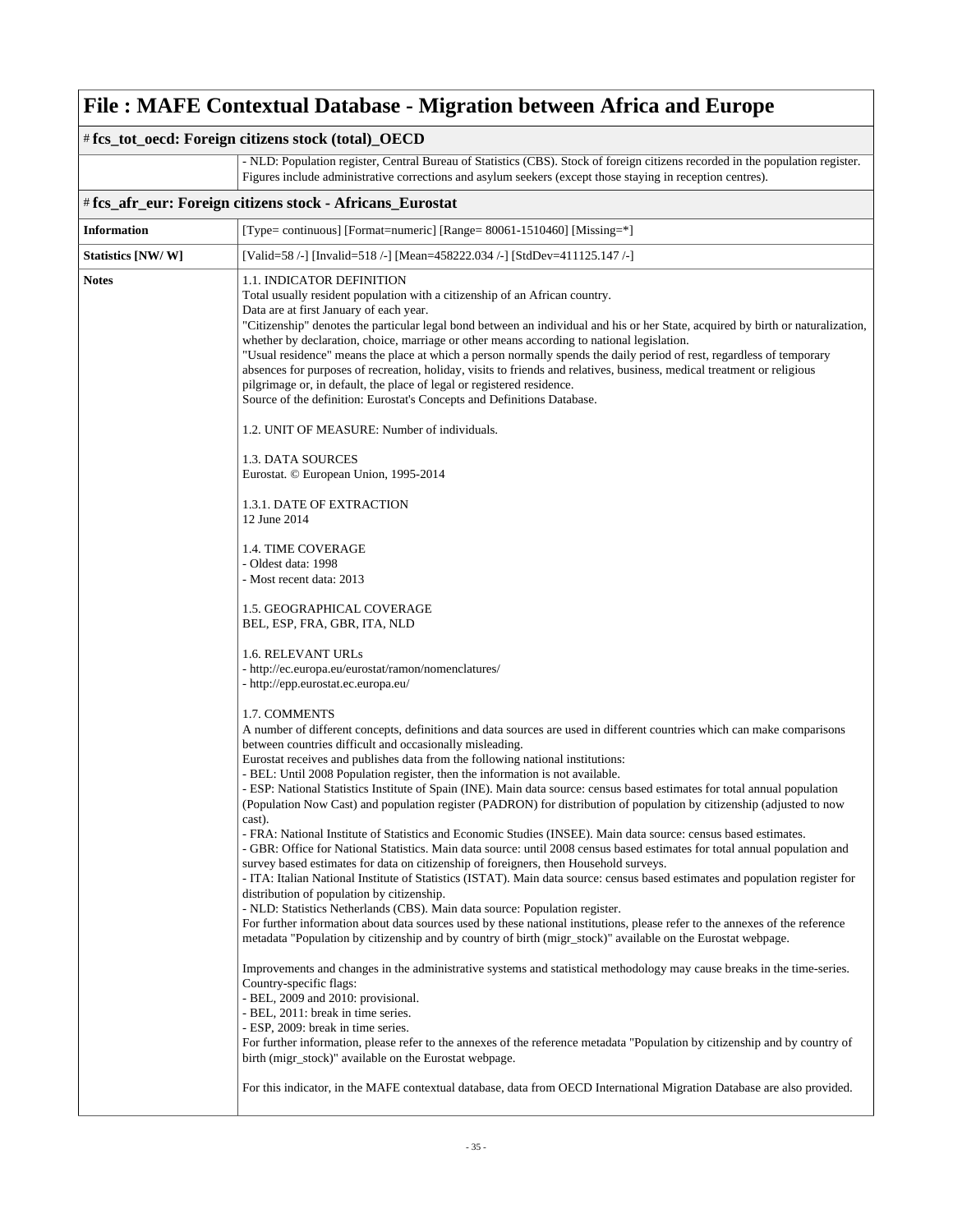# File : MAFE Contextual Database - Migration between Africa and Europe

## # fcs_tot_oecd: Foreign citizens stock (total)_OECD

| | |
|---|---|
| | - NLD: Population register, Central Bureau of Statistics (CBS). Stock of foreign citizens recorded in the population register. Figures include administrative corrections and asylum seekers (except those staying in reception centres). |

## # fcs_afr_eur: Foreign citizens stock - Africans_Eurostat

| | |
|---|---|
| **Information** | [Type= continuous] [Format=numeric] [Range= 80061-1510460] [Missing=*] |
| **Statistics [NW/ W]** | [Valid=58 /-] [Invalid=518 /-] [Mean=458222.034 /-] [StdDev=411125.147 /-] |
| **Notes** | 1.1. INDICATOR DEFINITION<br>Total usually resident population with a citizenship of an African country.<br>Data are at first January of each year.<br>"Citizenship" denotes the particular legal bond between an individual and his or her State, acquired by birth or naturalization, whether by declaration, choice, marriage or other means according to national legislation.<br>"Usual residence" means the place at which a person normally spends the daily period of rest, regardless of temporary absences for purposes of recreation, holiday, visits to friends and relatives, business, medical treatment or religious pilgrimage or, in default, the place of legal or registered residence.<br>Source of the definition: Eurostat's Concepts and Definitions Database.<br><br>1.2. UNIT OF MEASURE: Number of individuals.<br><br>1.3. DATA SOURCES<br>Eurostat. © European Union, 1995-2014<br><br>1.3.1. DATE OF EXTRACTION<br>12 June 2014<br><br>1.4. TIME COVERAGE<br>- Oldest data: 1998<br>- Most recent data: 2013<br><br>1.5. GEOGRAPHICAL COVERAGE<br>BEL, ESP, FRA, GBR, ITA, NLD<br><br>1.6. RELEVANT URLs<br>- http://ec.europa.eu/eurostat/ramon/nomenclatures/<br>- http://epp.eurostat.ec.europa.eu/<br><br>1.7. COMMENTS<br>A number of different concepts, definitions and data sources are used in different countries which can make comparisons between countries difficult and occasionally misleading.<br>Eurostat receives and publishes data from the following national institutions:<br>- BEL: Until 2008 Population register, then the information is not available.<br>- ESP: National Statistics Institute of Spain (INE). Main data source: census based estimates for total annual population (Population Now Cast) and population register (PADRON) for distribution of population by citizenship (adjusted to now cast).<br>- FRA: National Institute of Statistics and Economic Studies (INSEE). Main data source: census based estimates.<br>- GBR: Office for National Statistics. Main data source: until 2008 census based estimates for total annual population and survey based estimates for data on citizenship of foreigners, then Household surveys.<br>- ITA: Italian National Institute of Statistics (ISTAT). Main data source: census based estimates and population register for distribution of population by citizenship.<br>- NLD: Statistics Netherlands (CBS). Main data source: Population register.<br>For further information about data sources used by these national institutions, please refer to the annexes of the reference metadata "Population by citizenship and by country of birth (migr_stock)" available on the Eurostat webpage.<br><br>Improvements and changes in the administrative systems and statistical methodology may cause breaks in the time-series.<br>Country-specific flags:<br>- BEL, 2009 and 2010: provisional.<br>- BEL, 2011: break in time series.<br>- ESP, 2009: break in time series.<br>For further information, please refer to the annexes of the reference metadata "Population by citizenship and by country of birth (migr_stock)" available on the Eurostat webpage.<br><br>For this indicator, in the MAFE contextual database, data from OECD International Migration Database are also provided. |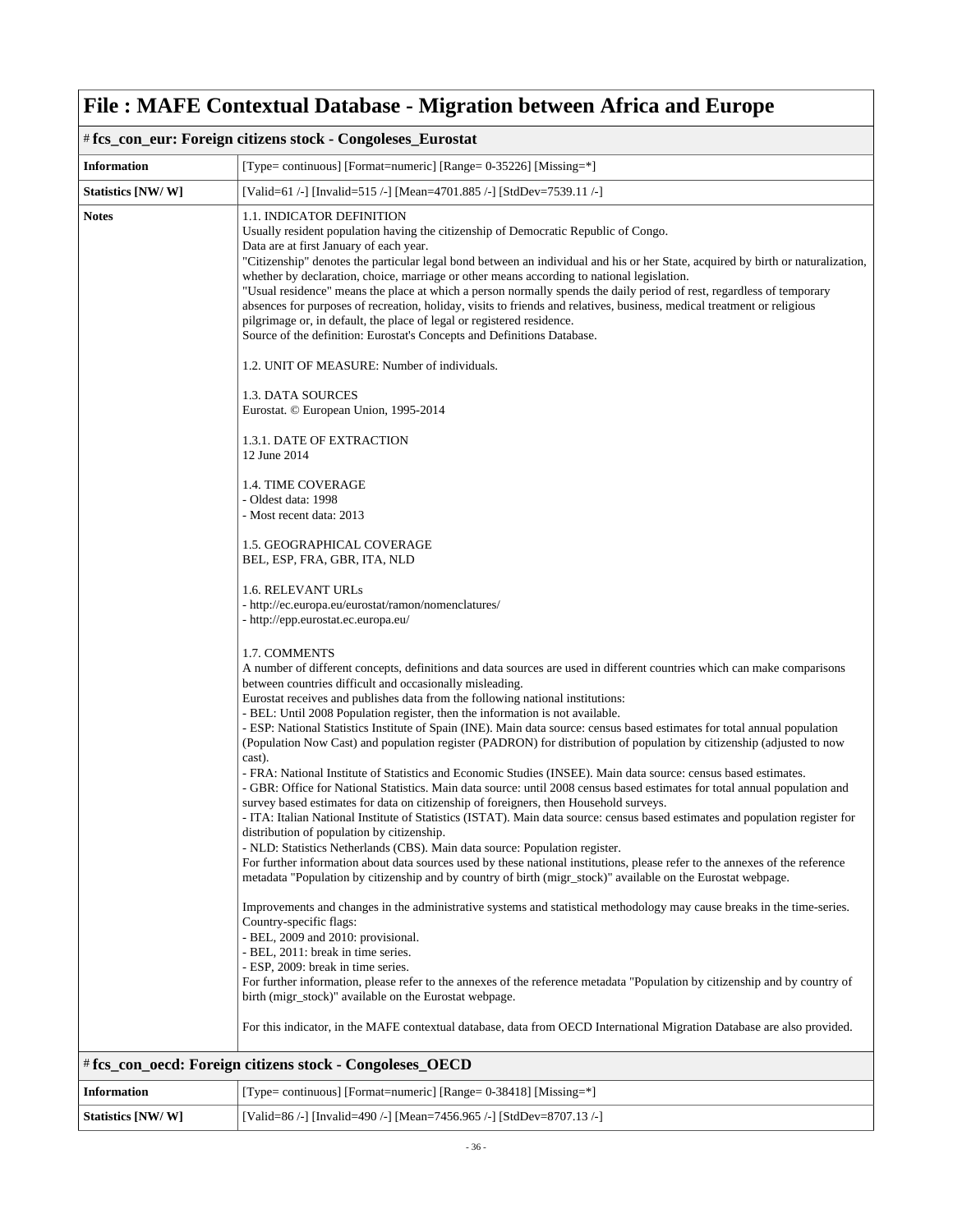# File : MAFE Contextual Database - Migration between Africa and Europe

## # fcs_con_eur: Foreign citizens stock - Congoleses_Eurostat

| | |
|---|---|
| **Information** | [Type= continuous] [Format=numeric] [Range= 0-35226] [Missing=*] |
| **Statistics [NW/ W]** | [Valid=61 /-] [Invalid=515 /-] [Mean=4701.885 /-] [StdDev=7539.11 /-] |
| **Notes** | 1.1. INDICATOR DEFINITION<br>Usually resident population having the citizenship of Democratic Republic of Congo.<br>Data are at first January of each year.<br>"Citizenship" denotes the particular legal bond between an individual and his or her State, acquired by birth or naturalization, whether by declaration, choice, marriage or other means according to national legislation.<br>"Usual residence" means the place at which a person normally spends the daily period of rest, regardless of temporary absences for purposes of recreation, holiday, visits to friends and relatives, business, medical treatment or religious pilgrimage or, in default, the place of legal or registered residence.<br>Source of the definition: Eurostat's Concepts and Definitions Database.<br><br>1.2. UNIT OF MEASURE: Number of individuals.<br><br>1.3. DATA SOURCES<br>Eurostat. © European Union, 1995-2014<br><br>1.3.1. DATE OF EXTRACTION<br>12 June 2014<br><br>1.4. TIME COVERAGE<br>- Oldest data: 1998<br>- Most recent data: 2013<br><br>1.5. GEOGRAPHICAL COVERAGE<br>BEL, ESP, FRA, GBR, ITA, NLD<br><br>1.6. RELEVANT URLs<br>- http://ec.europa.eu/eurostat/ramon/nomenclatures/<br>- http://epp.eurostat.ec.europa.eu/<br><br>1.7. COMMENTS<br>A number of different concepts, definitions and data sources are used in different countries which can make comparisons between countries difficult and occasionally misleading.<br>Eurostat receives and publishes data from the following national institutions:<br>- BEL: Until 2008 Population register, then the information is not available.<br>- ESP: National Statistics Institute of Spain (INE). Main data source: census based estimates for total annual population (Population Now Cast) and population register (PADRON) for distribution of population by citizenship (adjusted to now cast).<br>- FRA: National Institute of Statistics and Economic Studies (INSEE). Main data source: census based estimates.<br>- GBR: Office for National Statistics. Main data source: until 2008 census based estimates for total annual population and survey based estimates for data on citizenship of foreigners, then Household surveys.<br>- ITA: Italian National Institute of Statistics (ISTAT). Main data source: census based estimates and population register for distribution of population by citizenship.<br>- NLD: Statistics Netherlands (CBS). Main data source: Population register.<br>For further information about data sources used by these national institutions, please refer to the annexes of the reference metadata "Population by citizenship and by country of birth (migr_stock)" available on the Eurostat webpage.<br><br>Improvements and changes in the administrative systems and statistical methodology may cause breaks in the time-series.<br>Country-specific flags:<br>- BEL, 2009 and 2010: provisional.<br>- BEL, 2011: break in time series.<br>- ESP, 2009: break in time series.<br>For further information, please refer to the annexes of the reference metadata "Population by citizenship and by country of birth (migr_stock)" available on the Eurostat webpage.<br><br>For this indicator, in the MAFE contextual database, data from OECD International Migration Database are also provided. |

## # fcs_con_oecd: Foreign citizens stock - Congoleses_OECD

| | |
|---|---|
| **Information** | [Type= continuous] [Format=numeric] [Range= 0-38418] [Missing=*] |
| **Statistics [NW/ W]** | [Valid=86 /-] [Invalid=490 /-] [Mean=7456.965 /-] [StdDev=8707.13 /-] |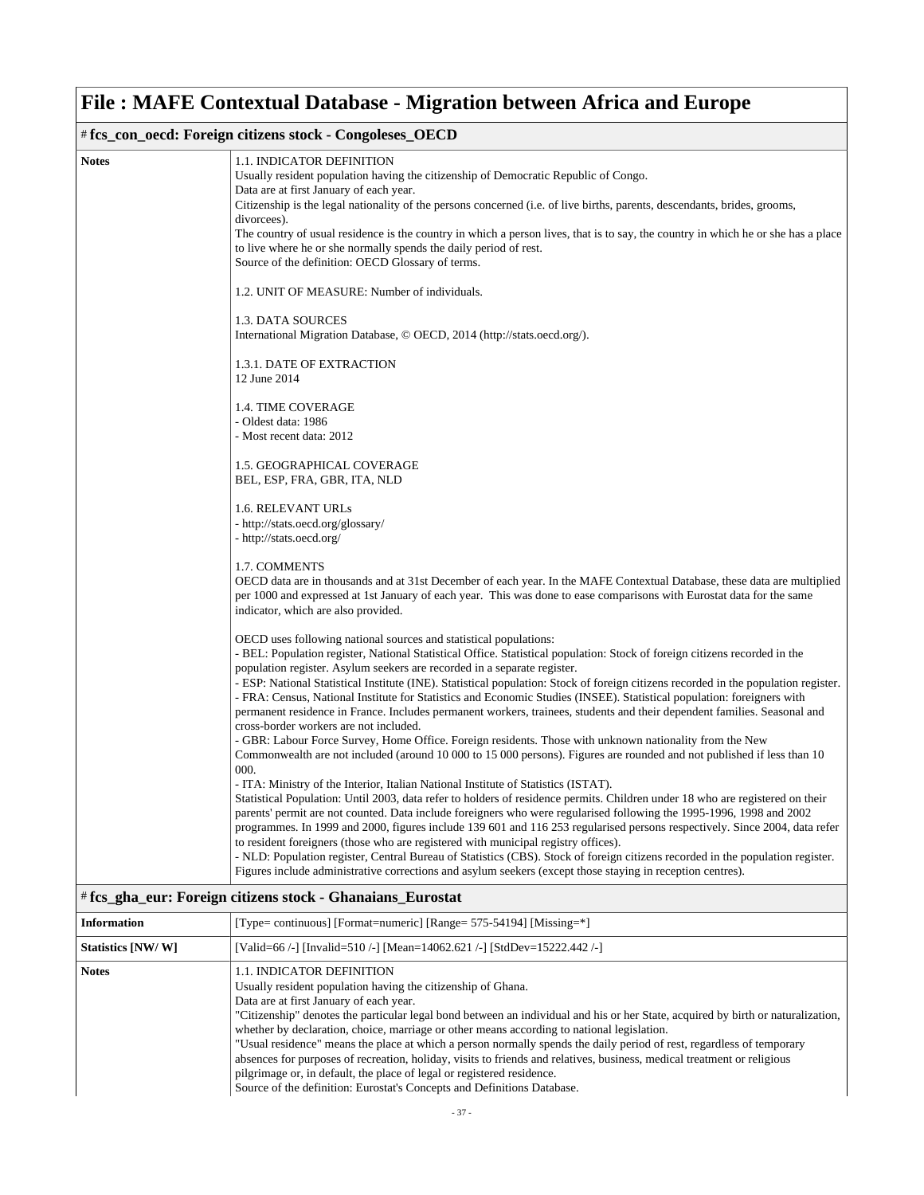# File : MAFE Contextual Database - Migration between Africa and Europe

## # fcs_con_oecd: Foreign citizens stock - Congoleses_OECD

| | |
|---|---|
| **Notes** | 1.1. INDICATOR DEFINITION<br>Usually resident population having the citizenship of Democratic Republic of Congo.<br>Data are at first January of each year.<br>Citizenship is the legal nationality of the persons concerned (i.e. of live births, parents, descendants, brides, grooms, divorcees).<br>The country of usual residence is the country in which a person lives, that is to say, the country in which he or she has a place to live where he or she normally spends the daily period of rest.<br>Source of the definition: OECD Glossary of terms.<br><br>1.2. UNIT OF MEASURE: Number of individuals.<br><br>1.3. DATA SOURCES<br>International Migration Database, © OECD, 2014 (http://stats.oecd.org/).<br><br>1.3.1. DATE OF EXTRACTION<br>12 June 2014<br><br>1.4. TIME COVERAGE<br>- Oldest data: 1986<br>- Most recent data: 2012<br><br>1.5. GEOGRAPHICAL COVERAGE<br>BEL, ESP, FRA, GBR, ITA, NLD<br><br>1.6. RELEVANT URLs<br>- http://stats.oecd.org/glossary/<br>- http://stats.oecd.org/<br><br>1.7. COMMENTS<br>OECD data are in thousands and at 31st December of each year. In the MAFE Contextual Database, these data are multiplied per 1000 and expressed at 1st January of each year. This was done to ease comparisons with Eurostat data for the same indicator, which are also provided.<br><br>OECD uses following national sources and statistical populations:<br>- BEL: Population register, National Statistical Office. Statistical population: Stock of foreign citizens recorded in the population register. Asylum seekers are recorded in a separate register.<br>- ESP: National Statistical Institute (INE). Statistical population: Stock of foreign citizens recorded in the population register.<br>- FRA: Census, National Institute for Statistics and Economic Studies (INSEE). Statistical population: foreigners with permanent residence in France. Includes permanent workers, trainees, students and their dependent families. Seasonal and cross-border workers are not included.<br>- GBR: Labour Force Survey, Home Office. Foreign residents. Those with unknown nationality from the New Commonwealth are not included (around 10 000 to 15 000 persons). Figures are rounded and not published if less than 10 000.<br>- ITA: Ministry of the Interior, Italian National Institute of Statistics (ISTAT).<br>Statistical Population: Until 2003, data refer to holders of residence permits. Children under 18 who are registered on their parents' permit are not counted. Data include foreigners who were regularised following the 1995-1996, 1998 and 2002 programmes. In 1999 and 2000, figures include 139 601 and 116 253 regularised persons respectively. Since 2004, data refer to resident foreigners (those who are registered with municipal registry offices).<br>- NLD: Population register, Central Bureau of Statistics (CBS). Stock of foreign citizens recorded in the population register. Figures include administrative corrections and asylum seekers (except those staying in reception centres). |

## # fcs_gha_eur: Foreign citizens stock - Ghanaians_Eurostat

| | |
|---|---|
| **Information** | [Type= continuous] [Format=numeric] [Range= 575-54194] [Missing=*] |
| **Statistics [NW/ W]** | [Valid=66 /-] [Invalid=510 /-] [Mean=14062.621 /-] [StdDev=15222.442 /-] |
| **Notes** | 1.1. INDICATOR DEFINITION<br>Usually resident population having the citizenship of Ghana.<br>Data are at first January of each year.<br>"Citizenship" denotes the particular legal bond between an individual and his or her State, acquired by birth or naturalization, whether by declaration, choice, marriage or other means according to national legislation.<br>"Usual residence" means the place at which a person normally spends the daily period of rest, regardless of temporary absences for purposes of recreation, holiday, visits to friends and relatives, business, medical treatment or religious pilgrimage or, in default, the place of legal or registered residence.<br>Source of the definition: Eurostat's Concepts and Definitions Database. |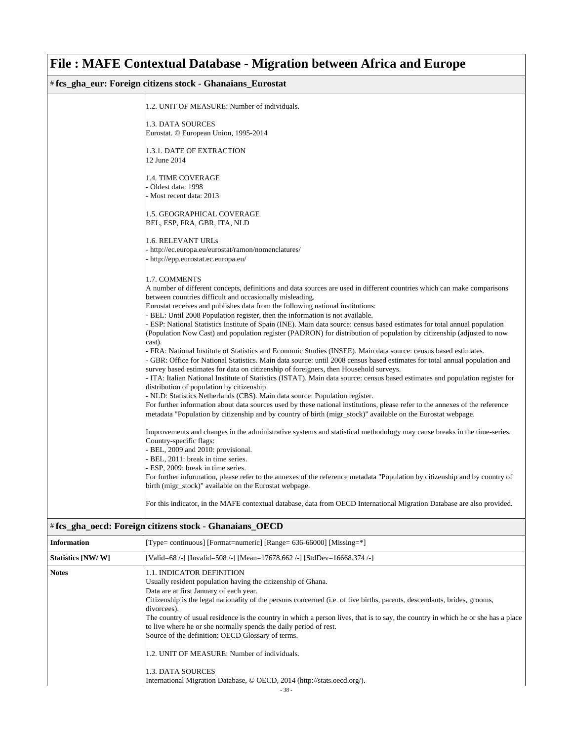# File : MAFE Contextual Database - Migration between Africa and Europe

## # fcs_gha_eur: Foreign citizens stock - Ghanaians_Eurostat

1.2. UNIT OF MEASURE: Number of individuals.

1.3. DATA SOURCES
Eurostat. © European Union, 1995-2014

1.3.1. DATE OF EXTRACTION
12 June 2014

1.4. TIME COVERAGE
- Oldest data: 1998
- Most recent data: 2013

1.5. GEOGRAPHICAL COVERAGE
BEL, ESP, FRA, GBR, ITA, NLD

1.6. RELEVANT URLs
- http://ec.europa.eu/eurostat/ramon/nomenclatures/
- http://epp.eurostat.ec.europa.eu/

1.7. COMMENTS
A number of different concepts, definitions and data sources are used in different countries which can make comparisons between countries difficult and occasionally misleading.
Eurostat receives and publishes data from the following national institutions:
- BEL: Until 2008 Population register, then the information is not available.
- ESP: National Statistics Institute of Spain (INE). Main data source: census based estimates for total annual population (Population Now Cast) and population register (PADRON) for distribution of population by citizenship (adjusted to now cast).
- FRA: National Institute of Statistics and Economic Studies (INSEE). Main data source: census based estimates.
- GBR: Office for National Statistics. Main data source: until 2008 census based estimates for total annual population and survey based estimates for data on citizenship of foreigners, then Household surveys.
- ITA: Italian National Institute of Statistics (ISTAT). Main data source: census based estimates and population register for distribution of population by citizenship.
- NLD: Statistics Netherlands (CBS). Main data source: Population register.
For further information about data sources used by these national institutions, please refer to the annexes of the reference metadata "Population by citizenship and by country of birth (migr_stock)" available on the Eurostat webpage.

Improvements and changes in the administrative systems and statistical methodology may cause breaks in the time-series.
Country-specific flags:
- BEL, 2009 and 2010: provisional.
- BEL, 2011: break in time series.
- ESP, 2009: break in time series.
For further information, please refer to the annexes of the reference metadata "Population by citizenship and by country of birth (migr_stock)" available on the Eurostat webpage.

For this indicator, in the MAFE contextual database, data from OECD International Migration Database are also provided.

## # fcs_gha_oecd: Foreign citizens stock - Ghanaians_OECD

| | |
|---|---|
| **Information** | [Type= continuous] [Format=numeric] [Range= 636-66000] [Missing=*] |
| **Statistics [NW/ W]** | [Valid=68 /-] [Invalid=508 /-] [Mean=17678.662 /-] [StdDev=16668.374 /-] |
| **Notes** | 1.1. INDICATOR DEFINITION<br>Usually resident population having the citizenship of Ghana.<br>Data are at first January of each year.<br>Citizenship is the legal nationality of the persons concerned (i.e. of live births, parents, descendants, brides, grooms, divorcees).<br>The country of usual residence is the country in which a person lives, that is to say, the country in which he or she has a place to live where he or she normally spends the daily period of rest.<br>Source of the definition: OECD Glossary of terms.<br><br>1.2. UNIT OF MEASURE: Number of individuals.<br><br>1.3. DATA SOURCES<br>International Migration Database, © OECD, 2014 (http://stats.oecd.org/). |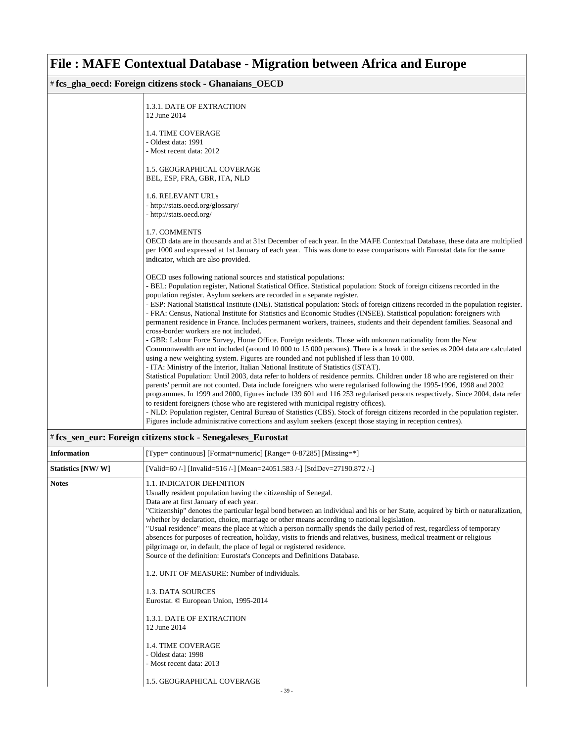# File : MAFE Contextual Database - Migration between Africa and Europe

## # fcs_gha_oecd: Foreign citizens stock - Ghanaians_OECD

1.3.1. DATE OF EXTRACTION
12 June 2014

1.4. TIME COVERAGE
- Oldest data: 1991
- Most recent data: 2012

1.5. GEOGRAPHICAL COVERAGE
BEL, ESP, FRA, GBR, ITA, NLD

1.6. RELEVANT URLs
- http://stats.oecd.org/glossary/
- http://stats.oecd.org/

1.7. COMMENTS
OECD data are in thousands and at 31st December of each year. In the MAFE Contextual Database, these data are multiplied per 1000 and expressed at 1st January of each year. This was done to ease comparisons with Eurostat data for the same indicator, which are also provided.

OECD uses following national sources and statistical populations:
- BEL: Population register, National Statistical Office. Statistical population: Stock of foreign citizens recorded in the population register. Asylum seekers are recorded in a separate register.
- ESP: National Statistical Institute (INE). Statistical population: Stock of foreign citizens recorded in the population register.
- FRA: Census, National Institute for Statistics and Economic Studies (INSEE). Statistical population: foreigners with permanent residence in France. Includes permanent workers, trainees, students and their dependent families. Seasonal and cross-border workers are not included.
- GBR: Labour Force Survey, Home Office. Foreign residents. Those with unknown nationality from the New Commonwealth are not included (around 10 000 to 15 000 persons). There is a break in the series as 2004 data are calculated using a new weighting system. Figures are rounded and not published if less than 10 000.
- ITA: Ministry of the Interior, Italian National Institute of Statistics (ISTAT).
Statistical Population: Until 2003, data refer to holders of residence permits. Children under 18 who are registered on their parents' permit are not counted. Data include foreigners who were regularised following the 1995-1996, 1998 and 2002 programmes. In 1999 and 2000, figures include 139 601 and 116 253 regularised persons respectively. Since 2004, data refer to resident foreigners (those who are registered with municipal registry offices).
- NLD: Population register, Central Bureau of Statistics (CBS). Stock of foreign citizens recorded in the population register. Figures include administrative corrections and asylum seekers (except those staying in reception centres).

## # fcs_sen_eur: Foreign citizens stock - Senegaleses_Eurostat

| | |
|---|---|
| **Information** | [Type= continuous] [Format=numeric] [Range= 0-87285] [Missing=*] |
| **Statistics [NW/ W]** | [Valid=60 /-] [Invalid=516 /-] [Mean=24051.583 /-] [StdDev=27190.872 /-] |

**Notes**

1.1. INDICATOR DEFINITION
Usually resident population having the citizenship of Senegal.
Data are at first January of each year.
"Citizenship" denotes the particular legal bond between an individual and his or her State, acquired by birth or naturalization, whether by declaration, choice, marriage or other means according to national legislation.
"Usual residence" means the place at which a person normally spends the daily period of rest, regardless of temporary absences for purposes of recreation, holiday, visits to friends and relatives, business, medical treatment or religious pilgrimage or, in default, the place of legal or registered residence.
Source of the definition: Eurostat's Concepts and Definitions Database.

1.2. UNIT OF MEASURE: Number of individuals.

1.3. DATA SOURCES
Eurostat. © European Union, 1995-2014

1.3.1. DATE OF EXTRACTION
12 June 2014

1.4. TIME COVERAGE
- Oldest data: 1998
- Most recent data: 2013

1.5. GEOGRAPHICAL COVERAGE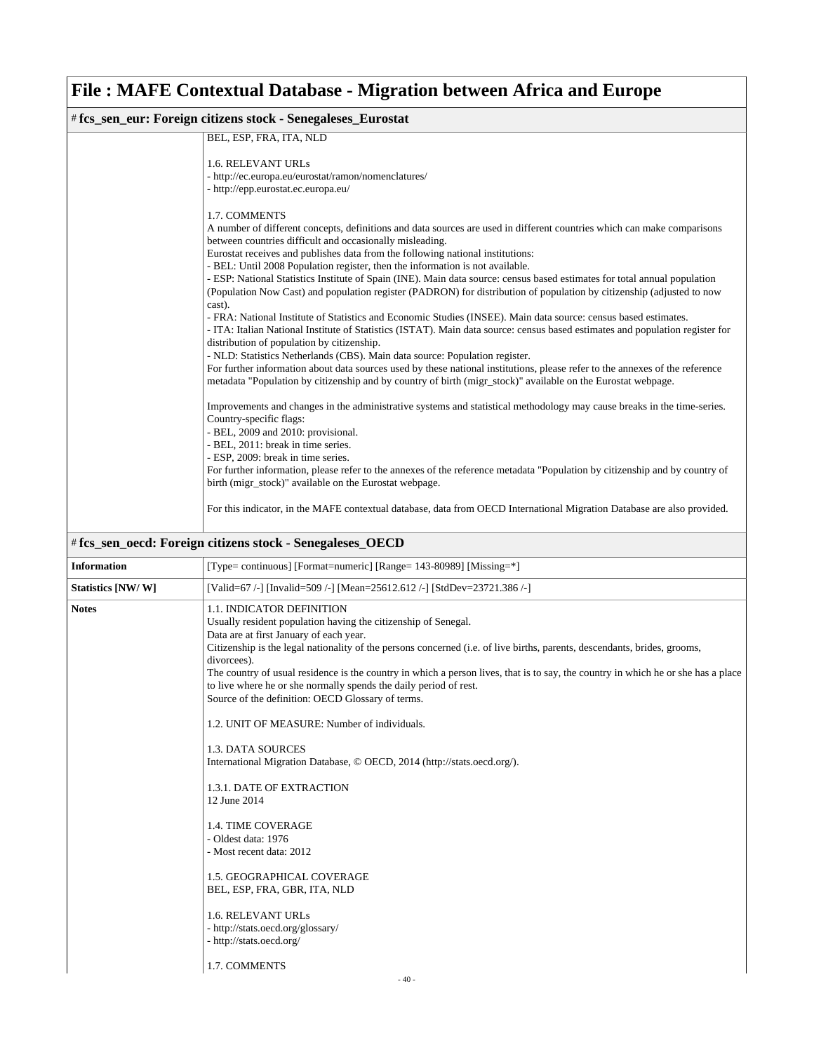# File : MAFE Contextual Database - Migration between Africa and Europe

## # fcs_sen_eur: Foreign citizens stock - Senegaleses_Eurostat

BEL, ESP, FRA, ITA, NLD

1.6. RELEVANT URLs
- http://ec.europa.eu/eurostat/ramon/nomenclatures/
- http://epp.eurostat.ec.europa.eu/

1.7. COMMENTS
A number of different concepts, definitions and data sources are used in different countries which can make comparisons between countries difficult and occasionally misleading.
Eurostat receives and publishes data from the following national institutions:
- BEL: Until 2008 Population register, then the information is not available.
- ESP: National Statistics Institute of Spain (INE). Main data source: census based estimates for total annual population (Population Now Cast) and population register (PADRON) for distribution of population by citizenship (adjusted to now cast).
- FRA: National Institute of Statistics and Economic Studies (INSEE). Main data source: census based estimates.
- ITA: Italian National Institute of Statistics (ISTAT). Main data source: census based estimates and population register for distribution of population by citizenship.
- NLD: Statistics Netherlands (CBS). Main data source: Population register.
For further information about data sources used by these national institutions, please refer to the annexes of the reference metadata "Population by citizenship and by country of birth (migr_stock)" available on the Eurostat webpage.

Improvements and changes in the administrative systems and statistical methodology may cause breaks in the time-series.
Country-specific flags:
- BEL, 2009 and 2010: provisional.
- BEL, 2011: break in time series.
- ESP, 2009: break in time series.
For further information, please refer to the annexes of the reference metadata "Population by citizenship and by country of birth (migr_stock)" available on the Eurostat webpage.

For this indicator, in the MAFE contextual database, data from OECD International Migration Database are also provided.

## # fcs_sen_oecd: Foreign citizens stock - Senegaleses_OECD

| | |
|---|---|
| **Information** | [Type= continuous] [Format=numeric] [Range= 143-80989] [Missing=*] |
| **Statistics [NW/ W]** | [Valid=67 /-] [Invalid=509 /-] [Mean=25612.612 /-] [StdDev=23721.386 /-] |

**Notes**

1.1. INDICATOR DEFINITION
Usually resident population having the citizenship of Senegal.
Data are at first January of each year.
Citizenship is the legal nationality of the persons concerned (i.e. of live births, parents, descendants, brides, grooms, divorcees).
The country of usual residence is the country in which a person lives, that is to say, the country in which he or she has a place to live where he or she normally spends the daily period of rest.
Source of the definition: OECD Glossary of terms.

1.2. UNIT OF MEASURE: Number of individuals.

1.3. DATA SOURCES
International Migration Database, © OECD, 2014 (http://stats.oecd.org/).

1.3.1. DATE OF EXTRACTION
12 June 2014

1.4. TIME COVERAGE
- Oldest data: 1976
- Most recent data: 2012

1.5. GEOGRAPHICAL COVERAGE
BEL, ESP, FRA, GBR, ITA, NLD

1.6. RELEVANT URLs
- http://stats.oecd.org/glossary/
- http://stats.oecd.org/

1.7. COMMENTS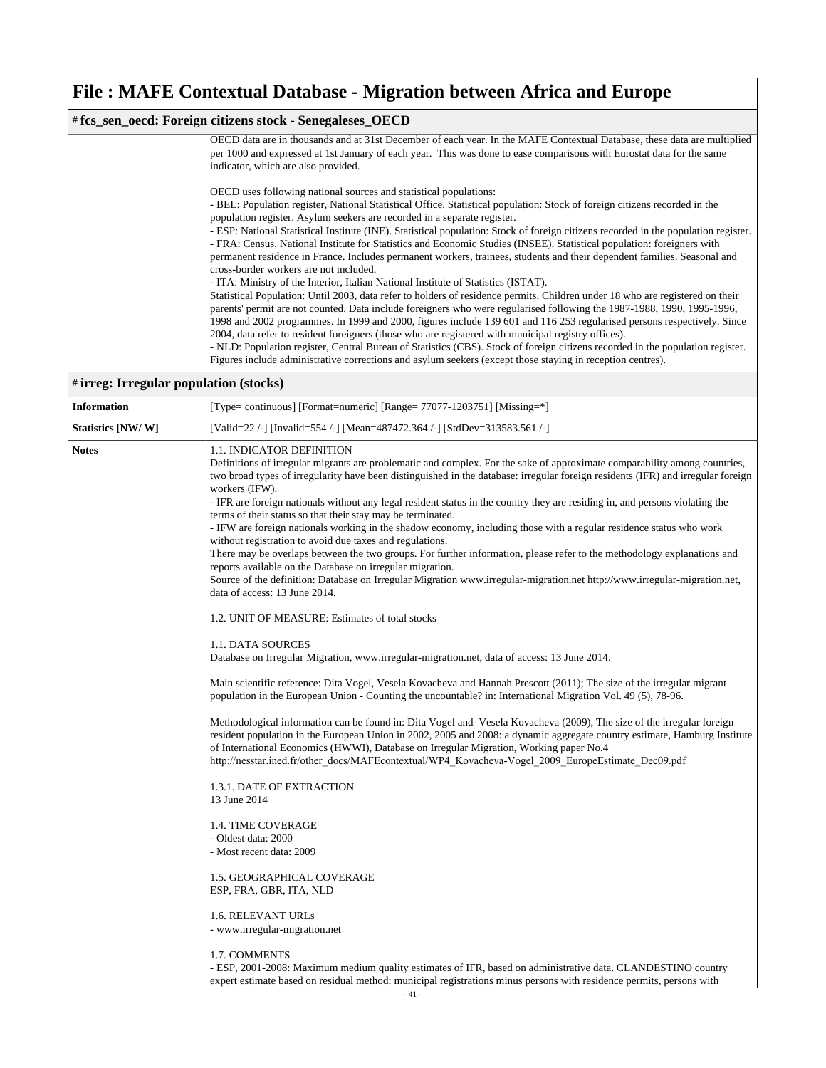# File : MAFE Contextual Database - Migration between Africa and Europe

## # fcs_sen_oecd: Foreign citizens stock - Senegaleses_OECD

| | |
|---|---|
| | OECD data are in thousands and at 31st December of each year. In the MAFE Contextual Database, these data are multiplied per 1000 and expressed at 1st January of each year. This was done to ease comparisons with Eurostat data for the same indicator, which are also provided.<br><br>OECD uses following national sources and statistical populations:<br>- BEL: Population register, National Statistical Office. Statistical population: Stock of foreign citizens recorded in the population register. Asylum seekers are recorded in a separate register.<br>- ESP: National Statistical Institute (INE). Statistical population: Stock of foreign citizens recorded in the population register.<br>- FRA: Census, National Institute for Statistics and Economic Studies (INSEE). Statistical population: foreigners with permanent residence in France. Includes permanent workers, trainees, students and their dependent families. Seasonal and cross-border workers are not included.<br>- ITA: Ministry of the Interior, Italian National Institute of Statistics (ISTAT).<br>Statistical Population: Until 2003, data refer to holders of residence permits. Children under 18 who are registered on their parents' permit are not counted. Data include foreigners who were regularised following the 1987-1988, 1990, 1995-1996, 1998 and 2002 programmes. In 1999 and 2000, figures include 139 601 and 116 253 regularised persons respectively. Since 2004, data refer to resident foreigners (those who are registered with municipal registry offices).<br>- NLD: Population register, Central Bureau of Statistics (CBS). Stock of foreign citizens recorded in the population register. Figures include administrative corrections and asylum seekers (except those staying in reception centres). |

## # irreg: Irregular population (stocks)

| | |
|---|---|
| **Information** | [Type= continuous] [Format=numeric] [Range= 77077-1203751] [Missing=*] |
| **Statistics [NW/ W]** | [Valid=22 /-] [Invalid=554 /-] [Mean=487472.364 /-] [StdDev=313583.561 /-] |
| **Notes** | 1.1. INDICATOR DEFINITION<br>Definitions of irregular migrants are problematic and complex. For the sake of approximate comparability among countries, two broad types of irregularity have been distinguished in the database: irregular foreign residents (IFR) and irregular foreign workers (IFW).<br>- IFR are foreign nationals without any legal resident status in the country they are residing in, and persons violating the terms of their status so that their stay may be terminated.<br>- IFW are foreign nationals working in the shadow economy, including those with a regular residence status who work without registration to avoid due taxes and regulations.<br>There may be overlaps between the two groups. For further information, please refer to the methodology explanations and reports available on the Database on irregular migration.<br>Source of the definition: Database on Irregular Migration www.irregular-migration.net http://www.irregular-migration.net, data of access: 13 June 2014.<br><br>1.2. UNIT OF MEASURE: Estimates of total stocks<br><br>1.1. DATA SOURCES<br>Database on Irregular Migration, www.irregular-migration.net, data of access: 13 June 2014.<br><br>Main scientific reference: Dita Vogel, Vesela Kovacheva and Hannah Prescott (2011); The size of the irregular migrant population in the European Union - Counting the uncountable? in: International Migration Vol. 49 (5), 78-96.<br><br>Methodological information can be found in: Dita Vogel and Vesela Kovacheva (2009), The size of the irregular foreign resident population in the European Union in 2002, 2005 and 2008: a dynamic aggregate country estimate, Hamburg Institute of International Economics (HWWI), Database on Irregular Migration, Working paper No.4<br>http://nesstar.ined.fr/other_docs/MAFEcontextual/WP4_Kovacheva-Vogel_2009_EuropeEstimate_Dec09.pdf<br><br>1.3.1. DATE OF EXTRACTION<br>13 June 2014<br><br>1.4. TIME COVERAGE<br>- Oldest data: 2000<br>- Most recent data: 2009<br><br>1.5. GEOGRAPHICAL COVERAGE<br>ESP, FRA, GBR, ITA, NLD<br><br>1.6. RELEVANT URLs<br>- www.irregular-migration.net<br><br>1.7. COMMENTS<br>- ESP, 2001-2008: Maximum medium quality estimates of IFR, based on administrative data. CLANDESTINO country expert estimate based on residual method: municipal registrations minus persons with residence permits, persons with |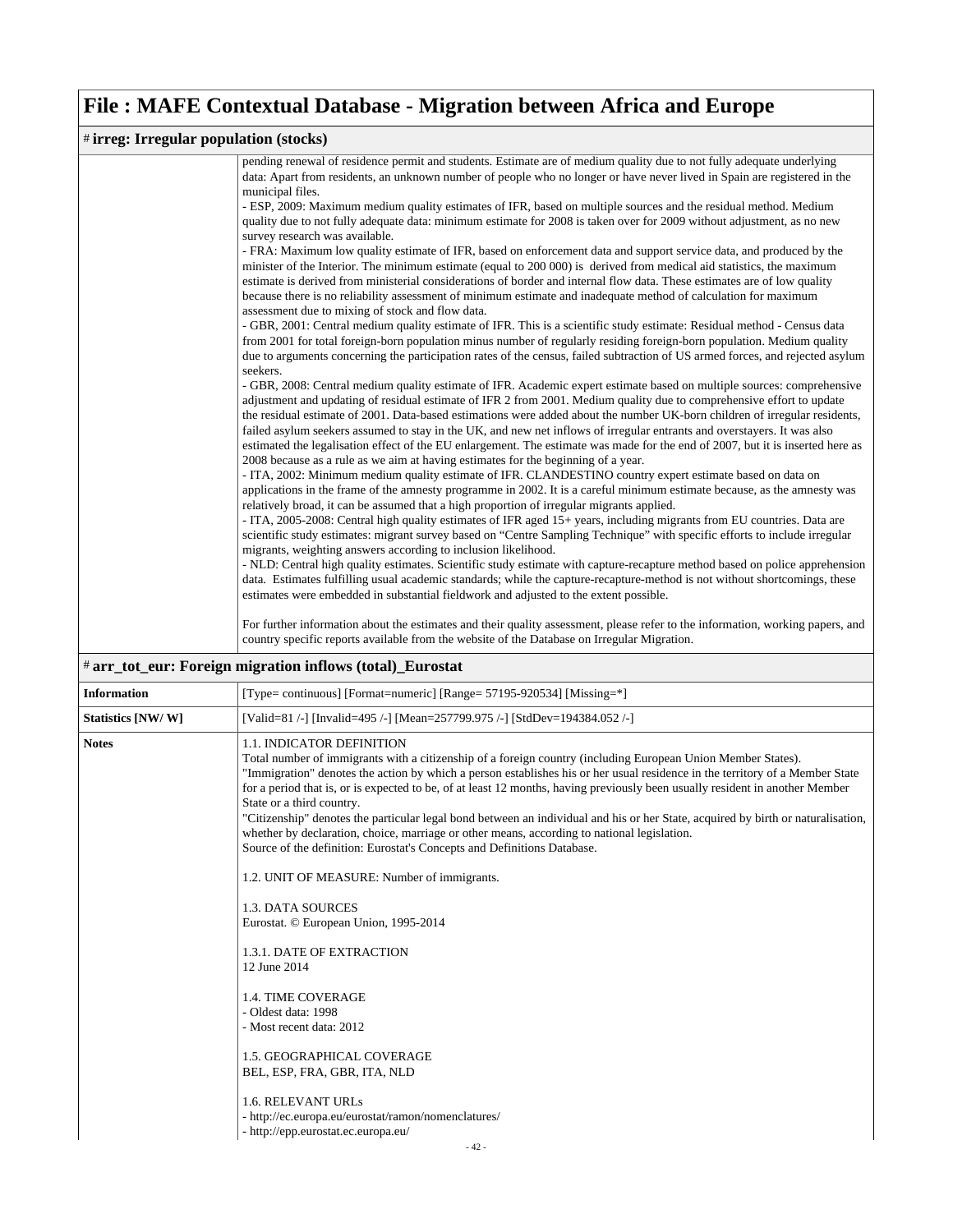# File : MAFE Contextual Database - Migration between Africa and Europe

## # irreg: Irregular population (stocks)

| | |
|---|---|
| | pending renewal of residence permit and students. Estimate are of medium quality due to not fully adequate underlying data: Apart from residents, an unknown number of people who no longer or have never lived in Spain are registered in the municipal files.<br>- ESP, 2009: Maximum medium quality estimates of IFR, based on multiple sources and the residual method. Medium quality due to not fully adequate data: minimum estimate for 2008 is taken over for 2009 without adjustment, as no new survey research was available.<br>- FRA: Maximum low quality estimate of IFR, based on enforcement data and support service data, and produced by the minister of the Interior. The minimum estimate (equal to 200 000) is derived from medical aid statistics, the maximum estimate is derived from ministerial considerations of border and internal flow data. These estimates are of low quality because there is no reliability assessment of minimum estimate and inadequate method of calculation for maximum assessment due to mixing of stock and flow data.<br>- GBR, 2001: Central medium quality estimate of IFR. This is a scientific study estimate: Residual method - Census data from 2001 for total foreign-born population minus number of regularly residing foreign-born population. Medium quality due to arguments concerning the participation rates of the census, failed subtraction of US armed forces, and rejected asylum seekers.<br>- GBR, 2008: Central medium quality estimate of IFR. Academic expert estimate based on multiple sources: comprehensive adjustment and updating of residual estimate of IFR 2 from 2001. Medium quality due to comprehensive effort to update the residual estimate of 2001. Data-based estimations were added about the number UK-born children of irregular residents, failed asylum seekers assumed to stay in the UK, and new net inflows of irregular entrants and overstayers. It was also estimated the legalisation effect of the EU enlargement. The estimate was made for the end of 2007, but it is inserted here as 2008 because as a rule as we aim at having estimates for the beginning of a year.<br>- ITA, 2002: Minimum medium quality estimate of IFR. CLANDESTINO country expert estimate based on data on applications in the frame of the amnesty programme in 2002. It is a careful minimum estimate because, as the amnesty was relatively broad, it can be assumed that a high proportion of irregular migrants applied.<br>- ITA, 2005-2008: Central high quality estimates of IFR aged 15+ years, including migrants from EU countries. Data are scientific study estimates: migrant survey based on "Centre Sampling Technique" with specific efforts to include irregular migrants, weighting answers according to inclusion likelihood.<br>- NLD: Central high quality estimates. Scientific study estimate with capture-recapture method based on police apprehension data. Estimates fulfilling usual academic standards; while the capture-recapture-method is not without shortcomings, these estimates were embedded in substantial fieldwork and adjusted to the extent possible.<br><br>For further information about the estimates and their quality assessment, please refer to the information, working papers, and country specific reports available from the website of the Database on Irregular Migration. |

## # arr_tot_eur: Foreign migration inflows (total)_Eurostat

| | |
|---|---|
| **Information** | [Type= continuous] [Format=numeric] [Range= 57195-920534] [Missing=*] |
| **Statistics [NW/ W]** | [Valid=81 /-] [Invalid=495 /-] [Mean=257799.975 /-] [StdDev=194384.052 /-] |
| **Notes** | 1.1. INDICATOR DEFINITION<br>Total number of immigrants with a citizenship of a foreign country (including European Union Member States).<br>"Immigration" denotes the action by which a person establishes his or her usual residence in the territory of a Member State for a period that is, or is expected to be, of at least 12 months, having previously been usually resident in another Member State or a third country.<br>"Citizenship" denotes the particular legal bond between an individual and his or her State, acquired by birth or naturalisation, whether by declaration, choice, marriage or other means, according to national legislation.<br>Source of the definition: Eurostat's Concepts and Definitions Database.<br><br>1.2. UNIT OF MEASURE: Number of immigrants.<br><br>1.3. DATA SOURCES<br>Eurostat. © European Union, 1995-2014<br><br>1.3.1. DATE OF EXTRACTION<br>12 June 2014<br><br>1.4. TIME COVERAGE<br>- Oldest data: 1998<br>- Most recent data: 2012<br><br>1.5. GEOGRAPHICAL COVERAGE<br>BEL, ESP, FRA, GBR, ITA, NLD<br><br>1.6. RELEVANT URLs<br>- http://ec.europa.eu/eurostat/ramon/nomenclatures/<br>- http://epp.eurostat.ec.europa.eu/ |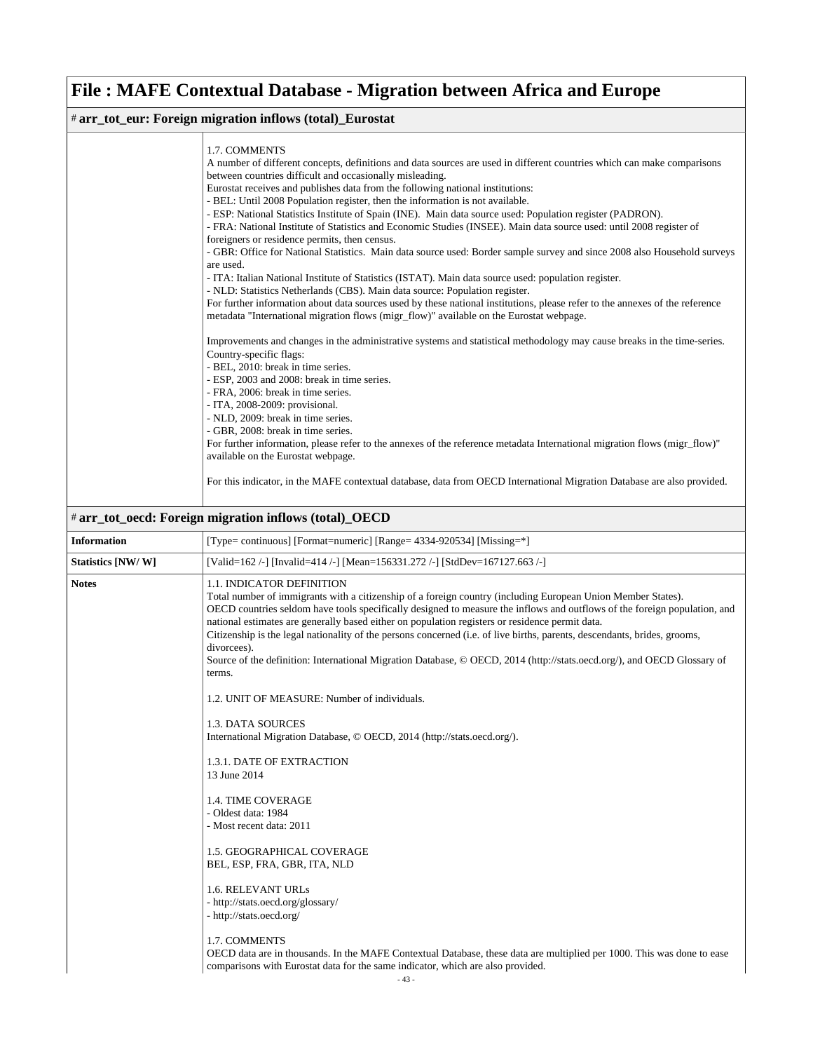# File : MAFE Contextual Database - Migration between Africa and Europe

## # arr_tot_eur: Foreign migration inflows (total)_Eurostat

| | |
|---|---|
| | 1.7. COMMENTS<br>A number of different concepts, definitions and data sources are used in different countries which can make comparisons between countries difficult and occasionally misleading.<br>Eurostat receives and publishes data from the following national institutions:<br>- BEL: Until 2008 Population register, then the information is not available.<br>- ESP: National Statistics Institute of Spain (INE). Main data source used: Population register (PADRON).<br>- FRA: National Institute of Statistics and Economic Studies (INSEE). Main data source used: until 2008 register of foreigners or residence permits, then census.<br>- GBR: Office for National Statistics. Main data source used: Border sample survey and since 2008 also Household surveys are used.<br>- ITA: Italian National Institute of Statistics (ISTAT). Main data source used: population register.<br>- NLD: Statistics Netherlands (CBS). Main data source: Population register.<br>For further information about data sources used by these national institutions, please refer to the annexes of the reference metadata "International migration flows (migr_flow)" available on the Eurostat webpage.<br><br>Improvements and changes in the administrative systems and statistical methodology may cause breaks in the time-series.<br>Country-specific flags:<br>- BEL, 2010: break in time series.<br>- ESP, 2003 and 2008: break in time series.<br>- FRA, 2006: break in time series.<br>- ITA, 2008-2009: provisional.<br>- NLD, 2009: break in time series.<br>- GBR, 2008: break in time series.<br>For further information, please refer to the annexes of the reference metadata International migration flows (migr_flow)" available on the Eurostat webpage.<br><br>For this indicator, in the MAFE contextual database, data from OECD International Migration Database are also provided. |

## # arr_tot_oecd: Foreign migration inflows (total)_OECD

| | |
|---|---|
| **Information** | [Type= continuous] [Format=numeric] [Range= 4334-920534] [Missing=*] |
| **Statistics [NW/ W]** | [Valid=162 /-] [Invalid=414 /-] [Mean=156331.272 /-] [StdDev=167127.663 /-] |
| **Notes** | 1.1. INDICATOR DEFINITION<br>Total number of immigrants with a citizenship of a foreign country (including European Union Member States).<br>OECD countries seldom have tools specifically designed to measure the inflows and outflows of the foreign population, and national estimates are generally based either on population registers or residence permit data.<br>Citizenship is the legal nationality of the persons concerned (i.e. of live births, parents, descendants, brides, grooms, divorcees).<br>Source of the definition: International Migration Database, © OECD, 2014 (http://stats.oecd.org/), and OECD Glossary of terms.<br><br>1.2. UNIT OF MEASURE: Number of individuals.<br><br>1.3. DATA SOURCES<br>International Migration Database, © OECD, 2014 (http://stats.oecd.org/).<br><br>1.3.1. DATE OF EXTRACTION<br>13 June 2014<br><br>1.4. TIME COVERAGE<br>- Oldest data: 1984<br>- Most recent data: 2011<br><br>1.5. GEOGRAPHICAL COVERAGE<br>BEL, ESP, FRA, GBR, ITA, NLD<br><br>1.6. RELEVANT URLs<br>- http://stats.oecd.org/glossary/<br>- http://stats.oecd.org/<br><br>1.7. COMMENTS<br>OECD data are in thousands. In the MAFE Contextual Database, these data are multiplied per 1000. This was done to ease comparisons with Eurostat data for the same indicator, which are also provided. |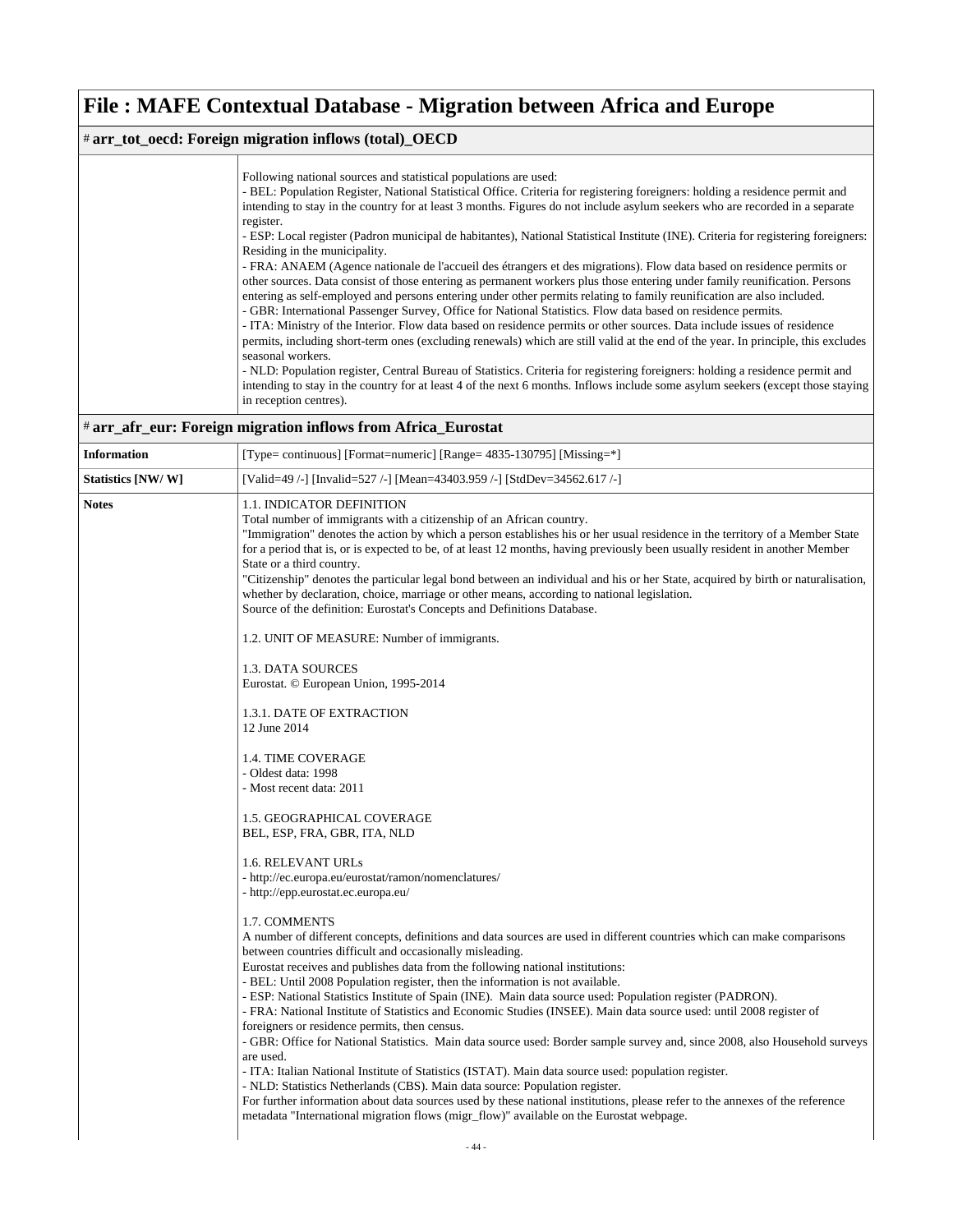# File : MAFE Contextual Database - Migration between Africa and Europe

## # arr_tot_oecd: Foreign migration inflows (total)_OECD

| | |
|---|---|
| | Following national sources and statistical populations are used:<br>- BEL: Population Register, National Statistical Office. Criteria for registering foreigners: holding a residence permit and intending to stay in the country for at least 3 months. Figures do not include asylum seekers who are recorded in a separate register.<br>- ESP: Local register (Padron municipal de habitantes), National Statistical Institute (INE). Criteria for registering foreigners: Residing in the municipality.<br>- FRA: ANAEM (Agence nationale de l'accueil des étrangers et des migrations). Flow data based on residence permits or other sources. Data consist of those entering as permanent workers plus those entering under family reunification. Persons entering as self-employed and persons entering under other permits relating to family reunification are also included.<br>- GBR: International Passenger Survey, Office for National Statistics. Flow data based on residence permits.<br>- ITA: Ministry of the Interior. Flow data based on residence permits or other sources. Data include issues of residence permits, including short-term ones (excluding renewals) which are still valid at the end of the year. In principle, this excludes seasonal workers.<br>- NLD: Population register, Central Bureau of Statistics. Criteria for registering foreigners: holding a residence permit and intending to stay in the country for at least 4 of the next 6 months. Inflows include some asylum seekers (except those staying in reception centres). |

## # arr_afr_eur: Foreign migration inflows from Africa_Eurostat

| | |
|---|---|
| **Information** | [Type= continuous] [Format=numeric] [Range= 4835-130795] [Missing=*] |
| **Statistics [NW/ W]** | [Valid=49 /-] [Invalid=527 /-] [Mean=43403.959 /-] [StdDev=34562.617 /-] |
| **Notes** | 1.1. INDICATOR DEFINITION<br>Total number of immigrants with a citizenship of an African country.<br>"Immigration" denotes the action by which a person establishes his or her usual residence in the territory of a Member State for a period that is, or is expected to be, of at least 12 months, having previously been usually resident in another Member State or a third country.<br>"Citizenship" denotes the particular legal bond between an individual and his or her State, acquired by birth or naturalisation, whether by declaration, choice, marriage or other means, according to national legislation.<br>Source of the definition: Eurostat's Concepts and Definitions Database.<br><br>1.2. UNIT OF MEASURE: Number of immigrants.<br><br>1.3. DATA SOURCES<br>Eurostat. © European Union, 1995-2014<br><br>1.3.1. DATE OF EXTRACTION<br>12 June 2014<br><br>1.4. TIME COVERAGE<br>- Oldest data: 1998<br>- Most recent data: 2011<br><br>1.5. GEOGRAPHICAL COVERAGE<br>BEL, ESP, FRA, GBR, ITA, NLD<br><br>1.6. RELEVANT URLs<br>- http://ec.europa.eu/eurostat/ramon/nomenclatures/<br>- http://epp.eurostat.ec.europa.eu/<br><br>1.7. COMMENTS<br>A number of different concepts, definitions and data sources are used in different countries which can make comparisons between countries difficult and occasionally misleading.<br>Eurostat receives and publishes data from the following national institutions:<br>- BEL: Until 2008 Population register, then the information is not available.<br>- ESP: National Statistics Institute of Spain (INE). Main data source used: Population register (PADRON).<br>- FRA: National Institute of Statistics and Economic Studies (INSEE). Main data source used: until 2008 register of foreigners or residence permits, then census.<br>- GBR: Office for National Statistics. Main data source used: Border sample survey and, since 2008, also Household surveys are used.<br>- ITA: Italian National Institute of Statistics (ISTAT). Main data source used: population register.<br>- NLD: Statistics Netherlands (CBS). Main data source: Population register.<br>For further information about data sources used by these national institutions, please refer to the annexes of the reference metadata "International migration flows (migr_flow)" available on the Eurostat webpage. |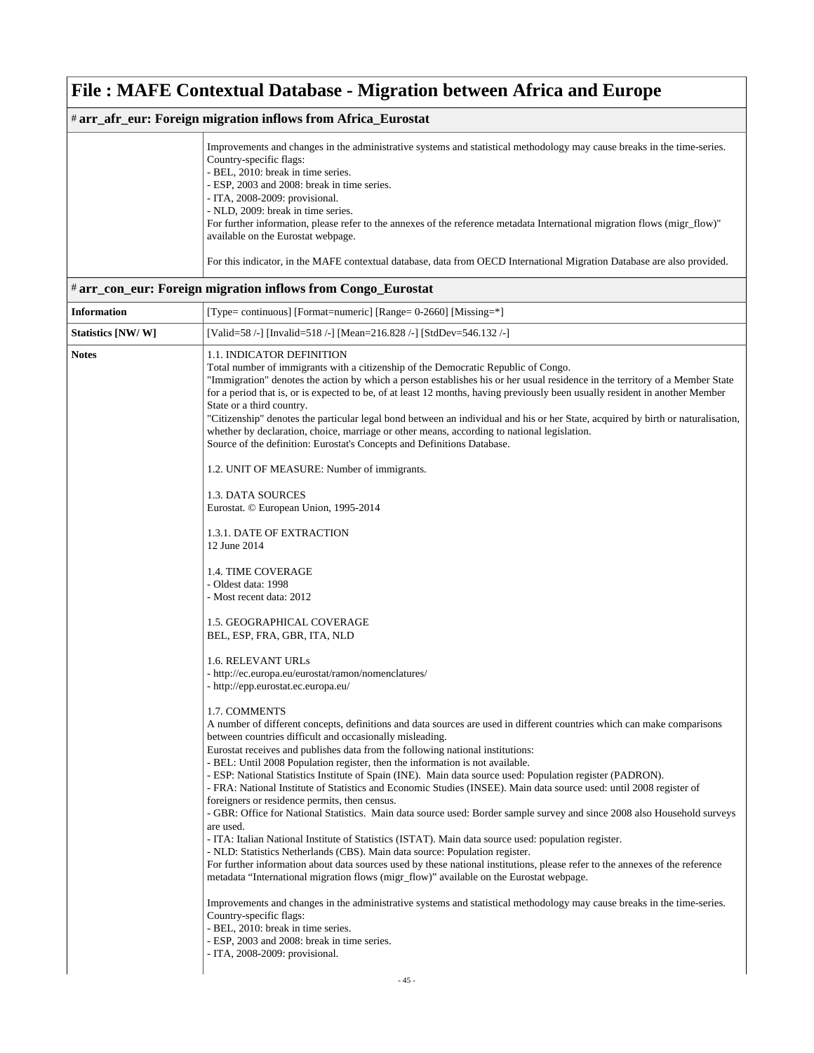# File : MAFE Contextual Database - Migration between Africa and Europe

## # arr_afr_eur: Foreign migration inflows from Africa_Eurostat

| | |
|---|---|
| | Improvements and changes in the administrative systems and statistical methodology may cause breaks in the time-series.<br>Country-specific flags:<br>- BEL, 2010: break in time series.<br>- ESP, 2003 and 2008: break in time series.<br>- ITA, 2008-2009: provisional.<br>- NLD, 2009: break in time series.<br>For further information, please refer to the annexes of the reference metadata International migration flows (migr_flow)" available on the Eurostat webpage.<br><br>For this indicator, in the MAFE contextual database, data from OECD International Migration Database are also provided. |

## # arr_con_eur: Foreign migration inflows from Congo_Eurostat

| | |
|---|---|
| **Information** | [Type= continuous] [Format=numeric] [Range= 0-2660] [Missing=*] |
| **Statistics [NW/ W]** | [Valid=58 /-] [Invalid=518 /-] [Mean=216.828 /-] [StdDev=546.132 /-] |
| **Notes** | 1.1. INDICATOR DEFINITION<br>Total number of immigrants with a citizenship of the Democratic Republic of Congo.<br>"Immigration" denotes the action by which a person establishes his or her usual residence in the territory of a Member State for a period that is, or is expected to be, of at least 12 months, having previously been usually resident in another Member State or a third country.<br>"Citizenship" denotes the particular legal bond between an individual and his or her State, acquired by birth or naturalisation, whether by declaration, choice, marriage or other means, according to national legislation.<br>Source of the definition: Eurostat's Concepts and Definitions Database.<br><br>1.2. UNIT OF MEASURE: Number of immigrants.<br><br>1.3. DATA SOURCES<br>Eurostat. © European Union, 1995-2014<br><br>1.3.1. DATE OF EXTRACTION<br>12 June 2014<br><br>1.4. TIME COVERAGE<br>- Oldest data: 1998<br>- Most recent data: 2012<br><br>1.5. GEOGRAPHICAL COVERAGE<br>BEL, ESP, FRA, GBR, ITA, NLD<br><br>1.6. RELEVANT URLs<br>- http://ec.europa.eu/eurostat/ramon/nomenclatures/<br>- http://epp.eurostat.ec.europa.eu/<br><br>1.7. COMMENTS<br>A number of different concepts, definitions and data sources are used in different countries which can make comparisons between countries difficult and occasionally misleading.<br>Eurostat receives and publishes data from the following national institutions:<br>- BEL: Until 2008 Population register, then the information is not available.<br>- ESP: National Statistics Institute of Spain (INE). Main data source used: Population register (PADRON).<br>- FRA: National Institute of Statistics and Economic Studies (INSEE). Main data source used: until 2008 register of foreigners or residence permits, then census.<br>- GBR: Office for National Statistics. Main data source used: Border sample survey and since 2008 also Household surveys are used.<br>- ITA: Italian National Institute of Statistics (ISTAT). Main data source used: population register.<br>- NLD: Statistics Netherlands (CBS). Main data source: Population register.<br>For further information about data sources used by these national institutions, please refer to the annexes of the reference metadata "International migration flows (migr_flow)" available on the Eurostat webpage.<br><br>Improvements and changes in the administrative systems and statistical methodology may cause breaks in the time-series.<br>Country-specific flags:<br>- BEL, 2010: break in time series.<br>- ESP, 2003 and 2008: break in time series.<br>- ITA, 2008-2009: provisional. |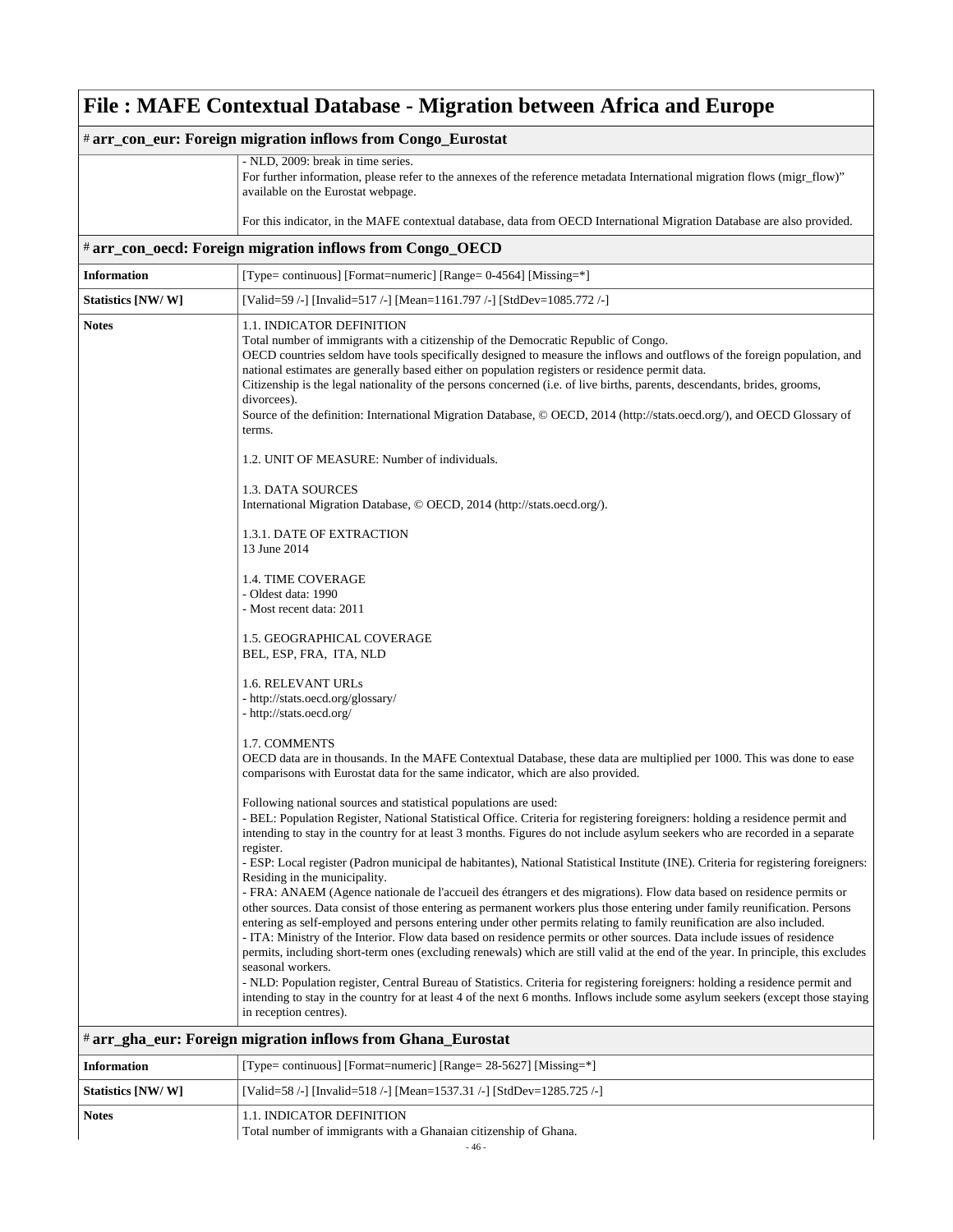# File : MAFE Contextual Database - Migration between Africa and Europe

## # arr_con_eur: Foreign migration inflows from Congo_Eurostat

| | |
|---|---|
| | - NLD, 2009: break in time series.<br>For further information, please refer to the annexes of the reference metadata International migration flows (migr_flow)" available on the Eurostat webpage.<br><br>For this indicator, in the MAFE contextual database, data from OECD International Migration Database are also provided. |

## # arr_con_oecd: Foreign migration inflows from Congo_OECD

| | |
|---|---|
| **Information** | [Type= continuous] [Format=numeric] [Range= 0-4564] [Missing=*] |
| **Statistics [NW/ W]** | [Valid=59 /-] [Invalid=517 /-] [Mean=1161.797 /-] [StdDev=1085.772 /-] |
| **Notes** | 1.1. INDICATOR DEFINITION<br>Total number of immigrants with a citizenship of the Democratic Republic of Congo.<br>OECD countries seldom have tools specifically designed to measure the inflows and outflows of the foreign population, and national estimates are generally based either on population registers or residence permit data.<br>Citizenship is the legal nationality of the persons concerned (i.e. of live births, parents, descendants, brides, grooms, divorcees).<br>Source of the definition: International Migration Database, © OECD, 2014 (http://stats.oecd.org/), and OECD Glossary of terms.<br><br>1.2. UNIT OF MEASURE: Number of individuals.<br><br>1.3. DATA SOURCES<br>International Migration Database, © OECD, 2014 (http://stats.oecd.org/).<br><br>1.3.1. DATE OF EXTRACTION<br>13 June 2014<br><br>1.4. TIME COVERAGE<br>- Oldest data: 1990<br>- Most recent data: 2011<br><br>1.5. GEOGRAPHICAL COVERAGE<br>BEL, ESP, FRA, ITA, NLD<br><br>1.6. RELEVANT URLs<br>- http://stats.oecd.org/glossary/<br>- http://stats.oecd.org/<br><br>1.7. COMMENTS<br>OECD data are in thousands. In the MAFE Contextual Database, these data are multiplied per 1000. This was done to ease comparisons with Eurostat data for the same indicator, which are also provided.<br><br>Following national sources and statistical populations are used:<br>- BEL: Population Register, National Statistical Office. Criteria for registering foreigners: holding a residence permit and intending to stay in the country for at least 3 months. Figures do not include asylum seekers who are recorded in a separate register.<br>- ESP: Local register (Padron municipal de habitantes), National Statistical Institute (INE). Criteria for registering foreigners: Residing in the municipality.<br>- FRA: ANAEM (Agence nationale de l'accueil des étrangers et des migrations). Flow data based on residence permits or other sources. Data consist of those entering as permanent workers plus those entering under family reunification. Persons entering as self-employed and persons entering under other permits relating to family reunification are also included.<br>- ITA: Ministry of the Interior. Flow data based on residence permits or other sources. Data include issues of residence permits, including short-term ones (excluding renewals) which are still valid at the end of the year. In principle, this excludes seasonal workers.<br>- NLD: Population register, Central Bureau of Statistics. Criteria for registering foreigners: holding a residence permit and intending to stay in the country for at least 4 of the next 6 months. Inflows include some asylum seekers (except those staying in reception centres). |

## # arr_gha_eur: Foreign migration inflows from Ghana_Eurostat

| | |
|---|---|
| **Information** | [Type= continuous] [Format=numeric] [Range= 28-5627] [Missing=*] |
| **Statistics [NW/ W]** | [Valid=58 /-] [Invalid=518 /-] [Mean=1537.31 /-] [StdDev=1285.725 /-] |
| **Notes** | 1.1. INDICATOR DEFINITION<br>Total number of immigrants with a Ghanaian citizenship of Ghana. |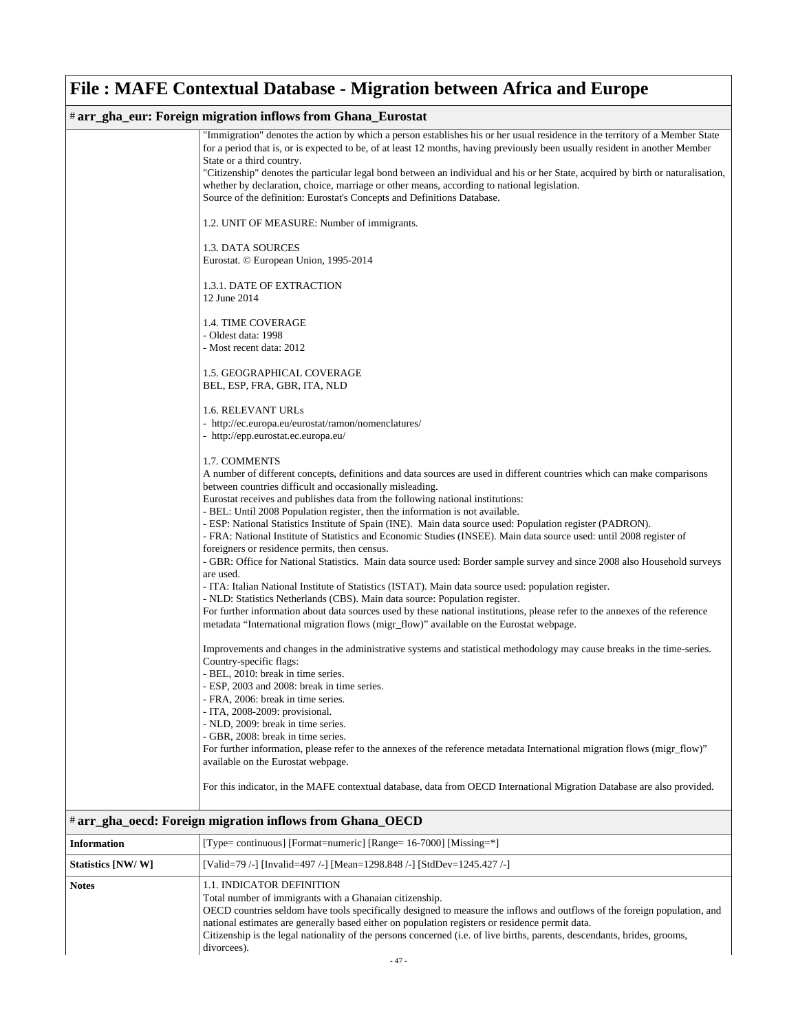# File : MAFE Contextual Database - Migration between Africa and Europe

## # arr_gha_eur: Foreign migration inflows from Ghana_Eurostat

"Immigration" denotes the action by which a person establishes his or her usual residence in the territory of a Member State for a period that is, or is expected to be, of at least 12 months, having previously been usually resident in another Member State or a third country.
"Citizenship" denotes the particular legal bond between an individual and his or her State, acquired by birth or naturalisation, whether by declaration, choice, marriage or other means, according to national legislation.
Source of the definition: Eurostat's Concepts and Definitions Database.

1.2. UNIT OF MEASURE: Number of immigrants.

1.3. DATA SOURCES
Eurostat. © European Union, 1995-2014

1.3.1. DATE OF EXTRACTION
12 June 2014

1.4. TIME COVERAGE
- Oldest data: 1998
- Most recent data: 2012

1.5. GEOGRAPHICAL COVERAGE
BEL, ESP, FRA, GBR, ITA, NLD

1.6. RELEVANT URLs
- http://ec.europa.eu/eurostat/ramon/nomenclatures/
- http://epp.eurostat.ec.europa.eu/

1.7. COMMENTS
A number of different concepts, definitions and data sources are used in different countries which can make comparisons between countries difficult and occasionally misleading.
Eurostat receives and publishes data from the following national institutions:
- BEL: Until 2008 Population register, then the information is not available.
- ESP: National Statistics Institute of Spain (INE). Main data source used: Population register (PADRON).
- FRA: National Institute of Statistics and Economic Studies (INSEE). Main data source used: until 2008 register of foreigners or residence permits, then census.
- GBR: Office for National Statistics. Main data source used: Border sample survey and since 2008 also Household surveys are used.
- ITA: Italian National Institute of Statistics (ISTAT). Main data source used: population register.
- NLD: Statistics Netherlands (CBS). Main data source: Population register.
For further information about data sources used by these national institutions, please refer to the annexes of the reference metadata "International migration flows (migr_flow)" available on the Eurostat webpage.

Improvements and changes in the administrative systems and statistical methodology may cause breaks in the time-series.
Country-specific flags:
- BEL, 2010: break in time series.
- ESP, 2003 and 2008: break in time series.
- FRA, 2006: break in time series.
- ITA, 2008-2009: provisional.
- NLD, 2009: break in time series.
- GBR, 2008: break in time series.
For further information, please refer to the annexes of the reference metadata International migration flows (migr_flow)" available on the Eurostat webpage.

For this indicator, in the MAFE contextual database, data from OECD International Migration Database are also provided.

## # arr_gha_oecd: Foreign migration inflows from Ghana_OECD

| | |
|---|---|
| **Information** | [Type= continuous] [Format=numeric] [Range= 16-7000] [Missing=*] |
| **Statistics [NW/ W]** | [Valid=79 /-] [Invalid=497 /-] [Mean=1298.848 /-] [StdDev=1245.427 /-] |
| **Notes** | 1.1. INDICATOR DEFINITION<br>Total number of immigrants with a Ghanaian citizenship.<br>OECD countries seldom have tools specifically designed to measure the inflows and outflows of the foreign population, and national estimates are generally based either on population registers or residence permit data.<br>Citizenship is the legal nationality of the persons concerned (i.e. of live births, parents, descendants, brides, grooms, divorcees). |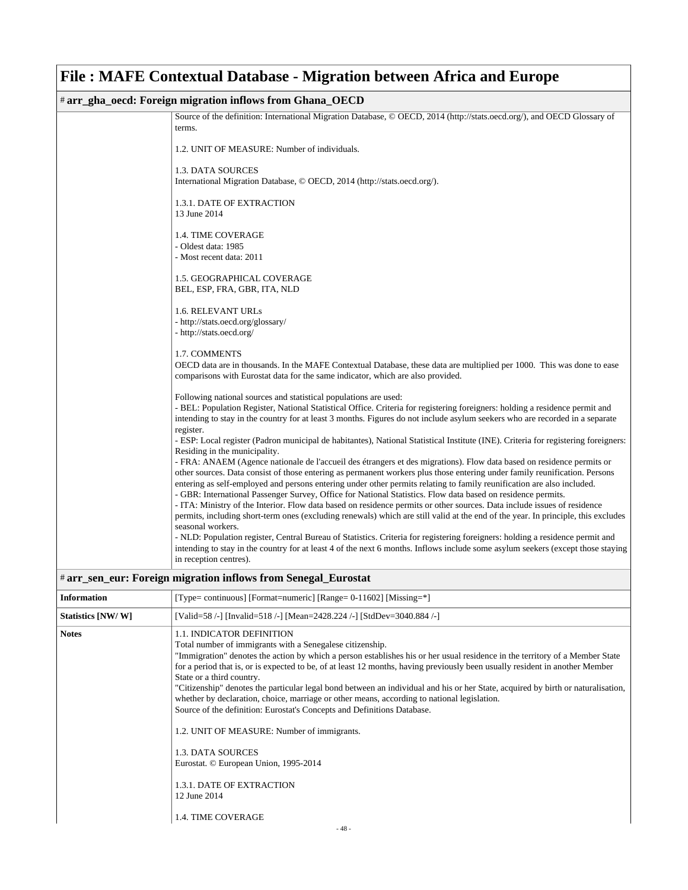# File : MAFE Contextual Database - Migration between Africa and Europe

## # arr_gha_oecd: Foreign migration inflows from Ghana_OECD

| | |
|---|---|
| | Source of the definition: International Migration Database, © OECD, 2014 (http://stats.oecd.org/), and OECD Glossary of terms.<br><br>1.2. UNIT OF MEASURE: Number of individuals.<br><br>1.3. DATA SOURCES<br>International Migration Database, © OECD, 2014 (http://stats.oecd.org/).<br><br>1.3.1. DATE OF EXTRACTION<br>13 June 2014<br><br>1.4. TIME COVERAGE<br>- Oldest data: 1985<br>- Most recent data: 2011<br><br>1.5. GEOGRAPHICAL COVERAGE<br>BEL, ESP, FRA, GBR, ITA, NLD<br><br>1.6. RELEVANT URLs<br>- http://stats.oecd.org/glossary/<br>- http://stats.oecd.org/<br><br>1.7. COMMENTS<br>OECD data are in thousands. In the MAFE Contextual Database, these data are multiplied per 1000. This was done to ease comparisons with Eurostat data for the same indicator, which are also provided.<br><br>Following national sources and statistical populations are used:<br>- BEL: Population Register, National Statistical Office. Criteria for registering foreigners: holding a residence permit and intending to stay in the country for at least 3 months. Figures do not include asylum seekers who are recorded in a separate register.<br>- ESP: Local register (Padron municipal de habitantes), National Statistical Institute (INE). Criteria for registering foreigners: Residing in the municipality.<br>- FRA: ANAEM (Agence nationale de l'accueil des étrangers et des migrations). Flow data based on residence permits or other sources. Data consist of those entering as permanent workers plus those entering under family reunification. Persons entering as self-employed and persons entering under other permits relating to family reunification are also included.<br>- GBR: International Passenger Survey, Office for National Statistics. Flow data based on residence permits.<br>- ITA: Ministry of the Interior. Flow data based on residence permits or other sources. Data include issues of residence permits, including short-term ones (excluding renewals) which are still valid at the end of the year. In principle, this excludes seasonal workers.<br>- NLD: Population register, Central Bureau of Statistics. Criteria for registering foreigners: holding a residence permit and intending to stay in the country for at least 4 of the next 6 months. Inflows include some asylum seekers (except those staying in reception centres). |

## # arr_sen_eur: Foreign migration inflows from Senegal_Eurostat

| | |
|---|---|
| **Information** | [Type= continuous] [Format=numeric] [Range= 0-11602] [Missing=*] |
| **Statistics [NW/ W]** | [Valid=58 /-] [Invalid=518 /-] [Mean=2428.224 /-] [StdDev=3040.884 /-] |
| **Notes** | 1.1. INDICATOR DEFINITION<br>Total number of immigrants with a Senegalese citizenship.<br>"Immigration" denotes the action by which a person establishes his or her usual residence in the territory of a Member State for a period that is, or is expected to be, of at least 12 months, having previously been usually resident in another Member State or a third country.<br>"Citizenship" denotes the particular legal bond between an individual and his or her State, acquired by birth or naturalisation, whether by declaration, choice, marriage or other means, according to national legislation.<br>Source of the definition: Eurostat's Concepts and Definitions Database.<br><br>1.2. UNIT OF MEASURE: Number of immigrants.<br><br>1.3. DATA SOURCES<br>Eurostat. © European Union, 1995-2014<br><br>1.3.1. DATE OF EXTRACTION<br>12 June 2014<br><br>1.4. TIME COVERAGE |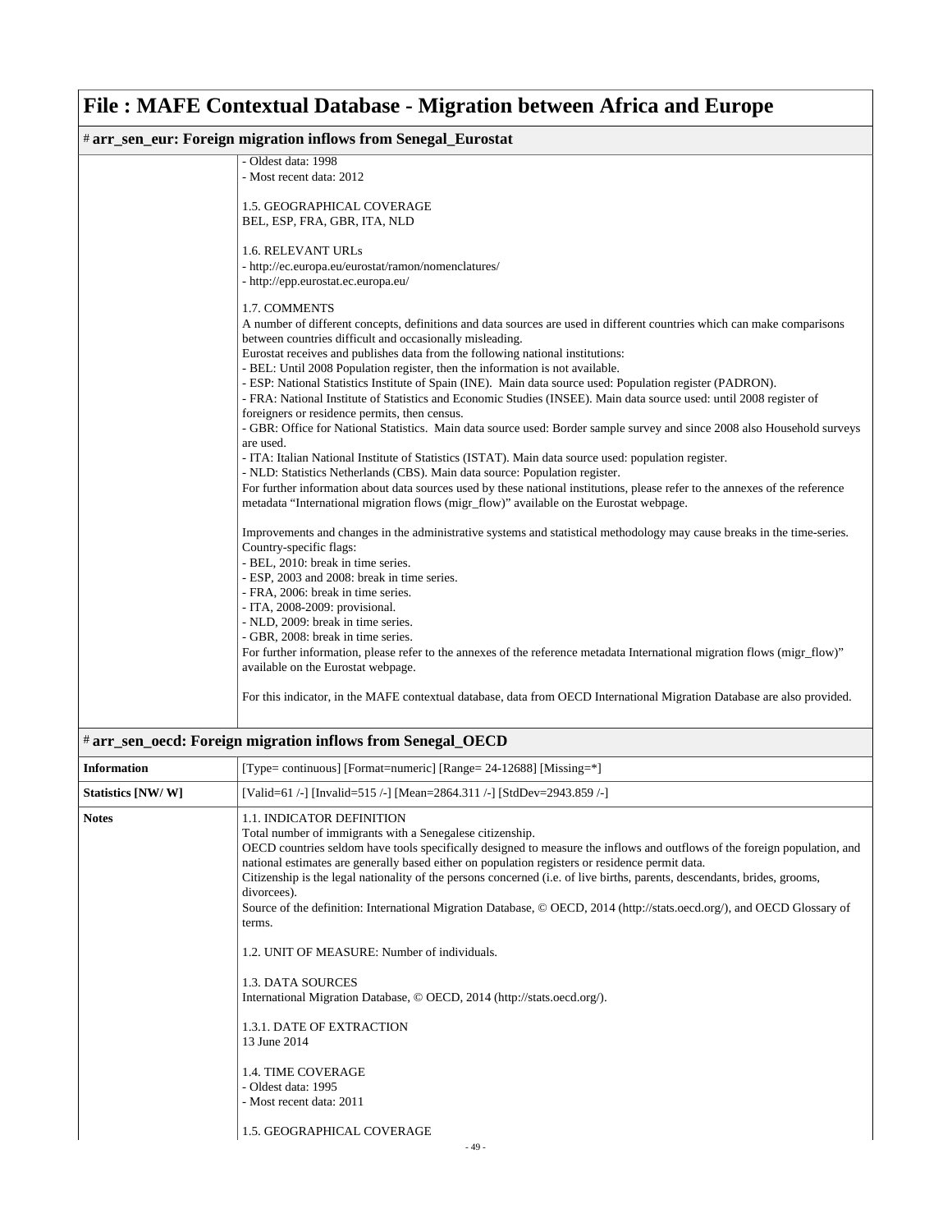# File : MAFE Contextual Database - Migration between Africa and Europe

## # arr_sen_eur: Foreign migration inflows from Senegal_Eurostat

| | |
|---|---|
| | - Oldest data: 1998<br>- Most recent data: 2012<br><br>1.5. GEOGRAPHICAL COVERAGE<br>BEL, ESP, FRA, GBR, ITA, NLD<br><br>1.6. RELEVANT URLs<br>- http://ec.europa.eu/eurostat/ramon/nomenclatures/<br>- http://epp.eurostat.ec.europa.eu/<br><br>1.7. COMMENTS<br>A number of different concepts, definitions and data sources are used in different countries which can make comparisons between countries difficult and occasionally misleading.<br>Eurostat receives and publishes data from the following national institutions:<br>- BEL: Until 2008 Population register, then the information is not available.<br>- ESP: National Statistics Institute of Spain (INE). Main data source used: Population register (PADRON).<br>- FRA: National Institute of Statistics and Economic Studies (INSEE). Main data source used: until 2008 register of foreigners or residence permits, then census.<br>- GBR: Office for National Statistics. Main data source used: Border sample survey and since 2008 also Household surveys are used.<br>- ITA: Italian National Institute of Statistics (ISTAT). Main data source used: population register.<br>- NLD: Statistics Netherlands (CBS). Main data source: Population register.<br>For further information about data sources used by these national institutions, please refer to the annexes of the reference metadata "International migration flows (migr_flow)" available on the Eurostat webpage.<br><br>Improvements and changes in the administrative systems and statistical methodology may cause breaks in the time-series.<br>Country-specific flags:<br>- BEL, 2010: break in time series.<br>- ESP, 2003 and 2008: break in time series.<br>- FRA, 2006: break in time series.<br>- ITA, 2008-2009: provisional.<br>- NLD, 2009: break in time series.<br>- GBR, 2008: break in time series.<br>For further information, please refer to the annexes of the reference metadata International migration flows (migr_flow)" available on the Eurostat webpage.<br><br>For this indicator, in the MAFE contextual database, data from OECD International Migration Database are also provided. |

## # arr_sen_oecd: Foreign migration inflows from Senegal_OECD

| | |
|---|---|
| **Information** | [Type= continuous] [Format=numeric] [Range= 24-12688] [Missing=*] |
| **Statistics [NW/ W]** | [Valid=61 /-] [Invalid=515 /-] [Mean=2864.311 /-] [StdDev=2943.859 /-] |
| **Notes** | 1.1. INDICATOR DEFINITION<br>Total number of immigrants with a Senegalese citizenship.<br>OECD countries seldom have tools specifically designed to measure the inflows and outflows of the foreign population, and national estimates are generally based either on population registers or residence permit data.<br>Citizenship is the legal nationality of the persons concerned (i.e. of live births, parents, descendants, brides, grooms, divorcees).<br>Source of the definition: International Migration Database, © OECD, 2014 (http://stats.oecd.org/), and OECD Glossary of terms.<br><br>1.2. UNIT OF MEASURE: Number of individuals.<br><br>1.3. DATA SOURCES<br>International Migration Database, © OECD, 2014 (http://stats.oecd.org/).<br><br>1.3.1. DATE OF EXTRACTION<br>13 June 2014<br><br>1.4. TIME COVERAGE<br>- Oldest data: 1995<br>- Most recent data: 2011<br><br>1.5. GEOGRAPHICAL COVERAGE |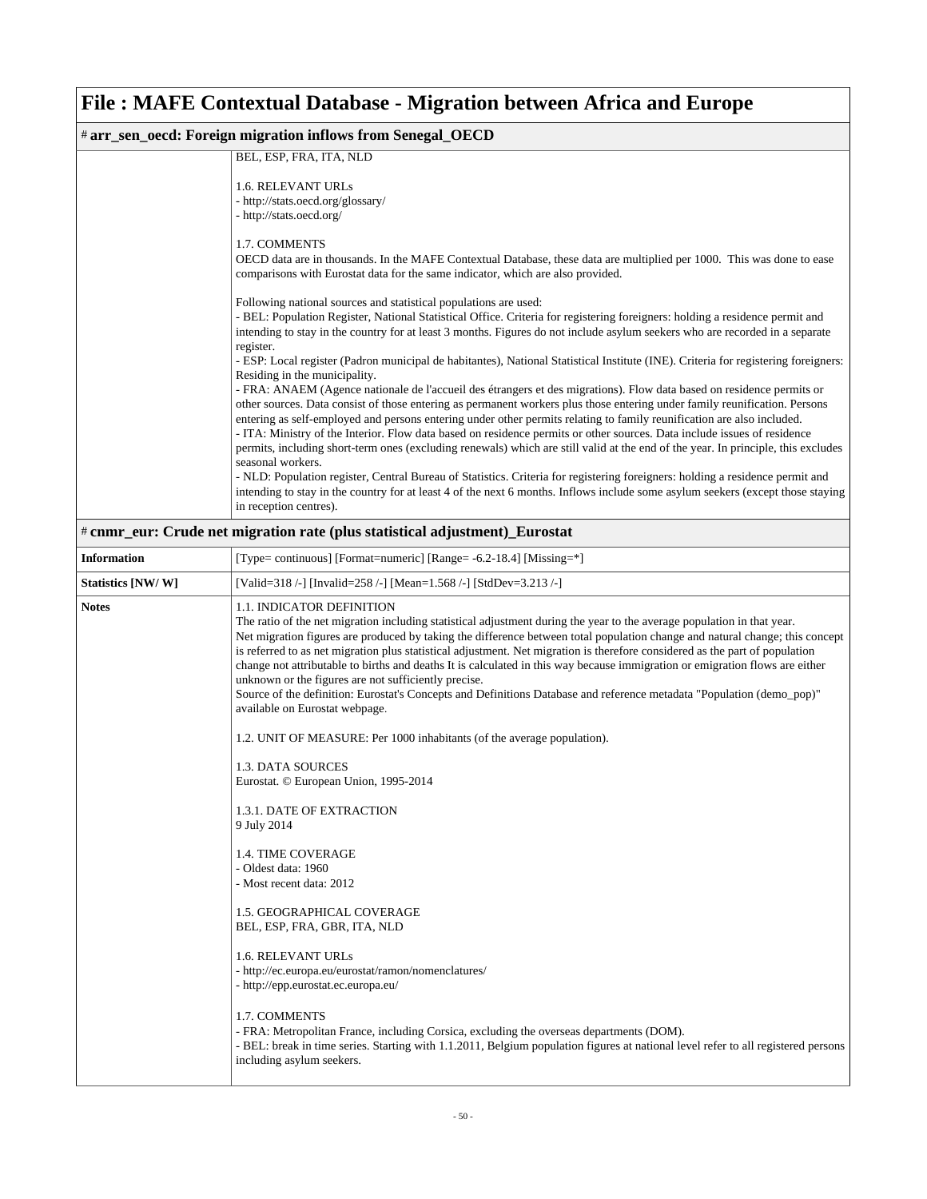# File : MAFE Contextual Database - Migration between Africa and Europe

## # arr_sen_oecd: Foreign migration inflows from Senegal_OECD

| | |
|---|---|
| | BEL, ESP, FRA, ITA, NLD<br><br>1.6. RELEVANT URLs<br>- http://stats.oecd.org/glossary/<br>- http://stats.oecd.org/<br><br>1.7. COMMENTS<br>OECD data are in thousands. In the MAFE Contextual Database, these data are multiplied per 1000. This was done to ease comparisons with Eurostat data for the same indicator, which are also provided.<br><br>Following national sources and statistical populations are used:<br>- BEL: Population Register, National Statistical Office. Criteria for registering foreigners: holding a residence permit and intending to stay in the country for at least 3 months. Figures do not include asylum seekers who are recorded in a separate register.<br>- ESP: Local register (Padron municipal de habitantes), National Statistical Institute (INE). Criteria for registering foreigners: Residing in the municipality.<br>- FRA: ANAEM (Agence nationale de l'accueil des étrangers et des migrations). Flow data based on residence permits or other sources. Data consist of those entering as permanent workers plus those entering under family reunification. Persons entering as self-employed and persons entering under other permits relating to family reunification are also included.<br>- ITA: Ministry of the Interior. Flow data based on residence permits or other sources. Data include issues of residence permits, including short-term ones (excluding renewals) which are still valid at the end of the year. In principle, this excludes seasonal workers.<br>- NLD: Population register, Central Bureau of Statistics. Criteria for registering foreigners: holding a residence permit and intending to stay in the country for at least 4 of the next 6 months. Inflows include some asylum seekers (except those staying in reception centres). |

## # cnmr_eur: Crude net migration rate (plus statistical adjustment)_Eurostat

| | |
|---|---|
| **Information** | [Type= continuous] [Format=numeric] [Range= -6.2-18.4] [Missing=*] |
| **Statistics [NW/ W]** | [Valid=318 /-] [Invalid=258 /-] [Mean=1.568 /-] [StdDev=3.213 /-] |
| **Notes** | 1.1. INDICATOR DEFINITION<br>The ratio of the net migration including statistical adjustment during the year to the average population in that year.<br>Net migration figures are produced by taking the difference between total population change and natural change; this concept is referred to as net migration plus statistical adjustment. Net migration is therefore considered as the part of population change not attributable to births and deaths It is calculated in this way because immigration or emigration flows are either unknown or the figures are not sufficiently precise.<br>Source of the definition: Eurostat's Concepts and Definitions Database and reference metadata "Population (demo_pop)" available on Eurostat webpage.<br><br>1.2. UNIT OF MEASURE: Per 1000 inhabitants (of the average population).<br><br>1.3. DATA SOURCES<br>Eurostat. © European Union, 1995-2014<br><br>1.3.1. DATE OF EXTRACTION<br>9 July 2014<br><br>1.4. TIME COVERAGE<br>- Oldest data: 1960<br>- Most recent data: 2012<br><br>1.5. GEOGRAPHICAL COVERAGE<br>BEL, ESP, FRA, GBR, ITA, NLD<br><br>1.6. RELEVANT URLs<br>- http://ec.europa.eu/eurostat/ramon/nomenclatures/<br>- http://epp.eurostat.ec.europa.eu/<br><br>1.7. COMMENTS<br>- FRA: Metropolitan France, including Corsica, excluding the overseas departments (DOM).<br>- BEL: break in time series. Starting with 1.1.2011, Belgium population figures at national level refer to all registered persons including asylum seekers. |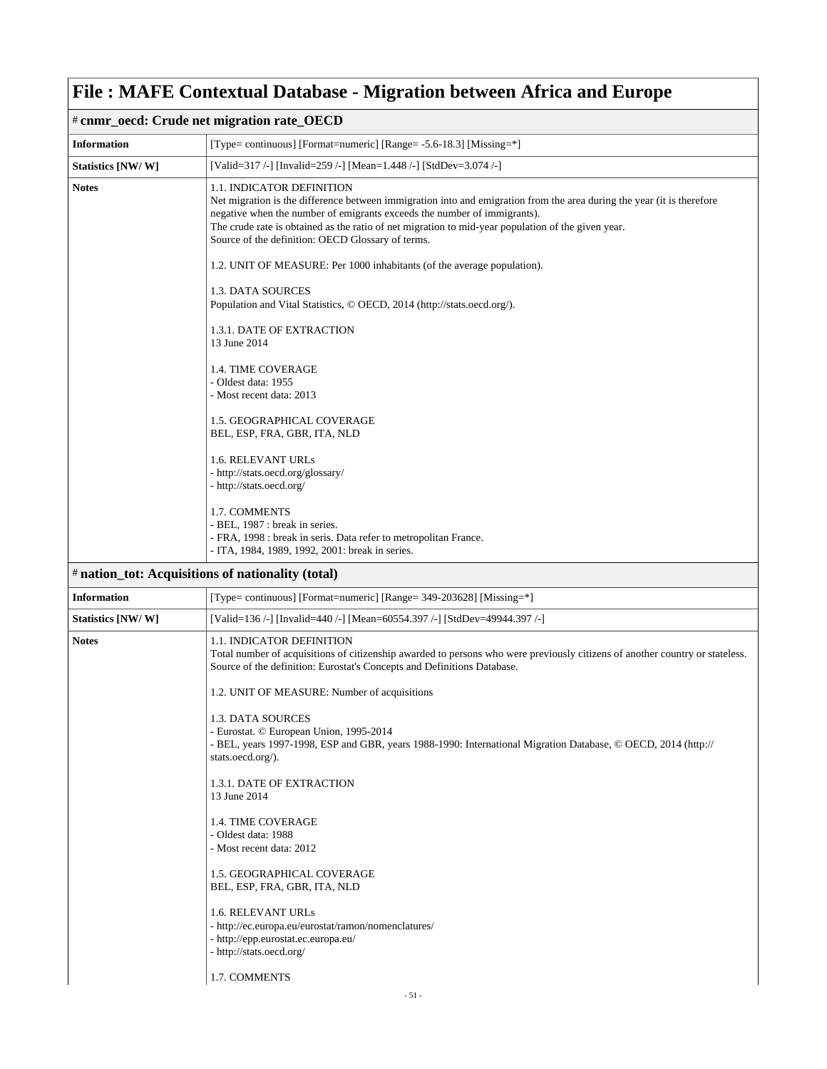# File : MAFE Contextual Database - Migration between Africa and Europe

## # cnmr_oecd: Crude net migration rate_OECD

| | |
|---|---|
| **Information** | [Type= continuous] [Format=numeric] [Range= -5.6-18.3] [Missing=*] |
| **Statistics [NW/ W]** | [Valid=317 /-] [Invalid=259 /-] [Mean=1.448 /-] [StdDev=3.074 /-] |
| **Notes** | 1.1. INDICATOR DEFINITION<br>Net migration is the difference between immigration into and emigration from the area during the year (it is therefore negative when the number of emigrants exceeds the number of immigrants).<br>The crude rate is obtained as the ratio of net migration to mid-year population of the given year.<br>Source of the definition: OECD Glossary of terms.<br><br>1.2. UNIT OF MEASURE: Per 1000 inhabitants (of the average population).<br><br>1.3. DATA SOURCES<br>Population and Vital Statistics, © OECD, 2014 (http://stats.oecd.org/).<br><br>1.3.1. DATE OF EXTRACTION<br>13 June 2014<br><br>1.4. TIME COVERAGE<br>- Oldest data: 1955<br>- Most recent data: 2013<br><br>1.5. GEOGRAPHICAL COVERAGE<br>BEL, ESP, FRA, GBR, ITA, NLD<br><br>1.6. RELEVANT URLs<br>- http://stats.oecd.org/glossary/<br>- http://stats.oecd.org/<br><br>1.7. COMMENTS<br>- BEL, 1987 : break in series.<br>- FRA, 1998 : break in seris. Data refer to metropolitan France.<br>- ITA, 1984, 1989, 1992, 2001: break in series. |

## # nation_tot: Acquisitions of nationality (total)

| | |
|---|---|
| **Information** | [Type= continuous] [Format=numeric] [Range= 349-203628] [Missing=*] |
| **Statistics [NW/ W]** | [Valid=136 /-] [Invalid=440 /-] [Mean=60554.397 /-] [StdDev=49944.397 /-] |
| **Notes** | 1.1. INDICATOR DEFINITION<br>Total number of acquisitions of citizenship awarded to persons who were previously citizens of another country or stateless.<br>Source of the definition: Eurostat's Concepts and Definitions Database.<br><br>1.2. UNIT OF MEASURE: Number of acquisitions<br><br>1.3. DATA SOURCES<br>- Eurostat. © European Union, 1995-2014<br>- BEL, years 1997-1998, ESP and GBR, years 1988-1990: International Migration Database, © OECD, 2014 (http://stats.oecd.org/).<br><br>1.3.1. DATE OF EXTRACTION<br>13 June 2014<br><br>1.4. TIME COVERAGE<br>- Oldest data: 1988<br>- Most recent data: 2012<br><br>1.5. GEOGRAPHICAL COVERAGE<br>BEL, ESP, FRA, GBR, ITA, NLD<br><br>1.6. RELEVANT URLs<br>- http://ec.europa.eu/eurostat/ramon/nomenclatures/<br>- http://epp.eurostat.ec.europa.eu/<br>- http://stats.oecd.org/<br><br>1.7. COMMENTS |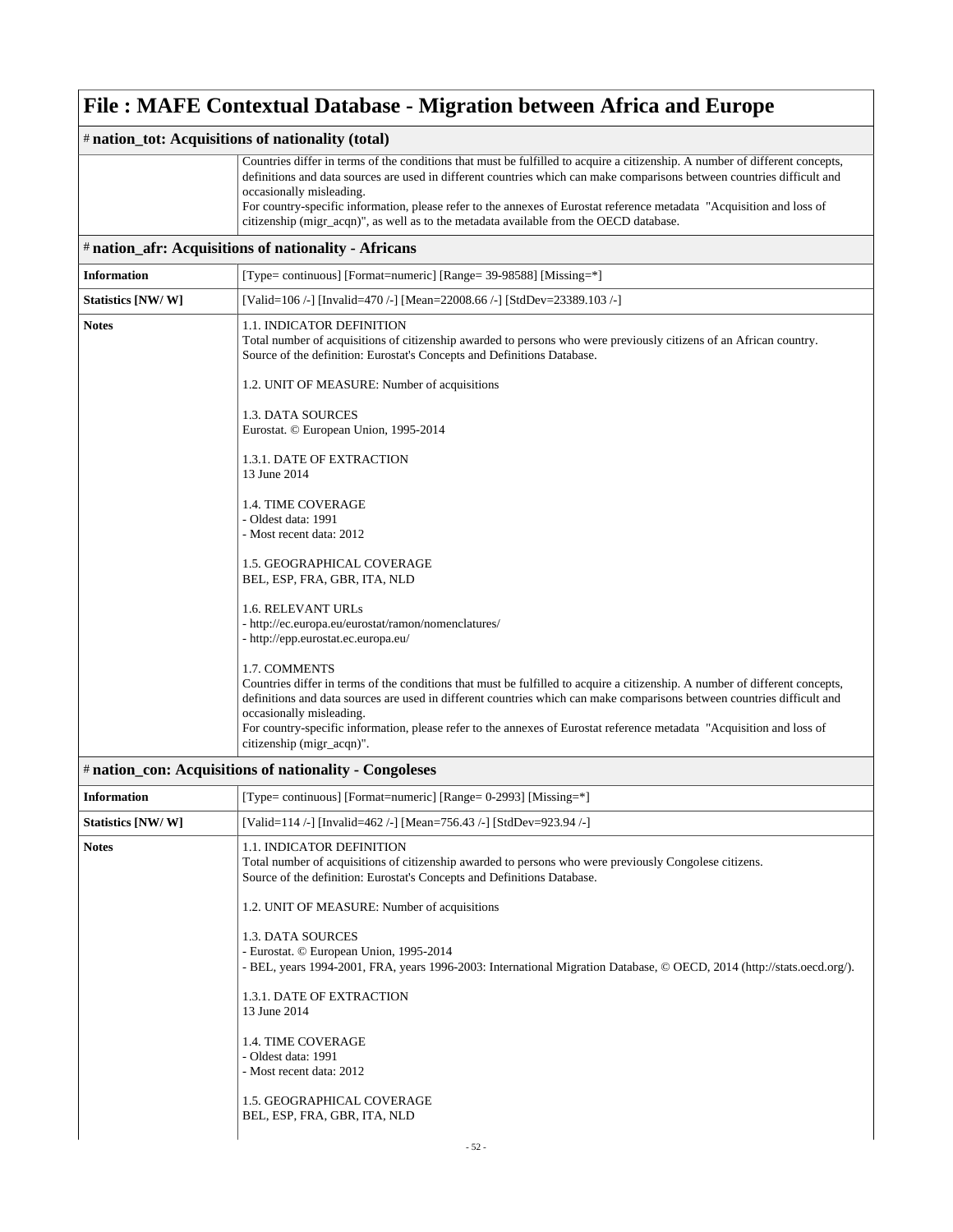# File : MAFE Contextual Database - Migration between Africa and Europe

## # nation_tot: Acquisitions of nationality (total)

| | |
|---|---|
| | Countries differ in terms of the conditions that must be fulfilled to acquire a citizenship. A number of different concepts, definitions and data sources are used in different countries which can make comparisons between countries difficult and occasionally misleading.<br>For country-specific information, please refer to the annexes of Eurostat reference metadata "Acquisition and loss of citizenship (migr_acqn)", as well as to the metadata available from the OECD database. |

## # nation_afr: Acquisitions of nationality - Africans

| | |
|---|---|
| **Information** | [Type= continuous] [Format=numeric] [Range= 39-98588] [Missing=*] |
| **Statistics [NW/ W]** | [Valid=106 /-] [Invalid=470 /-] [Mean=22008.66 /-] [StdDev=23389.103 /-] |
| **Notes** | 1.1. INDICATOR DEFINITION<br>Total number of acquisitions of citizenship awarded to persons who were previously citizens of an African country.<br>Source of the definition: Eurostat's Concepts and Definitions Database.<br><br>1.2. UNIT OF MEASURE: Number of acquisitions<br><br>1.3. DATA SOURCES<br>Eurostat. © European Union, 1995-2014<br><br>1.3.1. DATE OF EXTRACTION<br>13 June 2014<br><br>1.4. TIME COVERAGE<br>- Oldest data: 1991<br>- Most recent data: 2012<br><br>1.5. GEOGRAPHICAL COVERAGE<br>BEL, ESP, FRA, GBR, ITA, NLD<br><br>1.6. RELEVANT URLs<br>- http://ec.europa.eu/eurostat/ramon/nomenclatures/<br>- http://epp.eurostat.ec.europa.eu/<br><br>1.7. COMMENTS<br>Countries differ in terms of the conditions that must be fulfilled to acquire a citizenship. A number of different concepts, definitions and data sources are used in different countries which can make comparisons between countries difficult and occasionally misleading.<br>For country-specific information, please refer to the annexes of Eurostat reference metadata "Acquisition and loss of citizenship (migr_acqn)". |

## # nation_con: Acquisitions of nationality - Congoleses

| | |
|---|---|
| **Information** | [Type= continuous] [Format=numeric] [Range= 0-2993] [Missing=*] |
| **Statistics [NW/ W]** | [Valid=114 /-] [Invalid=462 /-] [Mean=756.43 /-] [StdDev=923.94 /-] |
| **Notes** | 1.1. INDICATOR DEFINITION<br>Total number of acquisitions of citizenship awarded to persons who were previously Congolese citizens.<br>Source of the definition: Eurostat's Concepts and Definitions Database.<br><br>1.2. UNIT OF MEASURE: Number of acquisitions<br><br>1.3. DATA SOURCES<br>- Eurostat. © European Union, 1995-2014<br>- BEL, years 1994-2001, FRA, years 1996-2003: International Migration Database, © OECD, 2014 (http://stats.oecd.org/).<br><br>1.3.1. DATE OF EXTRACTION<br>13 June 2014<br><br>1.4. TIME COVERAGE<br>- Oldest data: 1991<br>- Most recent data: 2012<br><br>1.5. GEOGRAPHICAL COVERAGE<br>BEL, ESP, FRA, GBR, ITA, NLD |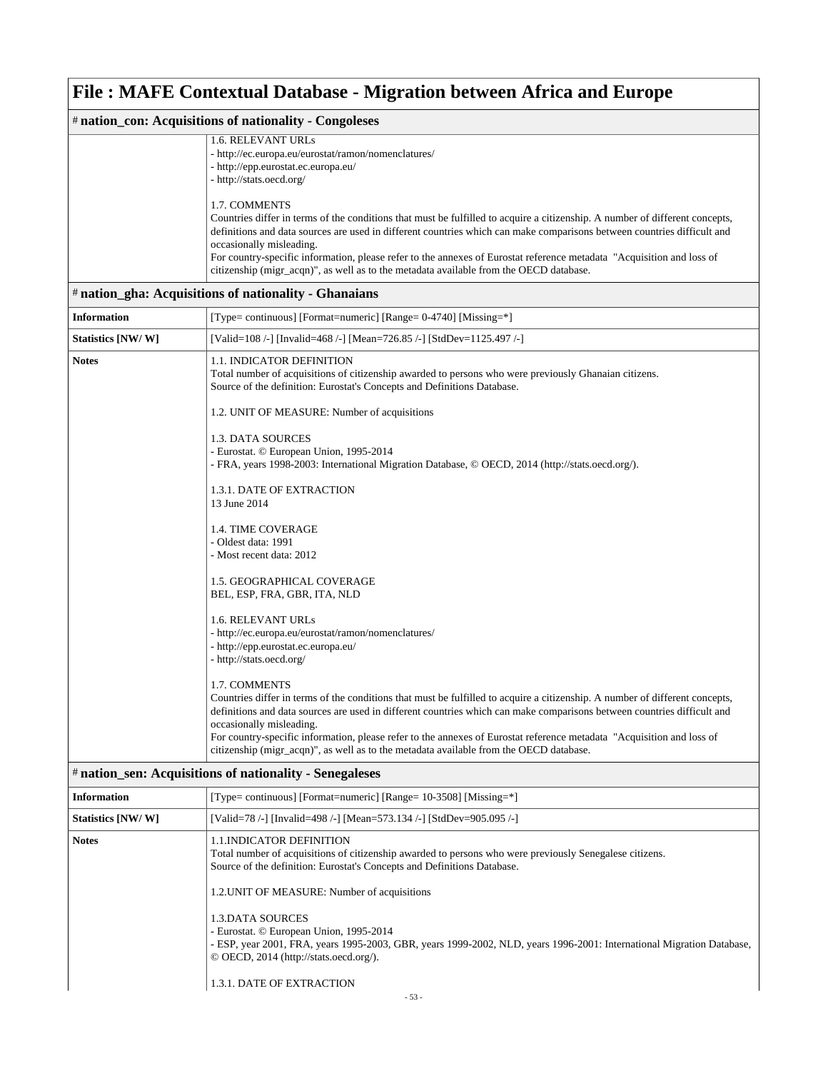# File : MAFE Contextual Database - Migration between Africa and Europe

## # nation_con: Acquisitions of nationality - Congoleses

| | |
|---|---|
| | 1.6. RELEVANT URLs<br>- http://ec.europa.eu/eurostat/ramon/nomenclatures/<br>- http://epp.eurostat.ec.europa.eu/<br>- http://stats.oecd.org/<br><br>1.7. COMMENTS<br>Countries differ in terms of the conditions that must be fulfilled to acquire a citizenship. A number of different concepts, definitions and data sources are used in different countries which can make comparisons between countries difficult and occasionally misleading.<br>For country-specific information, please refer to the annexes of Eurostat reference metadata "Acquisition and loss of citizenship (migr_acqn)", as well as to the metadata available from the OECD database. |

## # nation_gha: Acquisitions of nationality - Ghanaians

| | |
|---|---|
| **Information** | [Type= continuous] [Format=numeric] [Range= 0-4740] [Missing=*] |
| **Statistics [NW/ W]** | [Valid=108 /-] [Invalid=468 /-] [Mean=726.85 /-] [StdDev=1125.497 /-] |
| **Notes** | 1.1. INDICATOR DEFINITION<br>Total number of acquisitions of citizenship awarded to persons who were previously Ghanaian citizens.<br>Source of the definition: Eurostat's Concepts and Definitions Database.<br><br>1.2. UNIT OF MEASURE: Number of acquisitions<br><br>1.3. DATA SOURCES<br>- Eurostat. © European Union, 1995-2014<br>- FRA, years 1998-2003: International Migration Database, © OECD, 2014 (http://stats.oecd.org/).<br><br>1.3.1. DATE OF EXTRACTION<br>13 June 2014<br><br>1.4. TIME COVERAGE<br>- Oldest data: 1991<br>- Most recent data: 2012<br><br>1.5. GEOGRAPHICAL COVERAGE<br>BEL, ESP, FRA, GBR, ITA, NLD<br><br>1.6. RELEVANT URLs<br>- http://ec.europa.eu/eurostat/ramon/nomenclatures/<br>- http://epp.eurostat.ec.europa.eu/<br>- http://stats.oecd.org/<br><br>1.7. COMMENTS<br>Countries differ in terms of the conditions that must be fulfilled to acquire a citizenship. A number of different concepts, definitions and data sources are used in different countries which can make comparisons between countries difficult and occasionally misleading.<br>For country-specific information, please refer to the annexes of Eurostat reference metadata "Acquisition and loss of citizenship (migr_acqn)", as well as to the metadata available from the OECD database. |

## # nation_sen: Acquisitions of nationality - Senegaleses

| | |
|---|---|
| **Information** | [Type= continuous] [Format=numeric] [Range= 10-3508] [Missing=*] |
| **Statistics [NW/ W]** | [Valid=78 /-] [Invalid=498 /-] [Mean=573.134 /-] [StdDev=905.095 /-] |
| **Notes** | 1.1.INDICATOR DEFINITION<br>Total number of acquisitions of citizenship awarded to persons who were previously Senegalese citizens.<br>Source of the definition: Eurostat's Concepts and Definitions Database.<br><br>1.2.UNIT OF MEASURE: Number of acquisitions<br><br>1.3.DATA SOURCES<br>- Eurostat. © European Union, 1995-2014<br>- ESP, year 2001, FRA, years 1995-2003, GBR, years 1999-2002, NLD, years 1996-2001: International Migration Database, © OECD, 2014 (http://stats.oecd.org/).<br><br>1.3.1. DATE OF EXTRACTION |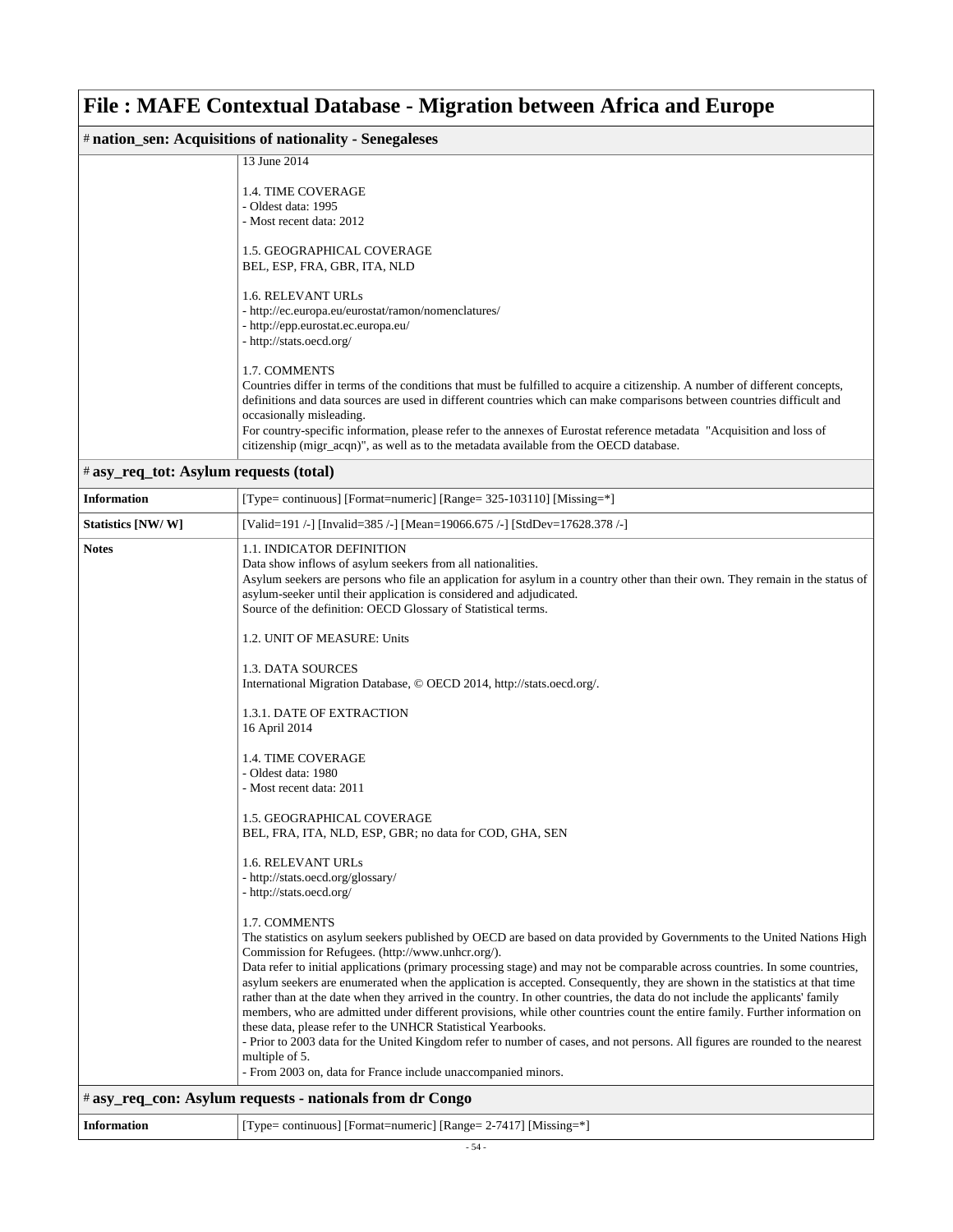# File : MAFE Contextual Database - Migration between Africa and Europe

## # nation_sen: Acquisitions of nationality - Senegaleses

| | |
|---|---|
| | 13 June 2014<br><br>1.4. TIME COVERAGE<br>- Oldest data: 1995<br>- Most recent data: 2012<br><br>1.5. GEOGRAPHICAL COVERAGE<br>BEL, ESP, FRA, GBR, ITA, NLD<br><br>1.6. RELEVANT URLs<br>- http://ec.europa.eu/eurostat/ramon/nomenclatures/<br>- http://epp.eurostat.ec.europa.eu/<br>- http://stats.oecd.org/<br><br>1.7. COMMENTS<br>Countries differ in terms of the conditions that must be fulfilled to acquire a citizenship. A number of different concepts, definitions and data sources are used in different countries which can make comparisons between countries difficult and occasionally misleading.<br>For country-specific information, please refer to the annexes of Eurostat reference metadata "Acquisition and loss of citizenship (migr_acqn)", as well as to the metadata available from the OECD database. |

## # asy_req_tot: Asylum requests (total)

| | |
|---|---|
| **Information** | [Type= continuous] [Format=numeric] [Range= 325-103110] [Missing=*] |
| **Statistics [NW/ W]** | [Valid=191 /-] [Invalid=385 /-] [Mean=19066.675 /-] [StdDev=17628.378 /-] |
| **Notes** | 1.1. INDICATOR DEFINITION<br>Data show inflows of asylum seekers from all nationalities.<br>Asylum seekers are persons who file an application for asylum in a country other than their own. They remain in the status of asylum-seeker until their application is considered and adjudicated.<br>Source of the definition: OECD Glossary of Statistical terms.<br><br>1.2. UNIT OF MEASURE: Units<br><br>1.3. DATA SOURCES<br>International Migration Database, © OECD 2014, http://stats.oecd.org/.<br><br>1.3.1. DATE OF EXTRACTION<br>16 April 2014<br><br>1.4. TIME COVERAGE<br>- Oldest data: 1980<br>- Most recent data: 2011<br><br>1.5. GEOGRAPHICAL COVERAGE<br>BEL, FRA, ITA, NLD, ESP, GBR; no data for COD, GHA, SEN<br><br>1.6. RELEVANT URLs<br>- http://stats.oecd.org/glossary/<br>- http://stats.oecd.org/<br><br>1.7. COMMENTS<br>The statistics on asylum seekers published by OECD are based on data provided by Governments to the United Nations High Commission for Refugees. (http://www.unhcr.org/).<br>Data refer to initial applications (primary processing stage) and may not be comparable across countries. In some countries, asylum seekers are enumerated when the application is accepted. Consequently, they are shown in the statistics at that time rather than at the date when they arrived in the country. In other countries, the data do not include the applicants' family members, who are admitted under different provisions, while other countries count the entire family. Further information on these data, please refer to the UNHCR Statistical Yearbooks.<br>- Prior to 2003 data for the United Kingdom refer to number of cases, and not persons. All figures are rounded to the nearest multiple of 5.<br>- From 2003 on, data for France include unaccompanied minors. |

## # asy_req_con: Asylum requests - nationals from dr Congo

| | |
|---|---|
| **Information** | [Type= continuous] [Format=numeric] [Range= 2-7417] [Missing=*] |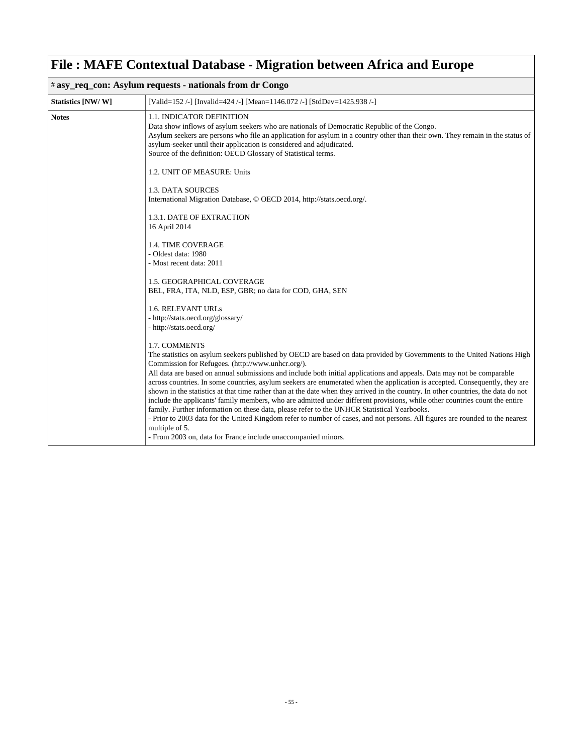# File : MAFE Contextual Database - Migration between Africa and Europe

## # asy_req_con: Asylum requests - nationals from dr Congo

| | |
|---|---|
| **Statistics [NW/ W]** | [Valid=152 /-] [Invalid=424 /-] [Mean=1146.072 /-] [StdDev=1425.938 /-] |
| **Notes** | 1.1. INDICATOR DEFINITION<br>Data show inflows of asylum seekers who are nationals of Democratic Republic of the Congo.<br>Asylum seekers are persons who file an application for asylum in a country other than their own. They remain in the status of asylum-seeker until their application is considered and adjudicated.<br>Source of the definition: OECD Glossary of Statistical terms.<br><br>1.2. UNIT OF MEASURE: Units<br><br>1.3. DATA SOURCES<br>International Migration Database, © OECD 2014, http://stats.oecd.org/.<br><br>1.3.1. DATE OF EXTRACTION<br>16 April 2014<br><br>1.4. TIME COVERAGE<br>- Oldest data: 1980<br>- Most recent data: 2011<br><br>1.5. GEOGRAPHICAL COVERAGE<br>BEL, FRA, ITA, NLD, ESP, GBR; no data for COD, GHA, SEN<br><br>1.6. RELEVANT URLs<br>- http://stats.oecd.org/glossary/<br>- http://stats.oecd.org/<br><br>1.7. COMMENTS<br>The statistics on asylum seekers published by OECD are based on data provided by Governments to the United Nations High Commission for Refugees. (http://www.unhcr.org/).<br>All data are based on annual submissions and include both initial applications and appeals. Data may not be comparable across countries. In some countries, asylum seekers are enumerated when the application is accepted. Consequently, they are shown in the statistics at that time rather than at the date when they arrived in the country. In other countries, the data do not include the applicants' family members, who are admitted under different provisions, while other countries count the entire family. Further information on these data, please refer to the UNHCR Statistical Yearbooks.<br>- Prior to 2003 data for the United Kingdom refer to number of cases, and not persons. All figures are rounded to the nearest multiple of 5.<br>- From 2003 on, data for France include unaccompanied minors. |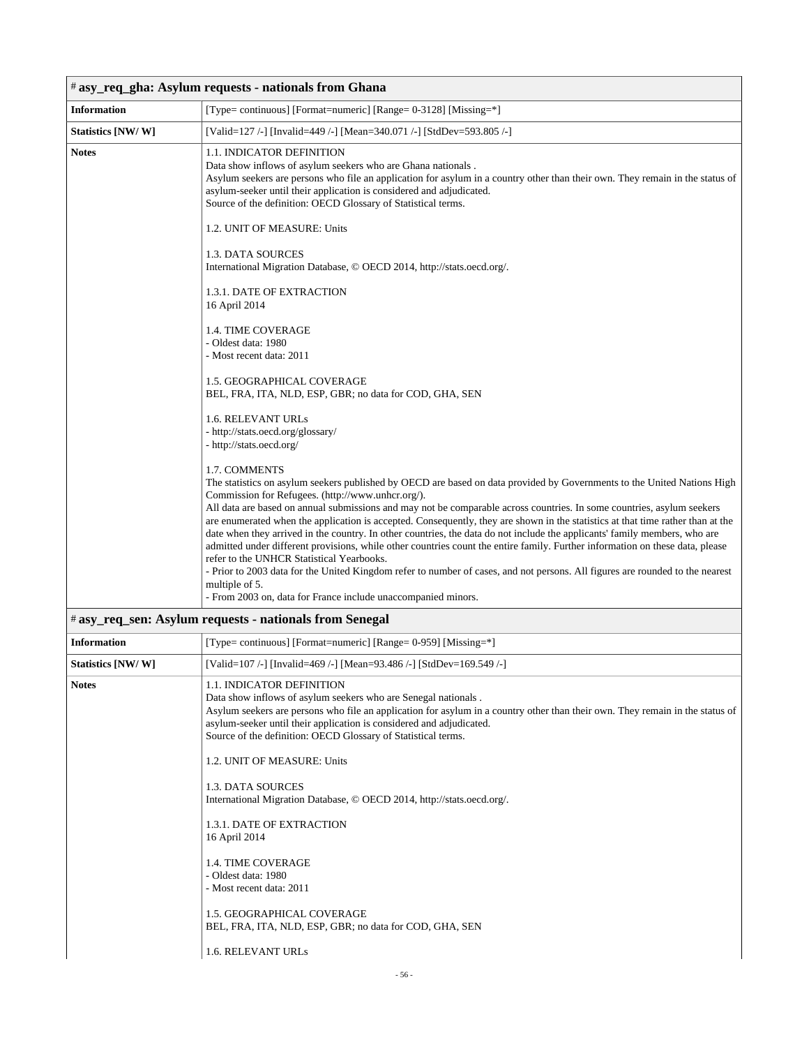| # asy_req_gha: Asylum requests - nationals from Ghana | |
|---|---|
| **Information** | [Type= continuous] [Format=numeric] [Range= 0-3128] [Missing=*] |
| **Statistics [NW/ W]** | [Valid=127 /-] [Invalid=449 /-] [Mean=340.071 /-] [StdDev=593.805 /-] |
| **Notes** | 1.1. INDICATOR DEFINITION<br>Data show inflows of asylum seekers who are Ghana nationals .<br>Asylum seekers are persons who file an application for asylum in a country other than their own. They remain in the status of asylum-seeker until their application is considered and adjudicated.<br>Source of the definition: OECD Glossary of Statistical terms.<br><br>1.2. UNIT OF MEASURE: Units<br><br>1.3. DATA SOURCES<br>International Migration Database, © OECD 2014, http://stats.oecd.org/.<br><br>1.3.1. DATE OF EXTRACTION<br>16 April 2014<br><br>1.4. TIME COVERAGE<br>- Oldest data: 1980<br>- Most recent data: 2011<br><br>1.5. GEOGRAPHICAL COVERAGE<br>BEL, FRA, ITA, NLD, ESP, GBR; no data for COD, GHA, SEN<br><br>1.6. RELEVANT URLs<br>- http://stats.oecd.org/glossary/<br>- http://stats.oecd.org/<br><br>1.7. COMMENTS<br>The statistics on asylum seekers published by OECD are based on data provided by Governments to the United Nations High Commission for Refugees. (http://www.unhcr.org/).<br>All data are based on annual submissions and may not be comparable across countries. In some countries, asylum seekers are enumerated when the application is accepted. Consequently, they are shown in the statistics at that time rather than at the date when they arrived in the country. In other countries, the data do not include the applicants' family members, who are admitted under different provisions, while other countries count the entire family. Further information on these data, please refer to the UNHCR Statistical Yearbooks.<br>- Prior to 2003 data for the United Kingdom refer to number of cases, and not persons. All figures are rounded to the nearest multiple of 5.<br>- From 2003 on, data for France include unaccompanied minors. |

| # asy_req_sen: Asylum requests - nationals from Senegal | |
|---|---|
| **Information** | [Type= continuous] [Format=numeric] [Range= 0-959] [Missing=*] |
| **Statistics [NW/ W]** | [Valid=107 /-] [Invalid=469 /-] [Mean=93.486 /-] [StdDev=169.549 /-] |
| **Notes** | 1.1. INDICATOR DEFINITION<br>Data show inflows of asylum seekers who are Senegal nationals .<br>Asylum seekers are persons who file an application for asylum in a country other than their own. They remain in the status of asylum-seeker until their application is considered and adjudicated.<br>Source of the definition: OECD Glossary of Statistical terms.<br><br>1.2. UNIT OF MEASURE: Units<br><br>1.3. DATA SOURCES<br>International Migration Database, © OECD 2014, http://stats.oecd.org/.<br><br>1.3.1. DATE OF EXTRACTION<br>16 April 2014<br><br>1.4. TIME COVERAGE<br>- Oldest data: 1980<br>- Most recent data: 2011<br><br>1.5. GEOGRAPHICAL COVERAGE<br>BEL, FRA, ITA, NLD, ESP, GBR; no data for COD, GHA, SEN<br><br>1.6. RELEVANT URLs |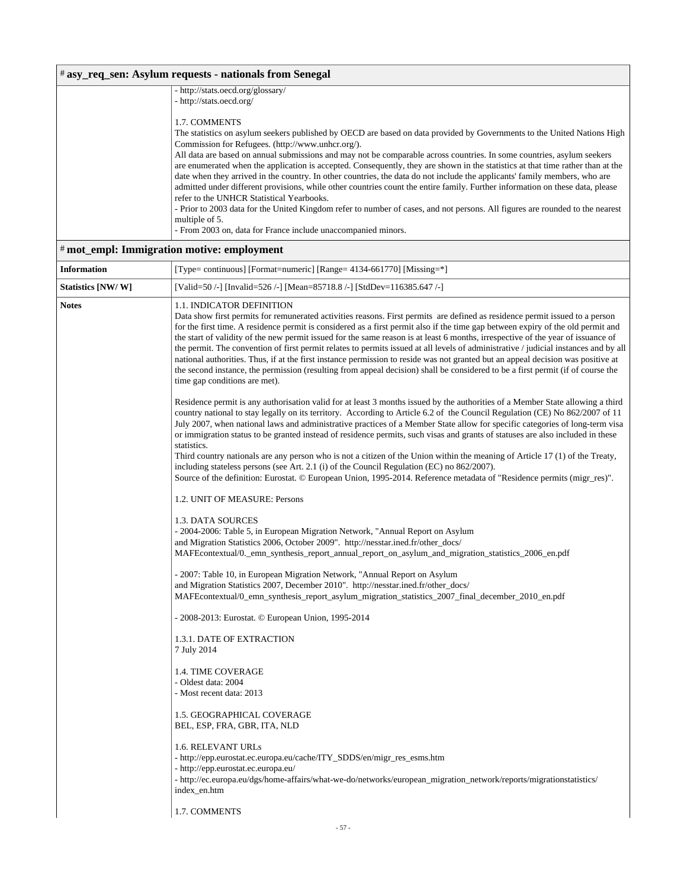## # asy_req_sen: Asylum requests - nationals from Senegal

| | |
|---|---|
| | - http://stats.oecd.org/glossary/<br>- http://stats.oecd.org/<br><br>1.7. COMMENTS<br>The statistics on asylum seekers published by OECD are based on data provided by Governments to the United Nations High Commission for Refugees. (http://www.unhcr.org/).<br>All data are based on annual submissions and may not be comparable across countries. In some countries, asylum seekers are enumerated when the application is accepted. Consequently, they are shown in the statistics at that time rather than at the date when they arrived in the country. In other countries, the data do not include the applicants' family members, who are admitted under different provisions, while other countries count the entire family. Further information on these data, please refer to the UNHCR Statistical Yearbooks.<br>- Prior to 2003 data for the United Kingdom refer to number of cases, and not persons. All figures are rounded to the nearest multiple of 5.<br>- From 2003 on, data for France include unaccompanied minors. |

## # mot_empl: Immigration motive: employment

| | |
|---|---|
| **Information** | [Type= continuous] [Format=numeric] [Range= 4134-661770] [Missing=*] |
| **Statistics [NW/ W]** | [Valid=50 /-] [Invalid=526 /-] [Mean=85718.8 /-] [StdDev=116385.647 /-] |
| **Notes** | 1.1. INDICATOR DEFINITION<br>Data show first permits for remunerated activities reasons. First permits are defined as residence permit issued to a person for the first time. A residence permit is considered as a first permit also if the time gap between expiry of the old permit and the start of validity of the new permit issued for the same reason is at least 6 months, irrespective of the year of issuance of the permit. The convention of first permit relates to permits issued at all levels of administrative / judicial instances and by all national authorities. Thus, if at the first instance permission to reside was not granted but an appeal decision was positive at the second instance, the permission (resulting from appeal decision) shall be considered to be a first permit (if of course the time gap conditions are met).<br><br>Residence permit is any authorisation valid for at least 3 months issued by the authorities of a Member State allowing a third country national to stay legally on its territory. According to Article 6.2 of the Council Regulation (CE) No 862/2007 of 11 July 2007, when national laws and administrative practices of a Member State allow for specific categories of long-term visa or immigration status to be granted instead of residence permits, such visas and grants of statuses are also included in these statistics.<br>Third country nationals are any person who is not a citizen of the Union within the meaning of Article 17 (1) of the Treaty, including stateless persons (see Art. 2.1 (i) of the Council Regulation (EC) no 862/2007).<br>Source of the definition: Eurostat. © European Union, 1995-2014. Reference metadata of "Residence permits (migr_res)".<br><br>1.2. UNIT OF MEASURE: Persons<br><br>1.3. DATA SOURCES<br>- 2004-2006: Table 5, in European Migration Network, "Annual Report on Asylum and Migration Statistics 2006, October 2009". http://nesstar.ined.fr/other_docs/MAFEcontextual/0._emn_synthesis_report_annual_report_on_asylum_and_migration_statistics_2006_en.pdf<br><br>- 2007: Table 10, in European Migration Network, "Annual Report on Asylum and Migration Statistics 2007, December 2010". http://nesstar.ined.fr/other_docs/MAFEcontextual/0_emn_synthesis_report_asylum_migration_statistics_2007_final_december_2010_en.pdf<br><br>- 2008-2013: Eurostat. © European Union, 1995-2014<br><br>1.3.1. DATE OF EXTRACTION<br>7 July 2014<br><br>1.4. TIME COVERAGE<br>- Oldest data: 2004<br>- Most recent data: 2013<br><br>1.5. GEOGRAPHICAL COVERAGE<br>BEL, ESP, FRA, GBR, ITA, NLD<br><br>1.6. RELEVANT URLs<br>- http://epp.eurostat.ec.europa.eu/cache/ITY_SDDS/en/migr_res_esms.htm<br>- http://epp.eurostat.ec.europa.eu/<br>- http://ec.europa.eu/dgs/home-affairs/what-we-do/networks/european_migration_network/reports/migrationstatistics/index_en.htm<br><br>1.7. COMMENTS |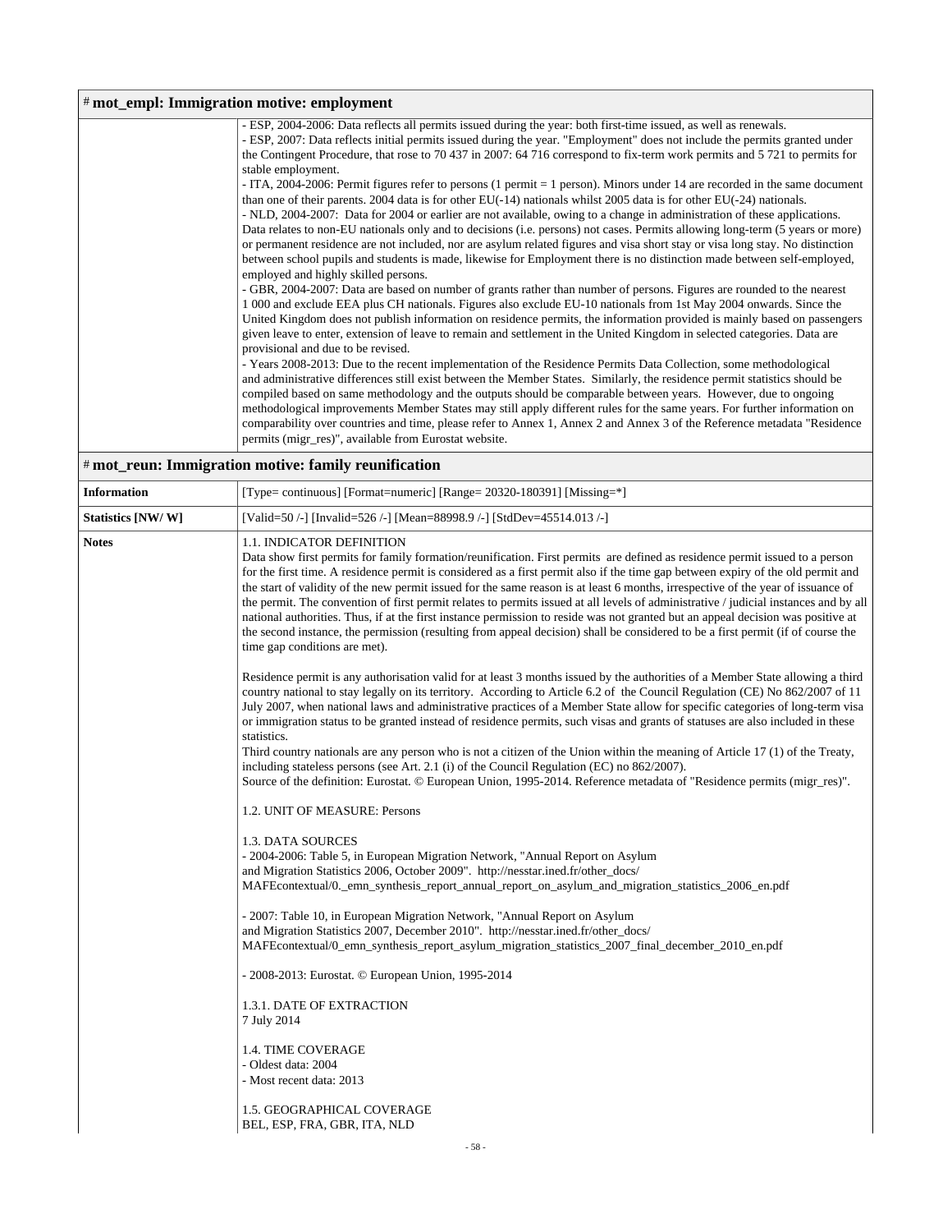| # mot_empl: Immigration motive: employment | |
|---|---|
| | - ESP, 2004-2006: Data reflects all permits issued during the year: both first-time issued, as well as renewals.<br>- ESP, 2007: Data reflects initial permits issued during the year. "Employment" does not include the permits granted under the Contingent Procedure, that rose to 70 437 in 2007: 64 716 correspond to fix-term work permits and 5 721 to permits for stable employment.<br>- ITA, 2004-2006: Permit figures refer to persons (1 permit = 1 person). Minors under 14 are recorded in the same document than one of their parents. 2004 data is for other EU(-14) nationals whilst 2005 data is for other EU(-24) nationals.<br>- NLD, 2004-2007: Data for 2004 or earlier are not available, owing to a change in administration of these applications. Data relates to non-EU nationals only and to decisions (i.e. persons) not cases. Permits allowing long-term (5 years or more) or permanent residence are not included, nor are asylum related figures and visa short stay or visa long stay. No distinction between school pupils and students is made, likewise for Employment there is no distinction made between self-employed, employed and highly skilled persons.<br>- GBR, 2004-2007: Data are based on number of grants rather than number of persons. Figures are rounded to the nearest 1 000 and exclude EEA plus CH nationals. Figures also exclude EU-10 nationals from 1st May 2004 onwards. Since the United Kingdom does not publish information on residence permits, the information provided is mainly based on passengers given leave to enter, extension of leave to remain and settlement in the United Kingdom in selected categories. Data are provisional and due to be revised.<br>- Years 2008-2013: Due to the recent implementation of the Residence Permits Data Collection, some methodological and administrative differences still exist between the Member States. Similarly, the residence permit statistics should be compiled based on same methodology and the outputs should be comparable between years. However, due to ongoing methodological improvements Member States may still apply different rules for the same years. For further information on comparability over countries and time, please refer to Annex 1, Annex 2 and Annex 3 of the Reference metadata "Residence permits (migr_res)", available from Eurostat website. |

| # mot_reun: Immigration motive: family reunification | |
|---|---|
| **Information** | [Type= continuous] [Format=numeric] [Range= 20320-180391] [Missing=*] |
| **Statistics [NW/ W]** | [Valid=50 /-] [Invalid=526 /-] [Mean=88998.9 /-] [StdDev=45514.013 /-] |
| **Notes** | 1.1. INDICATOR DEFINITION<br>Data show first permits for family formation/reunification. First permits are defined as residence permit issued to a person for the first time. A residence permit is considered as a first permit also if the time gap between expiry of the old permit and the start of validity of the new permit issued for the same reason is at least 6 months, irrespective of the year of issuance of the permit. The convention of first permit relates to permits issued at all levels of administrative / judicial instances and by all national authorities. Thus, if at the first instance permission to reside was not granted but an appeal decision was positive at the second instance, the permission (resulting from appeal decision) shall be considered to be a first permit (if of course the time gap conditions are met).<br><br>Residence permit is any authorisation valid for at least 3 months issued by the authorities of a Member State allowing a third country national to stay legally on its territory. According to Article 6.2 of the Council Regulation (CE) No 862/2007 of 11 July 2007, when national laws and administrative practices of a Member State allow for specific categories of long-term visa or immigration status to be granted instead of residence permits, such visas and grants of statuses are also included in these statistics.<br>Third country nationals are any person who is not a citizen of the Union within the meaning of Article 17 (1) of the Treaty, including stateless persons (see Art. 2.1 (i) of the Council Regulation (EC) no 862/2007).<br>Source of the definition: Eurostat. © European Union, 1995-2014. Reference metadata of "Residence permits (migr_res)".<br><br>1.2. UNIT OF MEASURE: Persons<br><br>1.3. DATA SOURCES<br>- 2004-2006: Table 5, in European Migration Network, "Annual Report on Asylum and Migration Statistics 2006, October 2009". http://nesstar.ined.fr/other_docs/MAFEcontextual/0._emn_synthesis_report_annual_report_on_asylum_and_migration_statistics_2006_en.pdf<br><br>- 2007: Table 10, in European Migration Network, "Annual Report on Asylum and Migration Statistics 2007, December 2010". http://nesstar.ined.fr/other_docs/MAFEcontextual/0_emn_synthesis_report_asylum_migration_statistics_2007_final_december_2010_en.pdf<br><br>- 2008-2013: Eurostat. © European Union, 1995-2014<br><br>1.3.1. DATE OF EXTRACTION<br>7 July 2014<br><br>1.4. TIME COVERAGE<br>- Oldest data: 2004<br>- Most recent data: 2013<br><br>1.5. GEOGRAPHICAL COVERAGE<br>BEL, ESP, FRA, GBR, ITA, NLD |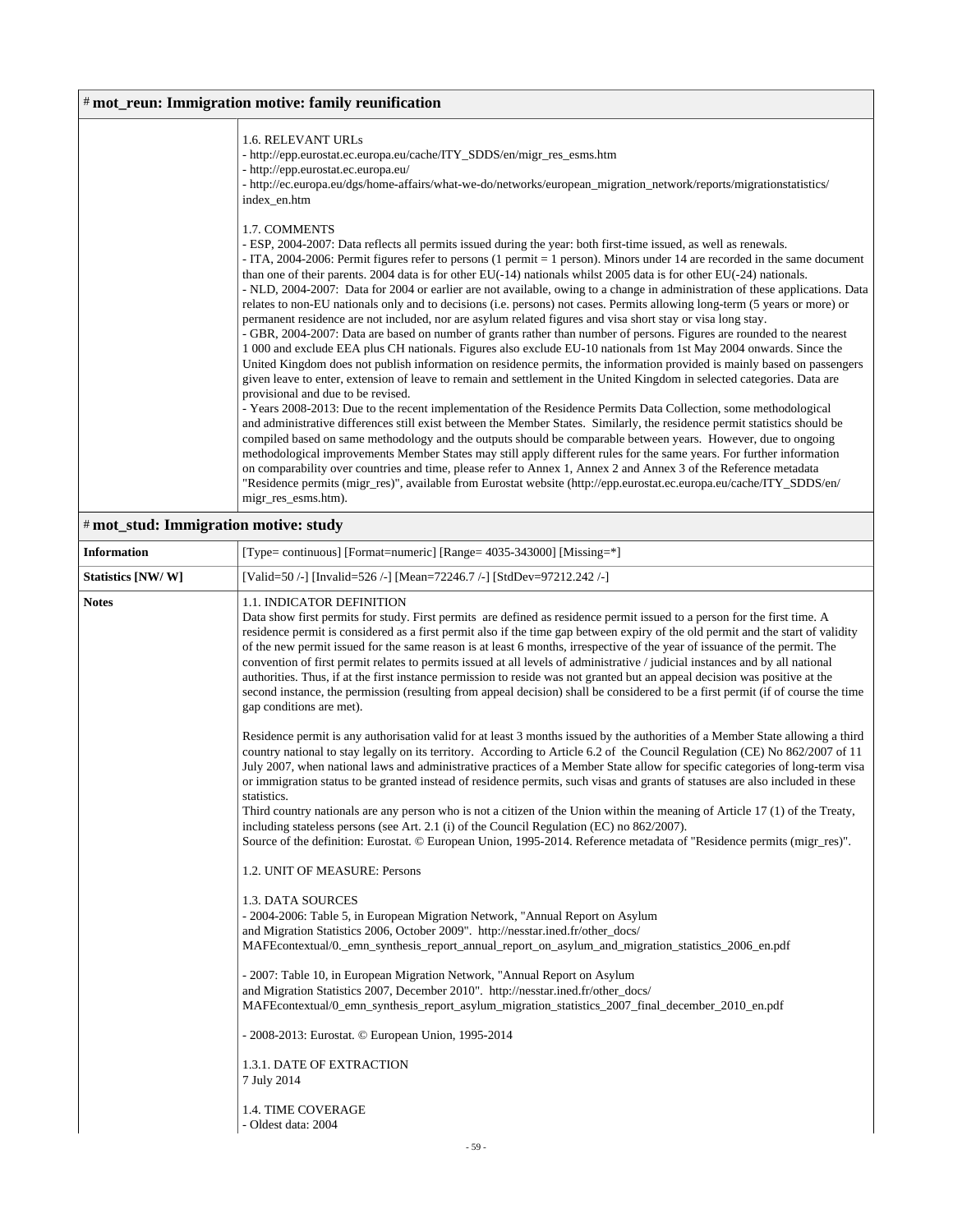## # mot_reun: Immigration motive: family reunification

| | |
|---|---|
| | 1.6. RELEVANT URLs<br>- http://epp.eurostat.ec.europa.eu/cache/ITY_SDDS/en/migr_res_esms.htm<br>- http://epp.eurostat.ec.europa.eu/<br>- http://ec.europa.eu/dgs/home-affairs/what-we-do/networks/european_migration_network/reports/migrationstatistics/index_en.htm<br><br>1.7. COMMENTS<br>- ESP, 2004-2007: Data reflects all permits issued during the year: both first-time issued, as well as renewals.<br>- ITA, 2004-2006: Permit figures refer to persons (1 permit = 1 person). Minors under 14 are recorded in the same document than one of their parents. 2004 data is for other EU(-14) nationals whilst 2005 data is for other EU(-24) nationals.<br>- NLD, 2004-2007: Data for 2004 or earlier are not available, owing to a change in administration of these applications. Data relates to non-EU nationals only and to decisions (i.e. persons) not cases. Permits allowing long-term (5 years or more) or permanent residence are not included, nor are asylum related figures and visa short stay or visa long stay.<br>- GBR, 2004-2007: Data are based on number of grants rather than number of persons. Figures are rounded to the nearest 1 000 and exclude EEA plus CH nationals. Figures also exclude EU-10 nationals from 1st May 2004 onwards. Since the United Kingdom does not publish information on residence permits, the information provided is mainly based on passengers given leave to enter, extension of leave to remain and settlement in the United Kingdom in selected categories. Data are provisional and due to be revised.<br>- Years 2008-2013: Due to the recent implementation of the Residence Permits Data Collection, some methodological and administrative differences still exist between the Member States. Similarly, the residence permit statistics should be compiled based on same methodology and the outputs should be comparable between years. However, due to ongoing methodological improvements Member States may still apply different rules for the same years. For further information on comparability over countries and time, please refer to Annex 1, Annex 2 and Annex 3 of the Reference metadata "Residence permits (migr_res)", available from Eurostat website (http://epp.eurostat.ec.europa.eu/cache/ITY_SDDS/en/migr_res_esms.htm). |

## # mot_stud: Immigration motive: study

| | |
|---|---|
| **Information** | [Type= continuous] [Format=numeric] [Range= 4035-343000] [Missing=*] |
| **Statistics [NW/ W]** | [Valid=50 /-] [Invalid=526 /-] [Mean=72246.7 /-] [StdDev=97212.242 /-] |
| **Notes** | 1.1. INDICATOR DEFINITION<br>Data show first permits for study. First permits are defined as residence permit issued to a person for the first time. A residence permit is considered as a first permit also if the time gap between expiry of the old permit and the start of validity of the new permit issued for the same reason is at least 6 months, irrespective of the year of issuance of the permit. The convention of first permit relates to permits issued at all levels of administrative / judicial instances and by all national authorities. Thus, if at the first instance permission to reside was not granted but an appeal decision was positive at the second instance, the permission (resulting from appeal decision) shall be considered to be a first permit (if of course the time gap conditions are met).<br><br>Residence permit is any authorisation valid for at least 3 months issued by the authorities of a Member State allowing a third country national to stay legally on its territory. According to Article 6.2 of the Council Regulation (CE) No 862/2007 of 11 July 2007, when national laws and administrative practices of a Member State allow for specific categories of long-term visa or immigration status to be granted instead of residence permits, such visas and grants of statuses are also included in these statistics.<br>Third country nationals are any person who is not a citizen of the Union within the meaning of Article 17 (1) of the Treaty, including stateless persons (see Art. 2.1 (i) of the Council Regulation (EC) no 862/2007).<br>Source of the definition: Eurostat. © European Union, 1995-2014. Reference metadata of "Residence permits (migr_res)".<br><br>1.2. UNIT OF MEASURE: Persons<br><br>1.3. DATA SOURCES<br>- 2004-2006: Table 5, in European Migration Network, "Annual Report on Asylum and Migration Statistics 2006, October 2009". http://nesstar.ined.fr/other_docs/MAFEcontextual/0._emn_synthesis_report_annual_report_on_asylum_and_migration_statistics_2006_en.pdf<br><br>- 2007: Table 10, in European Migration Network, "Annual Report on Asylum and Migration Statistics 2007, December 2010". http://nesstar.ined.fr/other_docs/MAFEcontextual/0_emn_synthesis_report_asylum_migration_statistics_2007_final_december_2010_en.pdf<br><br>- 2008-2013: Eurostat. © European Union, 1995-2014<br><br>1.3.1. DATE OF EXTRACTION<br>7 July 2014<br><br>1.4. TIME COVERAGE<br>- Oldest data: 2004 |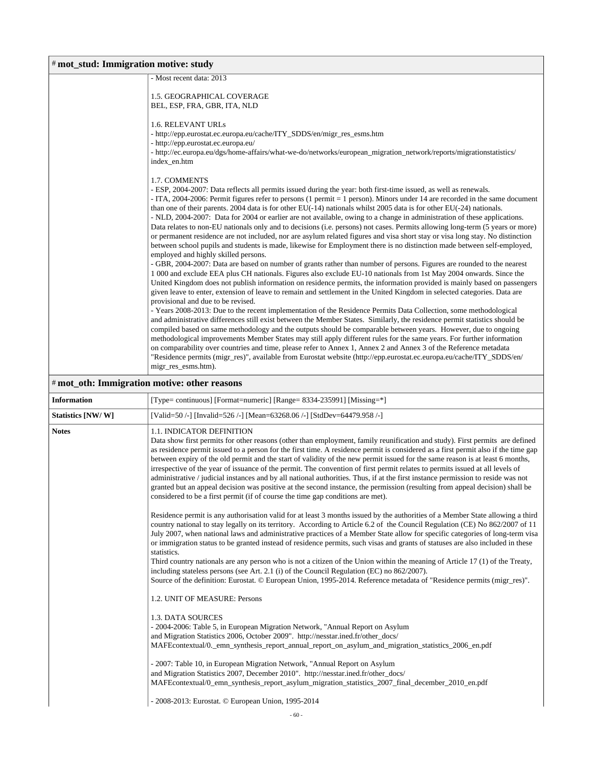# mot_stud: Immigration motive: study

|  |  |
|---|---|
|  | - Most recent data: 2013<br><br>1.5. GEOGRAPHICAL COVERAGE<br>BEL, ESP, FRA, GBR, ITA, NLD<br><br>1.6. RELEVANT URLs<br>- http://epp.eurostat.ec.europa.eu/cache/ITY_SDDS/en/migr_res_esms.htm<br>- http://epp.eurostat.ec.europa.eu/<br>- http://ec.europa.eu/dgs/home-affairs/what-we-do/networks/european_migration_network/reports/migrationstatistics/index_en.htm<br><br>1.7. COMMENTS<br>- ESP, 2004-2007: Data reflects all permits issued during the year: both first-time issued, as well as renewals.<br>- ITA, 2004-2006: Permit figures refer to persons (1 permit = 1 person). Minors under 14 are recorded in the same document than one of their parents. 2004 data is for other EU(-14) nationals whilst 2005 data is for other EU(-24) nationals.<br>- NLD, 2004-2007: Data for 2004 or earlier are not available, owing to a change in administration of these applications. Data relates to non-EU nationals only and to decisions (i.e. persons) not cases. Permits allowing long-term (5 years or more) or permanent residence are not included, nor are asylum related figures and visa short stay or visa long stay. No distinction between school pupils and students is made, likewise for Employment there is no distinction made between self-employed, employed and highly skilled persons.<br>- GBR, 2004-2007: Data are based on number of grants rather than number of persons. Figures are rounded to the nearest 1 000 and exclude EEA plus CH nationals. Figures also exclude EU-10 nationals from 1st May 2004 onwards. Since the United Kingdom does not publish information on residence permits, the information provided is mainly based on passengers given leave to enter, extension of leave to remain and settlement in the United Kingdom in selected categories. Data are provisional and due to be revised.<br>- Years 2008-2013: Due to the recent implementation of the Residence Permits Data Collection, some methodological and administrative differences still exist between the Member States. Similarly, the residence permit statistics should be compiled based on same methodology and the outputs should be comparable between years. However, due to ongoing methodological improvements Member States may still apply different rules for the same years. For further information on comparability over countries and time, please refer to Annex 1, Annex 2 and Annex 3 of the Reference metadata "Residence permits (migr_res)", available from Eurostat website (http://epp.eurostat.ec.europa.eu/cache/ITY_SDDS/en/migr_res_esms.htm). |

# mot_oth: Immigration motive: other reasons

|  |  |
|---|---|
| **Information** | [Type= continuous] [Format=numeric] [Range= 8334-235991] [Missing=*] |
| **Statistics [NW/ W]** | [Valid=50 /-] [Invalid=526 /-] [Mean=63268.06 /-] [StdDev=64479.958 /-] |
| **Notes** | 1.1. INDICATOR DEFINITION<br>Data show first permits for other reasons (other than employment, family reunification and study). First permits are defined as residence permit issued to a person for the first time. A residence permit is considered as a first permit also if the time gap between expiry of the old permit and the start of validity of the new permit issued for the same reason is at least 6 months, irrespective of the year of issuance of the permit. The convention of first permit relates to permits issued at all levels of administrative / judicial instances and by all national authorities. Thus, if at the first instance permission to reside was not granted but an appeal decision was positive at the second instance, the permission (resulting from appeal decision) shall be considered to be a first permit (if of course the time gap conditions are met).<br><br>Residence permit is any authorisation valid for at least 3 months issued by the authorities of a Member State allowing a third country national to stay legally on its territory. According to Article 6.2 of the Council Regulation (CE) No 862/2007 of 11 July 2007, when national laws and administrative practices of a Member State allow for specific categories of long-term visa or immigration status to be granted instead of residence permits, such visas and grants of statuses are also included in these statistics.<br>Third country nationals are any person who is not a citizen of the Union within the meaning of Article 17 (1) of the Treaty, including stateless persons (see Art. 2.1 (i) of the Council Regulation (EC) no 862/2007).<br>Source of the definition: Eurostat. © European Union, 1995-2014. Reference metadata of "Residence permits (migr_res)".<br><br>1.2. UNIT OF MEASURE: Persons<br><br>1.3. DATA SOURCES<br>- 2004-2006: Table 5, in European Migration Network, "Annual Report on Asylum and Migration Statistics 2006, October 2009". http://nesstar.ined.fr/other_docs/MAFEcontextual/0._emn_synthesis_report_annual_report_on_asylum_and_migration_statistics_2006_en.pdf<br><br>- 2007: Table 10, in European Migration Network, "Annual Report on Asylum and Migration Statistics 2007, December 2010". http://nesstar.ined.fr/other_docs/MAFEcontextual/0_emn_synthesis_report_asylum_migration_statistics_2007_final_december_2010_en.pdf<br><br>- 2008-2013: Eurostat. © European Union, 1995-2014 |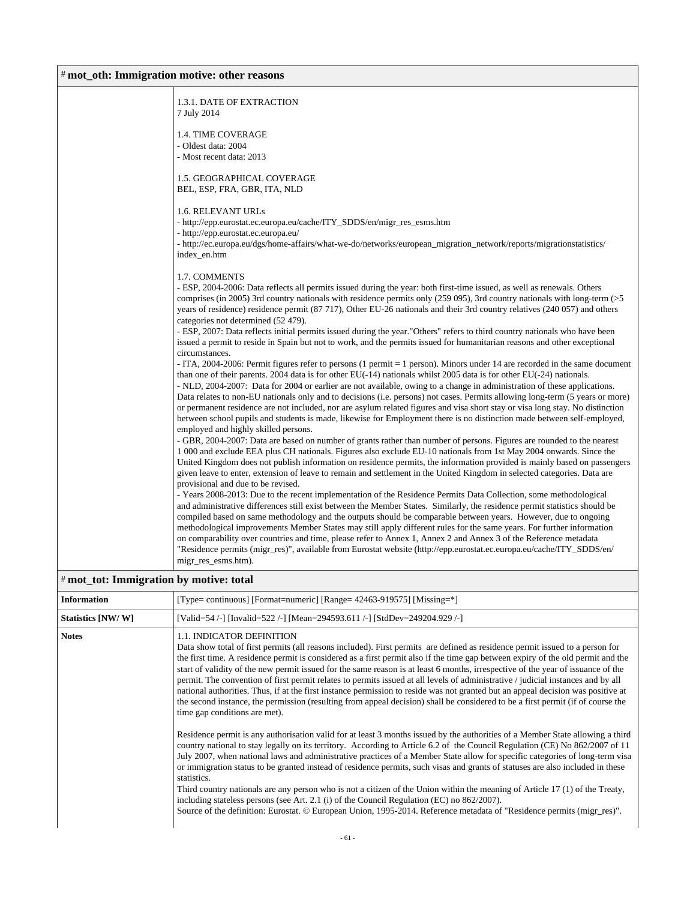# # mot_oth: Immigration motive: other reasons

| | |
|---|---|
| | 1.3.1. DATE OF EXTRACTION<br>7 July 2014<br><br>1.4. TIME COVERAGE<br>- Oldest data: 2004<br>- Most recent data: 2013<br><br>1.5. GEOGRAPHICAL COVERAGE<br>BEL, ESP, FRA, GBR, ITA, NLD<br><br>1.6. RELEVANT URLs<br>- http://epp.eurostat.ec.europa.eu/cache/ITY_SDDS/en/migr_res_esms.htm<br>- http://epp.eurostat.ec.europa.eu/<br>- http://ec.europa.eu/dgs/home-affairs/what-we-do/networks/european_migration_network/reports/migrationstatistics/index_en.htm<br><br>1.7. COMMENTS<br>- ESP, 2004-2006: Data reflects all permits issued during the year: both first-time issued, as well as renewals. Others comprises (in 2005) 3rd country nationals with residence permits only (259 095), 3rd country nationals with long-term (>5 years of residence) residence permit (87 717), Other EU-26 nationals and their 3rd country relatives (240 057) and others categories not determined (52 479).<br>- ESP, 2007: Data reflects initial permits issued during the year."Others" refers to third country nationals who have been issued a permit to reside in Spain but not to work, and the permits issued for humanitarian reasons and other exceptional circumstances.<br>- ITA, 2004-2006: Permit figures refer to persons (1 permit = 1 person). Minors under 14 are recorded in the same document than one of their parents. 2004 data is for other EU(-14) nationals whilst 2005 data is for other EU(-24) nationals.<br>- NLD, 2004-2007: Data for 2004 or earlier are not available, owing to a change in administration of these applications. Data relates to non-EU nationals only and to decisions (i.e. persons) not cases. Permits allowing long-term (5 years or more) or permanent residence are not included, nor are asylum related figures and visa short stay or visa long stay. No distinction between school pupils and students is made, likewise for Employment there is no distinction made between self-employed, employed and highly skilled persons.<br>- GBR, 2004-2007: Data are based on number of grants rather than number of persons. Figures are rounded to the nearest 1 000 and exclude EEA plus CH nationals. Figures also exclude EU-10 nationals from 1st May 2004 onwards. Since the United Kingdom does not publish information on residence permits, the information provided is mainly based on passengers given leave to enter, extension of leave to remain and settlement in the United Kingdom in selected categories. Data are provisional and due to be revised.<br>- Years 2008-2013: Due to the recent implementation of the Residence Permits Data Collection, some methodological and administrative differences still exist between the Member States. Similarly, the residence permit statistics should be compiled based on same methodology and the outputs should be comparable between years. However, due to ongoing methodological improvements Member States may still apply different rules for the same years. For further information on comparability over countries and time, please refer to Annex 1, Annex 2 and Annex 3 of the Reference metadata "Residence permits (migr_res)", available from Eurostat website (http://epp.eurostat.ec.europa.eu/cache/ITY_SDDS/en/migr_res_esms.htm). |

# # mot_tot: Immigration by motive: total

| | |
|---|---|
| **Information** | [Type= continuous] [Format=numeric] [Range= 42463-919575] [Missing=*] |
| **Statistics [NW/ W]** | [Valid=54 /-] [Invalid=522 /-] [Mean=294593.611 /-] [StdDev=249204.929 /-] |
| **Notes** | 1.1. INDICATOR DEFINITION<br>Data show total of first permits (all reasons included). First permits are defined as residence permit issued to a person for the first time. A residence permit is considered as a first permit also if the time gap between expiry of the old permit and the start of validity of the new permit issued for the same reason is at least 6 months, irrespective of the year of issuance of the permit. The convention of first permit relates to permits issued at all levels of administrative / judicial instances and by all national authorities. Thus, if at the first instance permission to reside was not granted but an appeal decision was positive at the second instance, the permission (resulting from appeal decision) shall be considered to be a first permit (if of course the time gap conditions are met).<br><br>Residence permit is any authorisation valid for at least 3 months issued by the authorities of a Member State allowing a third country national to stay legally on its territory. According to Article 6.2 of the Council Regulation (CE) No 862/2007 of 11 July 2007, when national laws and administrative practices of a Member State allow for specific categories of long-term visa or immigration status to be granted instead of residence permits, such visas and grants of statuses are also included in these statistics.<br>Third country nationals are any person who is not a citizen of the Union within the meaning of Article 17 (1) of the Treaty, including stateless persons (see Art. 2.1 (i) of the Council Regulation (EC) no 862/2007).<br>Source of the definition: Eurostat. © European Union, 1995-2014. Reference metadata of "Residence permits (migr_res)". |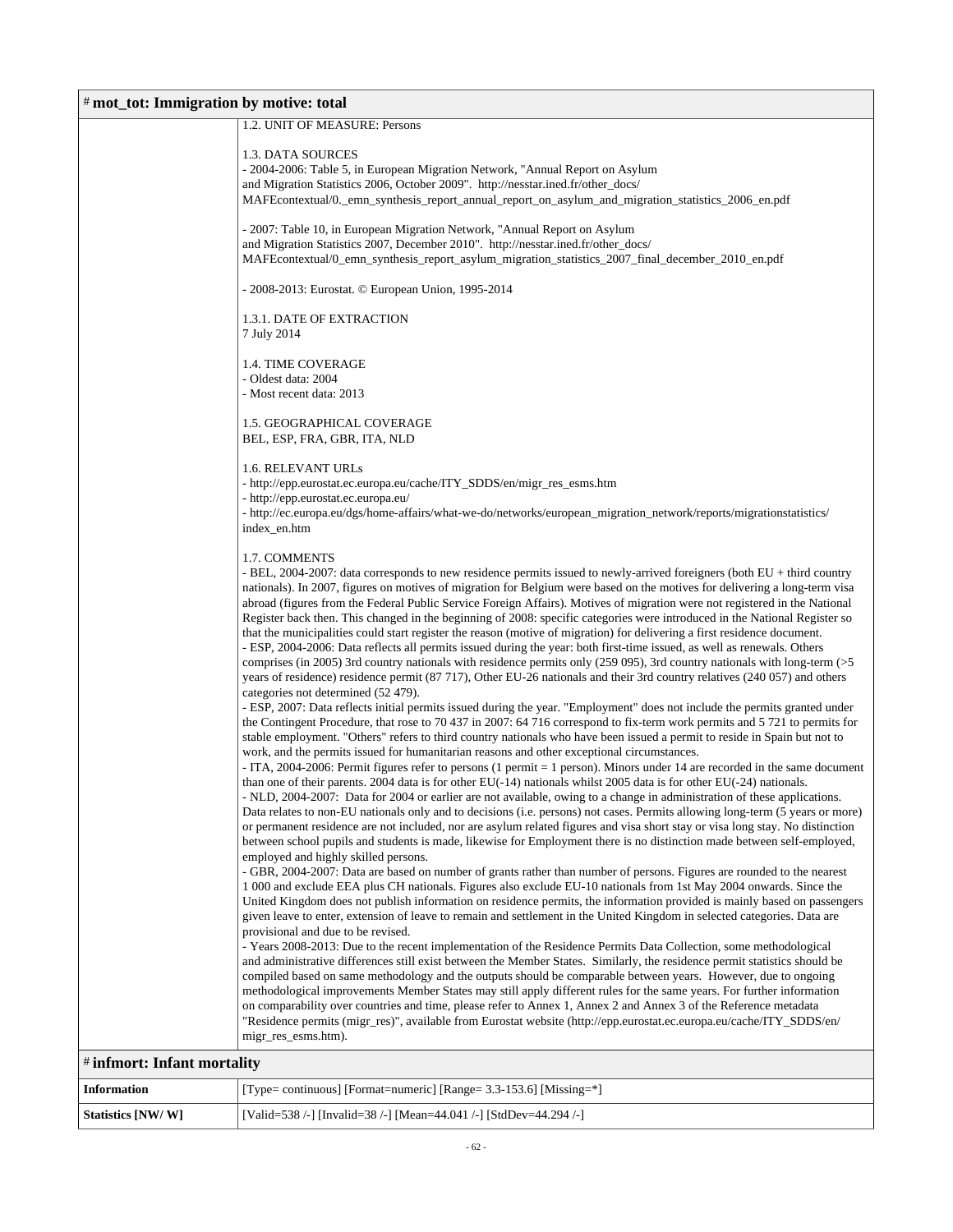# mot_tot: Immigration by motive: total

1.2. UNIT OF MEASURE: Persons

1.3. DATA SOURCES
- 2004-2006: Table 5, in European Migration Network, "Annual Report on Asylum and Migration Statistics 2006, October 2009". http://nesstar.ined.fr/other_docs/MAFEcontextual/0._emn_synthesis_report_annual_report_on_asylum_and_migration_statistics_2006_en.pdf

- 2007: Table 10, in European Migration Network, "Annual Report on Asylum and Migration Statistics 2007, December 2010". http://nesstar.ined.fr/other_docs/MAFEcontextual/0_emn_synthesis_report_asylum_migration_statistics_2007_final_december_2010_en.pdf

- 2008-2013: Eurostat. © European Union, 1995-2014

1.3.1. DATE OF EXTRACTION
7 July 2014

1.4. TIME COVERAGE
- Oldest data: 2004
- Most recent data: 2013

1.5. GEOGRAPHICAL COVERAGE
BEL, ESP, FRA, GBR, ITA, NLD

1.6. RELEVANT URLs
- http://epp.eurostat.ec.europa.eu/cache/ITY_SDDS/en/migr_res_esms.htm
- http://epp.eurostat.ec.europa.eu/
- http://ec.europa.eu/dgs/home-affairs/what-we-do/networks/european_migration_network/reports/migrationstatistics/index_en.htm

1.7. COMMENTS
- BEL, 2004-2007: data corresponds to new residence permits issued to newly-arrived foreigners (both EU + third country nationals). In 2007, figures on motives of migration for Belgium were based on the motives for delivering a long-term visa abroad (figures from the Federal Public Service Foreign Affairs). Motives of migration were not registered in the National Register back then. This changed in the beginning of 2008: specific categories were introduced in the National Register so that the municipalities could start register the reason (motive of migration) for delivering a first residence document.
- ESP, 2004-2006: Data reflects all permits issued during the year: both first-time issued, as well as renewals. Others comprises (in 2005) 3rd country nationals with residence permits only (259 095), 3rd country nationals with long-term (>5 years of residence) residence permit (87 717), Other EU-26 nationals and their 3rd country relatives (240 057) and others categories not determined (52 479).
- ESP, 2007: Data reflects initial permits issued during the year. "Employment" does not include the permits granted under the Contingent Procedure, that rose to 70 437 in 2007: 64 716 correspond to fix-term work permits and 5 721 to permits for stable employment. "Others" refers to third country nationals who have been issued a permit to reside in Spain but not to work, and the permits issued for humanitarian reasons and other exceptional circumstances.
- ITA, 2004-2006: Permit figures refer to persons (1 permit = 1 person). Minors under 14 are recorded in the same document than one of their parents. 2004 data is for other EU(-14) nationals whilst 2005 data is for other EU(-24) nationals.
- NLD, 2004-2007: Data for 2004 or earlier are not available, owing to a change in administration of these applications. Data relates to non-EU nationals only and to decisions (i.e. persons) not cases. Permits allowing long-term (5 years or more) or permanent residence are not included, nor are asylum related figures and visa short stay or visa long stay. No distinction between school pupils and students is made, likewise for Employment there is no distinction made between self-employed, employed and highly skilled persons.
- GBR, 2004-2007: Data are based on number of grants rather than number of persons. Figures are rounded to the nearest 1 000 and exclude EEA plus CH nationals. Figures also exclude EU-10 nationals from 1st May 2004 onwards. Since the United Kingdom does not publish information on residence permits, the information provided is mainly based on passengers given leave to enter, extension of leave to remain and settlement in the United Kingdom in selected categories. Data are provisional and due to be revised.
- Years 2008-2013: Due to the recent implementation of the Residence Permits Data Collection, some methodological and administrative differences still exist between the Member States. Similarly, the residence permit statistics should be compiled based on same methodology and the outputs should be comparable between years. However, due to ongoing methodological improvements Member States may still apply different rules for the same years. For further information on comparability over countries and time, please refer to Annex 1, Annex 2 and Annex 3 of the Reference metadata "Residence permits (migr_res)", available from Eurostat website (http://epp.eurostat.ec.europa.eu/cache/ITY_SDDS/en/migr_res_esms.htm).

# infmort: Infant mortality

| | |
|---|---|
| **Information** | [Type= continuous] [Format=numeric] [Range= 3.3-153.6] [Missing=*] |
| **Statistics [NW/ W]** | [Valid=538 /-] [Invalid=38 /-] [Mean=44.041 /-] [StdDev=44.294 /-] |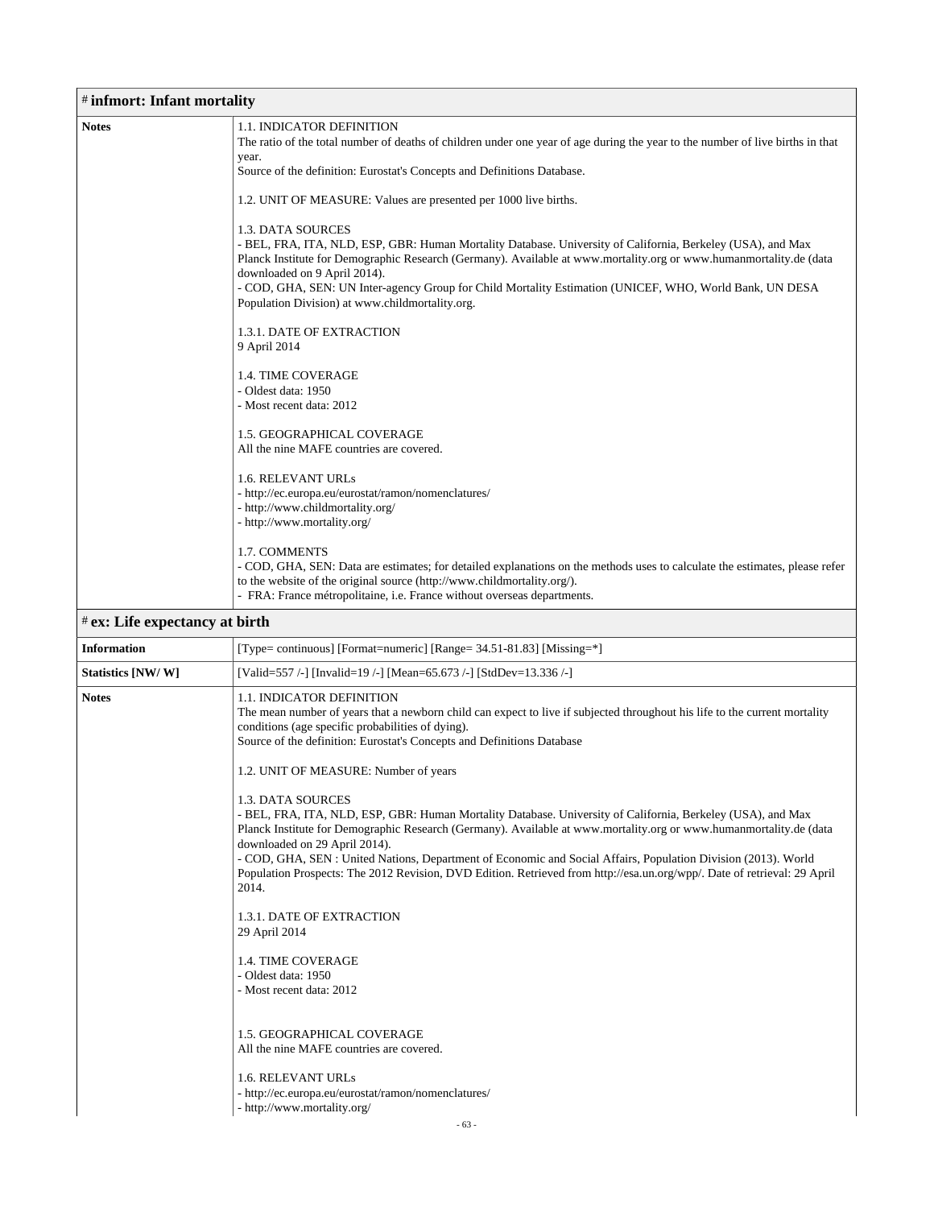| # infmort: Infant mortality | |
|---|---|
| **Notes** | 1.1. INDICATOR DEFINITION<br>The ratio of the total number of deaths of children under one year of age during the year to the number of live births in that year.<br>Source of the definition: Eurostat's Concepts and Definitions Database.<br><br>1.2. UNIT OF MEASURE: Values are presented per 1000 live births.<br><br>1.3. DATA SOURCES<br>- BEL, FRA, ITA, NLD, ESP, GBR: Human Mortality Database. University of California, Berkeley (USA), and Max Planck Institute for Demographic Research (Germany). Available at www.mortality.org or www.humanmortality.de (data downloaded on 9 April 2014).<br>- COD, GHA, SEN: UN Inter-agency Group for Child Mortality Estimation (UNICEF, WHO, World Bank, UN DESA Population Division) at www.childmortality.org.<br><br>1.3.1. DATE OF EXTRACTION<br>9 April 2014<br><br>1.4. TIME COVERAGE<br>- Oldest data: 1950<br>- Most recent data: 2012<br><br>1.5. GEOGRAPHICAL COVERAGE<br>All the nine MAFE countries are covered.<br><br>1.6. RELEVANT URLs<br>- http://ec.europa.eu/eurostat/ramon/nomenclatures/<br>- http://www.childmortality.org/<br>- http://www.mortality.org/<br><br>1.7. COMMENTS<br>- COD, GHA, SEN: Data are estimates; for detailed explanations on the methods uses to calculate the estimates, please refer to the website of the original source (http://www.childmortality.org/).<br>- FRA: France métropolitaine, i.e. France without overseas departments. |

| # ex: Life expectancy at birth | |
|---|---|
| **Information** | [Type= continuous] [Format=numeric] [Range= 34.51-81.83] [Missing=*] |
| **Statistics [NW/ W]** | [Valid=557 /-] [Invalid=19 /-] [Mean=65.673 /-] [StdDev=13.336 /-] |
| **Notes** | 1.1. INDICATOR DEFINITION<br>The mean number of years that a newborn child can expect to live if subjected throughout his life to the current mortality conditions (age specific probabilities of dying).<br>Source of the definition: Eurostat's Concepts and Definitions Database<br><br>1.2. UNIT OF MEASURE: Number of years<br><br>1.3. DATA SOURCES<br>- BEL, FRA, ITA, NLD, ESP, GBR: Human Mortality Database. University of California, Berkeley (USA), and Max Planck Institute for Demographic Research (Germany). Available at www.mortality.org or www.humanmortality.de (data downloaded on 29 April 2014).<br>- COD, GHA, SEN : United Nations, Department of Economic and Social Affairs, Population Division (2013). World Population Prospects: The 2012 Revision, DVD Edition. Retrieved from http://esa.un.org/wpp/. Date of retrieval: 29 April 2014.<br><br>1.3.1. DATE OF EXTRACTION<br>29 April 2014<br><br>1.4. TIME COVERAGE<br>- Oldest data: 1950<br>- Most recent data: 2012<br><br>1.5. GEOGRAPHICAL COVERAGE<br>All the nine MAFE countries are covered.<br><br>1.6. RELEVANT URLs<br>- http://ec.europa.eu/eurostat/ramon/nomenclatures/<br>- http://www.mortality.org/ |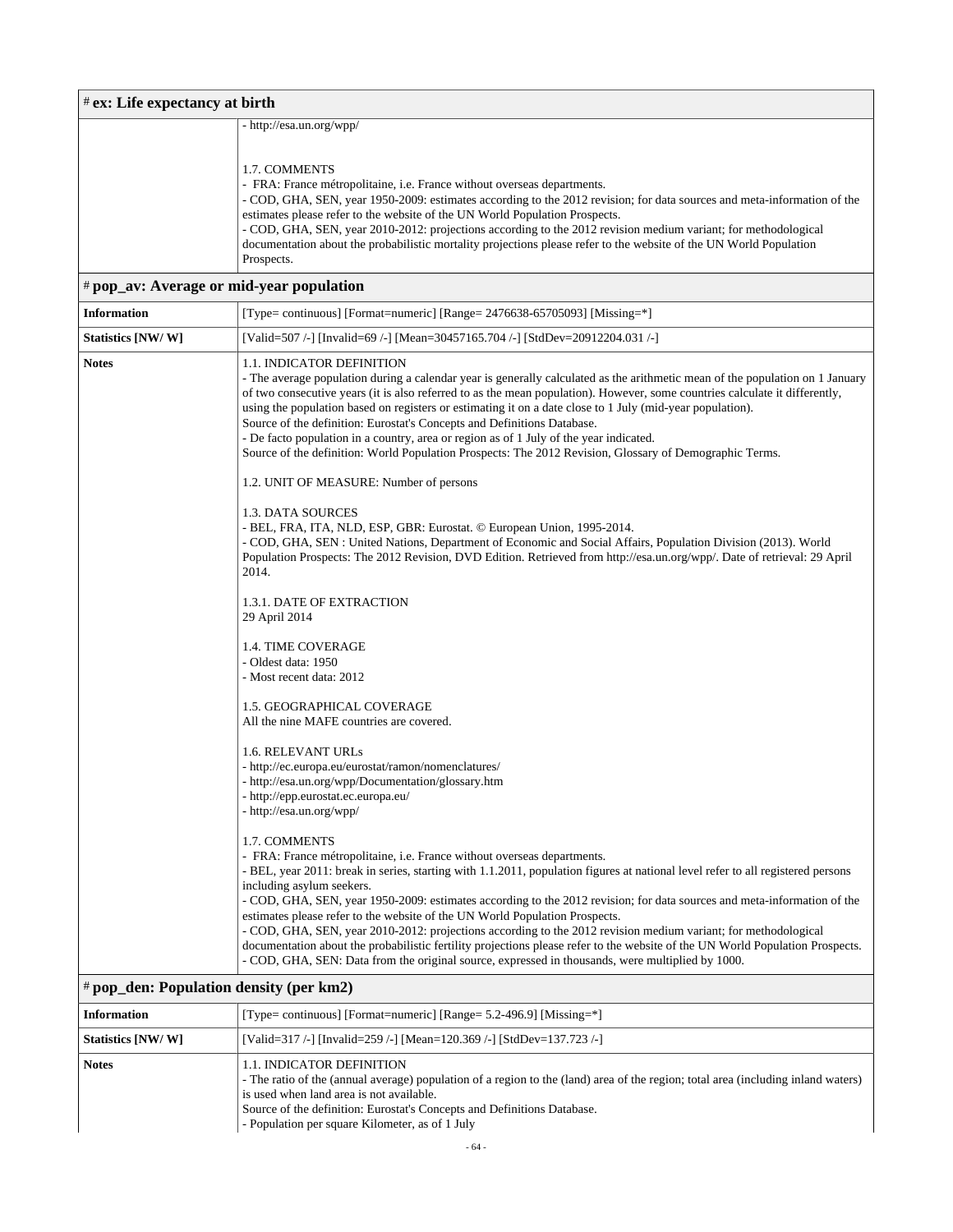# ex: Life expectancy at birth

| | |
|---|---|
| | - http://esa.un.org/wpp/<br><br>1.7. COMMENTS<br>- FRA: France métropolitaine, i.e. France without overseas departments.<br>- COD, GHA, SEN, year 1950-2009: estimates according to the 2012 revision; for data sources and meta-information of the estimates please refer to the website of the UN World Population Prospects.<br>- COD, GHA, SEN, year 2010-2012: projections according to the 2012 revision medium variant; for methodological documentation about the probabilistic mortality projections please refer to the website of the UN World Population Prospects. |

# pop_av: Average or mid-year population

| | |
|---|---|
| **Information** | [Type= continuous] [Format=numeric] [Range= 2476638-65705093] [Missing=*] |
| **Statistics [NW/ W]** | [Valid=507 /-] [Invalid=69 /-] [Mean=30457165.704 /-] [StdDev=20912204.031 /-] |
| **Notes** | 1.1. INDICATOR DEFINITION<br>- The average population during a calendar year is generally calculated as the arithmetic mean of the population on 1 January of two consecutive years (it is also referred to as the mean population). However, some countries calculate it differently, using the population based on registers or estimating it on a date close to 1 July (mid-year population).<br>Source of the definition: Eurostat's Concepts and Definitions Database.<br>- De facto population in a country, area or region as of 1 July of the year indicated.<br>Source of the definition: World Population Prospects: The 2012 Revision, Glossary of Demographic Terms.<br><br>1.2. UNIT OF MEASURE: Number of persons<br><br>1.3. DATA SOURCES<br>- BEL, FRA, ITA, NLD, ESP, GBR: Eurostat. © European Union, 1995-2014.<br>- COD, GHA, SEN : United Nations, Department of Economic and Social Affairs, Population Division (2013). World Population Prospects: The 2012 Revision, DVD Edition. Retrieved from http://esa.un.org/wpp/. Date of retrieval: 29 April 2014.<br><br>1.3.1. DATE OF EXTRACTION<br>29 April 2014<br><br>1.4. TIME COVERAGE<br>- Oldest data: 1950<br>- Most recent data: 2012<br><br>1.5. GEOGRAPHICAL COVERAGE<br>All the nine MAFE countries are covered.<br><br>1.6. RELEVANT URLs<br>- http://ec.europa.eu/eurostat/ramon/nomenclatures/<br>- http://esa.un.org/wpp/Documentation/glossary.htm<br>- http://epp.eurostat.ec.europa.eu/<br>- http://esa.un.org/wpp/<br><br>1.7. COMMENTS<br>- FRA: France métropolitaine, i.e. France without overseas departments.<br>- BEL, year 2011: break in series, starting with 1.1.2011, population figures at national level refer to all registered persons including asylum seekers.<br>- COD, GHA, SEN, year 1950-2009: estimates according to the 2012 revision; for data sources and meta-information of the estimates please refer to the website of the UN World Population Prospects.<br>- COD, GHA, SEN, year 2010-2012: projections according to the 2012 revision medium variant; for methodological documentation about the probabilistic fertility projections please refer to the website of the UN World Population Prospects.<br>- COD, GHA, SEN: Data from the original source, expressed in thousands, were multiplied by 1000. |

# pop_den: Population density (per km2)

| | |
|---|---|
| **Information** | [Type= continuous] [Format=numeric] [Range= 5.2-496.9] [Missing=*] |
| **Statistics [NW/ W]** | [Valid=317 /-] [Invalid=259 /-] [Mean=120.369 /-] [StdDev=137.723 /-] |
| **Notes** | 1.1. INDICATOR DEFINITION<br>- The ratio of the (annual average) population of a region to the (land) area of the region; total area (including inland waters) is used when land area is not available.<br>Source of the definition: Eurostat's Concepts and Definitions Database.<br>- Population per square Kilometer, as of 1 July |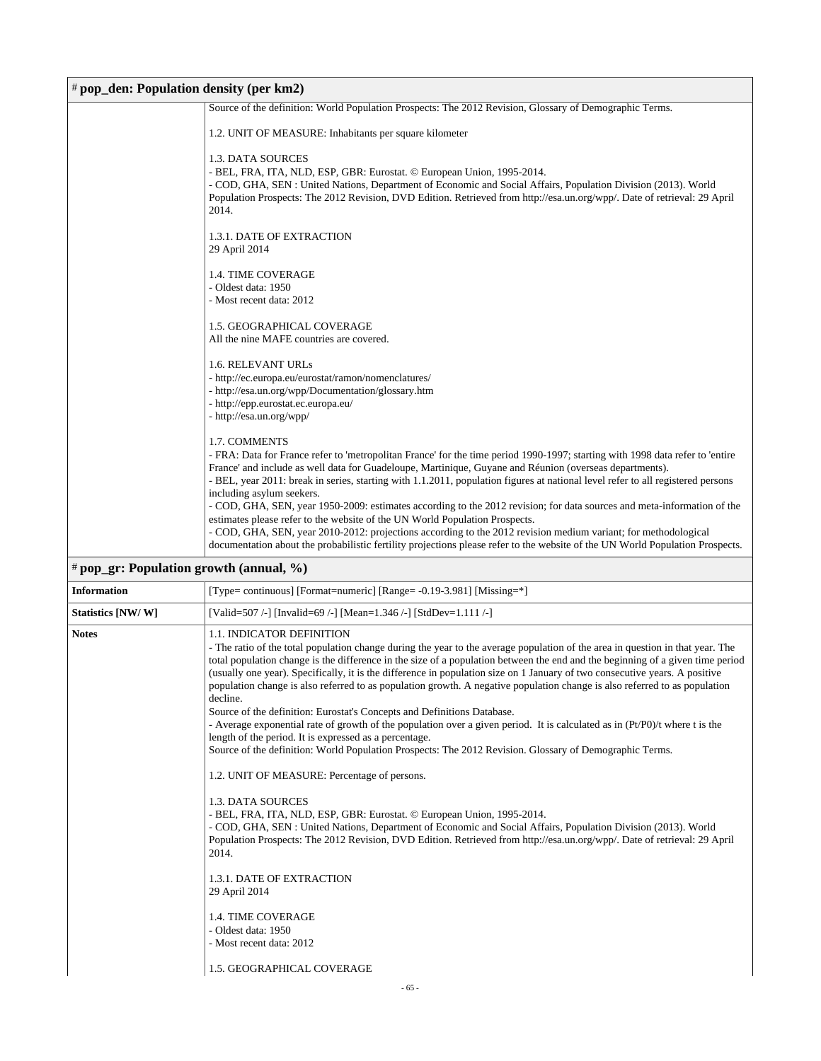## # pop_den: Population density (per km2)

| | |
|---|---|
| | Source of the definition: World Population Prospects: The 2012 Revision, Glossary of Demographic Terms.<br><br>1.2. UNIT OF MEASURE: Inhabitants per square kilometer<br><br>1.3. DATA SOURCES<br>- BEL, FRA, ITA, NLD, ESP, GBR: Eurostat. © European Union, 1995-2014.<br>- COD, GHA, SEN : United Nations, Department of Economic and Social Affairs, Population Division (2013). World Population Prospects: The 2012 Revision, DVD Edition. Retrieved from http://esa.un.org/wpp/. Date of retrieval: 29 April 2014.<br><br>1.3.1. DATE OF EXTRACTION<br>29 April 2014<br><br>1.4. TIME COVERAGE<br>- Oldest data: 1950<br>- Most recent data: 2012<br><br>1.5. GEOGRAPHICAL COVERAGE<br>All the nine MAFE countries are covered.<br><br>1.6. RELEVANT URLs<br>- http://ec.europa.eu/eurostat/ramon/nomenclatures/<br>- http://esa.un.org/wpp/Documentation/glossary.htm<br>- http://epp.eurostat.ec.europa.eu/<br>- http://esa.un.org/wpp/<br><br>1.7. COMMENTS<br>- FRA: Data for France refer to 'metropolitan France' for the time period 1990-1997; starting with 1998 data refer to 'entire France' and include as well data for Guadeloupe, Martinique, Guyane and Réunion (overseas departments).<br>- BEL, year 2011: break in series, starting with 1.1.2011, population figures at national level refer to all registered persons including asylum seekers.<br>- COD, GHA, SEN, year 1950-2009: estimates according to the 2012 revision; for data sources and meta-information of the estimates please refer to the website of the UN World Population Prospects.<br>- COD, GHA, SEN, year 2010-2012: projections according to the 2012 revision medium variant; for methodological documentation about the probabilistic fertility projections please refer to the website of the UN World Population Prospects. |

## # pop_gr: Population growth (annual, %)

| | |
|---|---|
| **Information** | [Type= continuous] [Format=numeric] [Range= -0.19-3.981] [Missing=*] |
| **Statistics [NW/ W]** | [Valid=507 /-] [Invalid=69 /-] [Mean=1.346 /-] [StdDev=1.111 /-] |
| **Notes** | 1.1. INDICATOR DEFINITION<br>- The ratio of the total population change during the year to the average population of the area in question in that year. The total population change is the difference in the size of a population between the end and the beginning of a given time period (usually one year). Specifically, it is the difference in population size on 1 January of two consecutive years. A positive population change is also referred to as population growth. A negative population change is also referred to as population decline.<br>Source of the definition: Eurostat's Concepts and Definitions Database.<br>- Average exponential rate of growth of the population over a given period. It is calculated as in (Pt/P0)/t where t is the length of the period. It is expressed as a percentage.<br>Source of the definition: World Population Prospects: The 2012 Revision. Glossary of Demographic Terms.<br><br>1.2. UNIT OF MEASURE: Percentage of persons.<br><br>1.3. DATA SOURCES<br>- BEL, FRA, ITA, NLD, ESP, GBR: Eurostat. © European Union, 1995-2014.<br>- COD, GHA, SEN : United Nations, Department of Economic and Social Affairs, Population Division (2013). World Population Prospects: The 2012 Revision, DVD Edition. Retrieved from http://esa.un.org/wpp/. Date of retrieval: 29 April 2014.<br><br>1.3.1. DATE OF EXTRACTION<br>29 April 2014<br><br>1.4. TIME COVERAGE<br>- Oldest data: 1950<br>- Most recent data: 2012<br><br>1.5. GEOGRAPHICAL COVERAGE |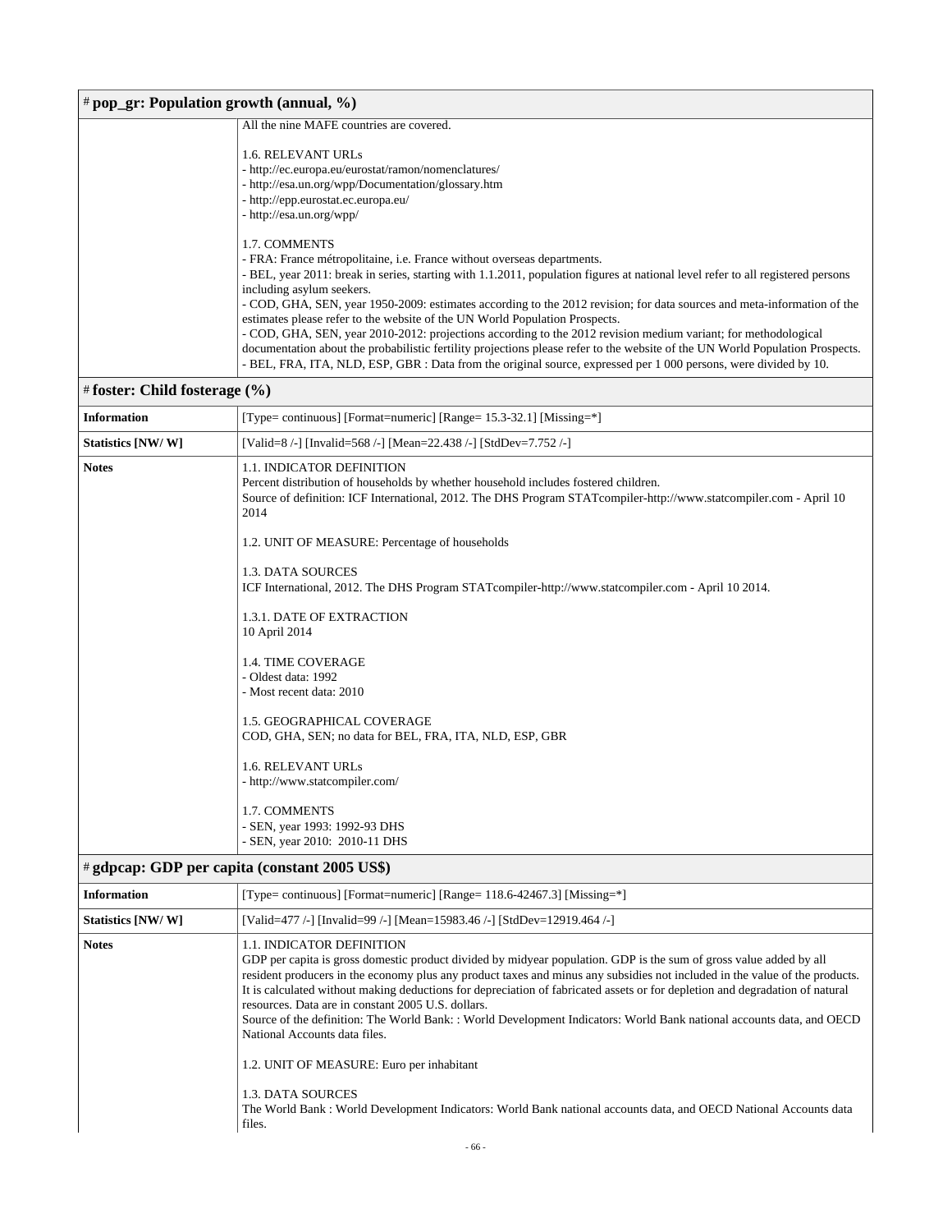# # pop_gr: Population growth (annual, %)

| | |
|---|---|
| | All the nine MAFE countries are covered.<br><br>1.6. RELEVANT URLs<br>- http://ec.europa.eu/eurostat/ramon/nomenclatures/<br>- http://esa.un.org/wpp/Documentation/glossary.htm<br>- http://epp.eurostat.ec.europa.eu/<br>- http://esa.un.org/wpp/<br><br>1.7. COMMENTS<br>- FRA: France métropolitaine, i.e. France without overseas departments.<br>- BEL, year 2011: break in series, starting with 1.1.2011, population figures at national level refer to all registered persons including asylum seekers.<br>- COD, GHA, SEN, year 1950-2009: estimates according to the 2012 revision; for data sources and meta-information of the estimates please refer to the website of the UN World Population Prospects.<br>- COD, GHA, SEN, year 2010-2012: projections according to the 2012 revision medium variant; for methodological documentation about the probabilistic fertility projections please refer to the website of the UN World Population Prospects.<br>- BEL, FRA, ITA, NLD, ESP, GBR : Data from the original source, expressed per 1 000 persons, were divided by 10. |

# # foster: Child fosterage (%)

| | |
|---|---|
| **Information** | [Type= continuous] [Format=numeric] [Range= 15.3-32.1] [Missing=*] |
| **Statistics [NW/ W]** | [Valid=8 /-] [Invalid=568 /-] [Mean=22.438 /-] [StdDev=7.752 /-] |
| **Notes** | 1.1. INDICATOR DEFINITION<br>Percent distribution of households by whether household includes fostered children.<br>Source of definition: ICF International, 2012. The DHS Program STATcompiler-http://www.statcompiler.com - April 10 2014<br><br>1.2. UNIT OF MEASURE: Percentage of households<br><br>1.3. DATA SOURCES<br>ICF International, 2012. The DHS Program STATcompiler-http://www.statcompiler.com - April 10 2014.<br><br>1.3.1. DATE OF EXTRACTION<br>10 April 2014<br><br>1.4. TIME COVERAGE<br>- Oldest data: 1992<br>- Most recent data: 2010<br><br>1.5. GEOGRAPHICAL COVERAGE<br>COD, GHA, SEN; no data for BEL, FRA, ITA, NLD, ESP, GBR<br><br>1.6. RELEVANT URLs<br>- http://www.statcompiler.com/<br><br>1.7. COMMENTS<br>- SEN, year 1993: 1992-93 DHS<br>- SEN, year 2010: 2010-11 DHS |

# # gdpcap: GDP per capita (constant 2005 US$)

| | |
|---|---|
| **Information** | [Type= continuous] [Format=numeric] [Range= 118.6-42467.3] [Missing=*] |
| **Statistics [NW/ W]** | [Valid=477 /-] [Invalid=99 /-] [Mean=15983.46 /-] [StdDev=12919.464 /-] |
| **Notes** | 1.1. INDICATOR DEFINITION<br>GDP per capita is gross domestic product divided by midyear population. GDP is the sum of gross value added by all resident producers in the economy plus any product taxes and minus any subsidies not included in the value of the products. It is calculated without making deductions for depreciation of fabricated assets or for depletion and degradation of natural resources. Data are in constant 2005 U.S. dollars.<br>Source of the definition: The World Bank: : World Development Indicators: World Bank national accounts data, and OECD National Accounts data files.<br><br>1.2. UNIT OF MEASURE: Euro per inhabitant<br><br>1.3. DATA SOURCES<br>The World Bank : World Development Indicators: World Bank national accounts data, and OECD National Accounts data files. |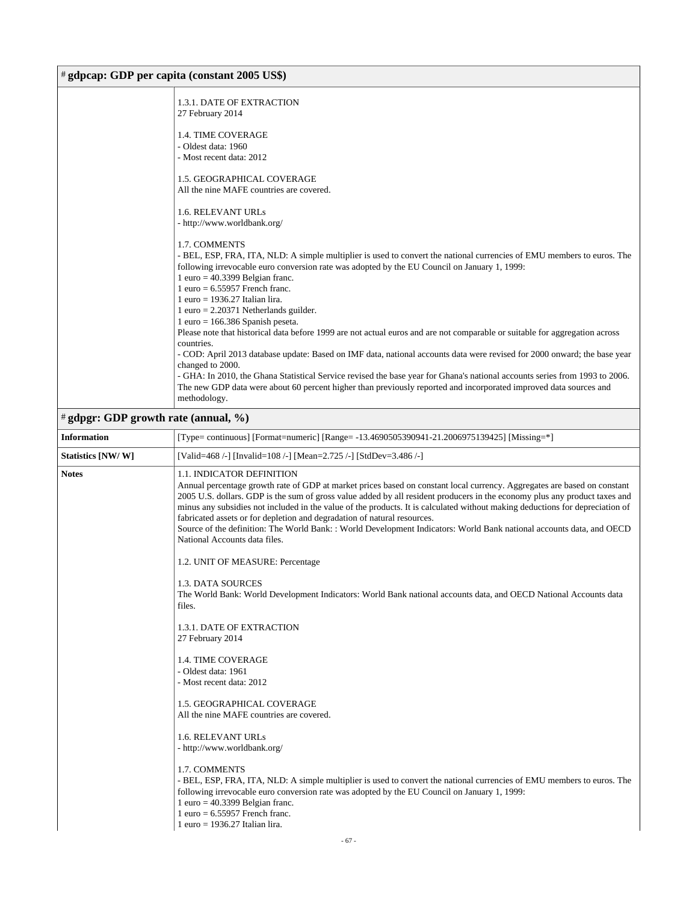# gdpcap: GDP per capita (constant 2005 US$)

| | |
|---|---|
| | 1.3.1. DATE OF EXTRACTION<br>27 February 2014<br><br>1.4. TIME COVERAGE<br>- Oldest data: 1960<br>- Most recent data: 2012<br><br>1.5. GEOGRAPHICAL COVERAGE<br>All the nine MAFE countries are covered.<br><br>1.6. RELEVANT URLs<br>- http://www.worldbank.org/<br><br>1.7. COMMENTS<br>- BEL, ESP, FRA, ITA, NLD: A simple multiplier is used to convert the national currencies of EMU members to euros. The following irrevocable euro conversion rate was adopted by the EU Council on January 1, 1999:<br>1 euro = 40.3399 Belgian franc.<br>1 euro = 6.55957 French franc.<br>1 euro = 1936.27 Italian lira.<br>1 euro = 2.20371 Netherlands guilder.<br>1 euro = 166.386 Spanish peseta.<br>Please note that historical data before 1999 are not actual euros and are not comparable or suitable for aggregation across countries.<br>- COD: April 2013 database update: Based on IMF data, national accounts data were revised for 2000 onward; the base year changed to 2000.<br>- GHA: In 2010, the Ghana Statistical Service revised the base year for Ghana's national accounts series from 1993 to 2006. The new GDP data were about 60 percent higher than previously reported and incorporated improved data sources and methodology. |

# gdpgr: GDP growth rate (annual, %)

| | |
|---|---|
| **Information** | [Type= continuous] [Format=numeric] [Range= -13.4690505390941-21.2006975139425] [Missing=*] |
| **Statistics [NW/ W]** | [Valid=468 /-] [Invalid=108 /-] [Mean=2.725 /-] [StdDev=3.486 /-] |
| **Notes** | 1.1. INDICATOR DEFINITION<br>Annual percentage growth rate of GDP at market prices based on constant local currency. Aggregates are based on constant 2005 U.S. dollars. GDP is the sum of gross value added by all resident producers in the economy plus any product taxes and minus any subsidies not included in the value of the products. It is calculated without making deductions for depreciation of fabricated assets or for depletion and degradation of natural resources.<br>Source of the definition: The World Bank: : World Development Indicators: World Bank national accounts data, and OECD National Accounts data files.<br><br>1.2. UNIT OF MEASURE: Percentage<br><br>1.3. DATA SOURCES<br>The World Bank: World Development Indicators: World Bank national accounts data, and OECD National Accounts data files.<br><br>1.3.1. DATE OF EXTRACTION<br>27 February 2014<br><br>1.4. TIME COVERAGE<br>- Oldest data: 1961<br>- Most recent data: 2012<br><br>1.5. GEOGRAPHICAL COVERAGE<br>All the nine MAFE countries are covered.<br><br>1.6. RELEVANT URLs<br>- http://www.worldbank.org/<br><br>1.7. COMMENTS<br>- BEL, ESP, FRA, ITA, NLD: A simple multiplier is used to convert the national currencies of EMU members to euros. The following irrevocable euro conversion rate was adopted by the EU Council on January 1, 1999:<br>1 euro = 40.3399 Belgian franc.<br>1 euro = 6.55957 French franc.<br>1 euro = 1936.27 Italian lira. |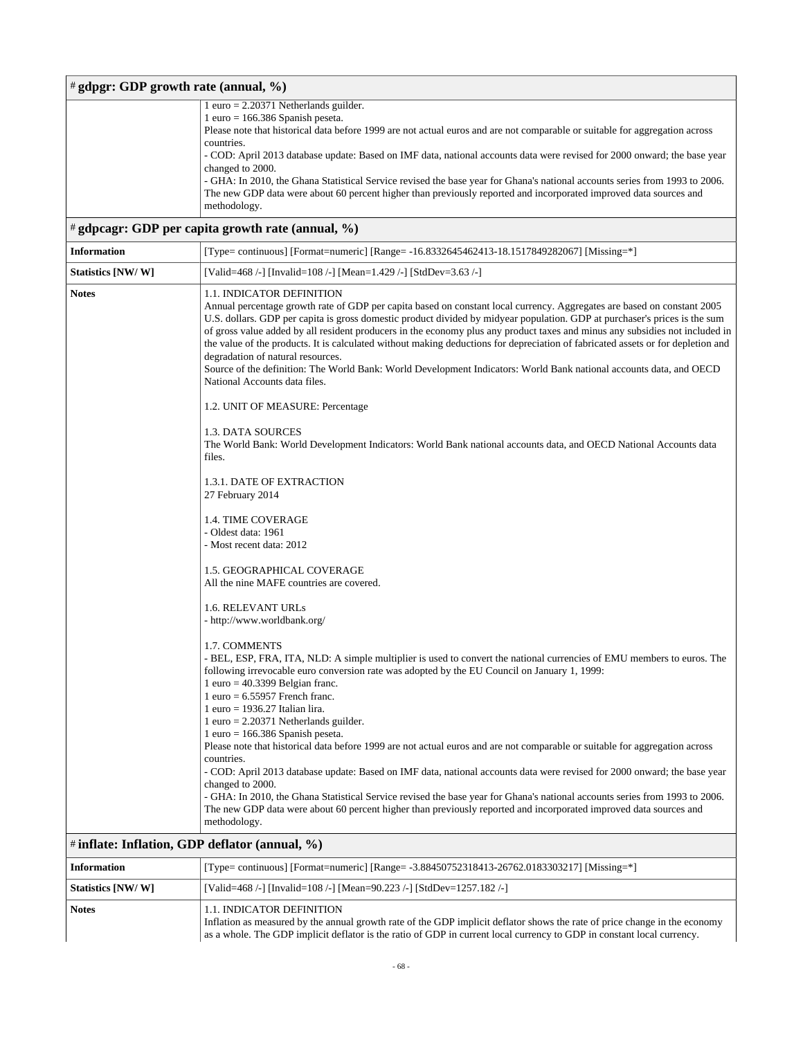| # gdpgr: GDP growth rate (annual, %) | |
|---|---|
| | 1 euro = 2.20371 Netherlands guilder.<br>1 euro = 166.386 Spanish peseta.<br>Please note that historical data before 1999 are not actual euros and are not comparable or suitable for aggregation across countries.<br>- COD: April 2013 database update: Based on IMF data, national accounts data were revised for 2000 onward; the base year changed to 2000.<br>- GHA: In 2010, the Ghana Statistical Service revised the base year for Ghana's national accounts series from 1993 to 2006. The new GDP data were about 60 percent higher than previously reported and incorporated improved data sources and methodology. |

| # gdpcagr: GDP per capita growth rate (annual, %) | |
|---|---|
| **Information** | [Type= continuous] [Format=numeric] [Range= -16.8332645462413-18.1517849282067] [Missing=*] |
| **Statistics [NW/ W]** | [Valid=468 /-] [Invalid=108 /-] [Mean=1.429 /-] [StdDev=3.63 /-] |
| **Notes** | 1.1. INDICATOR DEFINITION<br>Annual percentage growth rate of GDP per capita based on constant local currency. Aggregates are based on constant 2005 U.S. dollars. GDP per capita is gross domestic product divided by midyear population. GDP at purchaser's prices is the sum of gross value added by all resident producers in the economy plus any product taxes and minus any subsidies not included in the value of the products. It is calculated without making deductions for depreciation of fabricated assets or for depletion and degradation of natural resources.<br>Source of the definition: The World Bank: World Development Indicators: World Bank national accounts data, and OECD National Accounts data files.<br><br>1.2. UNIT OF MEASURE: Percentage<br><br>1.3. DATA SOURCES<br>The World Bank: World Development Indicators: World Bank national accounts data, and OECD National Accounts data files.<br><br>1.3.1. DATE OF EXTRACTION<br>27 February 2014<br><br>1.4. TIME COVERAGE<br>- Oldest data: 1961<br>- Most recent data: 2012<br><br>1.5. GEOGRAPHICAL COVERAGE<br>All the nine MAFE countries are covered.<br><br>1.6. RELEVANT URLs<br>- http://www.worldbank.org/<br><br>1.7. COMMENTS<br>- BEL, ESP, FRA, ITA, NLD: A simple multiplier is used to convert the national currencies of EMU members to euros. The following irrevocable euro conversion rate was adopted by the EU Council on January 1, 1999:<br>1 euro = 40.3399 Belgian franc.<br>1 euro = 6.55957 French franc.<br>1 euro = 1936.27 Italian lira.<br>1 euro = 2.20371 Netherlands guilder.<br>1 euro = 166.386 Spanish peseta.<br>Please note that historical data before 1999 are not actual euros and are not comparable or suitable for aggregation across countries.<br>- COD: April 2013 database update: Based on IMF data, national accounts data were revised for 2000 onward; the base year changed to 2000.<br>- GHA: In 2010, the Ghana Statistical Service revised the base year for Ghana's national accounts series from 1993 to 2006. The new GDP data were about 60 percent higher than previously reported and incorporated improved data sources and methodology. |

| # inflate: Inflation, GDP deflator (annual, %) | |
|---|---|
| **Information** | [Type= continuous] [Format=numeric] [Range= -3.88450752318413-26762.0183303217] [Missing=*] |
| **Statistics [NW/ W]** | [Valid=468 /-] [Invalid=108 /-] [Mean=90.223 /-] [StdDev=1257.182 /-] |
| **Notes** | 1.1. INDICATOR DEFINITION<br>Inflation as measured by the annual growth rate of the GDP implicit deflator shows the rate of price change in the economy as a whole. The GDP implicit deflator is the ratio of GDP in current local currency to GDP in constant local currency. |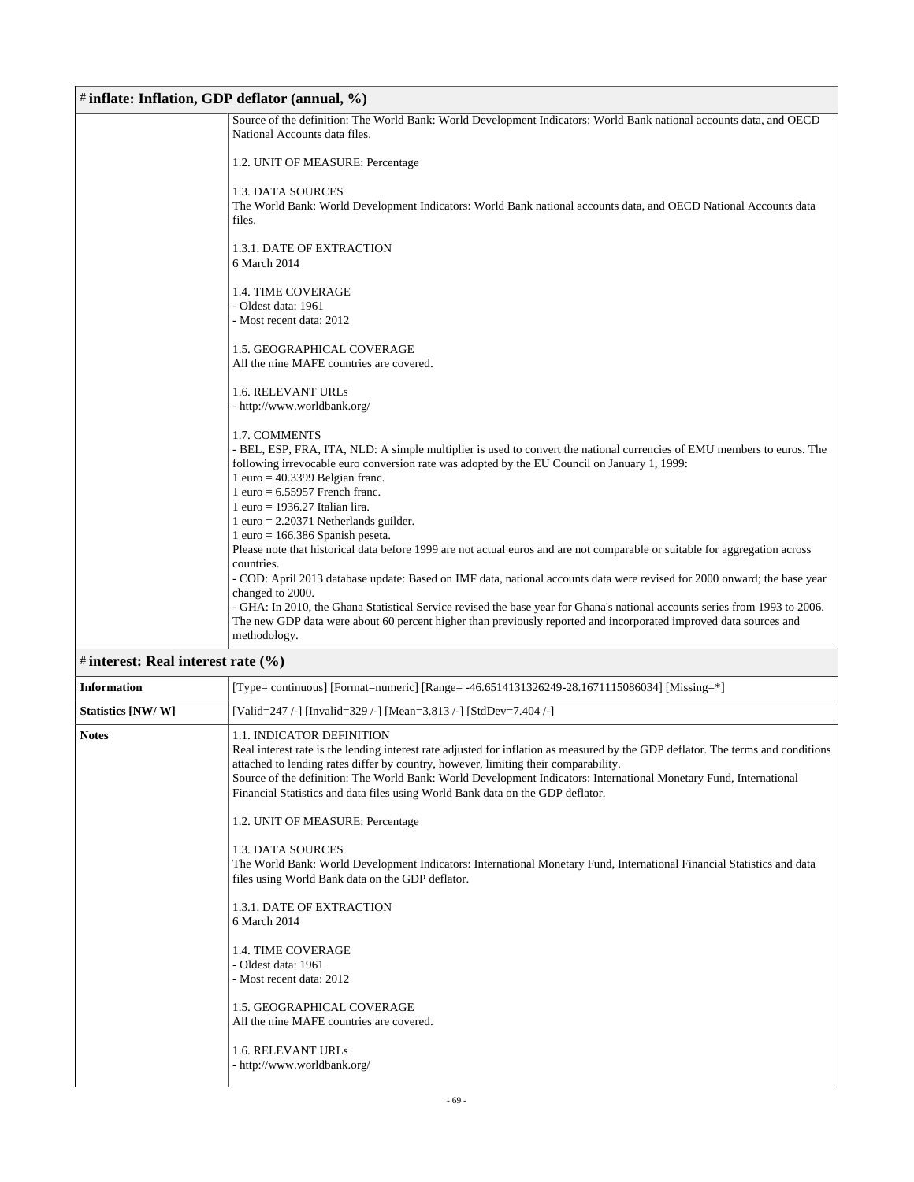# inflate: Inflation, GDP deflator (annual, %)

| | |
|---|---|
| | Source of the definition: The World Bank: World Development Indicators: World Bank national accounts data, and OECD National Accounts data files.<br><br>1.2. UNIT OF MEASURE: Percentage<br><br>1.3. DATA SOURCES<br>The World Bank: World Development Indicators: World Bank national accounts data, and OECD National Accounts data files.<br><br>1.3.1. DATE OF EXTRACTION<br>6 March 2014<br><br>1.4. TIME COVERAGE<br>- Oldest data: 1961<br>- Most recent data: 2012<br><br>1.5. GEOGRAPHICAL COVERAGE<br>All the nine MAFE countries are covered.<br><br>1.6. RELEVANT URLs<br>- http://www.worldbank.org/<br><br>1.7. COMMENTS<br>- BEL, ESP, FRA, ITA, NLD: A simple multiplier is used to convert the national currencies of EMU members to euros. The following irrevocable euro conversion rate was adopted by the EU Council on January 1, 1999:<br>1 euro = 40.3399 Belgian franc.<br>1 euro = 6.55957 French franc.<br>1 euro = 1936.27 Italian lira.<br>1 euro = 2.20371 Netherlands guilder.<br>1 euro = 166.386 Spanish peseta.<br>Please note that historical data before 1999 are not actual euros and are not comparable or suitable for aggregation across countries.<br>- COD: April 2013 database update: Based on IMF data, national accounts data were revised for 2000 onward; the base year changed to 2000.<br>- GHA: In 2010, the Ghana Statistical Service revised the base year for Ghana's national accounts series from 1993 to 2006. The new GDP data were about 60 percent higher than previously reported and incorporated improved data sources and methodology. |

# interest: Real interest rate (%)

| | |
|---|---|
| **Information** | [Type= continuous] [Format=numeric] [Range= -46.6514131326249-28.1671115086034] [Missing=*] |
| **Statistics [NW/ W]** | [Valid=247 /-] [Invalid=329 /-] [Mean=3.813 /-] [StdDev=7.404 /-] |
| **Notes** | 1.1. INDICATOR DEFINITION<br>Real interest rate is the lending interest rate adjusted for inflation as measured by the GDP deflator. The terms and conditions attached to lending rates differ by country, however, limiting their comparability.<br>Source of the definition: The World Bank: World Development Indicators: International Monetary Fund, International Financial Statistics and data files using World Bank data on the GDP deflator.<br><br>1.2. UNIT OF MEASURE: Percentage<br><br>1.3. DATA SOURCES<br>The World Bank: World Development Indicators: International Monetary Fund, International Financial Statistics and data files using World Bank data on the GDP deflator.<br><br>1.3.1. DATE OF EXTRACTION<br>6 March 2014<br><br>1.4. TIME COVERAGE<br>- Oldest data: 1961<br>- Most recent data: 2012<br><br>1.5. GEOGRAPHICAL COVERAGE<br>All the nine MAFE countries are covered.<br><br>1.6. RELEVANT URLs<br>- http://www.worldbank.org/ |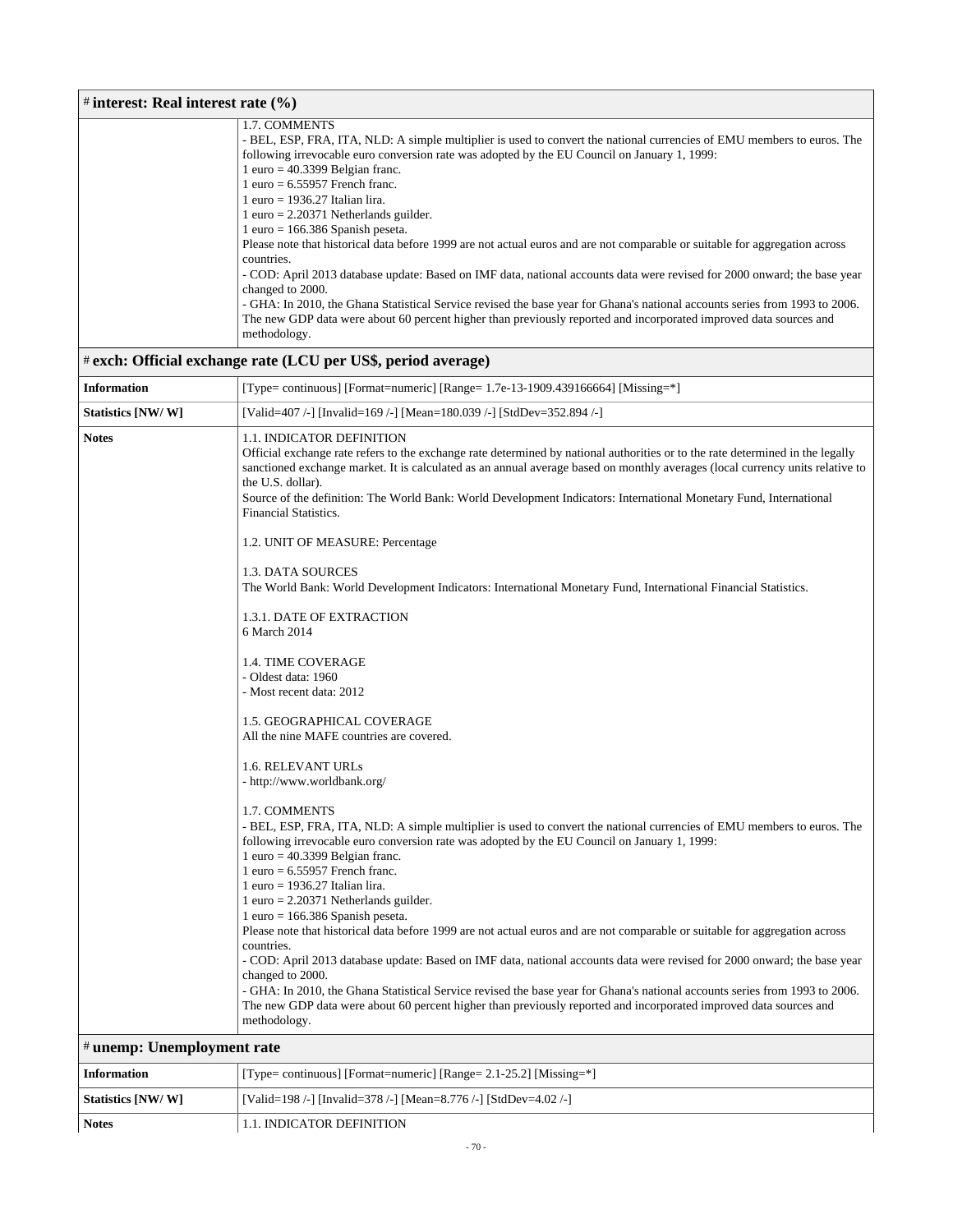| # interest: Real interest rate (%) | |
|---|---|
| | 1.7. COMMENTS<br>- BEL, ESP, FRA, ITA, NLD: A simple multiplier is used to convert the national currencies of EMU members to euros. The following irrevocable euro conversion rate was adopted by the EU Council on January 1, 1999:<br>1 euro = 40.3399 Belgian franc.<br>1 euro = 6.55957 French franc.<br>1 euro = 1936.27 Italian lira.<br>1 euro = 2.20371 Netherlands guilder.<br>1 euro = 166.386 Spanish peseta.<br>Please note that historical data before 1999 are not actual euros and are not comparable or suitable for aggregation across countries.<br>- COD: April 2013 database update: Based on IMF data, national accounts data were revised for 2000 onward; the base year changed to 2000.<br>- GHA: In 2010, the Ghana Statistical Service revised the base year for Ghana's national accounts series from 1993 to 2006. The new GDP data were about 60 percent higher than previously reported and incorporated improved data sources and methodology. |

| # exch: Official exchange rate (LCU per US$, period average) | |
|---|---|
| **Information** | [Type= continuous] [Format=numeric] [Range= 1.7e-13-1909.439166664] [Missing=*] |
| **Statistics [NW/ W]** | [Valid=407 /-] [Invalid=169 /-] [Mean=180.039 /-] [StdDev=352.894 /-] |
| **Notes** | 1.1. INDICATOR DEFINITION<br>Official exchange rate refers to the exchange rate determined by national authorities or to the rate determined in the legally sanctioned exchange market. It is calculated as an annual average based on monthly averages (local currency units relative to the U.S. dollar).<br>Source of the definition: The World Bank: World Development Indicators: International Monetary Fund, International Financial Statistics.<br><br>1.2. UNIT OF MEASURE: Percentage<br><br>1.3. DATA SOURCES<br>The World Bank: World Development Indicators: International Monetary Fund, International Financial Statistics.<br><br>1.3.1. DATE OF EXTRACTION<br>6 March 2014<br><br>1.4. TIME COVERAGE<br>- Oldest data: 1960<br>- Most recent data: 2012<br><br>1.5. GEOGRAPHICAL COVERAGE<br>All the nine MAFE countries are covered.<br><br>1.6. RELEVANT URLs<br>- http://www.worldbank.org/<br><br>1.7. COMMENTS<br>- BEL, ESP, FRA, ITA, NLD: A simple multiplier is used to convert the national currencies of EMU members to euros. The following irrevocable euro conversion rate was adopted by the EU Council on January 1, 1999:<br>1 euro = 40.3399 Belgian franc.<br>1 euro = 6.55957 French franc.<br>1 euro = 1936.27 Italian lira.<br>1 euro = 2.20371 Netherlands guilder.<br>1 euro = 166.386 Spanish peseta.<br>Please note that historical data before 1999 are not actual euros and are not comparable or suitable for aggregation across countries.<br>- COD: April 2013 database update: Based on IMF data, national accounts data were revised for 2000 onward; the base year changed to 2000.<br>- GHA: In 2010, the Ghana Statistical Service revised the base year for Ghana's national accounts series from 1993 to 2006. The new GDP data were about 60 percent higher than previously reported and incorporated improved data sources and methodology. |

| # unemp: Unemployment rate | |
|---|---|
| **Information** | [Type= continuous] [Format=numeric] [Range= 2.1-25.2] [Missing=*] |
| **Statistics [NW/ W]** | [Valid=198 /-] [Invalid=378 /-] [Mean=8.776 /-] [StdDev=4.02 /-] |
| **Notes** | 1.1. INDICATOR DEFINITION |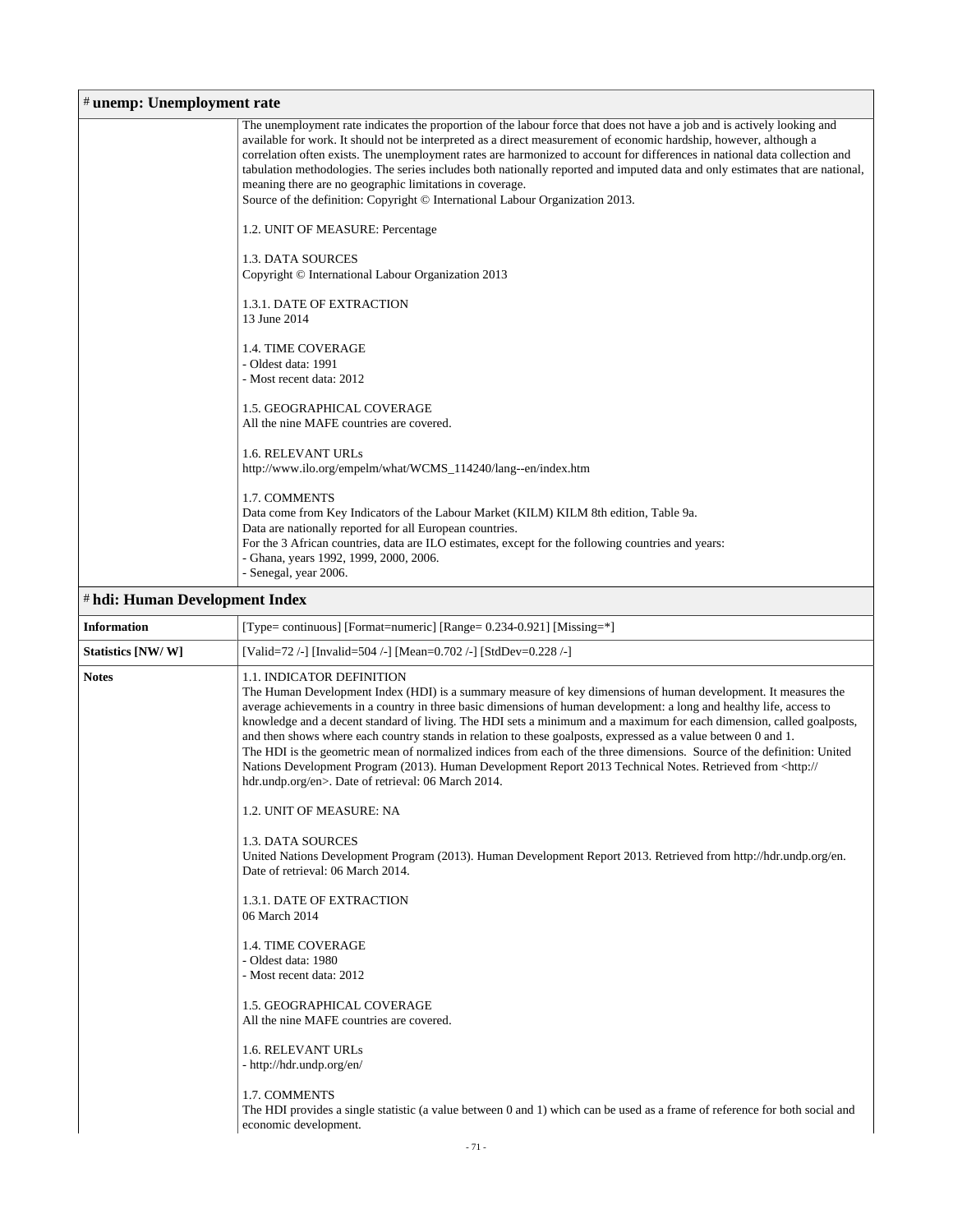## # unemp: Unemployment rate

| | |
|---|---|
| | The unemployment rate indicates the proportion of the labour force that does not have a job and is actively looking and available for work. It should not be interpreted as a direct measurement of economic hardship, however, although a correlation often exists. The unemployment rates are harmonized to account for differences in national data collection and tabulation methodologies. The series includes both nationally reported and imputed data and only estimates that are national, meaning there are no geographic limitations in coverage.<br>Source of the definition: Copyright © International Labour Organization 2013.<br><br>1.2. UNIT OF MEASURE: Percentage<br><br>1.3. DATA SOURCES<br>Copyright © International Labour Organization 2013<br><br>1.3.1. DATE OF EXTRACTION<br>13 June 2014<br><br>1.4. TIME COVERAGE<br>- Oldest data: 1991<br>- Most recent data: 2012<br><br>1.5. GEOGRAPHICAL COVERAGE<br>All the nine MAFE countries are covered.<br><br>1.6. RELEVANT URLs<br>http://www.ilo.org/empelm/what/WCMS_114240/lang--en/index.htm<br><br>1.7. COMMENTS<br>Data come from Key Indicators of the Labour Market (KILM) KILM 8th edition, Table 9a.<br>Data are nationally reported for all European countries.<br>For the 3 African countries, data are ILO estimates, except for the following countries and years:<br>- Ghana, years 1992, 1999, 2000, 2006.<br>- Senegal, year 2006. |

## # hdi: Human Development Index

| | |
|---|---|
| **Information** | [Type= continuous] [Format=numeric] [Range= 0.234-0.921] [Missing=*] |
| **Statistics [NW/ W]** | [Valid=72 /-] [Invalid=504 /-] [Mean=0.702 /-] [StdDev=0.228 /-] |
| **Notes** | 1.1. INDICATOR DEFINITION<br>The Human Development Index (HDI) is a summary measure of key dimensions of human development. It measures the average achievements in a country in three basic dimensions of human development: a long and healthy life, access to knowledge and a decent standard of living. The HDI sets a minimum and a maximum for each dimension, called goalposts, and then shows where each country stands in relation to these goalposts, expressed as a value between 0 and 1.<br>The HDI is the geometric mean of normalized indices from each of the three dimensions. Source of the definition: United Nations Development Program (2013). Human Development Report 2013 Technical Notes. Retrieved from <http://hdr.undp.org/en>. Date of retrieval: 06 March 2014.<br><br>1.2. UNIT OF MEASURE: NA<br><br>1.3. DATA SOURCES<br>United Nations Development Program (2013). Human Development Report 2013. Retrieved from http://hdr.undp.org/en. Date of retrieval: 06 March 2014.<br><br>1.3.1. DATE OF EXTRACTION<br>06 March 2014<br><br>1.4. TIME COVERAGE<br>- Oldest data: 1980<br>- Most recent data: 2012<br><br>1.5. GEOGRAPHICAL COVERAGE<br>All the nine MAFE countries are covered.<br><br>1.6. RELEVANT URLs<br>- http://hdr.undp.org/en/<br><br>1.7. COMMENTS<br>The HDI provides a single statistic (a value between 0 and 1) which can be used as a frame of reference for both social and economic development. |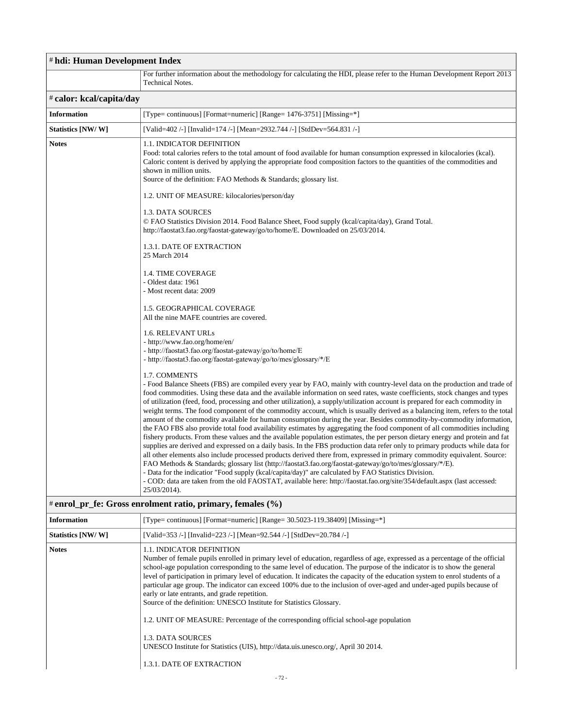# hdi: Human Development Index

| | |
|---|---|
| | For further information about the methodology for calculating the HDI, please refer to the Human Development Report 2013 Technical Notes. |

# calor: kcal/capita/day

| | |
|---|---|
| **Information** | [Type= continuous] [Format=numeric] [Range= 1476-3751] [Missing=*] |
| **Statistics [NW/ W]** | [Valid=402 /-] [Invalid=174 /-] [Mean=2932.744 /-] [StdDev=564.831 /-] |
| **Notes** | 1.1. INDICATOR DEFINITION<br>Food: total calories refers to the total amount of food available for human consumption expressed in kilocalories (kcal). Caloric content is derived by applying the appropriate food composition factors to the quantities of the commodities and shown in million units.<br>Source of the definition: FAO Methods & Standards; glossary list.<br><br>1.2. UNIT OF MEASURE: kilocalories/person/day<br><br>1.3. DATA SOURCES<br>© FAO Statistics Division 2014. Food Balance Sheet, Food supply (kcal/capita/day), Grand Total. http://faostat3.fao.org/faostat-gateway/go/to/home/E. Downloaded on 25/03/2014.<br><br>1.3.1. DATE OF EXTRACTION<br>25 March 2014<br><br>1.4. TIME COVERAGE<br>- Oldest data: 1961<br>- Most recent data: 2009<br><br>1.5. GEOGRAPHICAL COVERAGE<br>All the nine MAFE countries are covered.<br><br>1.6. RELEVANT URLs<br>- http://www.fao.org/home/en/<br>- http://faostat3.fao.org/faostat-gateway/go/to/home/E<br>- http://faostat3.fao.org/faostat-gateway/go/to/mes/glossary/*/E<br><br>1.7. COMMENTS<br>- Food Balance Sheets (FBS) are compiled every year by FAO, mainly with country-level data on the production and trade of food commodities. Using these data and the available information on seed rates, waste coefficients, stock changes and types of utilization (feed, food, processing and other utilization), a supply/utilization account is prepared for each commodity in weight terms. The food component of the commodity account, which is usually derived as a balancing item, refers to the total amount of the commodity available for human consumption during the year. Besides commodity-by-commodity information, the FAO FBS also provide total food availability estimates by aggregating the food component of all commodities including fishery products. From these values and the available population estimates, the per person dietary energy and protein and fat supplies are derived and expressed on a daily basis. In the FBS production data refer only to primary products while data for all other elements also include processed products derived there from, expressed in primary commodity equivalent. Source: FAO Methods & Standards; glossary list (http://faostat3.fao.org/faostat-gateway/go/to/mes/glossary/*/E).<br>- Data for the indicatior "Food supply (kcal/capita/day)" are calculated by FAO Statistics Division.<br>- COD: data are taken from the old FAOSTAT, available here: http://faostat.fao.org/site/354/default.aspx (last accessed: 25/03/2014). |

# enrol_pr_fe: Gross enrolment ratio, primary, females (%)

| | |
|---|---|
| **Information** | [Type= continuous] [Format=numeric] [Range= 30.5023-119.38409] [Missing=*] |
| **Statistics [NW/ W]** | [Valid=353 /-] [Invalid=223 /-] [Mean=92.544 /-] [StdDev=20.784 /-] |
| **Notes** | 1.1. INDICATOR DEFINITION<br>Number of female pupils enrolled in primary level of education, regardless of age, expressed as a percentage of the official school-age population corresponding to the same level of education. The purpose of the indicator is to show the general level of participation in primary level of education. It indicates the capacity of the education system to enrol students of a particular age group. The indicator can exceed 100% due to the inclusion of over-aged and under-aged pupils because of early or late entrants, and grade repetition.<br>Source of the definition: UNESCO Institute for Statistics Glossary.<br><br>1.2. UNIT OF MEASURE: Percentage of the corresponding official school-age population<br><br>1.3. DATA SOURCES<br>UNESCO Institute for Statistics (UIS), http://data.uis.unesco.org/, April 30 2014.<br><br>1.3.1. DATE OF EXTRACTION |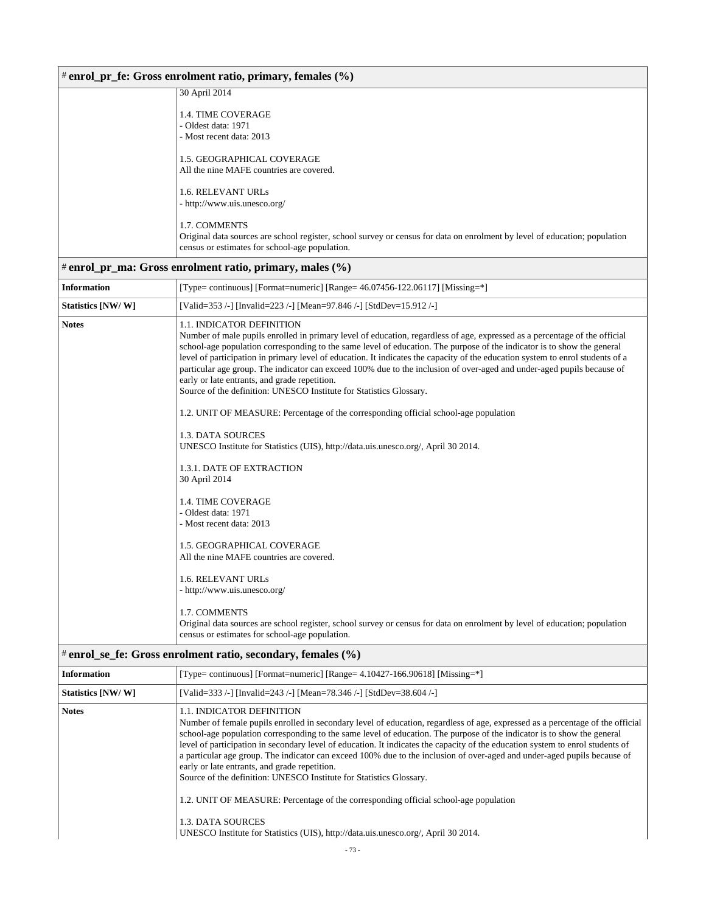# # enrol_pr_fe: Gross enrolment ratio, primary, females (%)

| | |
|---|---|
| | 30 April 2014<br><br>1.4. TIME COVERAGE<br>- Oldest data: 1971<br>- Most recent data: 2013<br><br>1.5. GEOGRAPHICAL COVERAGE<br>All the nine MAFE countries are covered.<br><br>1.6. RELEVANT URLs<br>- http://www.uis.unesco.org/<br><br>1.7. COMMENTS<br>Original data sources are school register, school survey or census for data on enrolment by level of education; population census or estimates for school-age population. |

# # enrol_pr_ma: Gross enrolment ratio, primary, males (%)

| | |
|---|---|
| **Information** | [Type= continuous] [Format=numeric] [Range= 46.07456-122.06117] [Missing=*] |
| **Statistics [NW/ W]** | [Valid=353 /-] [Invalid=223 /-] [Mean=97.846 /-] [StdDev=15.912 /-] |
| **Notes** | 1.1. INDICATOR DEFINITION<br>Number of male pupils enrolled in primary level of education, regardless of age, expressed as a percentage of the official school-age population corresponding to the same level of education. The purpose of the indicator is to show the general level of participation in primary level of education. It indicates the capacity of the education system to enrol students of a particular age group. The indicator can exceed 100% due to the inclusion of over-aged and under-aged pupils because of early or late entrants, and grade repetition.<br>Source of the definition: UNESCO Institute for Statistics Glossary.<br><br>1.2. UNIT OF MEASURE: Percentage of the corresponding official school-age population<br><br>1.3. DATA SOURCES<br>UNESCO Institute for Statistics (UIS), http://data.uis.unesco.org/, April 30 2014.<br><br>1.3.1. DATE OF EXTRACTION<br>30 April 2014<br><br>1.4. TIME COVERAGE<br>- Oldest data: 1971<br>- Most recent data: 2013<br><br>1.5. GEOGRAPHICAL COVERAGE<br>All the nine MAFE countries are covered.<br><br>1.6. RELEVANT URLs<br>- http://www.uis.unesco.org/<br><br>1.7. COMMENTS<br>Original data sources are school register, school survey or census for data on enrolment by level of education; population census or estimates for school-age population. |

# # enrol_se_fe: Gross enrolment ratio, secondary, females (%)

| | |
|---|---|
| **Information** | [Type= continuous] [Format=numeric] [Range= 4.10427-166.90618] [Missing=*] |
| **Statistics [NW/ W]** | [Valid=333 /-] [Invalid=243 /-] [Mean=78.346 /-] [StdDev=38.604 /-] |
| **Notes** | 1.1. INDICATOR DEFINITION<br>Number of female pupils enrolled in secondary level of education, regardless of age, expressed as a percentage of the official school-age population corresponding to the same level of education. The purpose of the indicator is to show the general level of participation in secondary level of education. It indicates the capacity of the education system to enrol students of a particular age group. The indicator can exceed 100% due to the inclusion of over-aged and under-aged pupils because of early or late entrants, and grade repetition.<br>Source of the definition: UNESCO Institute for Statistics Glossary.<br><br>1.2. UNIT OF MEASURE: Percentage of the corresponding official school-age population<br><br>1.3. DATA SOURCES<br>UNESCO Institute for Statistics (UIS), http://data.uis.unesco.org/, April 30 2014. |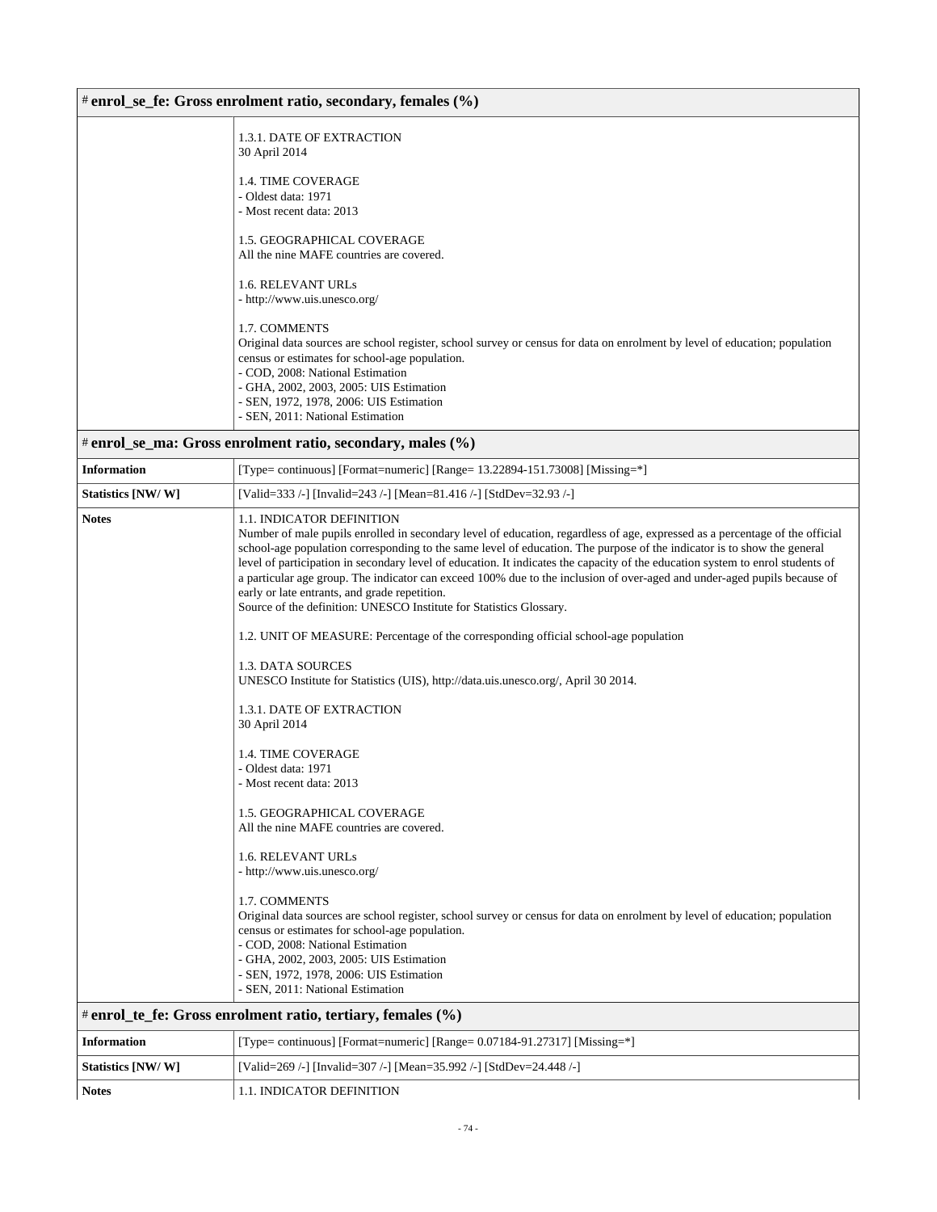# enrol_se_fe: Gross enrolment ratio, secondary, females (%)

| | |
|---|---|
| | 1.3.1. DATE OF EXTRACTION<br>30 April 2014<br><br>1.4. TIME COVERAGE<br>- Oldest data: 1971<br>- Most recent data: 2013<br><br>1.5. GEOGRAPHICAL COVERAGE<br>All the nine MAFE countries are covered.<br><br>1.6. RELEVANT URLs<br>- http://www.uis.unesco.org/<br><br>1.7. COMMENTS<br>Original data sources are school register, school survey or census for data on enrolment by level of education; population census or estimates for school-age population.<br>- COD, 2008: National Estimation<br>- GHA, 2002, 2003, 2005: UIS Estimation<br>- SEN, 1972, 1978, 2006: UIS Estimation<br>- SEN, 2011: National Estimation |

# enrol_se_ma: Gross enrolment ratio, secondary, males (%)

| | |
|---|---|
| **Information** | [Type= continuous] [Format=numeric] [Range= 13.22894-151.73008] [Missing=*] |
| **Statistics [NW/ W]** | [Valid=333 /-] [Invalid=243 /-] [Mean=81.416 /-] [StdDev=32.93 /-] |
| **Notes** | 1.1. INDICATOR DEFINITION<br>Number of male pupils enrolled in secondary level of education, regardless of age, expressed as a percentage of the official school-age population corresponding to the same level of education. The purpose of the indicator is to show the general level of participation in secondary level of education. It indicates the capacity of the education system to enrol students of a particular age group. The indicator can exceed 100% due to the inclusion of over-aged and under-aged pupils because of early or late entrants, and grade repetition.<br>Source of the definition: UNESCO Institute for Statistics Glossary.<br><br>1.2. UNIT OF MEASURE: Percentage of the corresponding official school-age population<br><br>1.3. DATA SOURCES<br>UNESCO Institute for Statistics (UIS), http://data.uis.unesco.org/, April 30 2014.<br><br>1.3.1. DATE OF EXTRACTION<br>30 April 2014<br><br>1.4. TIME COVERAGE<br>- Oldest data: 1971<br>- Most recent data: 2013<br><br>1.5. GEOGRAPHICAL COVERAGE<br>All the nine MAFE countries are covered.<br><br>1.6. RELEVANT URLs<br>- http://www.uis.unesco.org/<br><br>1.7. COMMENTS<br>Original data sources are school register, school survey or census for data on enrolment by level of education; population census or estimates for school-age population.<br>- COD, 2008: National Estimation<br>- GHA, 2002, 2003, 2005: UIS Estimation<br>- SEN, 1972, 1978, 2006: UIS Estimation<br>- SEN, 2011: National Estimation |

# enrol_te_fe: Gross enrolment ratio, tertiary, females (%)

| | |
|---|---|
| **Information** | [Type= continuous] [Format=numeric] [Range= 0.07184-91.27317] [Missing=*] |
| **Statistics [NW/ W]** | [Valid=269 /-] [Invalid=307 /-] [Mean=35.992 /-] [StdDev=24.448 /-] |
| **Notes** | 1.1. INDICATOR DEFINITION |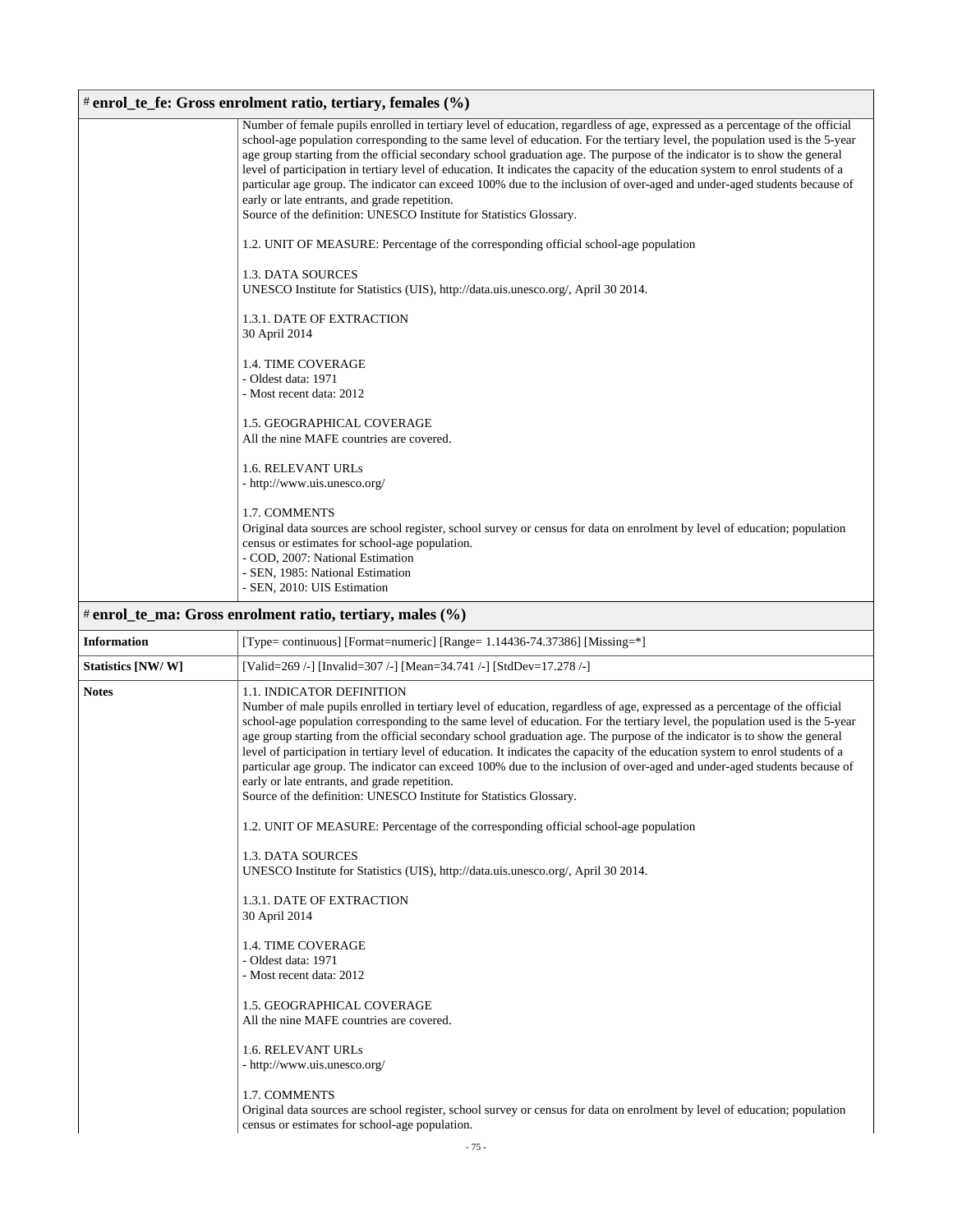# enrol_te_fe: Gross enrolment ratio, tertiary, females (%)

| | |
|---|---|
| | Number of female pupils enrolled in tertiary level of education, regardless of age, expressed as a percentage of the official school-age population corresponding to the same level of education. For the tertiary level, the population used is the 5-year age group starting from the official secondary school graduation age. The purpose of the indicator is to show the general level of participation in tertiary level of education. It indicates the capacity of the education system to enrol students of a particular age group. The indicator can exceed 100% due to the inclusion of over-aged and under-aged students because of early or late entrants, and grade repetition.<br>Source of the definition: UNESCO Institute for Statistics Glossary.<br><br>1.2. UNIT OF MEASURE: Percentage of the corresponding official school-age population<br><br>1.3. DATA SOURCES<br>UNESCO Institute for Statistics (UIS), http://data.uis.unesco.org/, April 30 2014.<br><br>1.3.1. DATE OF EXTRACTION<br>30 April 2014<br><br>1.4. TIME COVERAGE<br>- Oldest data: 1971<br>- Most recent data: 2012<br><br>1.5. GEOGRAPHICAL COVERAGE<br>All the nine MAFE countries are covered.<br><br>1.6. RELEVANT URLs<br>- http://www.uis.unesco.org/<br><br>1.7. COMMENTS<br>Original data sources are school register, school survey or census for data on enrolment by level of education; population census or estimates for school-age population.<br>- COD, 2007: National Estimation<br>- SEN, 1985: National Estimation<br>- SEN, 2010: UIS Estimation |

# enrol_te_ma: Gross enrolment ratio, tertiary, males (%)

| | |
|---|---|
| **Information** | [Type= continuous] [Format=numeric] [Range= 1.14436-74.37386] [Missing=*] |
| **Statistics [NW/ W]** | [Valid=269 /-] [Invalid=307 /-] [Mean=34.741 /-] [StdDev=17.278 /-] |
| **Notes** | 1.1. INDICATOR DEFINITION<br>Number of male pupils enrolled in tertiary level of education, regardless of age, expressed as a percentage of the official school-age population corresponding to the same level of education. For the tertiary level, the population used is the 5-year age group starting from the official secondary school graduation age. The purpose of the indicator is to show the general level of participation in tertiary level of education. It indicates the capacity of the education system to enrol students of a particular age group. The indicator can exceed 100% due to the inclusion of over-aged and under-aged students because of early or late entrants, and grade repetition.<br>Source of the definition: UNESCO Institute for Statistics Glossary.<br><br>1.2. UNIT OF MEASURE: Percentage of the corresponding official school-age population<br><br>1.3. DATA SOURCES<br>UNESCO Institute for Statistics (UIS), http://data.uis.unesco.org/, April 30 2014.<br><br>1.3.1. DATE OF EXTRACTION<br>30 April 2014<br><br>1.4. TIME COVERAGE<br>- Oldest data: 1971<br>- Most recent data: 2012<br><br>1.5. GEOGRAPHICAL COVERAGE<br>All the nine MAFE countries are covered.<br><br>1.6. RELEVANT URLs<br>- http://www.uis.unesco.org/<br><br>1.7. COMMENTS<br>Original data sources are school register, school survey or census for data on enrolment by level of education; population census or estimates for school-age population. |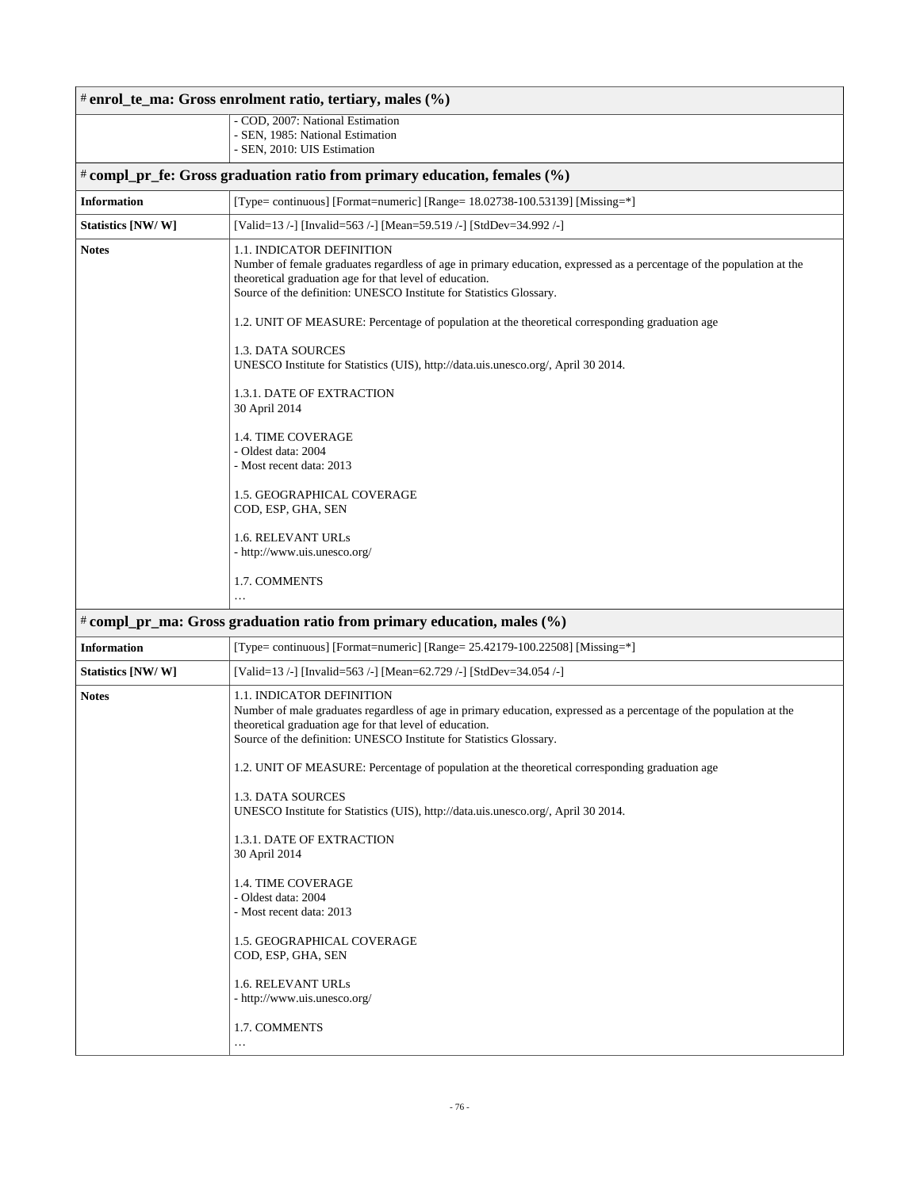# enrol_te_ma: Gross enrolment ratio, tertiary, males (%)

| | |
|---|---|
| | - COD, 2007: National Estimation<br>- SEN, 1985: National Estimation<br>- SEN, 2010: UIS Estimation |

# compl_pr_fe: Gross graduation ratio from primary education, females (%)

| | |
|---|---|
| **Information** | [Type= continuous] [Format=numeric] [Range= 18.02738-100.53139] [Missing=*] |
| **Statistics [NW/ W]** | [Valid=13 /-] [Invalid=563 /-] [Mean=59.519 /-] [StdDev=34.992 /-] |
| **Notes** | 1.1. INDICATOR DEFINITION<br>Number of female graduates regardless of age in primary education, expressed as a percentage of the population at the theoretical graduation age for that level of education.<br>Source of the definition: UNESCO Institute for Statistics Glossary.<br><br>1.2. UNIT OF MEASURE: Percentage of population at the theoretical corresponding graduation age<br><br>1.3. DATA SOURCES<br>UNESCO Institute for Statistics (UIS), http://data.uis.unesco.org/, April 30 2014.<br><br>1.3.1. DATE OF EXTRACTION<br>30 April 2014<br><br>1.4. TIME COVERAGE<br>- Oldest data: 2004<br>- Most recent data: 2013<br><br>1.5. GEOGRAPHICAL COVERAGE<br>COD, ESP, GHA, SEN<br><br>1.6. RELEVANT URLs<br>- http://www.uis.unesco.org/<br><br>1.7. COMMENTS<br>… |

# compl_pr_ma: Gross graduation ratio from primary education, males (%)

| | |
|---|---|
| **Information** | [Type= continuous] [Format=numeric] [Range= 25.42179-100.22508] [Missing=*] |
| **Statistics [NW/ W]** | [Valid=13 /-] [Invalid=563 /-] [Mean=62.729 /-] [StdDev=34.054 /-] |
| **Notes** | 1.1. INDICATOR DEFINITION<br>Number of male graduates regardless of age in primary education, expressed as a percentage of the population at the theoretical graduation age for that level of education.<br>Source of the definition: UNESCO Institute for Statistics Glossary.<br><br>1.2. UNIT OF MEASURE: Percentage of population at the theoretical corresponding graduation age<br><br>1.3. DATA SOURCES<br>UNESCO Institute for Statistics (UIS), http://data.uis.unesco.org/, April 30 2014.<br><br>1.3.1. DATE OF EXTRACTION<br>30 April 2014<br><br>1.4. TIME COVERAGE<br>- Oldest data: 2004<br>- Most recent data: 2013<br><br>1.5. GEOGRAPHICAL COVERAGE<br>COD, ESP, GHA, SEN<br><br>1.6. RELEVANT URLs<br>- http://www.uis.unesco.org/<br><br>1.7. COMMENTS<br>… |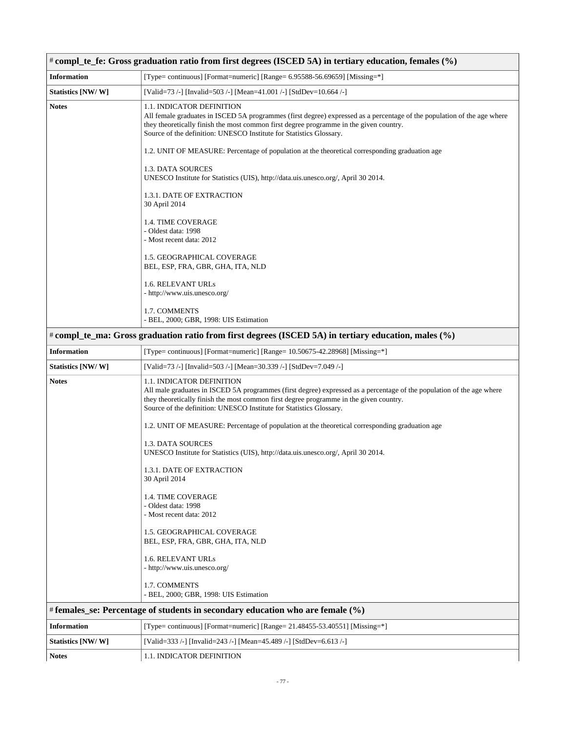## # compl_te_fe: Gross graduation ratio from first degrees (ISCED 5A) in tertiary education, females (%)

| | |
|---|---|
| **Information** | [Type= continuous] [Format=numeric] [Range= 6.95588-56.69659] [Missing=*] |
| **Statistics [NW/ W]** | [Valid=73 /-] [Invalid=503 /-] [Mean=41.001 /-] [StdDev=10.664 /-] |
| **Notes** | 1.1. INDICATOR DEFINITION<br>All female graduates in ISCED 5A programmes (first degree) expressed as a percentage of the population of the age where they theoretically finish the most common first degree programme in the given country.<br>Source of the definition: UNESCO Institute for Statistics Glossary.<br><br>1.2. UNIT OF MEASURE: Percentage of population at the theoretical corresponding graduation age<br><br>1.3. DATA SOURCES<br>UNESCO Institute for Statistics (UIS), http://data.uis.unesco.org/, April 30 2014.<br><br>1.3.1. DATE OF EXTRACTION<br>30 April 2014<br><br>1.4. TIME COVERAGE<br>- Oldest data: 1998<br>- Most recent data: 2012<br><br>1.5. GEOGRAPHICAL COVERAGE<br>BEL, ESP, FRA, GBR, GHA, ITA, NLD<br><br>1.6. RELEVANT URLs<br>- http://www.uis.unesco.org/<br><br>1.7. COMMENTS<br>- BEL, 2000; GBR, 1998: UIS Estimation |

## # compl_te_ma: Gross graduation ratio from first degrees (ISCED 5A) in tertiary education, males (%)

| | |
|---|---|
| **Information** | [Type= continuous] [Format=numeric] [Range= 10.50675-42.28968] [Missing=*] |
| **Statistics [NW/ W]** | [Valid=73 /-] [Invalid=503 /-] [Mean=30.339 /-] [StdDev=7.049 /-] |
| **Notes** | 1.1. INDICATOR DEFINITION<br>All male graduates in ISCED 5A programmes (first degree) expressed as a percentage of the population of the age where they theoretically finish the most common first degree programme in the given country.<br>Source of the definition: UNESCO Institute for Statistics Glossary.<br><br>1.2. UNIT OF MEASURE: Percentage of population at the theoretical corresponding graduation age<br><br>1.3. DATA SOURCES<br>UNESCO Institute for Statistics (UIS), http://data.uis.unesco.org/, April 30 2014.<br><br>1.3.1. DATE OF EXTRACTION<br>30 April 2014<br><br>1.4. TIME COVERAGE<br>- Oldest data: 1998<br>- Most recent data: 2012<br><br>1.5. GEOGRAPHICAL COVERAGE<br>BEL, ESP, FRA, GBR, GHA, ITA, NLD<br><br>1.6. RELEVANT URLs<br>- http://www.uis.unesco.org/<br><br>1.7. COMMENTS<br>- BEL, 2000; GBR, 1998: UIS Estimation |

## # females_se: Percentage of students in secondary education who are female (%)

| | |
|---|---|
| **Information** | [Type= continuous] [Format=numeric] [Range= 21.48455-53.40551] [Missing=*] |
| **Statistics [NW/ W]** | [Valid=333 /-] [Invalid=243 /-] [Mean=45.489 /-] [StdDev=6.613 /-] |
| **Notes** | 1.1. INDICATOR DEFINITION |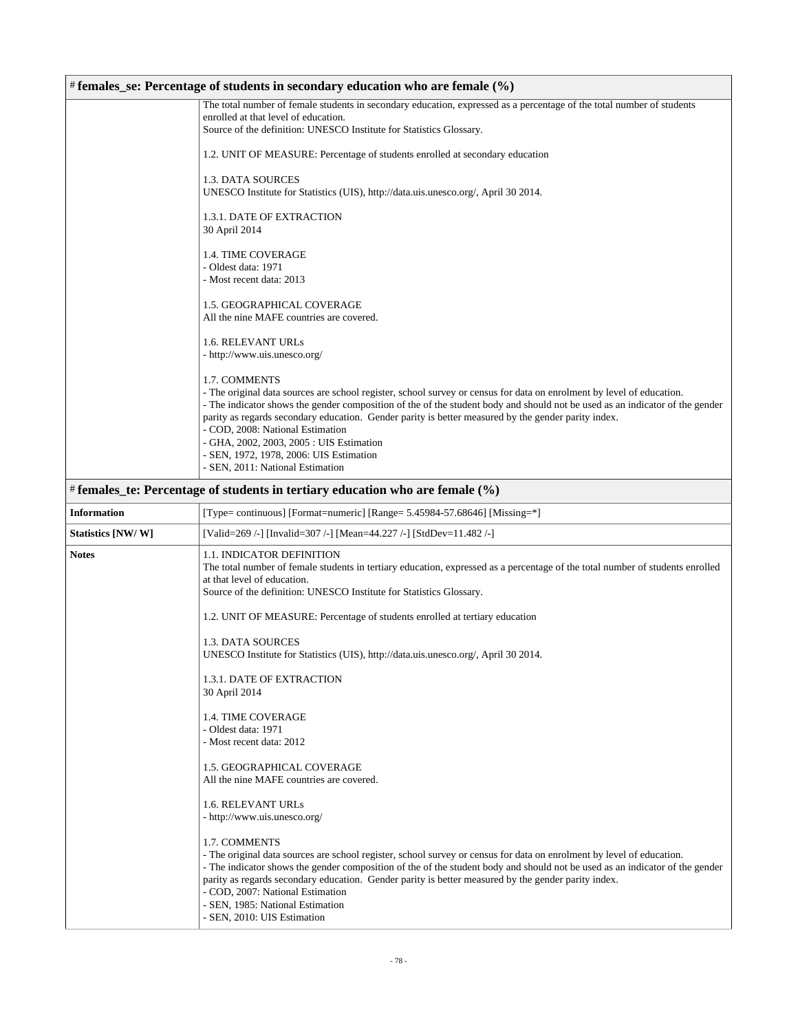## # females_se: Percentage of students in secondary education who are female (%)

| | |
|---|---|
| | The total number of female students in secondary education, expressed as a percentage of the total number of students enrolled at that level of education.<br>Source of the definition: UNESCO Institute for Statistics Glossary.<br><br>1.2. UNIT OF MEASURE: Percentage of students enrolled at secondary education<br><br>1.3. DATA SOURCES<br>UNESCO Institute for Statistics (UIS), http://data.uis.unesco.org/, April 30 2014.<br><br>1.3.1. DATE OF EXTRACTION<br>30 April 2014<br><br>1.4. TIME COVERAGE<br>- Oldest data: 1971<br>- Most recent data: 2013<br><br>1.5. GEOGRAPHICAL COVERAGE<br>All the nine MAFE countries are covered.<br><br>1.6. RELEVANT URLs<br>- http://www.uis.unesco.org/<br><br>1.7. COMMENTS<br>- The original data sources are school register, school survey or census for data on enrolment by level of education.<br>- The indicator shows the gender composition of the of the student body and should not be used as an indicator of the gender parity as regards secondary education. Gender parity is better measured by the gender parity index.<br>- COD, 2008: National Estimation<br>- GHA, 2002, 2003, 2005 : UIS Estimation<br>- SEN, 1972, 1978, 2006: UIS Estimation<br>- SEN, 2011: National Estimation |

## # females_te: Percentage of students in tertiary education who are female (%)

| | |
|---|---|
| **Information** | [Type= continuous] [Format=numeric] [Range= 5.45984-57.68646] [Missing=*] |
| **Statistics [NW/ W]** | [Valid=269 /-] [Invalid=307 /-] [Mean=44.227 /-] [StdDev=11.482 /-] |
| **Notes** | 1.1. INDICATOR DEFINITION<br>The total number of female students in tertiary education, expressed as a percentage of the total number of students enrolled at that level of education.<br>Source of the definition: UNESCO Institute for Statistics Glossary.<br><br>1.2. UNIT OF MEASURE: Percentage of students enrolled at tertiary education<br><br>1.3. DATA SOURCES<br>UNESCO Institute for Statistics (UIS), http://data.uis.unesco.org/, April 30 2014.<br><br>1.3.1. DATE OF EXTRACTION<br>30 April 2014<br><br>1.4. TIME COVERAGE<br>- Oldest data: 1971<br>- Most recent data: 2012<br><br>1.5. GEOGRAPHICAL COVERAGE<br>All the nine MAFE countries are covered.<br><br>1.6. RELEVANT URLs<br>- http://www.uis.unesco.org/<br><br>1.7. COMMENTS<br>- The original data sources are school register, school survey or census for data on enrolment by level of education.<br>- The indicator shows the gender composition of the of the student body and should not be used as an indicator of the gender parity as regards secondary education. Gender parity is better measured by the gender parity index.<br>- COD, 2007: National Estimation<br>- SEN, 1985: National Estimation<br>- SEN, 2010: UIS Estimation |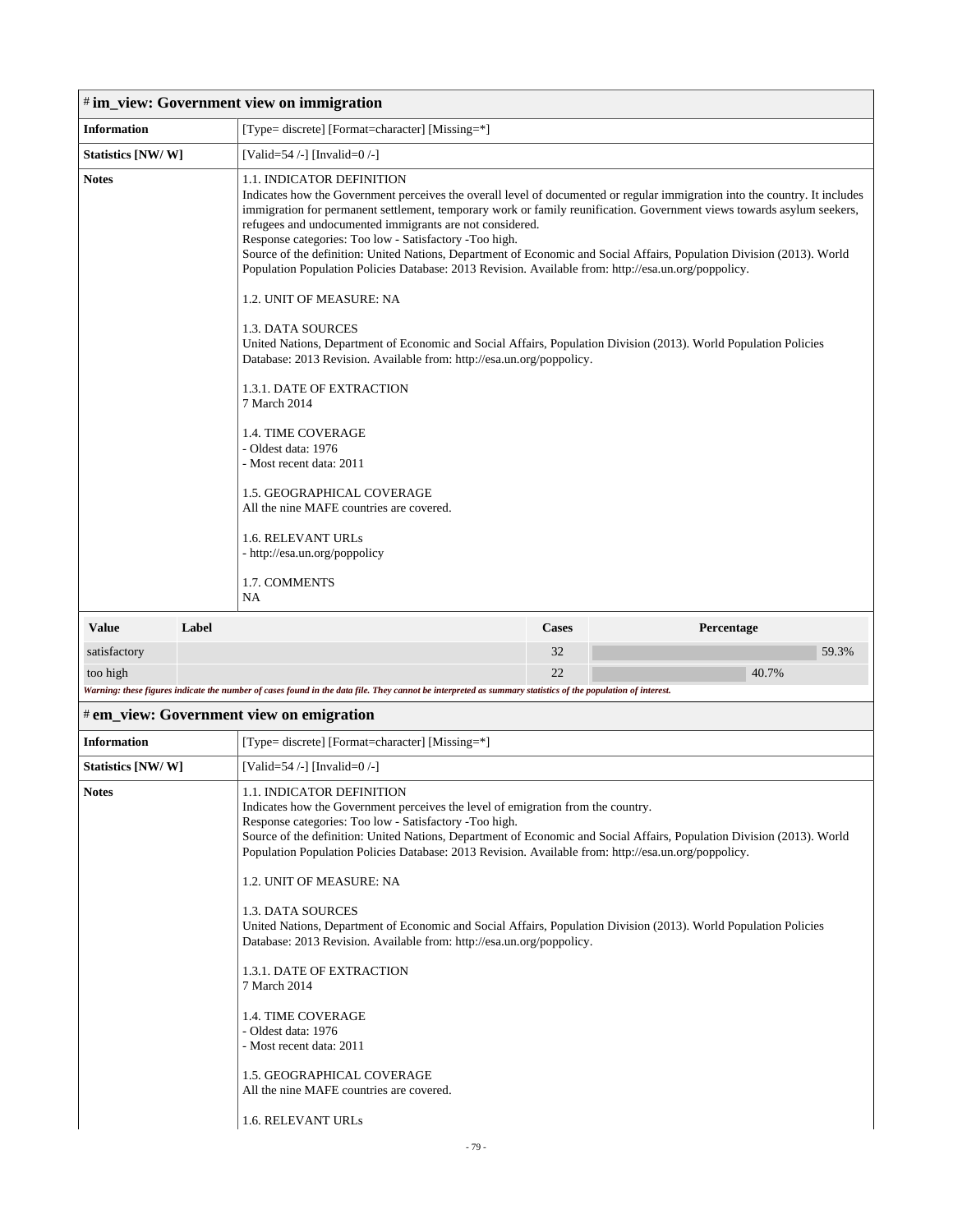# # im_view: Government view on immigration

| | |
|---|---|
| **Information** | [Type= discrete] [Format=character] [Missing=*] |
| **Statistics [NW/ W]** | [Valid=54 /-] [Invalid=0 /-] |
| **Notes** | 1.1. INDICATOR DEFINITION<br>Indicates how the Government perceives the overall level of documented or regular immigration into the country. It includes immigration for permanent settlement, temporary work or family reunification. Government views towards asylum seekers, refugees and undocumented immigrants are not considered.<br>Response categories: Too low - Satisfactory -Too high.<br>Source of the definition: United Nations, Department of Economic and Social Affairs, Population Division (2013). World Population Population Policies Database: 2013 Revision. Available from: http://esa.un.org/poppolicy.<br><br>1.2. UNIT OF MEASURE: NA<br><br>1.3. DATA SOURCES<br>United Nations, Department of Economic and Social Affairs, Population Division (2013). World Population Policies Database: 2013 Revision. Available from: http://esa.un.org/poppolicy.<br><br>1.3.1. DATE OF EXTRACTION<br>7 March 2014<br><br>1.4. TIME COVERAGE<br>- Oldest data: 1976<br>- Most recent data: 2011<br><br>1.5. GEOGRAPHICAL COVERAGE<br>All the nine MAFE countries are covered.<br><br>1.6. RELEVANT URLs<br>- http://esa.un.org/poppolicy<br><br>1.7. COMMENTS<br>NA |

| Value | Label | Cases | Percentage |
|---|---|---|---|
| satisfactory | | 32 | 59.3% |
| too high | | 22 | 40.7% |

*Warning: these figures indicate the number of cases found in the data file. They cannot be interpreted as summary statistics of the population of interest.*

# # em_view: Government view on emigration

| | |
|---|---|
| **Information** | [Type= discrete] [Format=character] [Missing=*] |
| **Statistics [NW/ W]** | [Valid=54 /-] [Invalid=0 /-] |
| **Notes** | 1.1. INDICATOR DEFINITION<br>Indicates how the Government perceives the level of emigration from the country.<br>Response categories: Too low - Satisfactory -Too high.<br>Source of the definition: United Nations, Department of Economic and Social Affairs, Population Division (2013). World Population Population Policies Database: 2013 Revision. Available from: http://esa.un.org/poppolicy.<br><br>1.2. UNIT OF MEASURE: NA<br><br>1.3. DATA SOURCES<br>United Nations, Department of Economic and Social Affairs, Population Division (2013). World Population Policies Database: 2013 Revision. Available from: http://esa.un.org/poppolicy.<br><br>1.3.1. DATE OF EXTRACTION<br>7 March 2014<br><br>1.4. TIME COVERAGE<br>- Oldest data: 1976<br>- Most recent data: 2011<br><br>1.5. GEOGRAPHICAL COVERAGE<br>All the nine MAFE countries are covered.<br><br>1.6. RELEVANT URLs |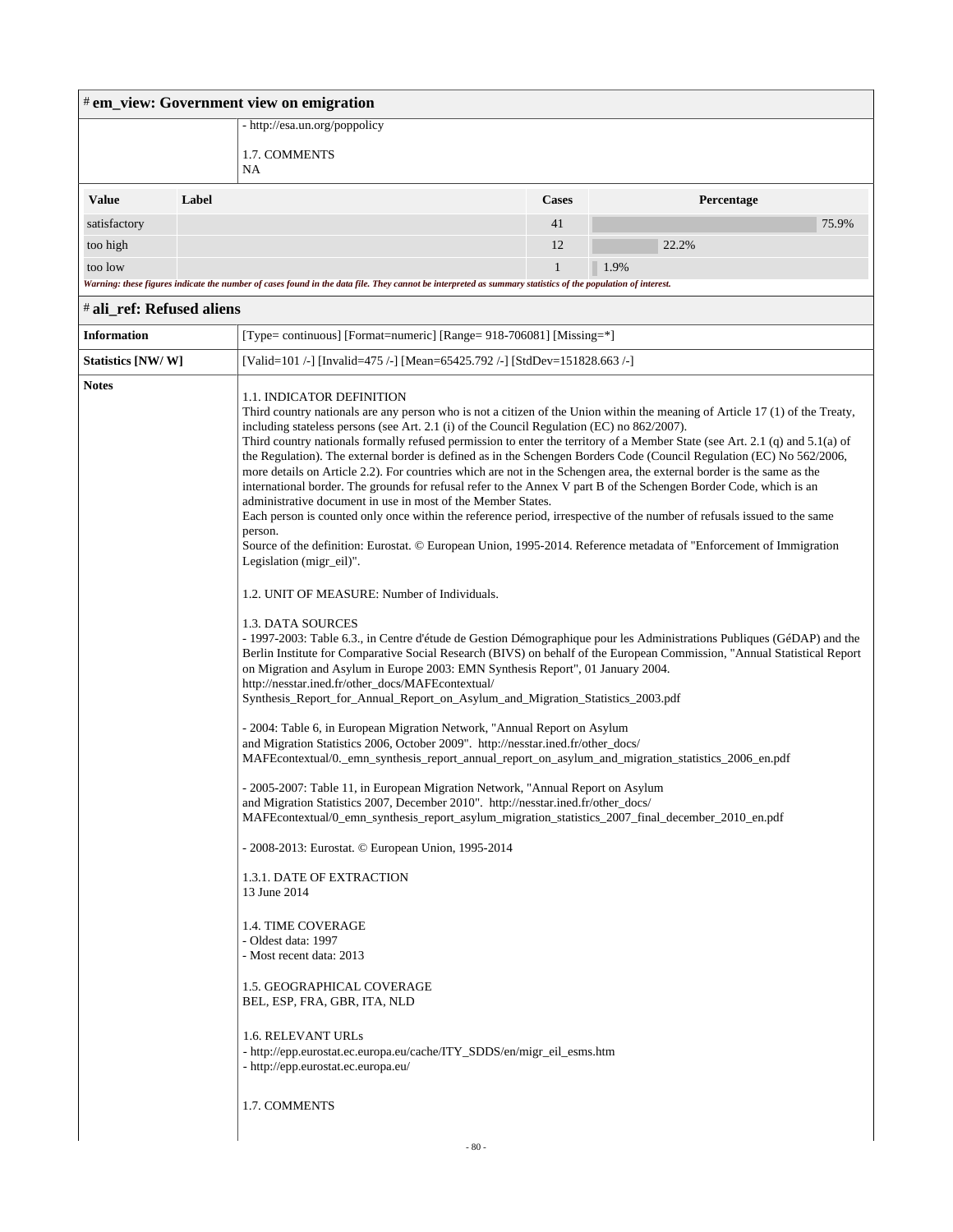# # em_view: Government view on emigration

- http://esa.un.org/poppolicy

1.7. COMMENTS
NA

| Value | Label | Cases | Percentage |
|---|---|---|---|
| satisfactory | | 41 | 75.9% |
| too high | | 12 | 22.2% |
| too low | | 1 | 1.9% |

*Warning: these figures indicate the number of cases found in the data file. They cannot be interpreted as summary statistics of the population of interest.*

# # ali_ref: Refused aliens

| | |
|---|---|
| **Information** | [Type= continuous] [Format=numeric] [Range= 918-706081] [Missing=*] |
| **Statistics [NW/ W]** | [Valid=101 /-] [Invalid=475 /-] [Mean=65425.792 /-] [StdDev=151828.663 /-] |

**Notes**

1.1. INDICATOR DEFINITION
Third country nationals are any person who is not a citizen of the Union within the meaning of Article 17 (1) of the Treaty, including stateless persons (see Art. 2.1 (i) of the Council Regulation (EC) no 862/2007).
Third country nationals formally refused permission to enter the territory of a Member State (see Art. 2.1 (q) and 5.1(a) of the Regulation). The external border is defined as in the Schengen Borders Code (Council Regulation (EC) No 562/2006, more details on Article 2.2). For countries which are not in the Schengen area, the external border is the same as the international border. The grounds for refusal refer to the Annex V part B of the Schengen Border Code, which is an administrative document in use in most of the Member States.
Each person is counted only once within the reference period, irrespective of the number of refusals issued to the same person.
Source of the definition: Eurostat. © European Union, 1995-2014. Reference metadata of "Enforcement of Immigration Legislation (migr_eil)".

1.2. UNIT OF MEASURE: Number of Individuals.

1.3. DATA SOURCES
- 1997-2003: Table 6.3., in Centre d'étude de Gestion Démographique pour les Administrations Publiques (GéDAP) and the Berlin Institute for Comparative Social Research (BIVS) on behalf of the European Commission, "Annual Statistical Report on Migration and Asylum in Europe 2003: EMN Synthesis Report", 01 January 2004.
http://nesstar.ined.fr/other_docs/MAFEcontextual/
Synthesis_Report_for_Annual_Report_on_Asylum_and_Migration_Statistics_2003.pdf

- 2004: Table 6, in European Migration Network, "Annual Report on Asylum
and Migration Statistics 2006, October 2009". http://nesstar.ined.fr/other_docs/
MAFEcontextual/0._emn_synthesis_report_annual_report_on_asylum_and_migration_statistics_2006_en.pdf

- 2005-2007: Table 11, in European Migration Network, "Annual Report on Asylum
and Migration Statistics 2007, December 2010". http://nesstar.ined.fr/other_docs/
MAFEcontextual/0_emn_synthesis_report_asylum_migration_statistics_2007_final_december_2010_en.pdf

- 2008-2013: Eurostat. © European Union, 1995-2014

1.3.1. DATE OF EXTRACTION
13 June 2014

1.4. TIME COVERAGE
- Oldest data: 1997
- Most recent data: 2013

1.5. GEOGRAPHICAL COVERAGE
BEL, ESP, FRA, GBR, ITA, NLD

1.6. RELEVANT URLs
- http://epp.eurostat.ec.europa.eu/cache/ITY_SDDS/en/migr_eil_esms.htm
- http://epp.eurostat.ec.europa.eu/

1.7. COMMENTS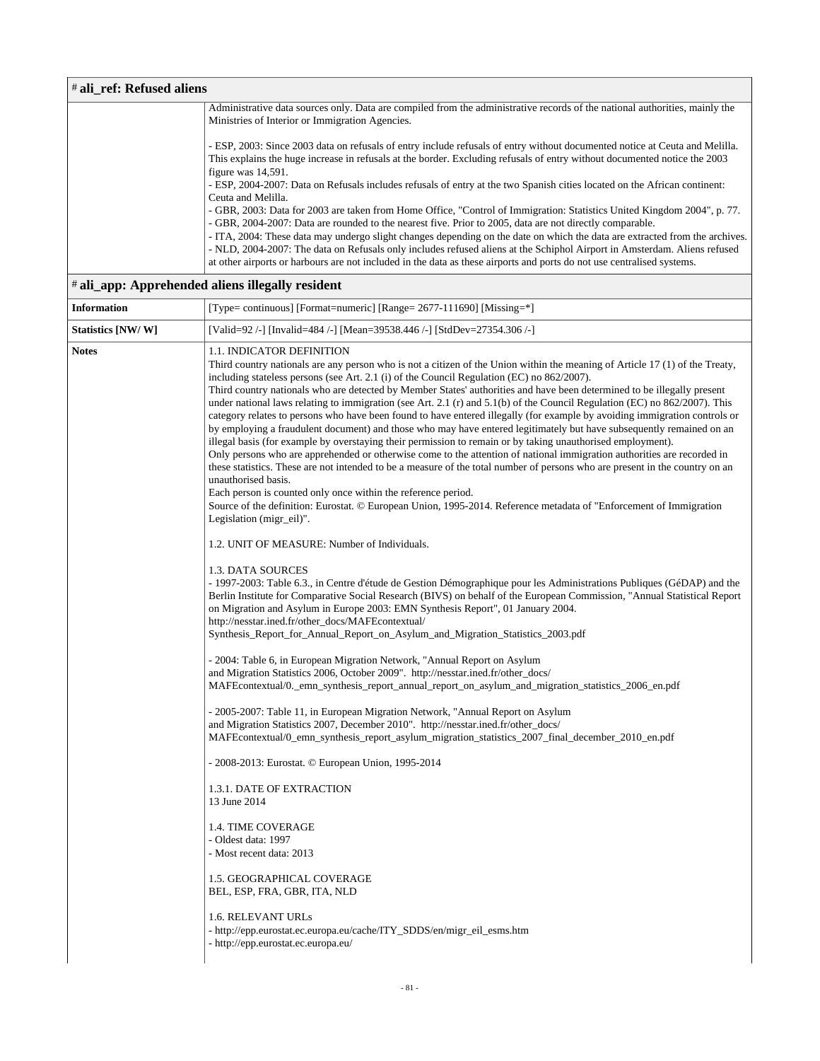# ali_ref: Refused aliens

| | |
|---|---|
| | Administrative data sources only. Data are compiled from the administrative records of the national authorities, mainly the Ministries of Interior or Immigration Agencies.<br><br>- ESP, 2003: Since 2003 data on refusals of entry include refusals of entry without documented notice at Ceuta and Melilla. This explains the huge increase in refusals at the border. Excluding refusals of entry without documented notice the 2003 figure was 14,591.<br>- ESP, 2004-2007: Data on Refusals includes refusals of entry at the two Spanish cities located on the African continent: Ceuta and Melilla.<br>- GBR, 2003: Data for 2003 are taken from Home Office, "Control of Immigration: Statistics United Kingdom 2004", p. 77.<br>- GBR, 2004-2007: Data are rounded to the nearest five. Prior to 2005, data are not directly comparable.<br>- ITA, 2004: These data may undergo slight changes depending on the date on which the data are extracted from the archives.<br>- NLD, 2004-2007: The data on Refusals only includes refused aliens at the Schiphol Airport in Amsterdam. Aliens refused at other airports or harbours are not included in the data as these airports and ports do not use centralised systems. |

# ali_app: Apprehended aliens illegally resident

| | |
|---|---|
| **Information** | [Type= continuous] [Format=numeric] [Range= 2677-111690] [Missing=*] |
| **Statistics [NW/ W]** | [Valid=92 /-] [Invalid=484 /-] [Mean=39538.446 /-] [StdDev=27354.306 /-] |
| **Notes** | 1.1. INDICATOR DEFINITION<br>Third country nationals are any person who is not a citizen of the Union within the meaning of Article 17 (1) of the Treaty, including stateless persons (see Art. 2.1 (i) of the Council Regulation (EC) no 862/2007).<br>Third country nationals who are detected by Member States' authorities and have been determined to be illegally present under national laws relating to immigration (see Art. 2.1 (r) and 5.1(b) of the Council Regulation (EC) no 862/2007). This category relates to persons who have been found to have entered illegally (for example by avoiding immigration controls or by employing a fraudulent document) and those who may have entered legitimately but have subsequently remained on an illegal basis (for example by overstaying their permission to remain or by taking unauthorised employment).<br>Only persons who are apprehended or otherwise come to the attention of national immigration authorities are recorded in these statistics. These are not intended to be a measure of the total number of persons who are present in the country on an unauthorised basis.<br>Each person is counted only once within the reference period.<br>Source of the definition: Eurostat. © European Union, 1995-2014. Reference metadata of "Enforcement of Immigration Legislation (migr_eil)".<br><br>1.2. UNIT OF MEASURE: Number of Individuals.<br><br>1.3. DATA SOURCES<br>- 1997-2003: Table 6.3., in Centre d'étude de Gestion Démographique pour les Administrations Publiques (GéDAP) and the Berlin Institute for Comparative Social Research (BIVS) on behalf of the European Commission, "Annual Statistical Report on Migration and Asylum in Europe 2003: EMN Synthesis Report", 01 January 2004.<br>http://nesstar.ined.fr/other_docs/MAFEcontextual/<br>Synthesis_Report_for_Annual_Report_on_Asylum_and_Migration_Statistics_2003.pdf<br><br>- 2004: Table 6, in European Migration Network, "Annual Report on Asylum and Migration Statistics 2006, October 2009". http://nesstar.ined.fr/other_docs/<br>MAFEcontextual/0._emn_synthesis_report_annual_report_on_asylum_and_migration_statistics_2006_en.pdf<br><br>- 2005-2007: Table 11, in European Migration Network, "Annual Report on Asylum and Migration Statistics 2007, December 2010". http://nesstar.ined.fr/other_docs/<br>MAFEcontextual/0_emn_synthesis_report_asylum_migration_statistics_2007_final_december_2010_en.pdf<br><br>- 2008-2013: Eurostat. © European Union, 1995-2014<br><br>1.3.1. DATE OF EXTRACTION<br>13 June 2014<br><br>1.4. TIME COVERAGE<br>- Oldest data: 1997<br>- Most recent data: 2013<br><br>1.5. GEOGRAPHICAL COVERAGE<br>BEL, ESP, FRA, GBR, ITA, NLD<br><br>1.6. RELEVANT URLs<br>- http://epp.eurostat.ec.europa.eu/cache/ITY_SDDS/en/migr_eil_esms.htm<br>- http://epp.eurostat.ec.europa.eu/ |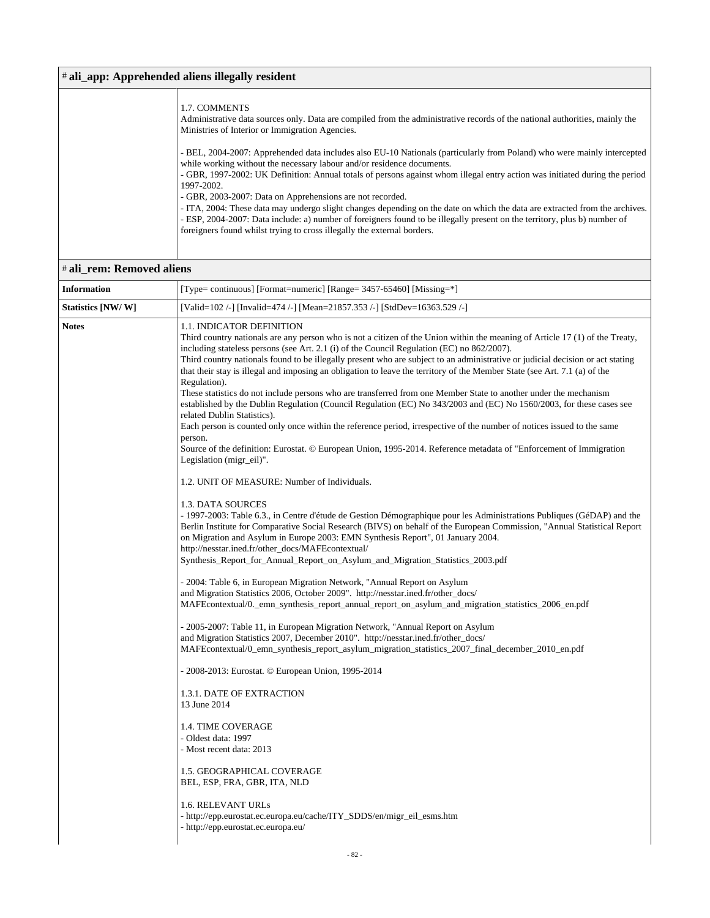| # ali_app: Apprehended aliens illegally resident | |
|---|---|
| | 1.7. COMMENTS<br>Administrative data sources only. Data are compiled from the administrative records of the national authorities, mainly the Ministries of Interior or Immigration Agencies.<br><br>- BEL, 2004-2007: Apprehended data includes also EU-10 Nationals (particularly from Poland) who were mainly intercepted while working without the necessary labour and/or residence documents.<br>- GBR, 1997-2002: UK Definition: Annual totals of persons against whom illegal entry action was initiated during the period 1997-2002.<br>- GBR, 2003-2007: Data on Apprehensions are not recorded.<br>- ITA, 2004: These data may undergo slight changes depending on the date on which the data are extracted from the archives.<br>- ESP, 2004-2007: Data include: a) number of foreigners found to be illegally present on the territory, plus b) number of foreigners found whilst trying to cross illegally the external borders. |

| # ali_rem: Removed aliens | |
|---|---|
| **Information** | [Type= continuous] [Format=numeric] [Range= 3457-65460] [Missing=*] |
| **Statistics [NW/ W]** | [Valid=102 /-] [Invalid=474 /-] [Mean=21857.353 /-] [StdDev=16363.529 /-] |
| **Notes** | 1.1. INDICATOR DEFINITION<br>Third country nationals are any person who is not a citizen of the Union within the meaning of Article 17 (1) of the Treaty, including stateless persons (see Art. 2.1 (i) of the Council Regulation (EC) no 862/2007).<br>Third country nationals found to be illegally present who are subject to an administrative or judicial decision or act stating that their stay is illegal and imposing an obligation to leave the territory of the Member State (see Art. 7.1 (a) of the Regulation).<br>These statistics do not include persons who are transferred from one Member State to another under the mechanism established by the Dublin Regulation (Council Regulation (EC) No 343/2003 and (EC) No 1560/2003, for these cases see related Dublin Statistics).<br>Each person is counted only once within the reference period, irrespective of the number of notices issued to the same person.<br>Source of the definition: Eurostat. © European Union, 1995-2014. Reference metadata of "Enforcement of Immigration Legislation (migr_eil)".<br><br>1.2. UNIT OF MEASURE: Number of Individuals.<br><br>1.3. DATA SOURCES<br>- 1997-2003: Table 6.3., in Centre d'étude de Gestion Démographique pour les Administrations Publiques (GéDAP) and the Berlin Institute for Comparative Social Research (BIVS) on behalf of the European Commission, "Annual Statistical Report on Migration and Asylum in Europe 2003: EMN Synthesis Report", 01 January 2004.<br>http://nesstar.ined.fr/other_docs/MAFEcontextual/<br>Synthesis_Report_for_Annual_Report_on_Asylum_and_Migration_Statistics_2003.pdf<br><br>- 2004: Table 6, in European Migration Network, "Annual Report on Asylum and Migration Statistics 2006, October 2009". http://nesstar.ined.fr/other_docs/<br>MAFEcontextual/0._emn_synthesis_report_annual_report_on_asylum_and_migration_statistics_2006_en.pdf<br><br>- 2005-2007: Table 11, in European Migration Network, "Annual Report on Asylum and Migration Statistics 2007, December 2010". http://nesstar.ined.fr/other_docs/<br>MAFEcontextual/0_emn_synthesis_report_asylum_migration_statistics_2007_final_december_2010_en.pdf<br><br>- 2008-2013: Eurostat. © European Union, 1995-2014<br><br>1.3.1. DATE OF EXTRACTION<br>13 June 2014<br><br>1.4. TIME COVERAGE<br>- Oldest data: 1997<br>- Most recent data: 2013<br><br>1.5. GEOGRAPHICAL COVERAGE<br>BEL, ESP, FRA, GBR, ITA, NLD<br><br>1.6. RELEVANT URLs<br>- http://epp.eurostat.ec.europa.eu/cache/ITY_SDDS/en/migr_eil_esms.htm<br>- http://epp.eurostat.ec.europa.eu/ |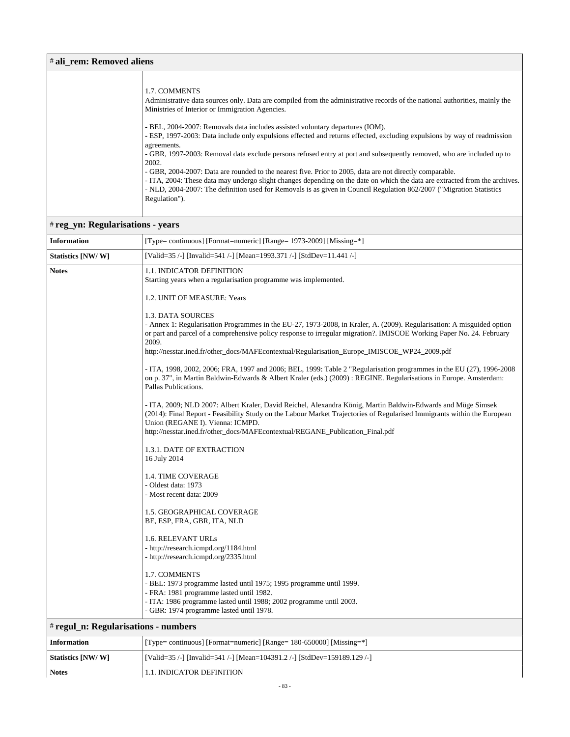# ali_rem: Removed aliens

| | |
|---|---|
| | 1.7. COMMENTS<br>Administrative data sources only. Data are compiled from the administrative records of the national authorities, mainly the Ministries of Interior or Immigration Agencies.<br><br>- BEL, 2004-2007: Removals data includes assisted voluntary departures (IOM).<br>- ESP, 1997-2003: Data include only expulsions effected and returns effected, excluding expulsions by way of readmission agreements.<br>- GBR, 1997-2003: Removal data exclude persons refused entry at port and subsequently removed, who are included up to 2002.<br>- GBR, 2004-2007: Data are rounded to the nearest five. Prior to 2005, data are not directly comparable.<br>- ITA, 2004: These data may undergo slight changes depending on the date on which the data are extracted from the archives.<br>- NLD, 2004-2007: The definition used for Removals is as given in Council Regulation 862/2007 ("Migration Statistics Regulation"). |

# reg_yn: Regularisations - years

| | |
|---|---|
| **Information** | [Type= continuous] [Format=numeric] [Range= 1973-2009] [Missing=*] |
| **Statistics [NW/ W]** | [Valid=35 /-] [Invalid=541 /-] [Mean=1993.371 /-] [StdDev=11.441 /-] |
| **Notes** | 1.1. INDICATOR DEFINITION<br>Starting years when a regularisation programme was implemented.<br><br>1.2. UNIT OF MEASURE: Years<br><br>1.3. DATA SOURCES<br>- Annex 1: Regularisation Programmes in the EU-27, 1973-2008, in Kraler, A. (2009). Regularisation: A misguided option or part and parcel of a comprehensive policy response to irregular migration?. IMISCOE Working Paper No. 24. February 2009.<br>http://nesstar.ined.fr/other_docs/MAFEcontextual/Regularisation_Europe_IMISCOE_WP24_2009.pdf<br><br>- ITA, 1998, 2002, 2006; FRA, 1997 and 2006; BEL, 1999: Table 2 "Regularisation programmes in the EU (27), 1996-2008 on p. 37", in Martin Baldwin-Edwards & Albert Kraler (eds.) (2009) : REGINE. Regularisations in Europe. Amsterdam: Pallas Publications.<br><br>- ITA, 2009; NLD 2007: Albert Kraler, David Reichel, Alexandra König, Martin Baldwin-Edwards and Müge Simsek (2014): Final Report - Feasibility Study on the Labour Market Trajectories of Regularised Immigrants within the European Union (REGANE I). Vienna: ICMPD.<br>http://nesstar.ined.fr/other_docs/MAFEcontextual/REGANE_Publication_Final.pdf<br><br>1.3.1. DATE OF EXTRACTION<br>16 July 2014<br><br>1.4. TIME COVERAGE<br>- Oldest data: 1973<br>- Most recent data: 2009<br><br>1.5. GEOGRAPHICAL COVERAGE<br>BE, ESP, FRA, GBR, ITA, NLD<br><br>1.6. RELEVANT URLs<br>- http://research.icmpd.org/1184.html<br>- http://research.icmpd.org/2335.html<br><br>1.7. COMMENTS<br>- BEL: 1973 programme lasted until 1975; 1995 programme until 1999.<br>- FRA: 1981 programme lasted until 1982.<br>- ITA: 1986 programme lasted until 1988; 2002 programme until 2003.<br>- GBR: 1974 programme lasted until 1978. |

# regul_n: Regularisations - numbers

| | |
|---|---|
| **Information** | [Type= continuous] [Format=numeric] [Range= 180-650000] [Missing=*] |
| **Statistics [NW/ W]** | [Valid=35 /-] [Invalid=541 /-] [Mean=104391.2 /-] [StdDev=159189.129 /-] |
| **Notes** | 1.1. INDICATOR DEFINITION |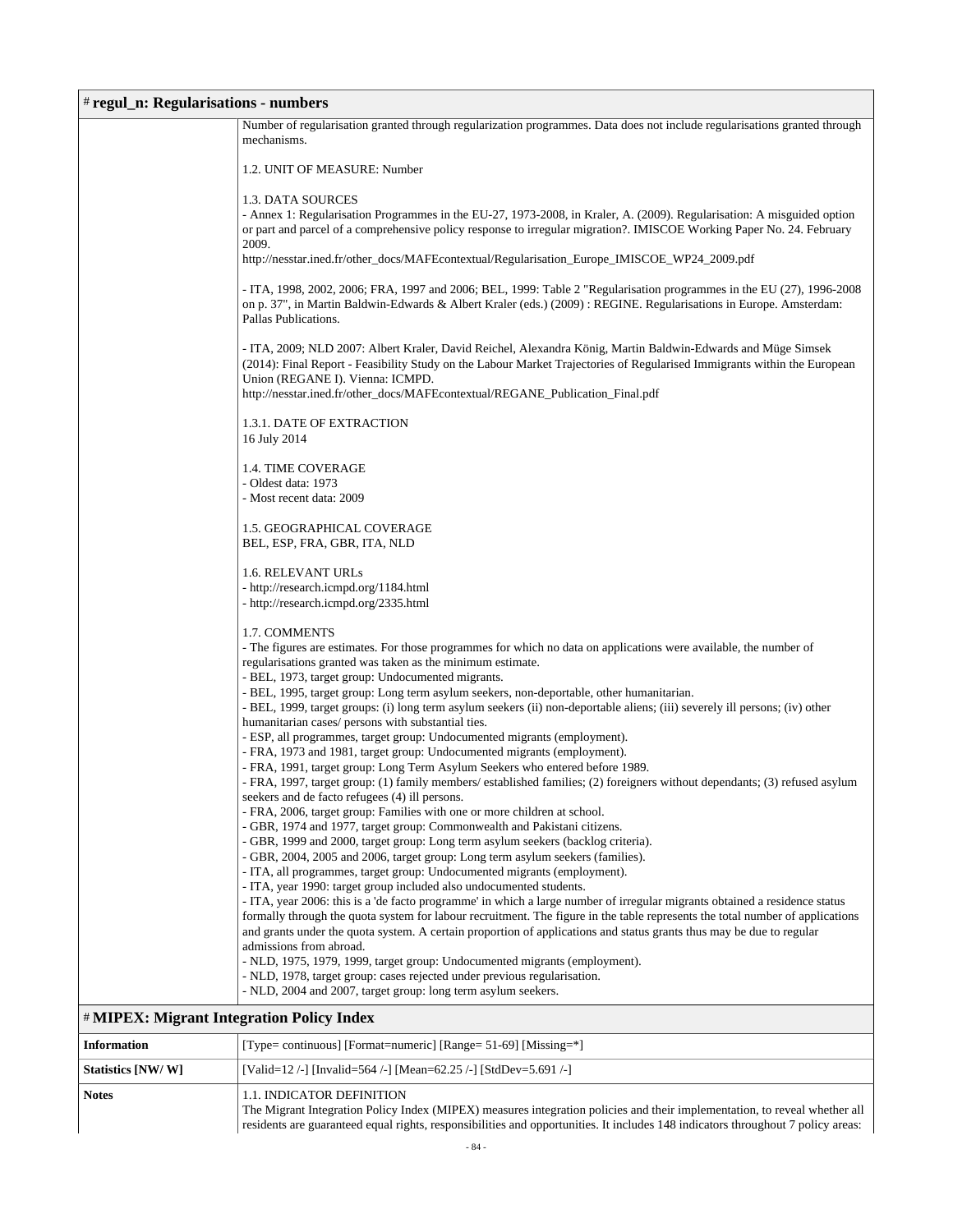# # regul_n: Regularisations - numbers

| | |
|---|---|
| | Number of regularisation granted through regularization programmes. Data does not include regularisations granted through mechanisms.<br><br>1.2. UNIT OF MEASURE: Number<br><br>1.3. DATA SOURCES<br>- Annex 1: Regularisation Programmes in the EU-27, 1973-2008, in Kraler, A. (2009). Regularisation: A misguided option or part and parcel of a comprehensive policy response to irregular migration?. IMISCOE Working Paper No. 24. February 2009.<br>http://nesstar.ined.fr/other_docs/MAFEcontextual/Regularisation_Europe_IMISCOE_WP24_2009.pdf<br><br>- ITA, 1998, 2002, 2006; FRA, 1997 and 2006; BEL, 1999: Table 2 "Regularisation programmes in the EU (27), 1996-2008 on p. 37", in Martin Baldwin-Edwards & Albert Kraler (eds.) (2009) : REGINE. Regularisations in Europe. Amsterdam: Pallas Publications.<br><br>- ITA, 2009; NLD 2007: Albert Kraler, David Reichel, Alexandra König, Martin Baldwin-Edwards and Müge Simsek (2014): Final Report - Feasibility Study on the Labour Market Trajectories of Regularised Immigrants within the European Union (REGANE I). Vienna: ICMPD.<br>http://nesstar.ined.fr/other_docs/MAFEcontextual/REGANE_Publication_Final.pdf<br><br>1.3.1. DATE OF EXTRACTION<br>16 July 2014<br><br>1.4. TIME COVERAGE<br>- Oldest data: 1973<br>- Most recent data: 2009<br><br>1.5. GEOGRAPHICAL COVERAGE<br>BEL, ESP, FRA, GBR, ITA, NLD<br><br>1.6. RELEVANT URLs<br>- http://research.icmpd.org/1184.html<br>- http://research.icmpd.org/2335.html<br><br>1.7. COMMENTS<br>- The figures are estimates. For those programmes for which no data on applications were available, the number of regularisations granted was taken as the minimum estimate.<br>- BEL, 1973, target group: Undocumented migrants.<br>- BEL, 1995, target group: Long term asylum seekers, non-deportable, other humanitarian.<br>- BEL, 1999, target groups: (i) long term asylum seekers (ii) non-deportable aliens; (iii) severely ill persons; (iv) other humanitarian cases/ persons with substantial ties.<br>- ESP, all programmes, target group: Undocumented migrants (employment).<br>- FRA, 1973 and 1981, target group: Undocumented migrants (employment).<br>- FRA, 1991, target group: Long Term Asylum Seekers who entered before 1989.<br>- FRA, 1997, target group: (1) family members/ established families; (2) foreigners without dependants; (3) refused asylum seekers and de facto refugees (4) ill persons.<br>- FRA, 2006, target group: Families with one or more children at school.<br>- GBR, 1974 and 1977, target group: Commonwealth and Pakistani citizens.<br>- GBR, 1999 and 2000, target group: Long term asylum seekers (backlog criteria).<br>- GBR, 2004, 2005 and 2006, target group: Long term asylum seekers (families).<br>- ITA, all programmes, target group: Undocumented migrants (employment).<br>- ITA, year 1990: target group included also undocumented students.<br>- ITA, year 2006: this is a 'de facto programme' in which a large number of irregular migrants obtained a residence status formally through the quota system for labour recruitment. The figure in the table represents the total number of applications and grants under the quota system. A certain proportion of applications and status grants thus may be due to regular admissions from abroad.<br>- NLD, 1975, 1979, 1999, target group: Undocumented migrants (employment).<br>- NLD, 1978, target group: cases rejected under previous regularisation.<br>- NLD, 2004 and 2007, target group: long term asylum seekers. |

# # MIPEX: Migrant Integration Policy Index

| | |
|---|---|
| **Information** | [Type= continuous] [Format=numeric] [Range= 51-69] [Missing=*] |
| **Statistics [NW/ W]** | [Valid=12 /-] [Invalid=564 /-] [Mean=62.25 /-] [StdDev=5.691 /-] |
| **Notes** | 1.1. INDICATOR DEFINITION<br>The Migrant Integration Policy Index (MIPEX) measures integration policies and their implementation, to reveal whether all residents are guaranteed equal rights, responsibilities and opportunities. It includes 148 indicators throughout 7 policy areas: |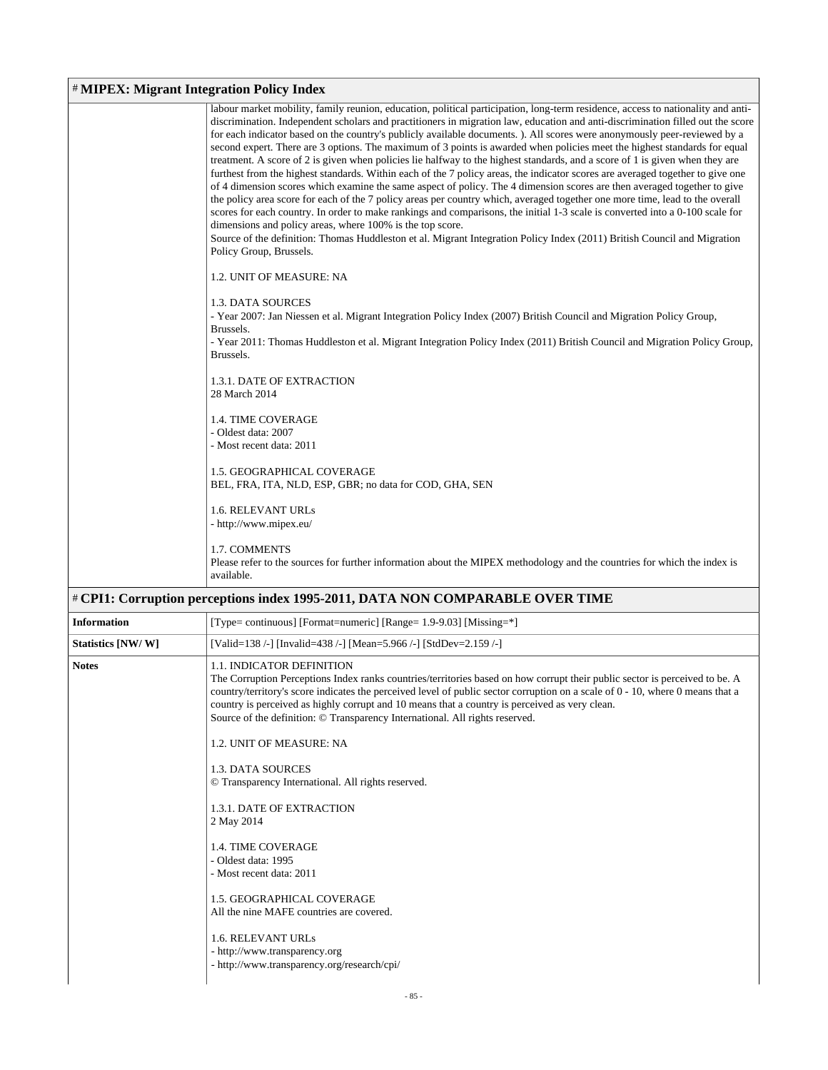# MIPEX: Migrant Integration Policy Index

labour market mobility, family reunion, education, political participation, long-term residence, access to nationality and anti-discrimination. Independent scholars and practitioners in migration law, education and anti-discrimination filled out the score for each indicator based on the country's publicly available documents. ). All scores were anonymously peer-reviewed by a second expert. There are 3 options. The maximum of 3 points is awarded when policies meet the highest standards for equal treatment. A score of 2 is given when policies lie halfway to the highest standards, and a score of 1 is given when they are furthest from the highest standards. Within each of the 7 policy areas, the indicator scores are averaged together to give one of 4 dimension scores which examine the same aspect of policy. The 4 dimension scores are then averaged together to give the policy area score for each of the 7 policy areas per country which, averaged together one more time, lead to the overall scores for each country. In order to make rankings and comparisons, the initial 1-3 scale is converted into a 0-100 scale for dimensions and policy areas, where 100% is the top score.
Source of the definition: Thomas Huddleston et al. Migrant Integration Policy Index (2011) British Council and Migration Policy Group, Brussels.

1.2. UNIT OF MEASURE: NA

1.3. DATA SOURCES
- Year 2007: Jan Niessen et al. Migrant Integration Policy Index (2007) British Council and Migration Policy Group, Brussels.
- Year 2011: Thomas Huddleston et al. Migrant Integration Policy Index (2011) British Council and Migration Policy Group, Brussels.

1.3.1. DATE OF EXTRACTION
28 March 2014

1.4. TIME COVERAGE
- Oldest data: 2007
- Most recent data: 2011

1.5. GEOGRAPHICAL COVERAGE
BEL, FRA, ITA, NLD, ESP, GBR; no data for COD, GHA, SEN

1.6. RELEVANT URLs
- http://www.mipex.eu/

1.7. COMMENTS
Please refer to the sources for further information about the MIPEX methodology and the countries for which the index is available.

# CPI1: Corruption perceptions index 1995-2011, DATA NON COMPARABLE OVER TIME

| | |
|---|---|
| **Information** | [Type= continuous] [Format=numeric] [Range= 1.9-9.03] [Missing=*] |
| **Statistics [NW/ W]** | [Valid=138 /-] [Invalid=438 /-] [Mean=5.966 /-] [StdDev=2.159 /-] |
| **Notes** | 1.1. INDICATOR DEFINITION<br>The Corruption Perceptions Index ranks countries/territories based on how corrupt their public sector is perceived to be. A country/territory's score indicates the perceived level of public sector corruption on a scale of 0 - 10, where 0 means that a country is perceived as highly corrupt and 10 means that a country is perceived as very clean.<br>Source of the definition: © Transparency International. All rights reserved.<br><br>1.2. UNIT OF MEASURE: NA<br><br>1.3. DATA SOURCES<br>© Transparency International. All rights reserved.<br><br>1.3.1. DATE OF EXTRACTION<br>2 May 2014<br><br>1.4. TIME COVERAGE<br>- Oldest data: 1995<br>- Most recent data: 2011<br><br>1.5. GEOGRAPHICAL COVERAGE<br>All the nine MAFE countries are covered.<br><br>1.6. RELEVANT URLs<br>- http://www.transparency.org<br>- http://www.transparency.org/research/cpi/ |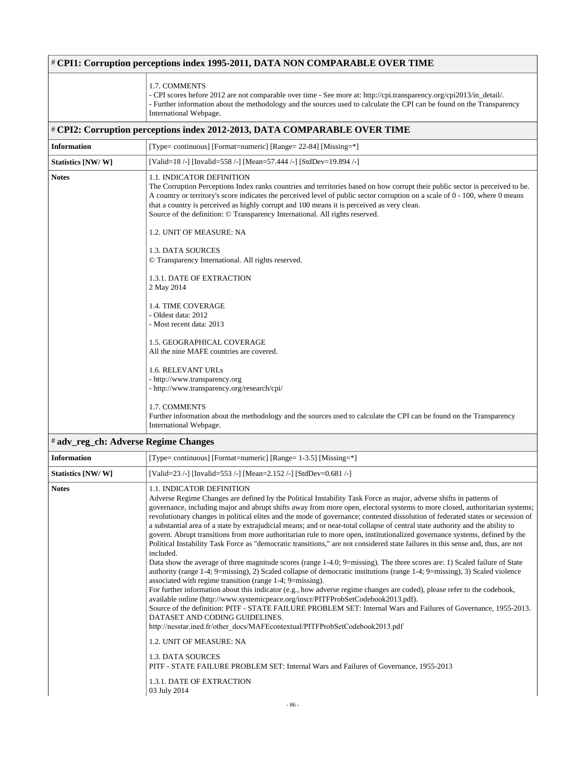## # CPI1: Corruption perceptions index 1995-2011, DATA NON COMPARABLE OVER TIME

| | |
|---|---|
| | 1.7. COMMENTS<br>- CPI scores before 2012 are not comparable over time - See more at: http://cpi.transparency.org/cpi2013/in_detail/.<br>- Further information about the methodology and the sources used to calculate the CPI can be found on the Transparency International Webpage. |

## # CPI2: Corruption perceptions index 2012-2013, DATA COMPARABLE OVER TIME

| | |
|---|---|
| **Information** | [Type= continuous] [Format=numeric] [Range= 22-84] [Missing=*] |
| **Statistics [NW/ W]** | [Valid=18 /-] [Invalid=558 /-] [Mean=57.444 /-] [StdDev=19.894 /-] |
| **Notes** | 1.1. INDICATOR DEFINITION<br>The Corruption Perceptions Index ranks countries and territories based on how corrupt their public sector is perceived to be. A country or territory's score indicates the perceived level of public sector corruption on a scale of 0 - 100, where 0 means that a country is perceived as highly corrupt and 100 means it is perceived as very clean.<br>Source of the definition: © Transparency International. All rights reserved.<br><br>1.2. UNIT OF MEASURE: NA<br><br>1.3. DATA SOURCES<br>© Transparency International. All rights reserved.<br><br>1.3.1. DATE OF EXTRACTION<br>2 May 2014<br><br>1.4. TIME COVERAGE<br>- Oldest data: 2012<br>- Most recent data: 2013<br><br>1.5. GEOGRAPHICAL COVERAGE<br>All the nine MAFE countries are covered.<br><br>1.6. RELEVANT URLs<br>- http://www.transparency.org<br>- http://www.transparency.org/research/cpi/<br><br>1.7. COMMENTS<br>Further information about the methodology and the sources used to calculate the CPI can be found on the Transparency International Webpage. |

## # adv_reg_ch: Adverse Regime Changes

| | |
|---|---|
| **Information** | [Type= continuous] [Format=numeric] [Range= 1-3.5] [Missing=*] |
| **Statistics [NW/ W]** | [Valid=23 /-] [Invalid=553 /-] [Mean=2.152 /-] [StdDev=0.681 /-] |
| **Notes** | 1.1. INDICATOR DEFINITION<br>Adverse Regime Changes are defined by the Political Instability Task Force as major, adverse shifts in patterns of governance, including major and abrupt shifts away from more open, electoral systems to more closed, authoritarian systems; revolutionary changes in political elites and the mode of governance; contested dissolution of federated states or secession of a substantial area of a state by extrajudicial means; and or near-total collapse of central state authority and the ability to govern. Abrupt transitions from more authoritarian rule to more open, institutionalized governance systems, defined by the Political Instability Task Force as "democratic transitions," are not considered state failures in this sense and, thus, are not included.<br>Data show the average of three magnitude scores (range 1-4.0; 9=missing). The three scores are: 1) Scaled failure of State authority (range 1-4; 9=missing), 2) Scaled collapse of democratic institutions (range 1-4; 9=missing), 3) Scaled violence associated with regime transition (range 1-4; 9=missing).<br>For further information about this indicator (e.g., how adverse regime changes are coded), please refer to the codebook, available online (http://www.systemicpeace.org/inscr/PITFProbSetCodebook2013.pdf).<br>Source of the definition: PITF - STATE FAILURE PROBLEM SET: Internal Wars and Failures of Governance, 1955-2013. DATASET AND CODING GUIDELINES.<br>http://nesstar.ined.fr/other_docs/MAFEcontextual/PITFProbSetCodebook2013.pdf<br><br>1.2. UNIT OF MEASURE: NA<br><br>1.3. DATA SOURCES<br>PITF - STATE FAILURE PROBLEM SET: Internal Wars and Failures of Governance, 1955-2013<br><br>1.3.1. DATE OF EXTRACTION<br>03 July 2014 |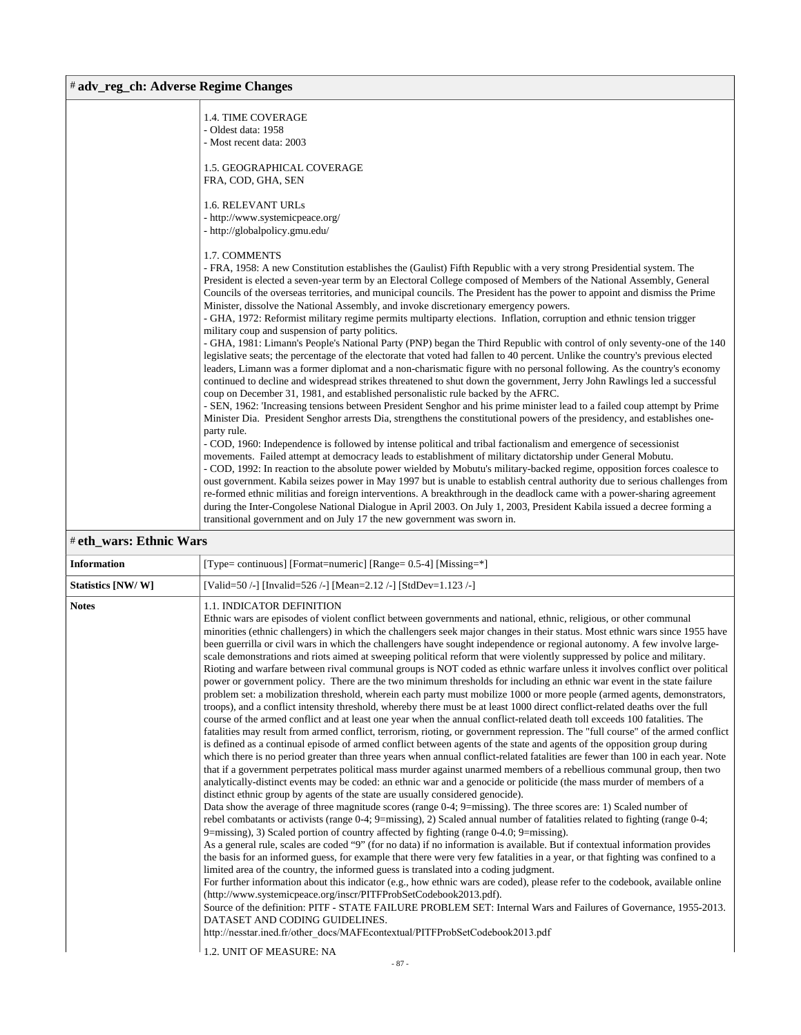## # adv_reg_ch: Adverse Regime Changes

| | |
|---|---|
| | 1.4. TIME COVERAGE<br>- Oldest data: 1958<br>- Most recent data: 2003<br><br>1.5. GEOGRAPHICAL COVERAGE<br>FRA, COD, GHA, SEN<br><br>1.6. RELEVANT URLs<br>- http://www.systemicpeace.org/<br>- http://globalpolicy.gmu.edu/<br><br>1.7. COMMENTS<br>- FRA, 1958: A new Constitution establishes the (Gaulist) Fifth Republic with a very strong Presidential system. The President is elected a seven-year term by an Electoral College composed of Members of the National Assembly, General Councils of the overseas territories, and municipal councils. The President has the power to appoint and dismiss the Prime Minister, dissolve the National Assembly, and invoke discretionary emergency powers.<br>- GHA, 1972: Reformist military regime permits multiparty elections. Inflation, corruption and ethnic tension trigger military coup and suspension of party politics.<br>- GHA, 1981: Limann's People's National Party (PNP) began the Third Republic with control of only seventy-one of the 140 legislative seats; the percentage of the electorate that voted had fallen to 40 percent. Unlike the country's previous elected leaders, Limann was a former diplomat and a non-charismatic figure with no personal following. As the country's economy continued to decline and widespread strikes threatened to shut down the government, Jerry John Rawlings led a successful coup on December 31, 1981, and established personalistic rule backed by the AFRC.<br>- SEN, 1962: 'Increasing tensions between President Senghor and his prime minister lead to a failed coup attempt by Prime Minister Dia. President Senghor arrests Dia, strengthens the constitutional powers of the presidency, and establishes one-party rule.<br>- COD, 1960: Independence is followed by intense political and tribal factionalism and emergence of secessionist movements. Failed attempt at democracy leads to establishment of military dictatorship under General Mobutu.<br>- COD, 1992: In reaction to the absolute power wielded by Mobutu's military-backed regime, opposition forces coalesce to oust government. Kabila seizes power in May 1997 but is unable to establish central authority due to serious challenges from re-formed ethnic militias and foreign interventions. A breakthrough in the deadlock came with a power-sharing agreement during the Inter-Congolese National Dialogue in April 2003. On July 1, 2003, President Kabila issued a decree forming a transitional government and on July 17 the new government was sworn in. |

## # eth_wars: Ethnic Wars

| | |
|---|---|
| **Information** | [Type= continuous] [Format=numeric] [Range= 0.5-4] [Missing=*] |
| **Statistics [NW/ W]** | [Valid=50 /-] [Invalid=526 /-] [Mean=2.12 /-] [StdDev=1.123 /-] |
| **Notes** | 1.1. INDICATOR DEFINITION<br>Ethnic wars are episodes of violent conflict between governments and national, ethnic, religious, or other communal minorities (ethnic challengers) in which the challengers seek major changes in their status. Most ethnic wars since 1955 have been guerrilla or civil wars in which the challengers have sought independence or regional autonomy. A few involve large-scale demonstrations and riots aimed at sweeping political reform that were violently suppressed by police and military. Rioting and warfare between rival communal groups is NOT coded as ethnic warfare unless it involves conflict over political power or government policy. There are the two minimum thresholds for including an ethnic war event in the state failure problem set: a mobilization threshold, wherein each party must mobilize 1000 or more people (armed agents, demonstrators, troops), and a conflict intensity threshold, whereby there must be at least 1000 direct conflict-related deaths over the full course of the armed conflict and at least one year when the annual conflict-related death toll exceeds 100 fatalities. The fatalities may result from armed conflict, terrorism, rioting, or government repression. The "full course" of the armed conflict is defined as a continual episode of armed conflict between agents of the state and agents of the opposition group during which there is no period greater than three years when annual conflict-related fatalities are fewer than 100 in each year. Note that if a government perpetrates political mass murder against unarmed members of a rebellious communal group, then two analytically-distinct events may be coded: an ethnic war and a genocide or politicide (the mass murder of members of a distinct ethnic group by agents of the state are usually considered genocide).<br>Data show the average of three magnitude scores (range 0-4; 9=missing). The three scores are: 1) Scaled number of rebel combatants or activists (range 0-4; 9=missing), 2) Scaled annual number of fatalities related to fighting (range 0-4; 9=missing), 3) Scaled portion of country affected by fighting (range 0-4.0; 9=missing).<br>As a general rule, scales are coded "9" (for no data) if no information is available. But if contextual information provides the basis for an informed guess, for example that there were very few fatalities in a year, or that fighting was confined to a limited area of the country, the informed guess is translated into a coding judgment.<br>For further information about this indicator (e.g., how ethnic wars are coded), please refer to the codebook, available online (http://www.systemicpeace.org/inscr/PITFProbSetCodebook2013.pdf).<br>Source of the definition: PITF - STATE FAILURE PROBLEM SET: Internal Wars and Failures of Governance, 1955-2013. DATASET AND CODING GUIDELINES.<br>http://nesstar.ined.fr/other_docs/MAFEcontextual/PITFProbSetCodebook2013.pdf<br><br>1.2. UNIT OF MEASURE: NA |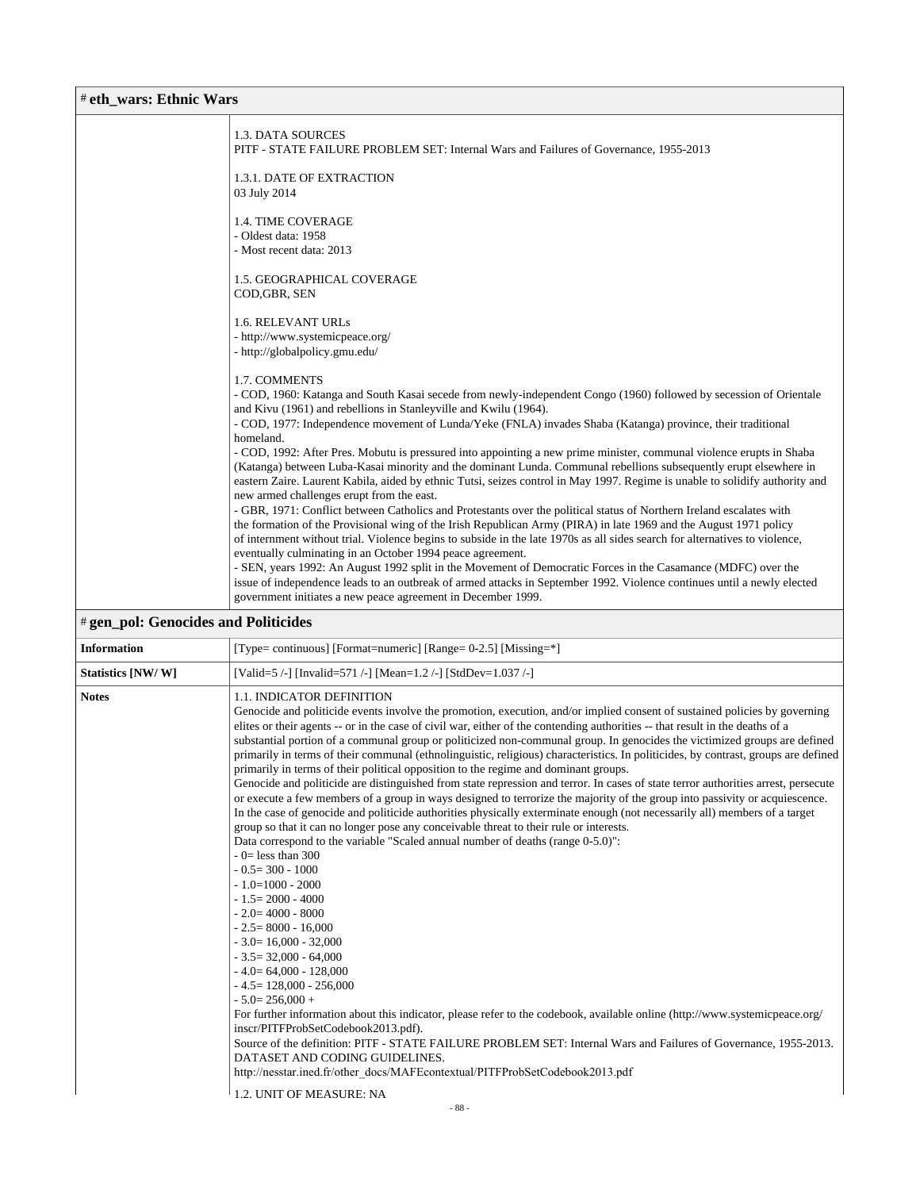# eth_wars: Ethnic Wars

| | |
|---|---|
| | 1.3. DATA SOURCES<br>PITF - STATE FAILURE PROBLEM SET: Internal Wars and Failures of Governance, 1955-2013<br><br>1.3.1. DATE OF EXTRACTION<br>03 July 2014<br><br>1.4. TIME COVERAGE<br>- Oldest data: 1958<br>- Most recent data: 2013<br><br>1.5. GEOGRAPHICAL COVERAGE<br>COD,GBR, SEN<br><br>1.6. RELEVANT URLs<br>- http://www.systemicpeace.org/<br>- http://globalpolicy.gmu.edu/<br><br>1.7. COMMENTS<br>- COD, 1960: Katanga and South Kasai secede from newly-independent Congo (1960) followed by secession of Orientale and Kivu (1961) and rebellions in Stanleyville and Kwilu (1964).<br>- COD, 1977: Independence movement of Lunda/Yeke (FNLA) invades Shaba (Katanga) province, their traditional homeland.<br>- COD, 1992: After Pres. Mobutu is pressured into appointing a new prime minister, communal violence erupts in Shaba (Katanga) between Luba-Kasai minority and the dominant Lunda. Communal rebellions subsequently erupt elsewhere in eastern Zaire. Laurent Kabila, aided by ethnic Tutsi, seizes control in May 1997. Regime is unable to solidify authority and new armed challenges erupt from the east.<br>- GBR, 1971: Conflict between Catholics and Protestants over the political status of Northern Ireland escalates with the formation of the Provisional wing of the Irish Republican Army (PIRA) in late 1969 and the August 1971 policy of internment without trial. Violence begins to subside in the late 1970s as all sides search for alternatives to violence, eventually culminating in an October 1994 peace agreement.<br>- SEN, years 1992: An August 1992 split in the Movement of Democratic Forces in the Casamance (MDFC) over the issue of independence leads to an outbreak of armed attacks in September 1992. Violence continues until a newly elected government initiates a new peace agreement in December 1999. |

# gen_pol: Genocides and Politicides

| | |
|---|---|
| **Information** | [Type= continuous] [Format=numeric] [Range= 0-2.5] [Missing=*] |
| **Statistics [NW/ W]** | [Valid=5 /-] [Invalid=571 /-] [Mean=1.2 /-] [StdDev=1.037 /-] |
| **Notes** | 1.1. INDICATOR DEFINITION<br>Genocide and politicide events involve the promotion, execution, and/or implied consent of sustained policies by governing elites or their agents -- or in the case of civil war, either of the contending authorities -- that result in the deaths of a substantial portion of a communal group or politicized non-communal group. In genocides the victimized groups are defined primarily in terms of their communal (ethnolinguistic, religious) characteristics. In politicides, by contrast, groups are defined primarily in terms of their political opposition to the regime and dominant groups.<br>Genocide and politicide are distinguished from state repression and terror. In cases of state terror authorities arrest, persecute or execute a few members of a group in ways designed to terrorize the majority of the group into passivity or acquiescence. In the case of genocide and politicide authorities physically exterminate enough (not necessarily all) members of a target group so that it can no longer pose any conceivable threat to their rule or interests.<br>Data correspond to the variable "Scaled annual number of deaths (range 0-5.0)":<br>- 0= less than 300<br>- 0.5= 300 - 1000<br>- 1.0=1000 - 2000<br>- 1.5= 2000 - 4000<br>- 2.0= 4000 - 8000<br>- 2.5= 8000 - 16,000<br>- 3.0= 16,000 - 32,000<br>- 3.5= 32,000 - 64,000<br>- 4.0= 64,000 - 128,000<br>- 4.5= 128,000 - 256,000<br>- 5.0= 256,000 +<br>For further information about this indicator, please refer to the codebook, available online (http://www.systemicpeace.org/inscr/PITFProbSetCodebook2013.pdf).<br>Source of the definition: PITF - STATE FAILURE PROBLEM SET: Internal Wars and Failures of Governance, 1955-2013. DATASET AND CODING GUIDELINES.<br>http://nesstar.ined.fr/other_docs/MAFEcontextual/PITFProbSetCodebook2013.pdf<br><br>1.2. UNIT OF MEASURE: NA |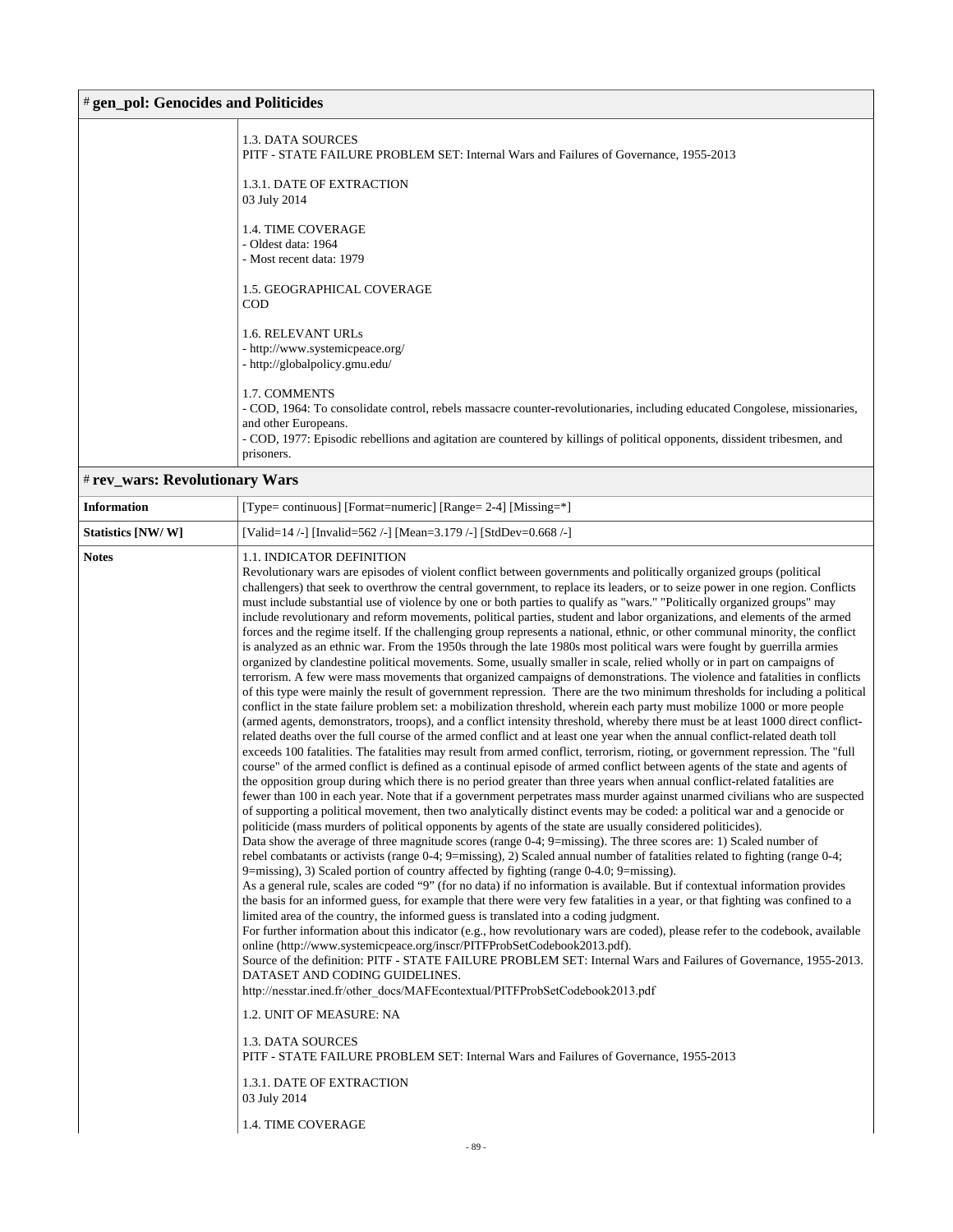# gen_pol: Genocides and Politicides

| | |
|---|---|
| | 1.3. DATA SOURCES<br>PITF - STATE FAILURE PROBLEM SET: Internal Wars and Failures of Governance, 1955-2013<br><br>1.3.1. DATE OF EXTRACTION<br>03 July 2014<br><br>1.4. TIME COVERAGE<br>- Oldest data: 1964<br>- Most recent data: 1979<br><br>1.5. GEOGRAPHICAL COVERAGE<br>COD<br><br>1.6. RELEVANT URLs<br>- http://www.systemicpeace.org/<br>- http://globalpolicy.gmu.edu/<br><br>1.7. COMMENTS<br>- COD, 1964: To consolidate control, rebels massacre counter-revolutionaries, including educated Congolese, missionaries, and other Europeans.<br>- COD, 1977: Episodic rebellions and agitation are countered by killings of political opponents, dissident tribesmen, and prisoners. |

# rev_wars: Revolutionary Wars

| | |
|---|---|
| **Information** | [Type= continuous] [Format=numeric] [Range= 2-4] [Missing=*] |
| **Statistics [NW/ W]** | [Valid=14 /-] [Invalid=562 /-] [Mean=3.179 /-] [StdDev=0.668 /-] |
| **Notes** | 1.1. INDICATOR DEFINITION<br>Revolutionary wars are episodes of violent conflict between governments and politically organized groups (political challengers) that seek to overthrow the central government, to replace its leaders, or to seize power in one region. Conflicts must include substantial use of violence by one or both parties to qualify as "wars." "Politically organized groups" may include revolutionary and reform movements, political parties, student and labor organizations, and elements of the armed forces and the regime itself. If the challenging group represents a national, ethnic, or other communal minority, the conflict is analyzed as an ethnic war. From the 1950s through the late 1980s most political wars were fought by guerrilla armies organized by clandestine political movements. Some, usually smaller in scale, relied wholly or in part on campaigns of terrorism. A few were mass movements that organized campaigns of demonstrations. The violence and fatalities in conflicts of this type were mainly the result of government repression. There are the two minimum thresholds for including a political conflict in the state failure problem set: a mobilization threshold, wherein each party must mobilize 1000 or more people (armed agents, demonstrators, troops), and a conflict intensity threshold, whereby there must be at least 1000 direct conflict-related deaths over the full course of the armed conflict and at least one year when the annual conflict-related death toll exceeds 100 fatalities. The fatalities may result from armed conflict, terrorism, rioting, or government repression. The "full course" of the armed conflict is defined as a continual episode of armed conflict between agents of the state and agents of the opposition group during which there is no period greater than three years when annual conflict-related fatalities are fewer than 100 in each year. Note that if a government perpetrates mass murder against unarmed civilians who are suspected of supporting a political movement, then two analytically distinct events may be coded: a political war and a genocide or politicide (mass murders of political opponents by agents of the state are usually considered politicides).<br>Data show the average of three magnitude scores (range 0-4; 9=missing). The three scores are: 1) Scaled number of rebel combatants or activists (range 0-4; 9=missing), 2) Scaled annual number of fatalities related to fighting (range 0-4; 9=missing), 3) Scaled portion of country affected by fighting (range 0-4.0; 9=missing).<br>As a general rule, scales are coded "9" (for no data) if no information is available. But if contextual information provides the basis for an informed guess, for example that there were very few fatalities in a year, or that fighting was confined to a limited area of the country, the informed guess is translated into a coding judgment.<br>For further information about this indicator (e.g., how revolutionary wars are coded), please refer to the codebook, available online (http://www.systemicpeace.org/inscr/PITFProbSetCodebook2013.pdf).<br>Source of the definition: PITF - STATE FAILURE PROBLEM SET: Internal Wars and Failures of Governance, 1955-2013. DATASET AND CODING GUIDELINES.<br>http://nesstar.ined.fr/other_docs/MAFEcontextual/PITFProbSetCodebook2013.pdf<br><br>1.2. UNIT OF MEASURE: NA<br><br>1.3. DATA SOURCES<br>PITF - STATE FAILURE PROBLEM SET: Internal Wars and Failures of Governance, 1955-2013<br><br>1.3.1. DATE OF EXTRACTION<br>03 July 2014<br><br>1.4. TIME COVERAGE |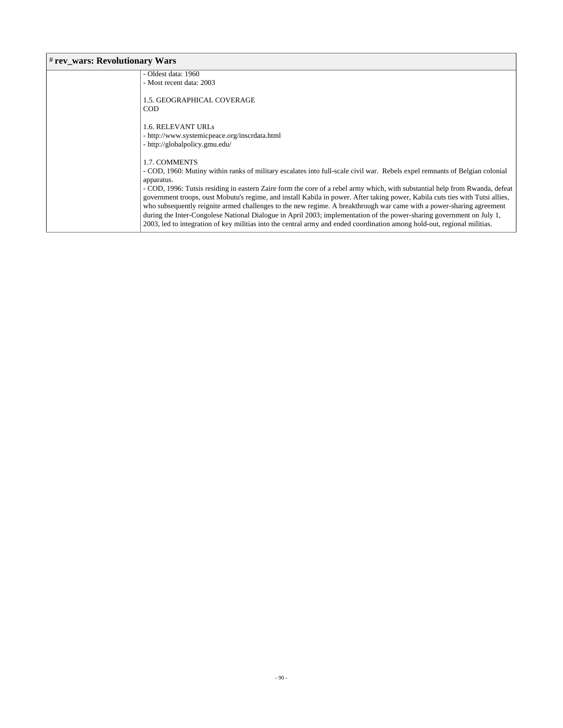| # **rev_wars: Revolutionary Wars** | |
|---|---|
| | - Oldest data: 1960<br>- Most recent data: 2003<br><br>1.5. GEOGRAPHICAL COVERAGE<br>COD<br><br>1.6. RELEVANT URLs<br>- http://www.systemicpeace.org/inscrdata.html<br>- http://globalpolicy.gmu.edu/<br><br>1.7. COMMENTS<br>- COD, 1960: Mutiny within ranks of military escalates into full-scale civil war. Rebels expel remnants of Belgian colonial apparatus.<br>- COD, 1996: Tutsis residing in eastern Zaire form the core of a rebel army which, with substantial help from Rwanda, defeat government troops, oust Mobutu's regime, and install Kabila in power. After taking power, Kabila cuts ties with Tutsi allies, who subsequently reignite armed challenges to the new regime. A breakthrough war came with a power-sharing agreement during the Inter-Congolese National Dialogue in April 2003; implementation of the power-sharing government on July 1, 2003, led to integration of key militias into the central army and ended coordination among hold-out, regional militias. |